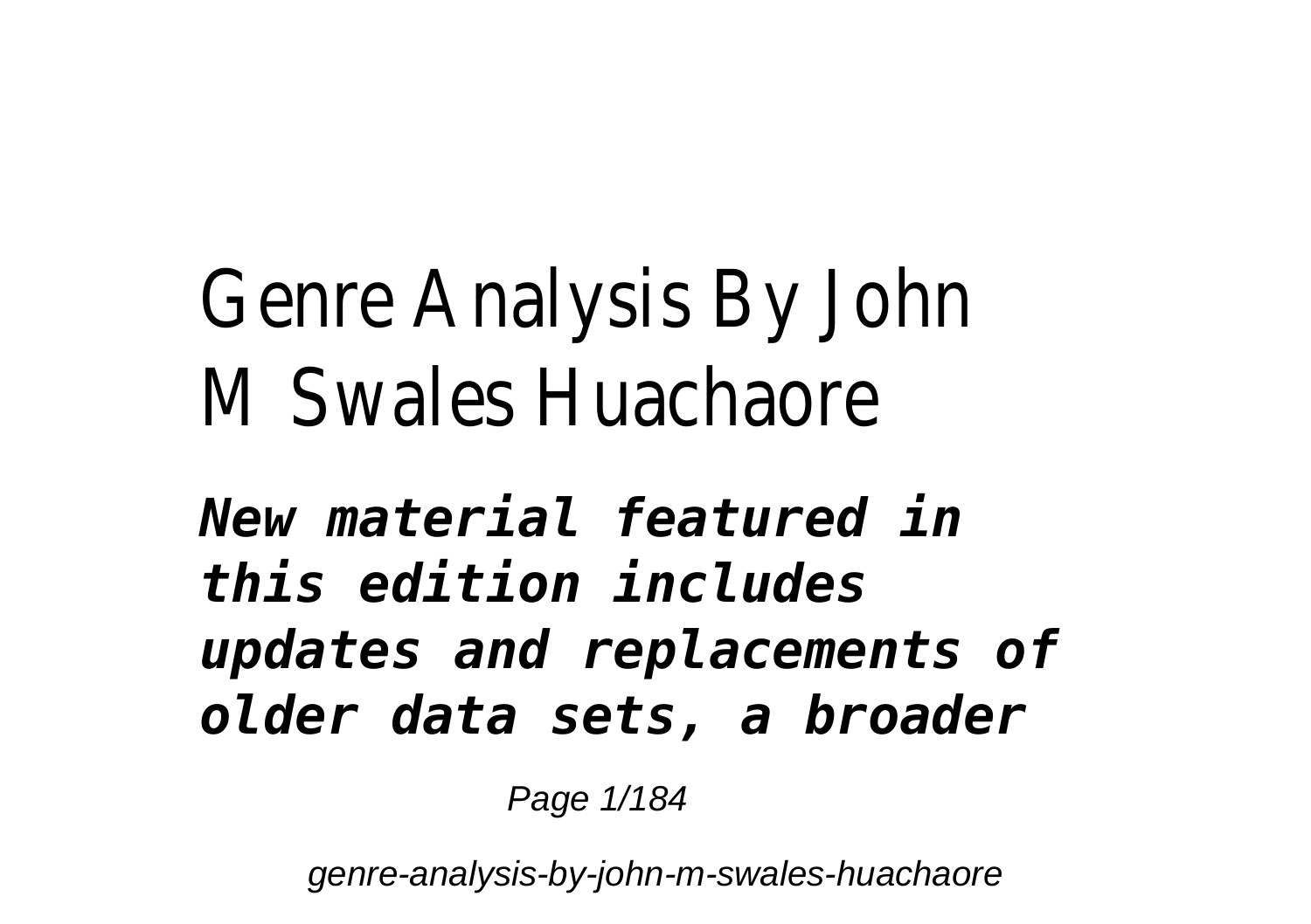# Genre Analysis By John M Swales Huachaore

***New material featured in this edition includes updates and replacements of older data sets, a broader***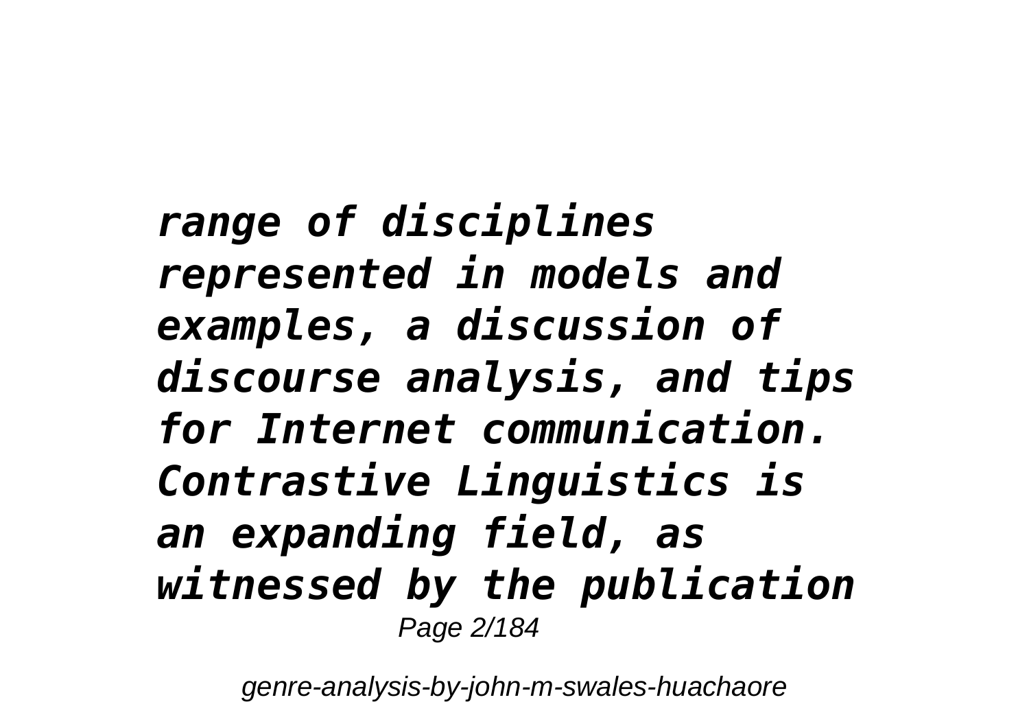*range of disciplines represented in models and examples, a discussion of discourse analysis, and tips for Internet communication. Contrastive Linguistics is an expanding field, as witnessed by the publication*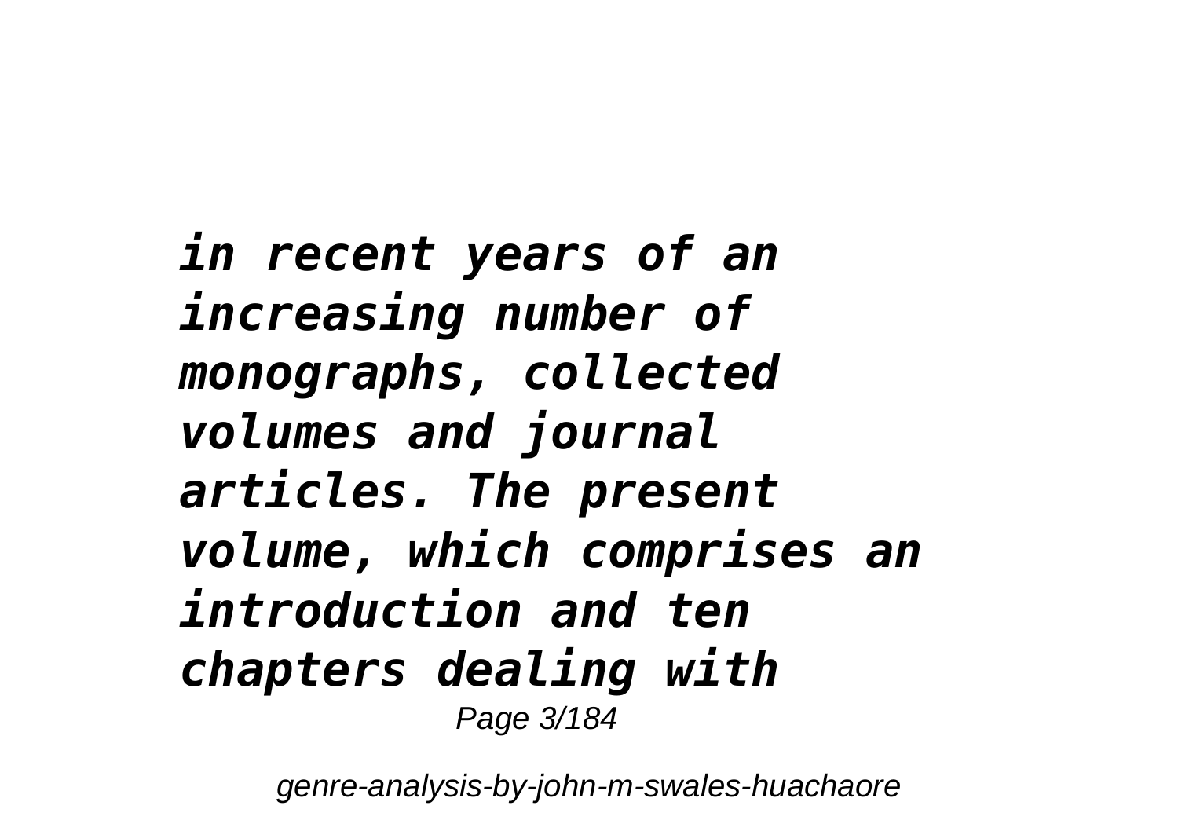*in recent years of an increasing number of monographs, collected volumes and journal articles. The present volume, which comprises an introduction and ten chapters dealing with*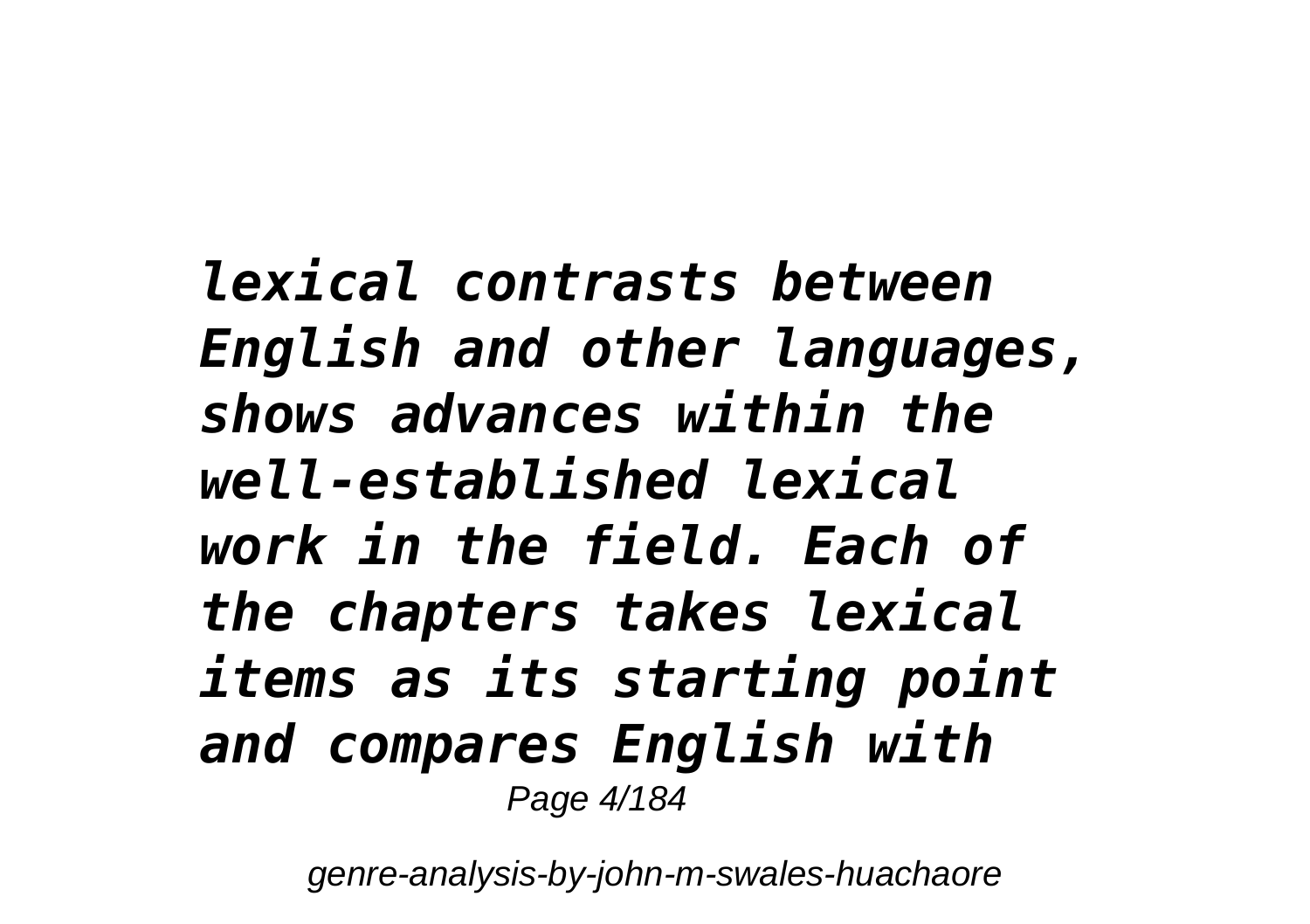*lexical contrasts between English and other languages, shows advances within the well-established lexical work in the field. Each of the chapters takes lexical items as its starting point and compares English with*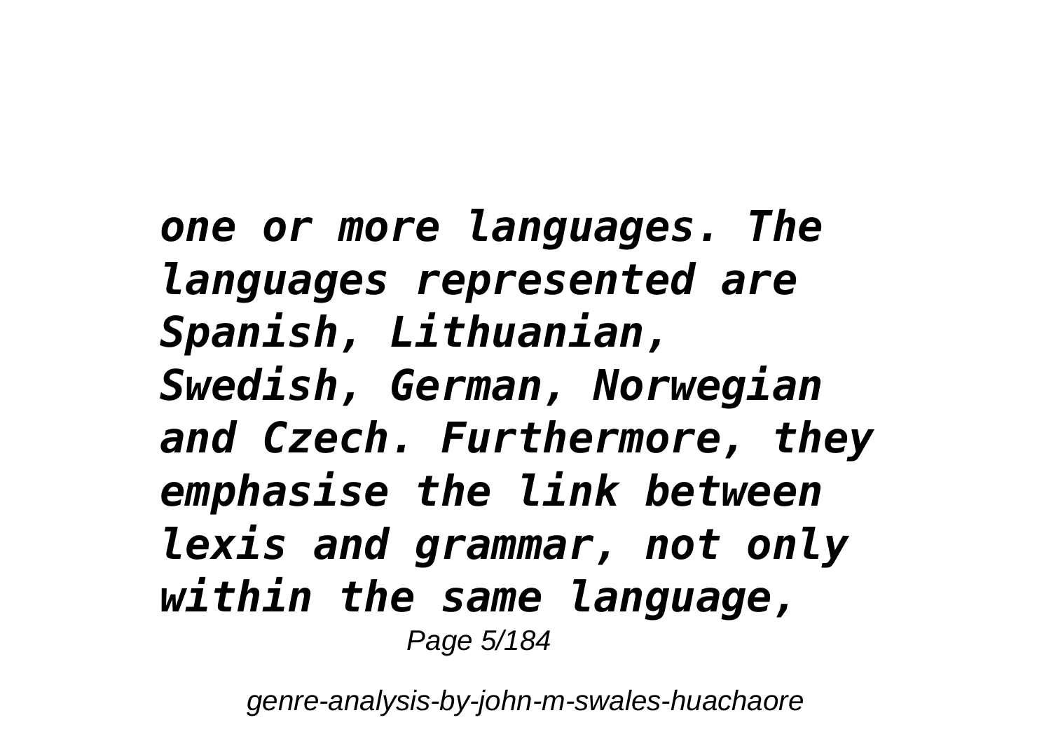*one or more languages. The languages represented are Spanish, Lithuanian, Swedish, German, Norwegian and Czech. Furthermore, they emphasise the link between lexis and grammar, not only within the same language,*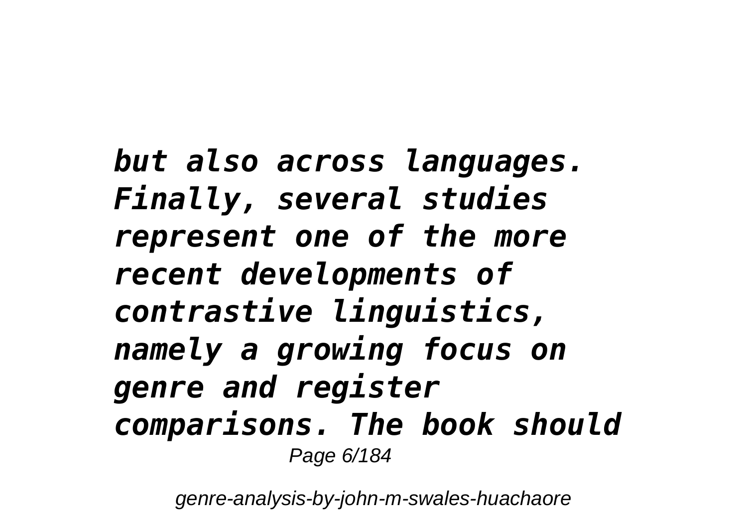*but also across languages. Finally, several studies represent one of the more recent developments of contrastive linguistics, namely a growing focus on genre and register comparisons. The book should*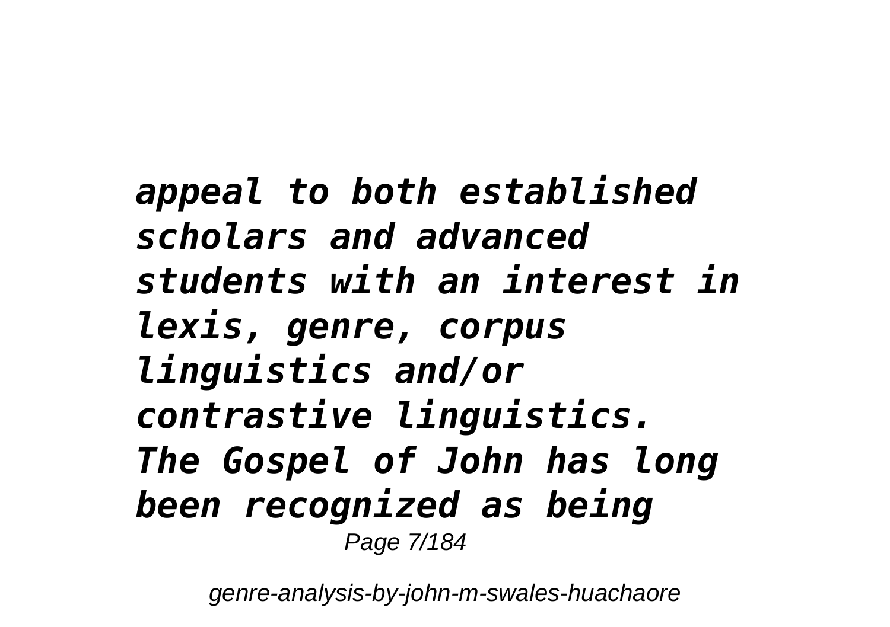*appeal to both established scholars and advanced students with an interest in lexis, genre, corpus linguistics and/or contrastive linguistics.*
*The Gospel of John has long been recognized as being*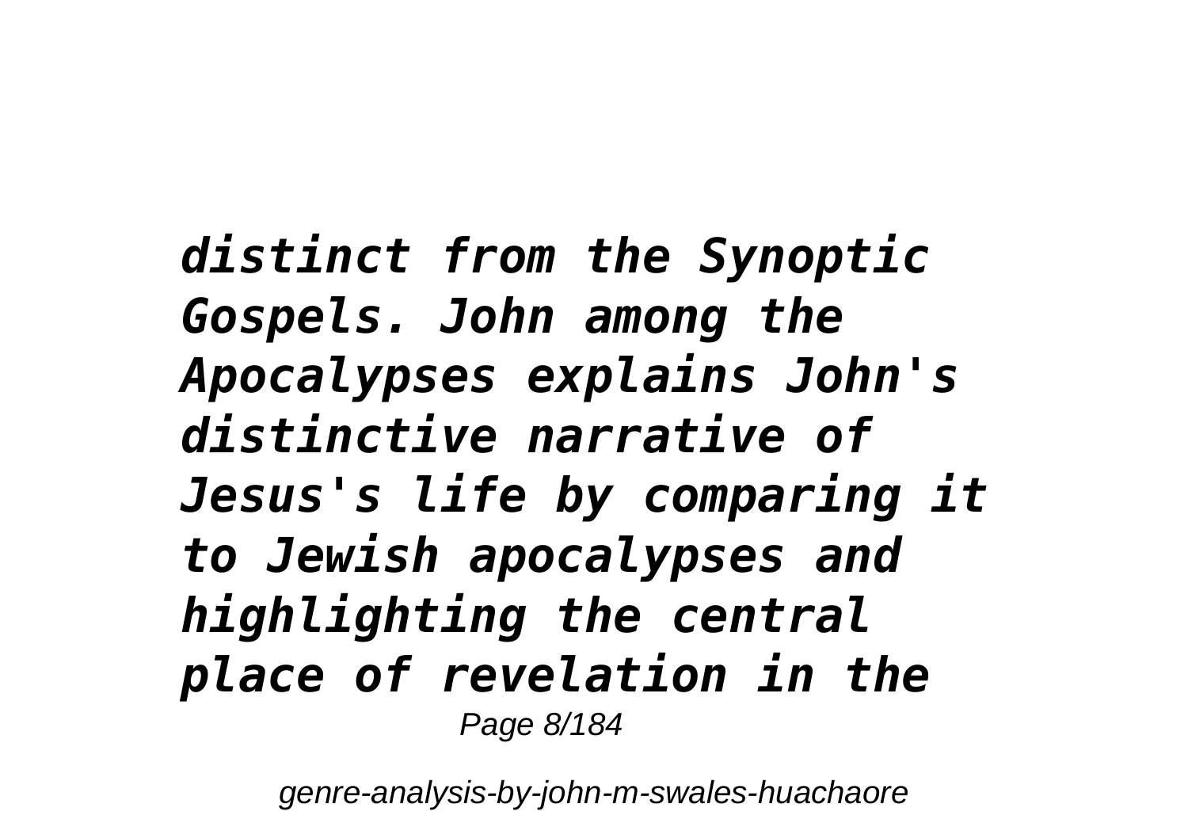*distinct from the Synoptic Gospels. John among the Apocalypses explains John's distinctive narrative of Jesus's life by comparing it to Jewish apocalypses and highlighting the central place of revelation in the*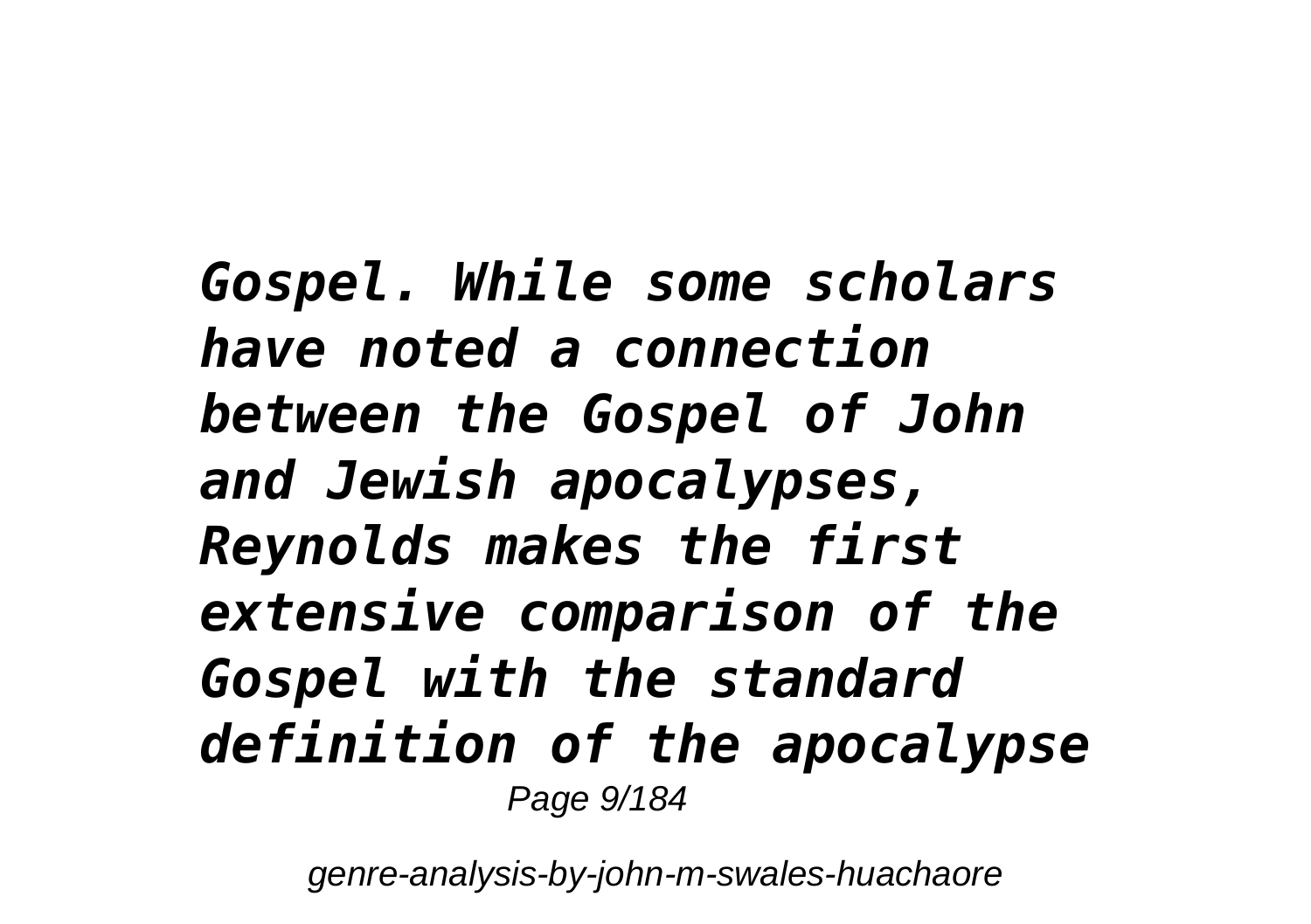*Gospel. While some scholars have noted a connection between the Gospel of John and Jewish apocalypses, Reynolds makes the first extensive comparison of the Gospel with the standard definition of the apocalypse*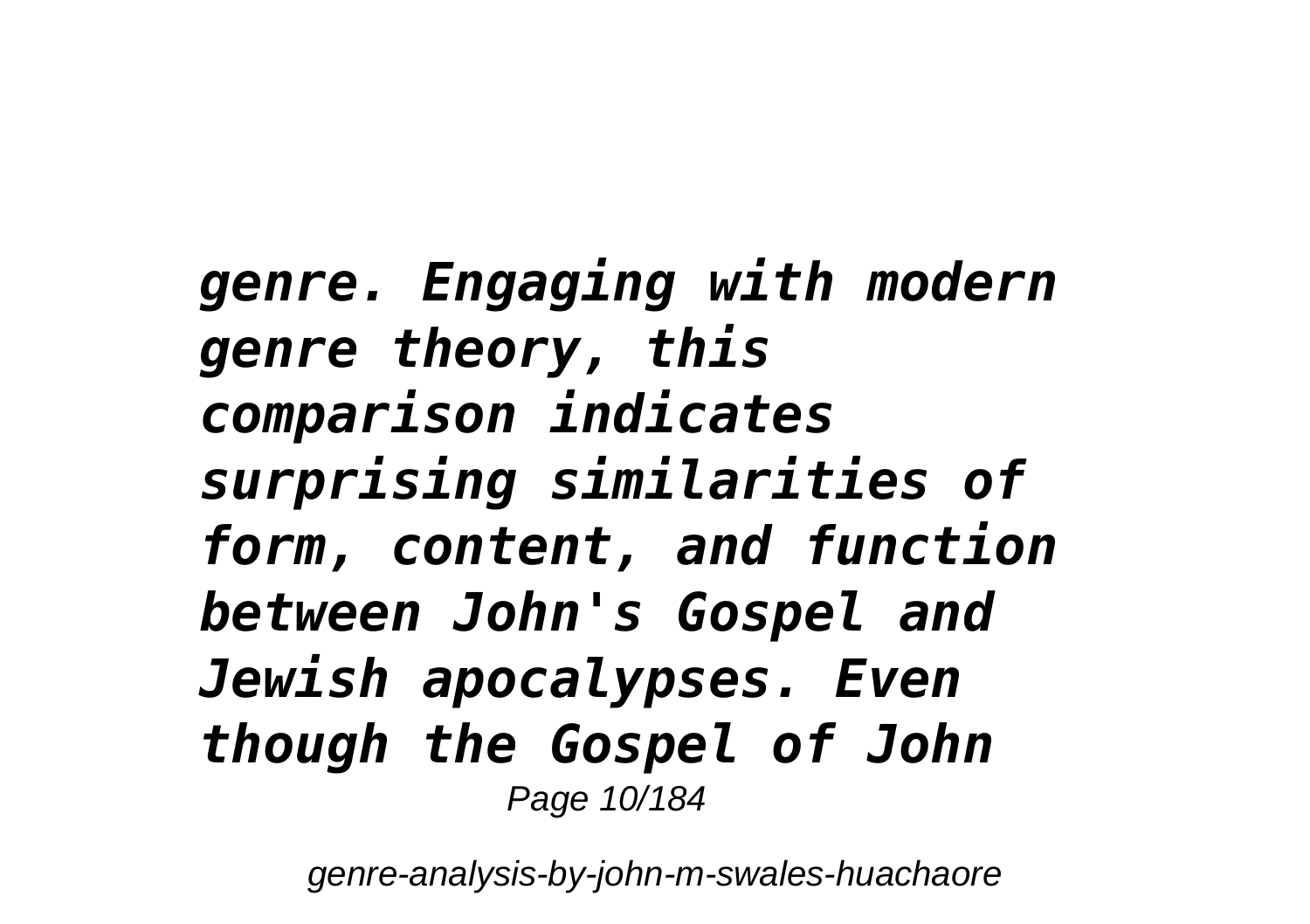*genre. Engaging with modern genre theory, this comparison indicates surprising similarities of form, content, and function between John's Gospel and Jewish apocalypses. Even though the Gospel of John*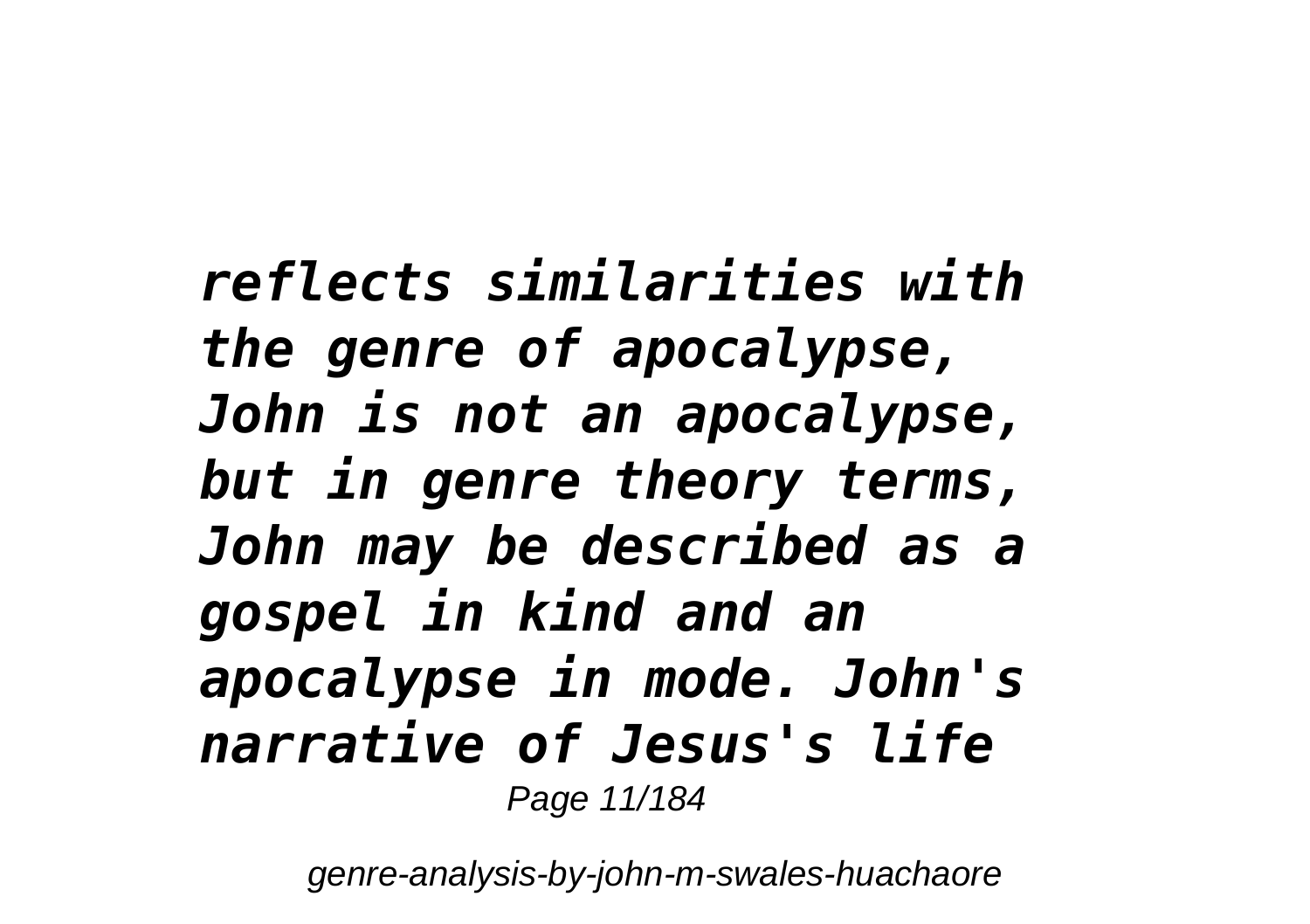*reflects similarities with the genre of apocalypse, John is not an apocalypse, but in genre theory terms, John may be described as a gospel in kind and an apocalypse in mode. John's narrative of Jesus's life*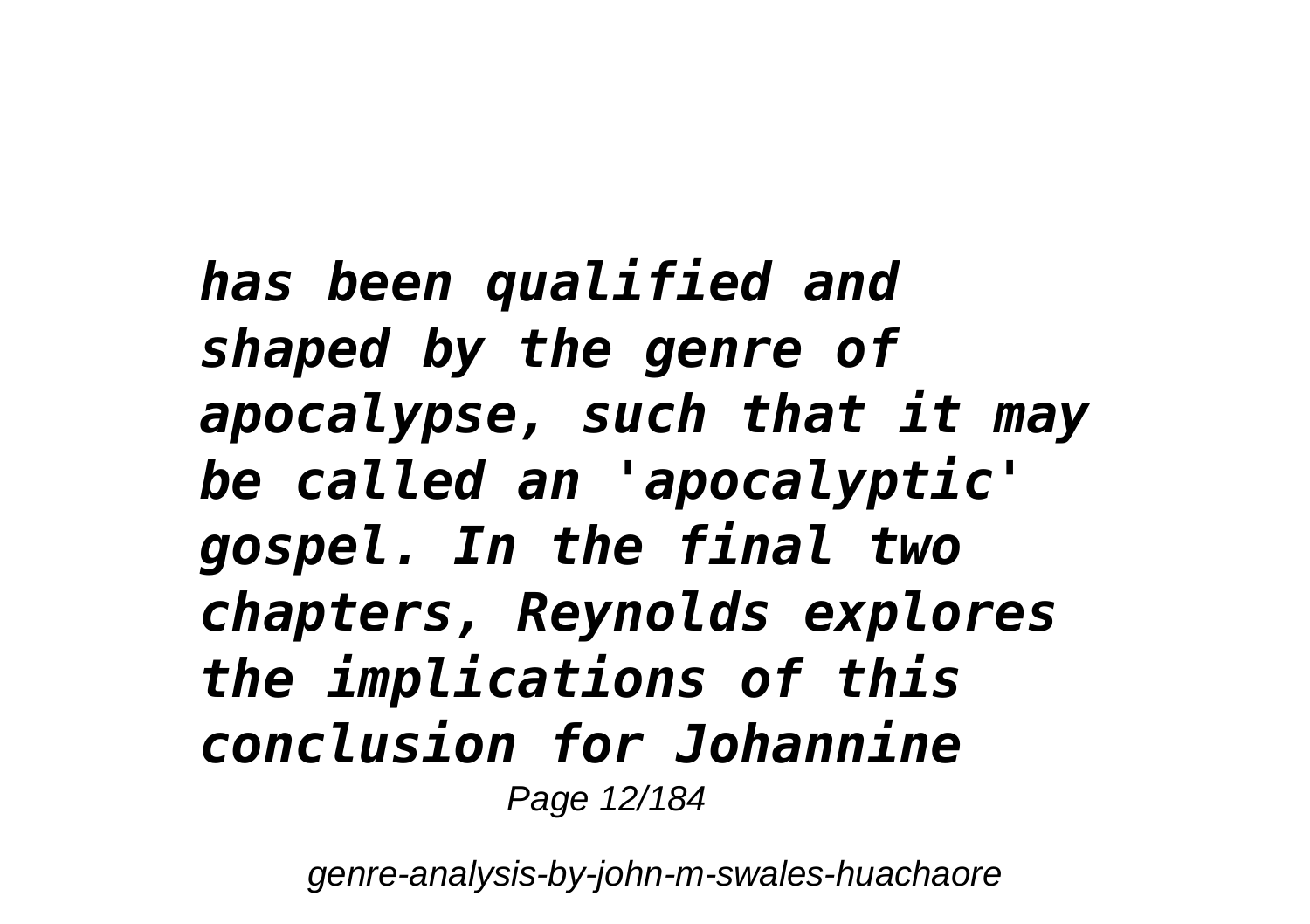*has been qualified and shaped by the genre of apocalypse, such that it may be called an 'apocalyptic' gospel. In the final two chapters, Reynolds explores the implications of this conclusion for Johannine*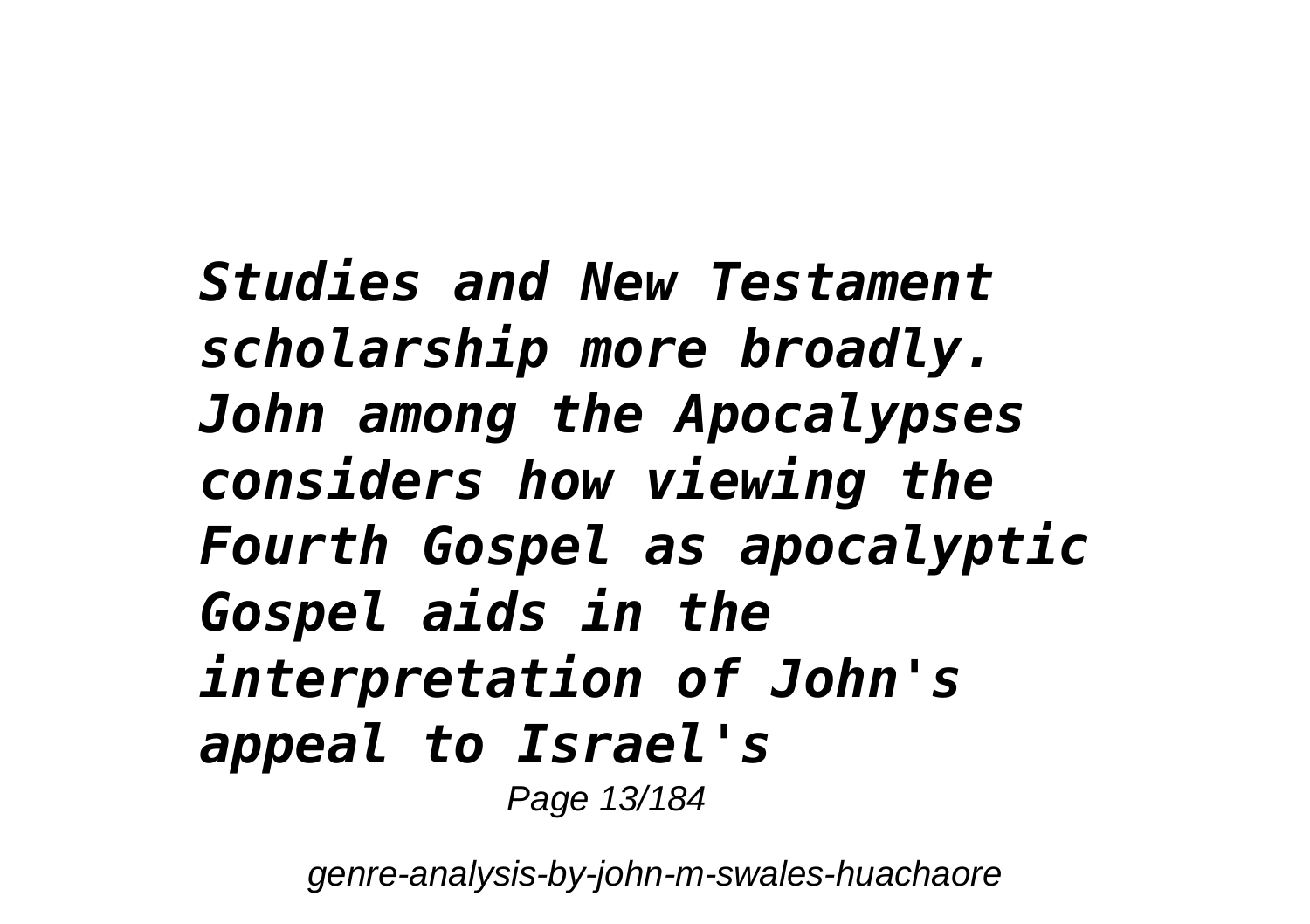*Studies and New Testament scholarship more broadly. John among the Apocalypses considers how viewing the Fourth Gospel as apocalyptic Gospel aids in the interpretation of John's appeal to Israel's*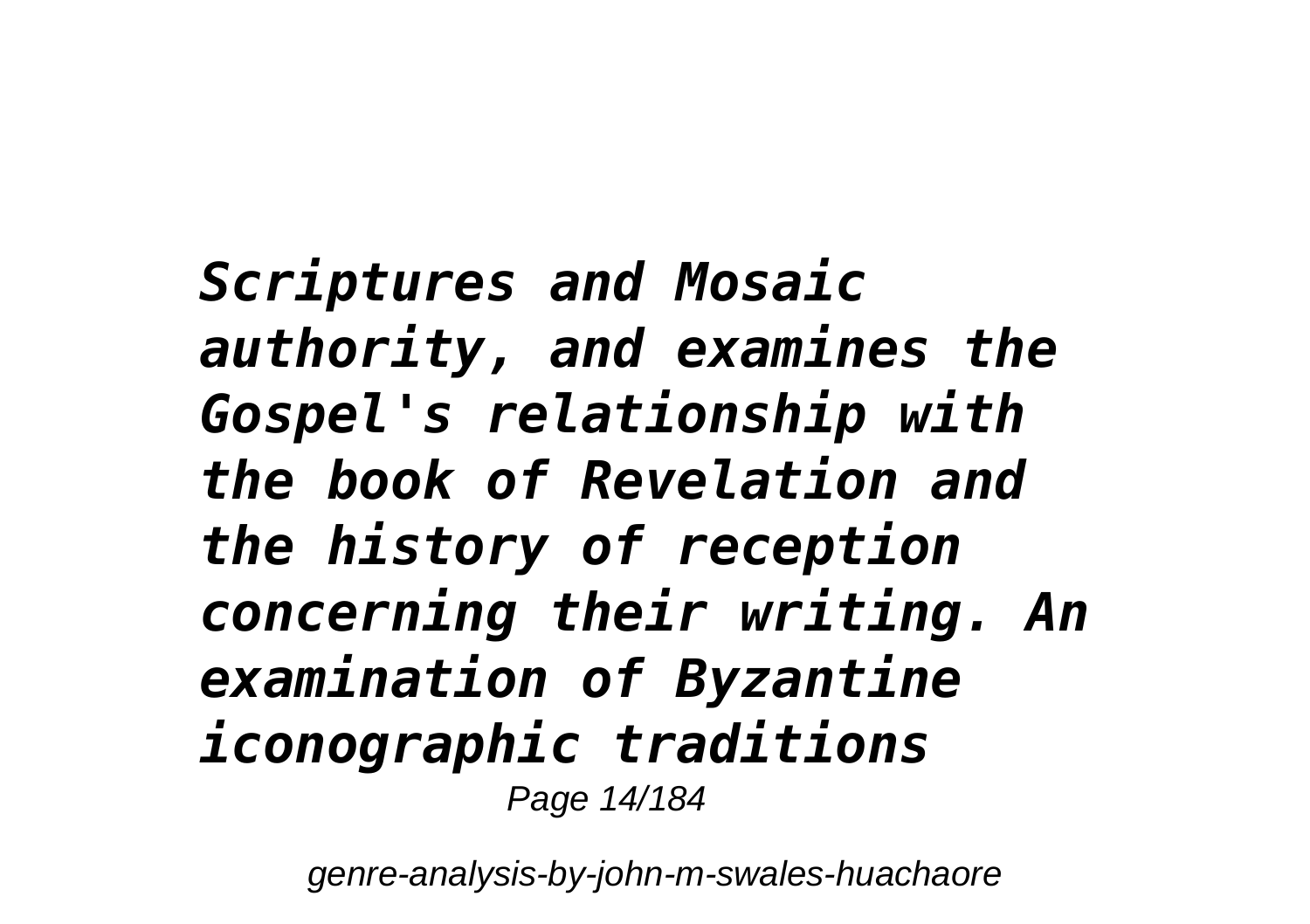*Scriptures and Mosaic authority, and examines the Gospel's relationship with the book of Revelation and the history of reception concerning their writing. An examination of Byzantine iconographic traditions*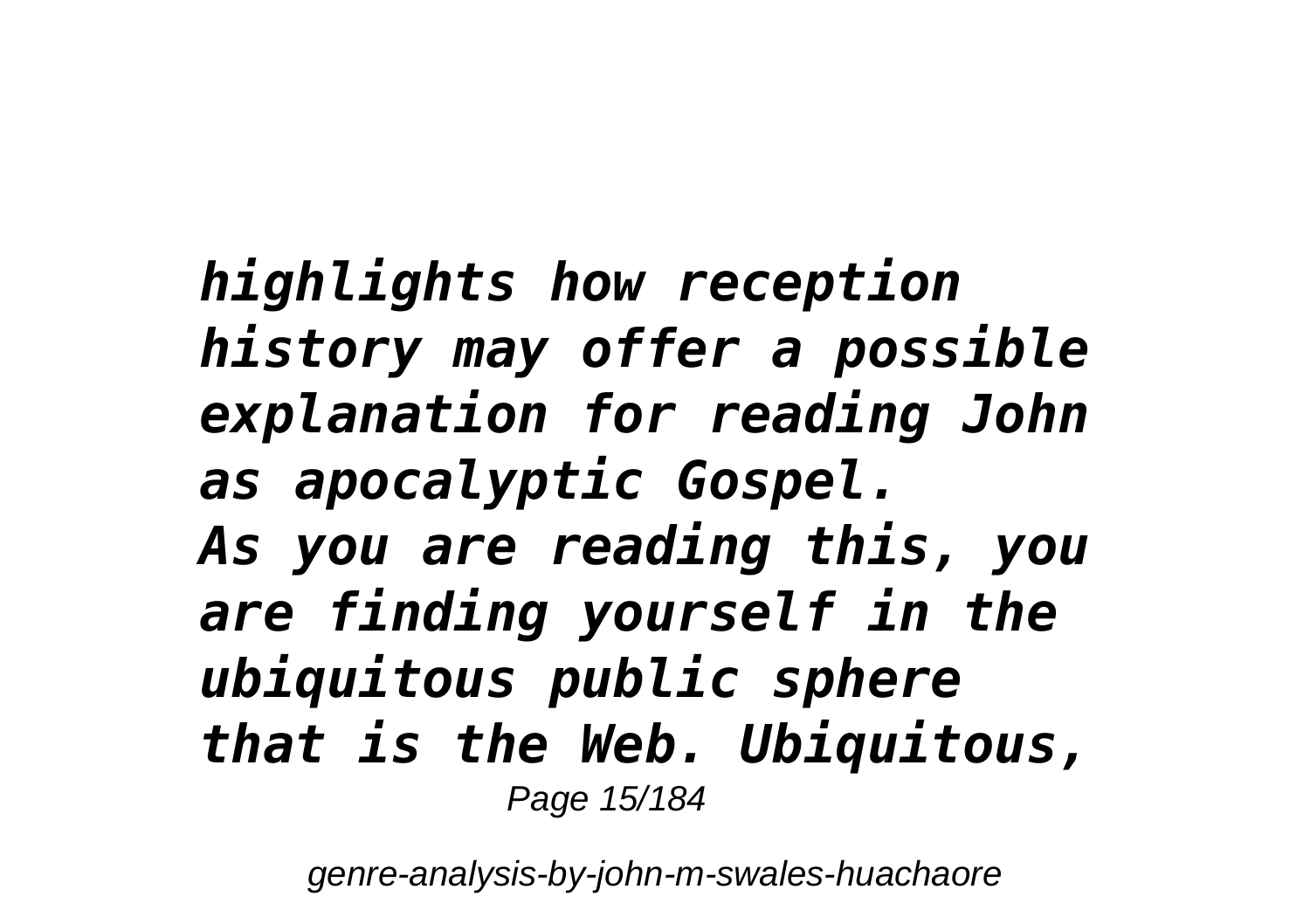*highlights how reception history may offer a possible explanation for reading John as apocalyptic Gospel.*
*As you are reading this, you are finding yourself in the ubiquitous public sphere that is the Web. Ubiquitous,*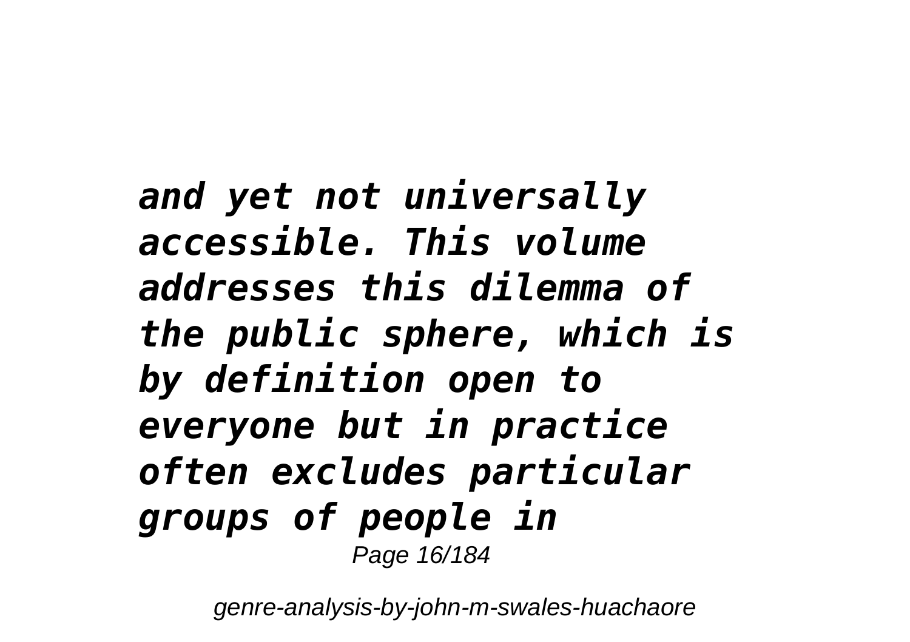*and yet not universally accessible. This volume addresses this dilemma of the public sphere, which is by definition open to everyone but in practice often excludes particular groups of people in*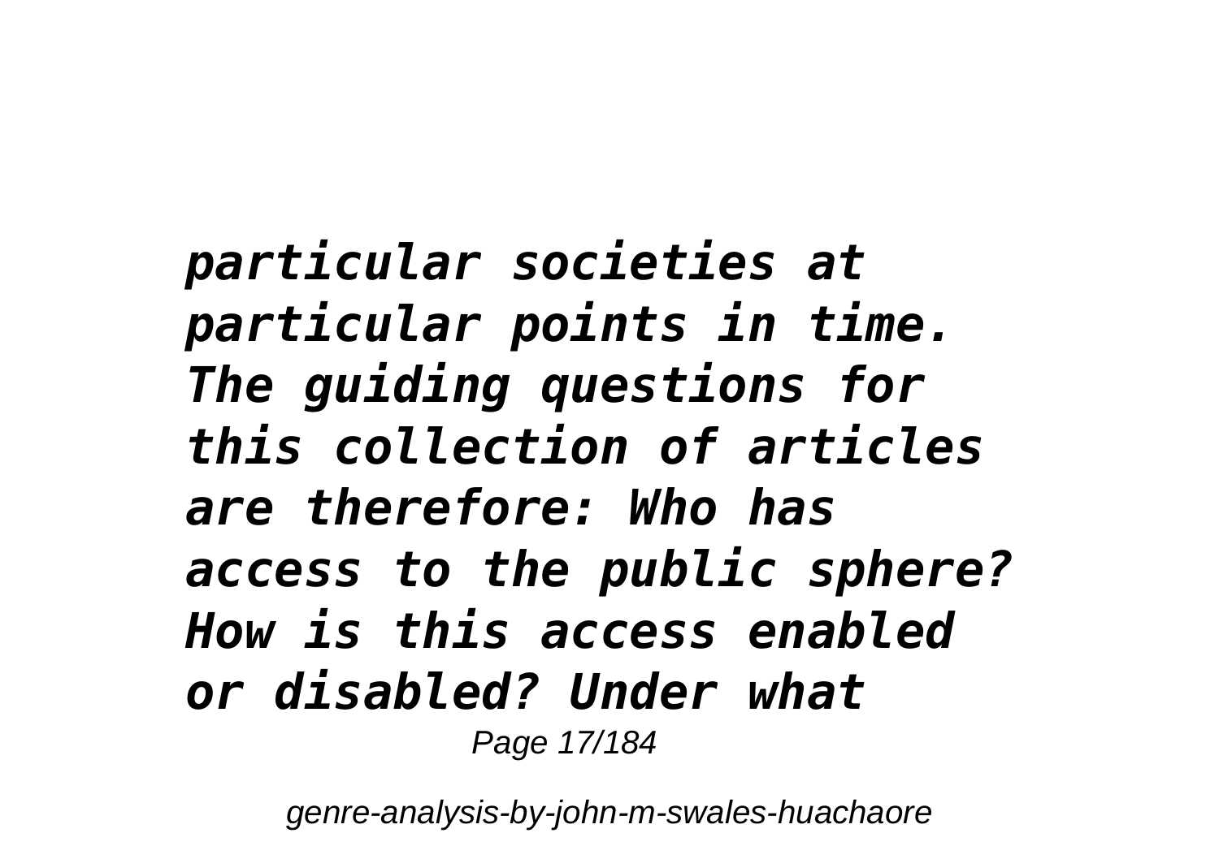*particular societies at particular points in time. The guiding questions for this collection of articles are therefore: Who has access to the public sphere? How is this access enabled or disabled? Under what*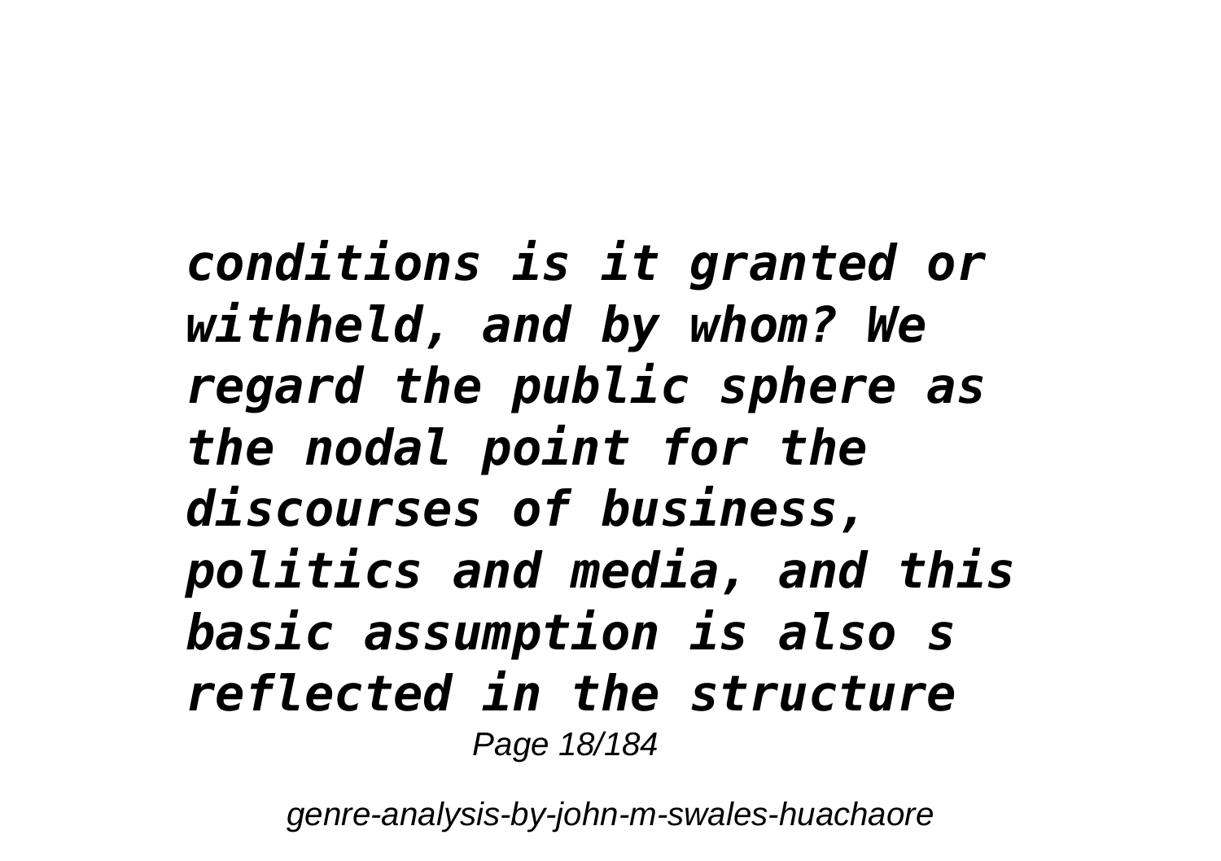*conditions is it granted or withheld, and by whom? We regard the public sphere as the nodal point for the discourses of business, politics and media, and this basic assumption is also s reflected in the structure*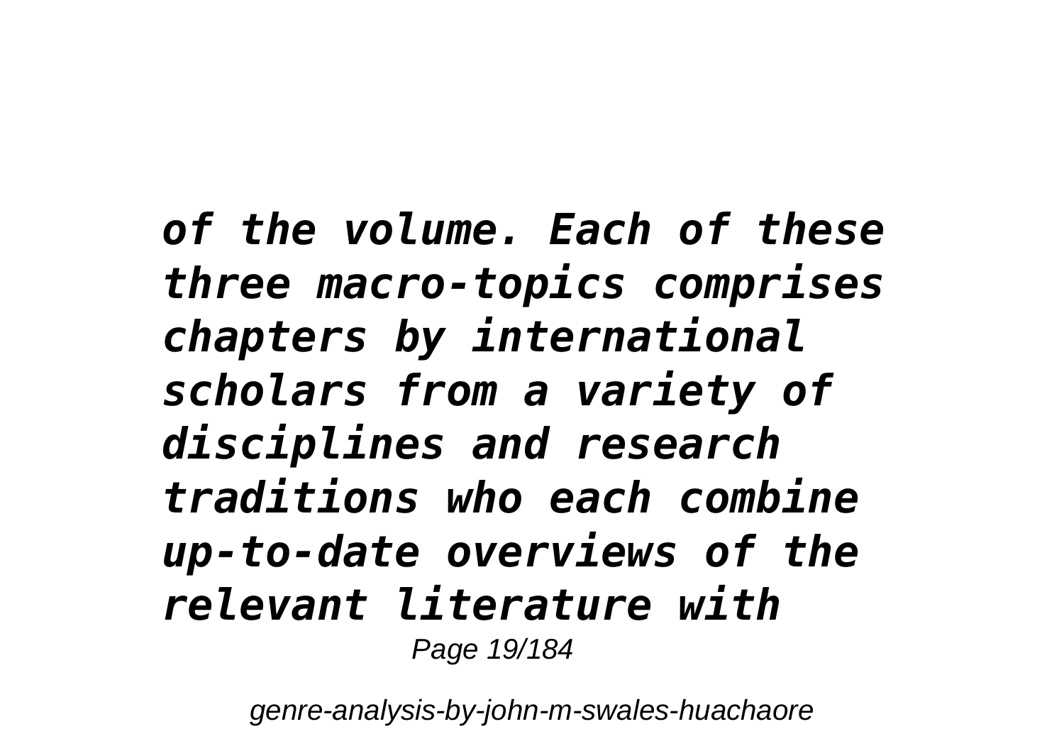*of the volume. Each of these three macro-topics comprises chapters by international scholars from a variety of disciplines and research traditions who each combine up-to-date overviews of the relevant literature with*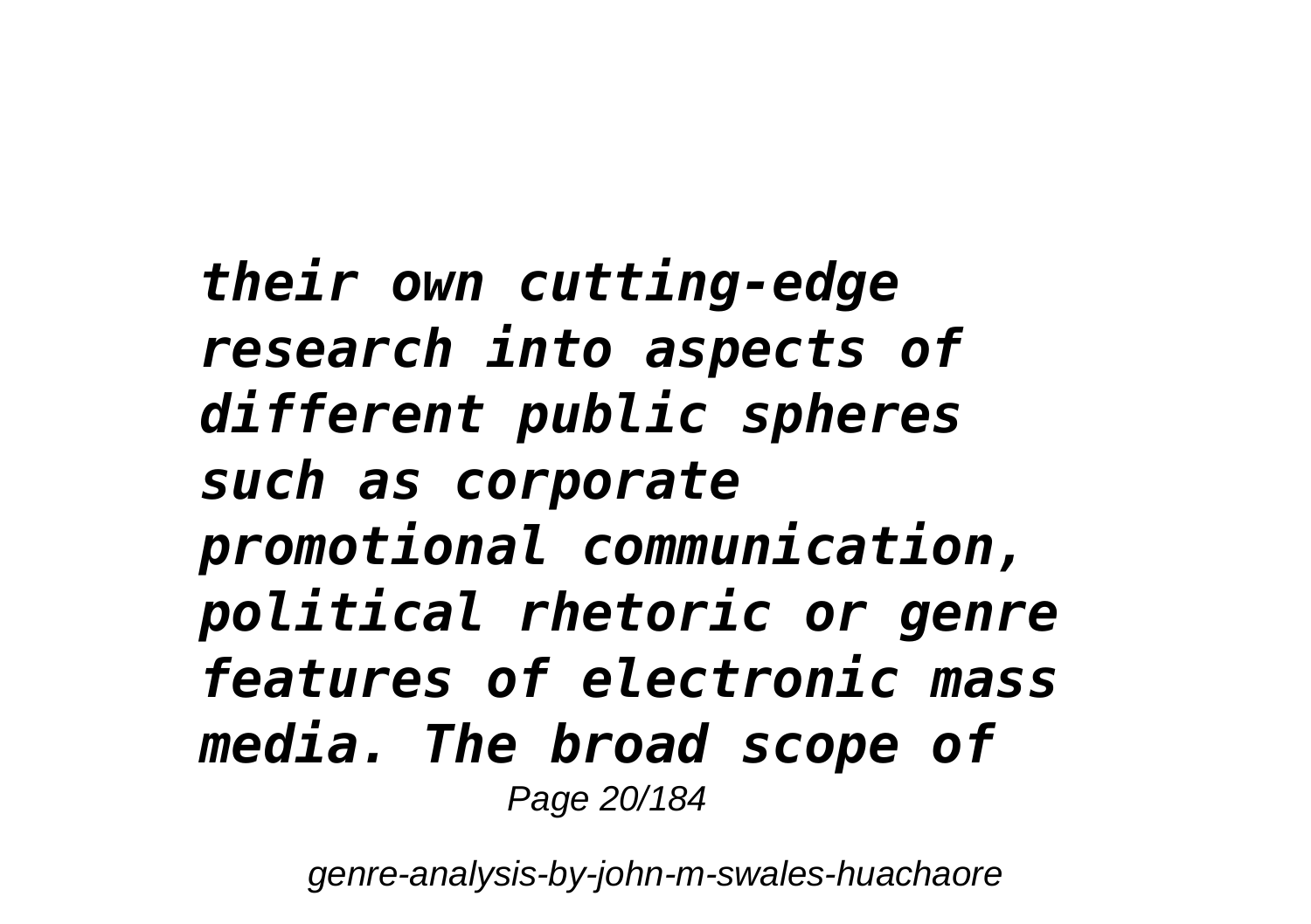*their own cutting-edge research into aspects of different public spheres such as corporate promotional communication, political rhetoric or genre features of electronic mass media. The broad scope of*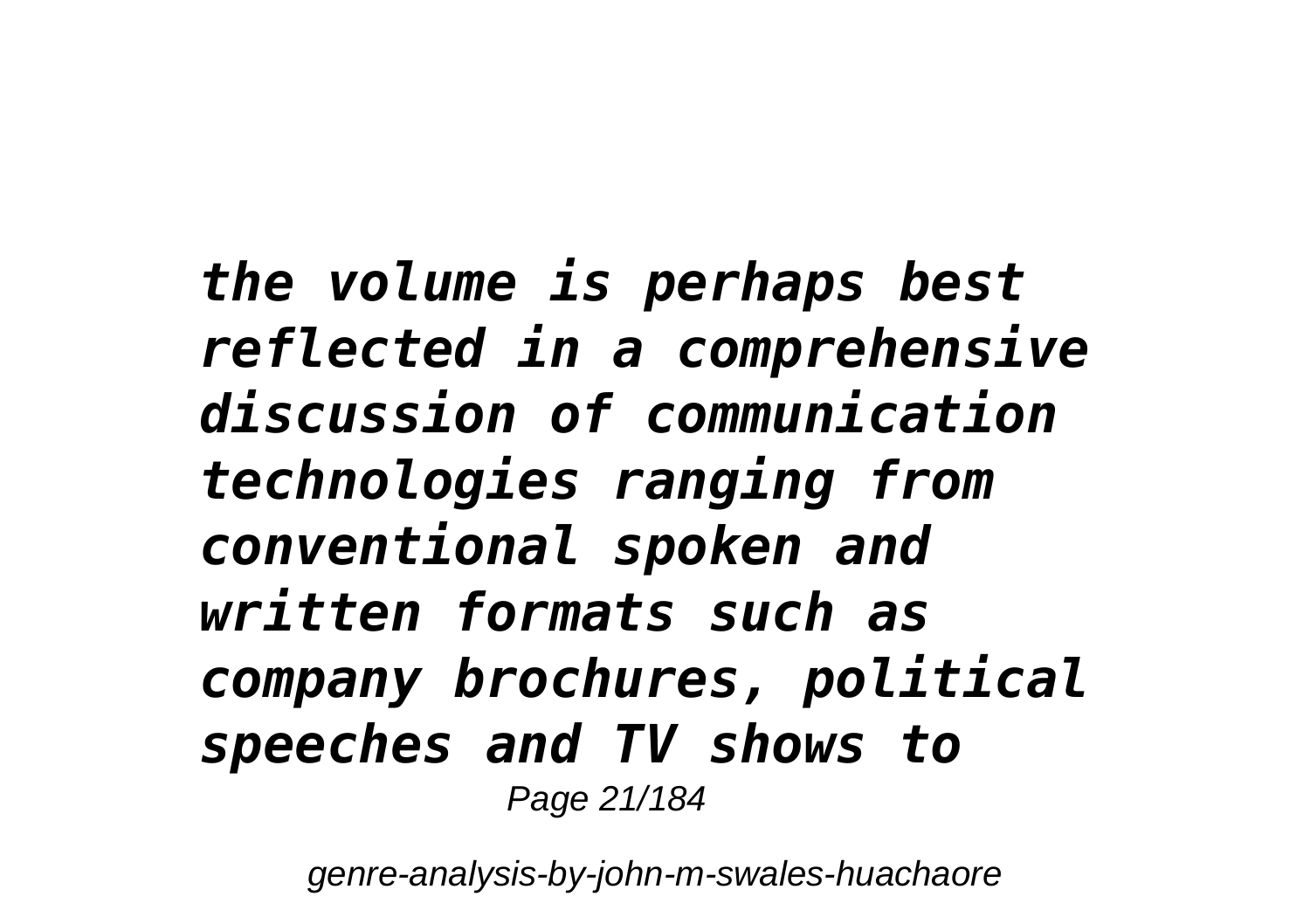*the volume is perhaps best reflected in a comprehensive discussion of communication technologies ranging from conventional spoken and written formats such as company brochures, political speeches and TV shows to*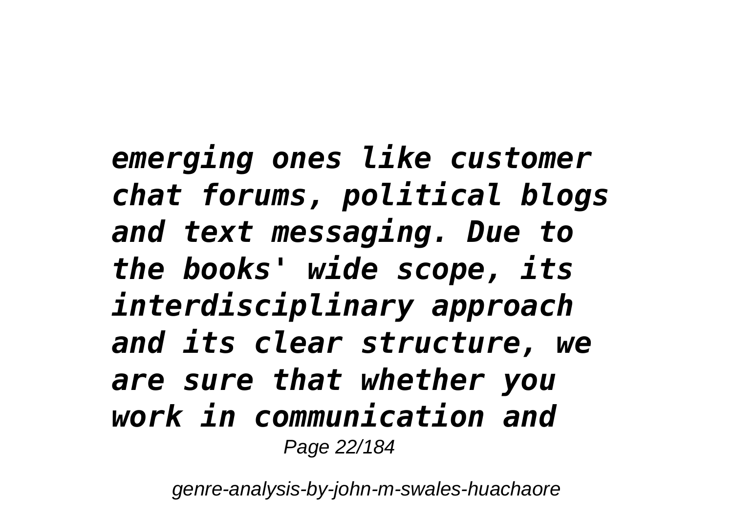*emerging ones like customer chat forums, political blogs and text messaging. Due to the books' wide scope, its interdisciplinary approach and its clear structure, we are sure that whether you work in communication and*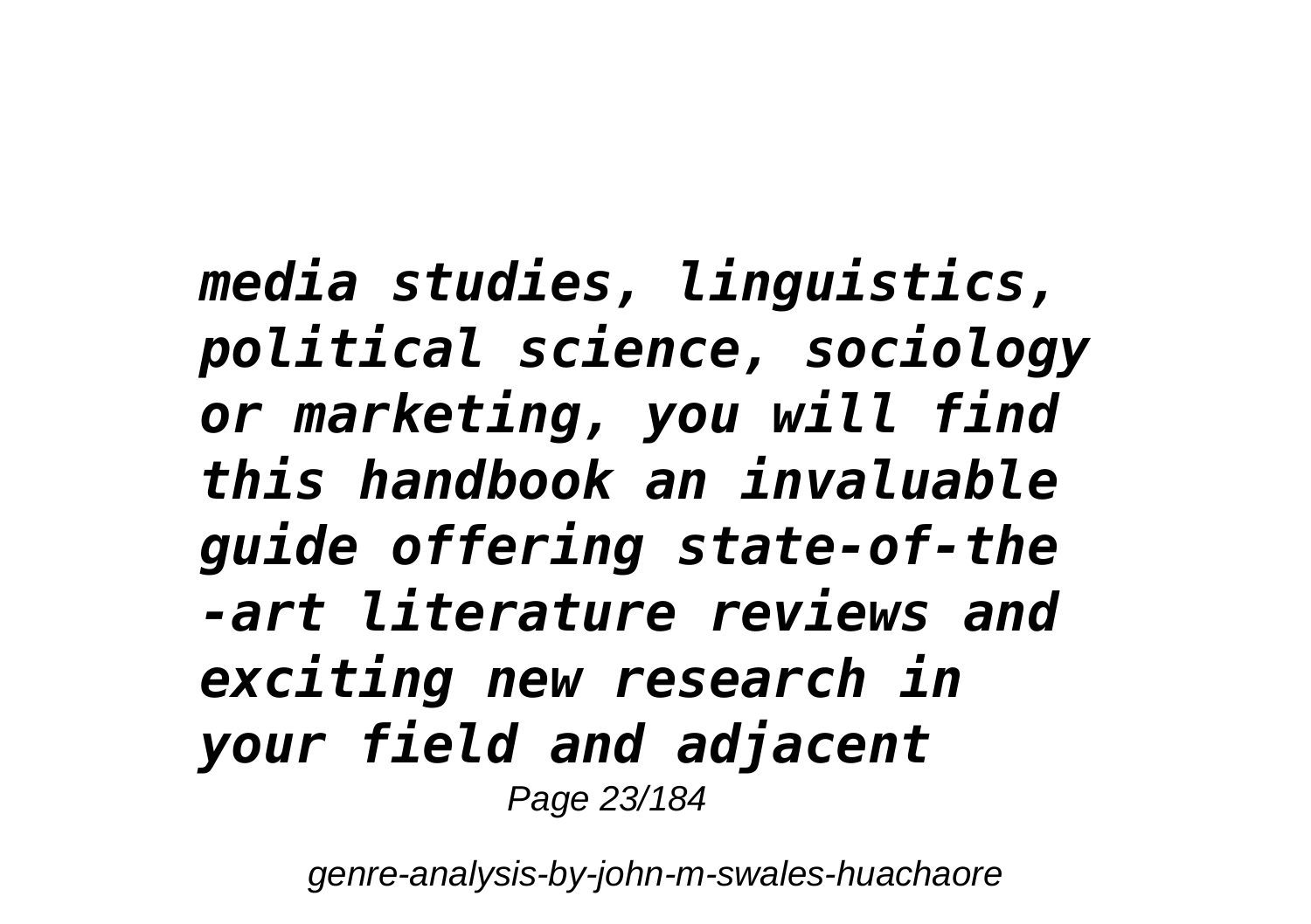***media studies, linguistics, political science, sociology or marketing, you will find this handbook an invaluable guide offering state-of-the-art literature reviews and exciting new research in your field and adjacent***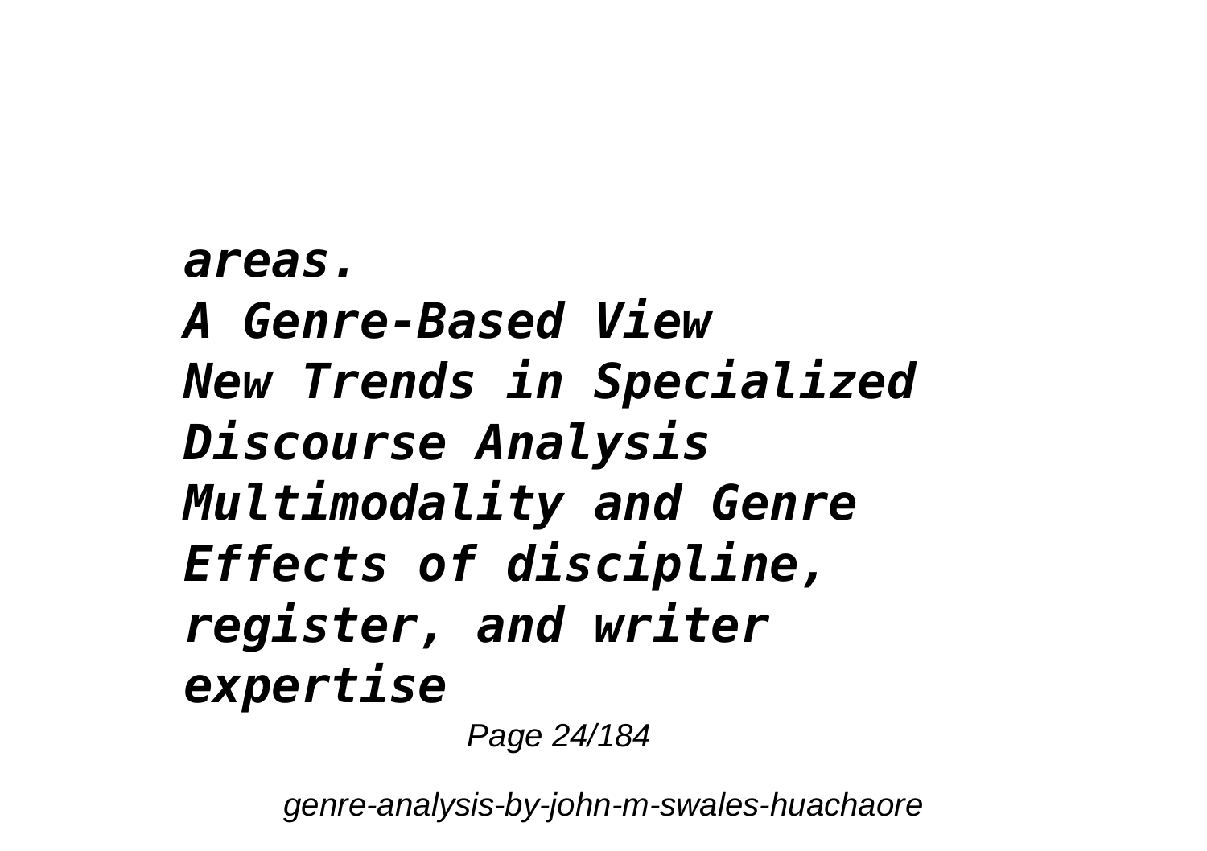*areas.*
*A Genre-Based View*
*New Trends in Specialized Discourse Analysis*
*Multimodality and Genre*
*Effects of discipline, register, and writer expertise*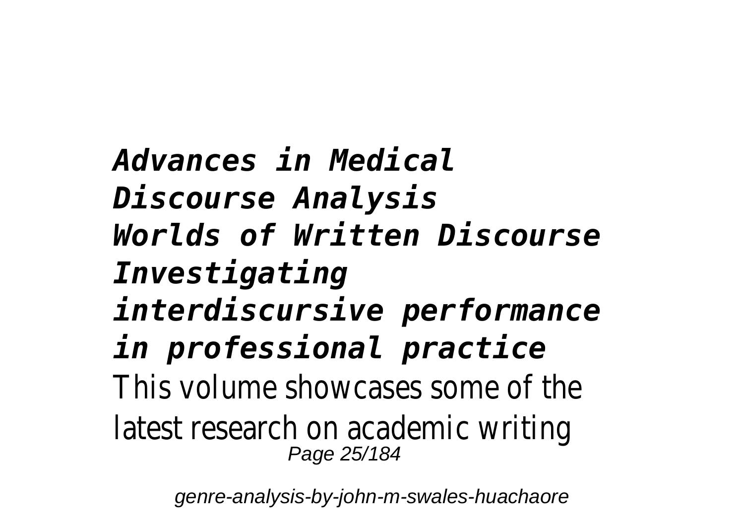***Advances in Medical Discourse Analysis***
***Worlds of Written Discourse***
***Investigating interdiscursive performance in professional practice***

This volume showcases some of the latest research on academic writing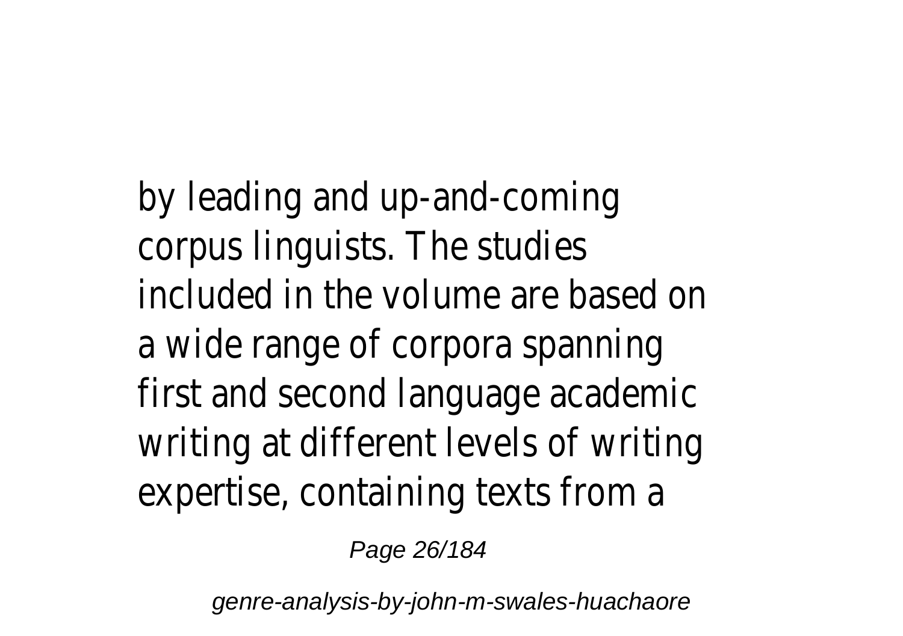by leading and up-and-coming corpus linguists. The studies included in the volume are based on a wide range of corpora spanning first and second language academic writing at different levels of writing expertise, containing texts from a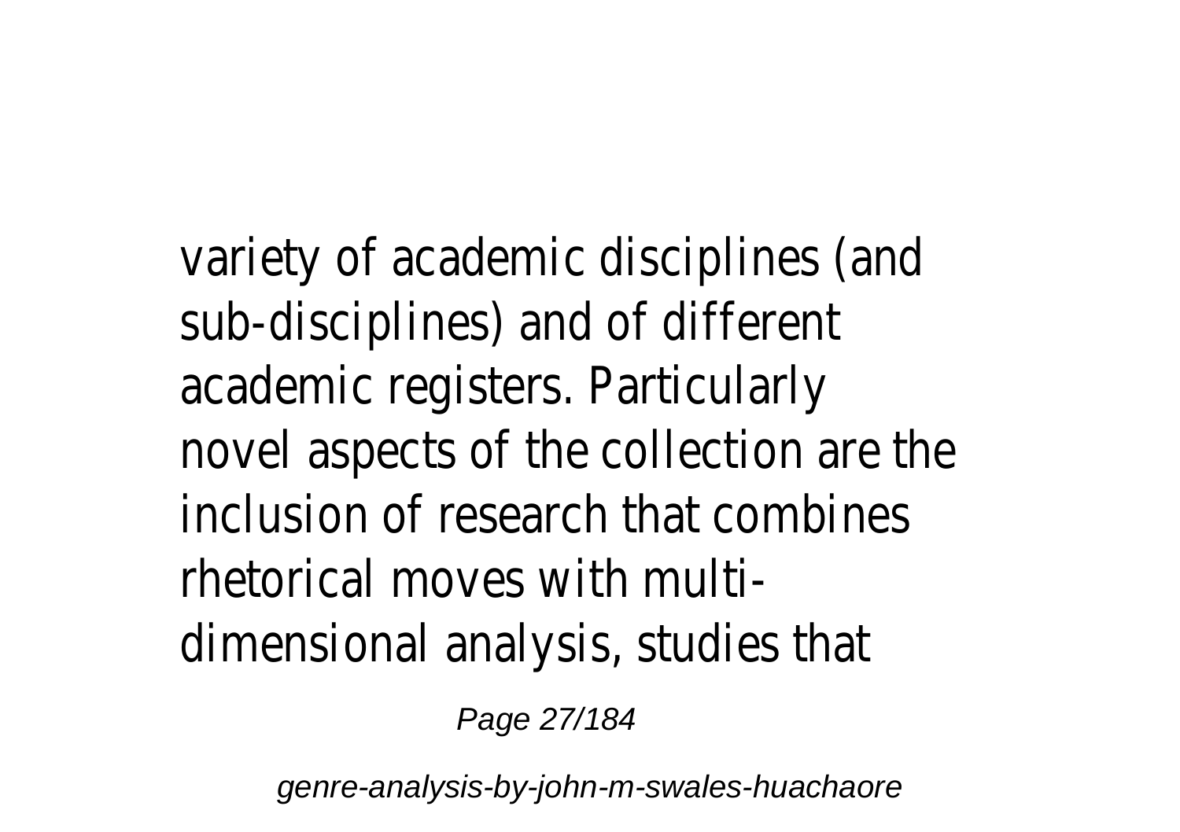variety of academic disciplines (and sub-disciplines) and of different academic registers. Particularly novel aspects of the collection are the inclusion of research that combines rhetorical moves with multi-dimensional analysis, studies that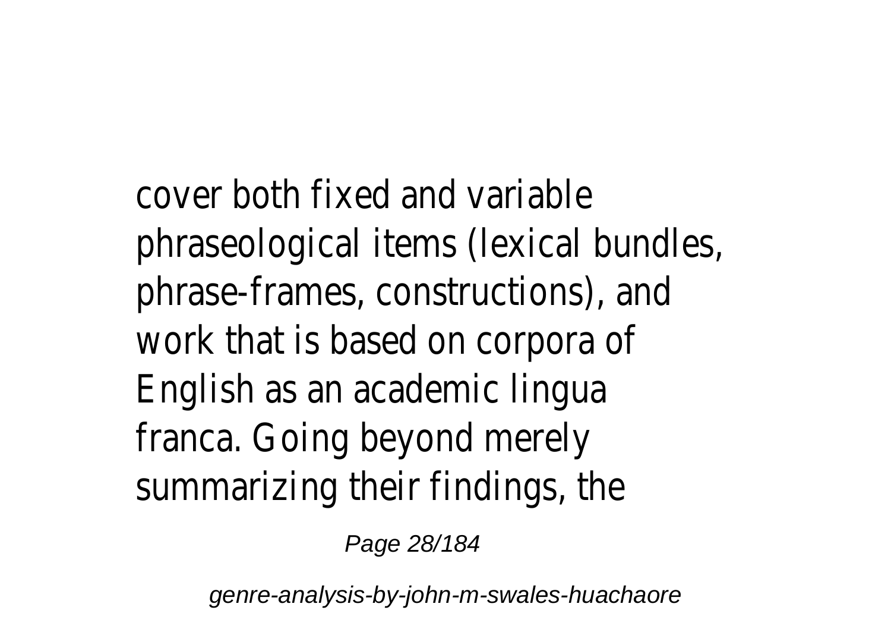cover both fixed and variable phraseological items (lexical bundles, phrase-frames, constructions), and work that is based on corpora of English as an academic lingua franca. Going beyond merely summarizing their findings, the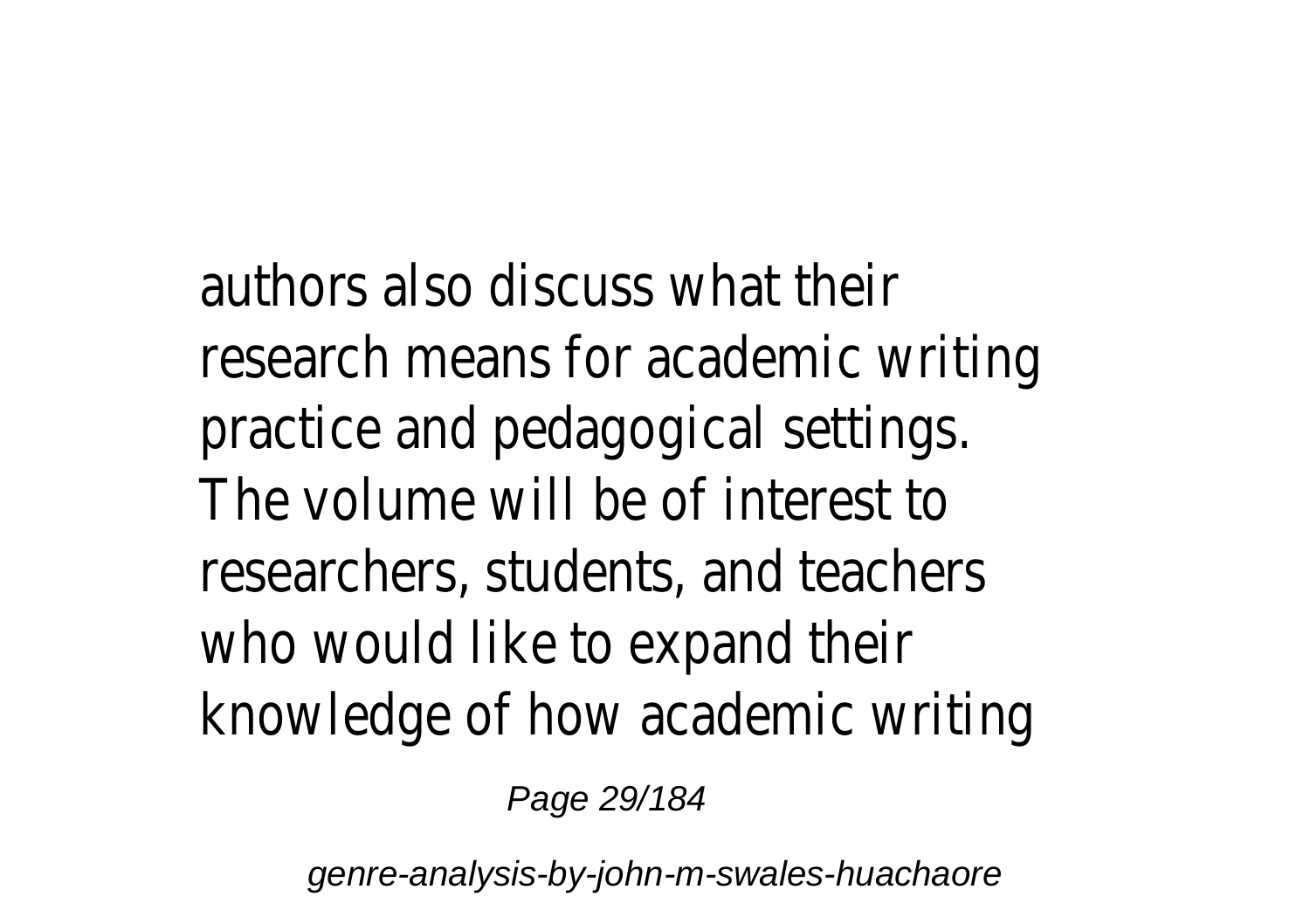authors also discuss what their research means for academic writing practice and pedagogical settings. The volume will be of interest to researchers, students, and teachers who would like to expand their knowledge of how academic writing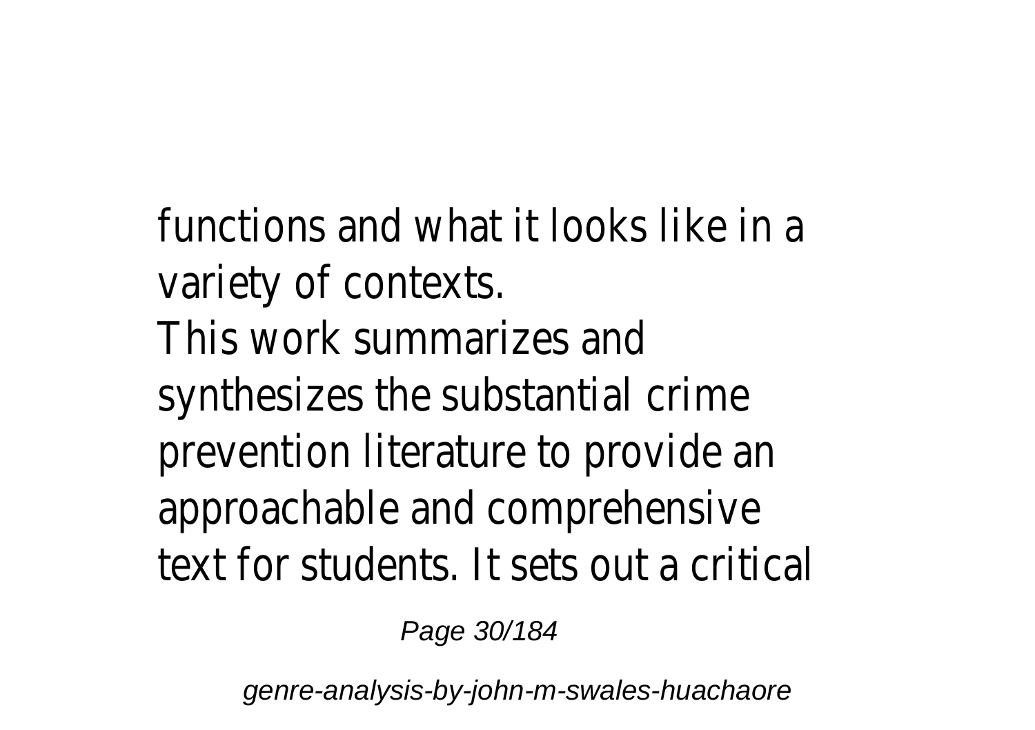functions and what it looks like in a variety of contexts.

This work summarizes and synthesizes the substantial crime prevention literature to provide an approachable and comprehensive text for students. It sets out a critical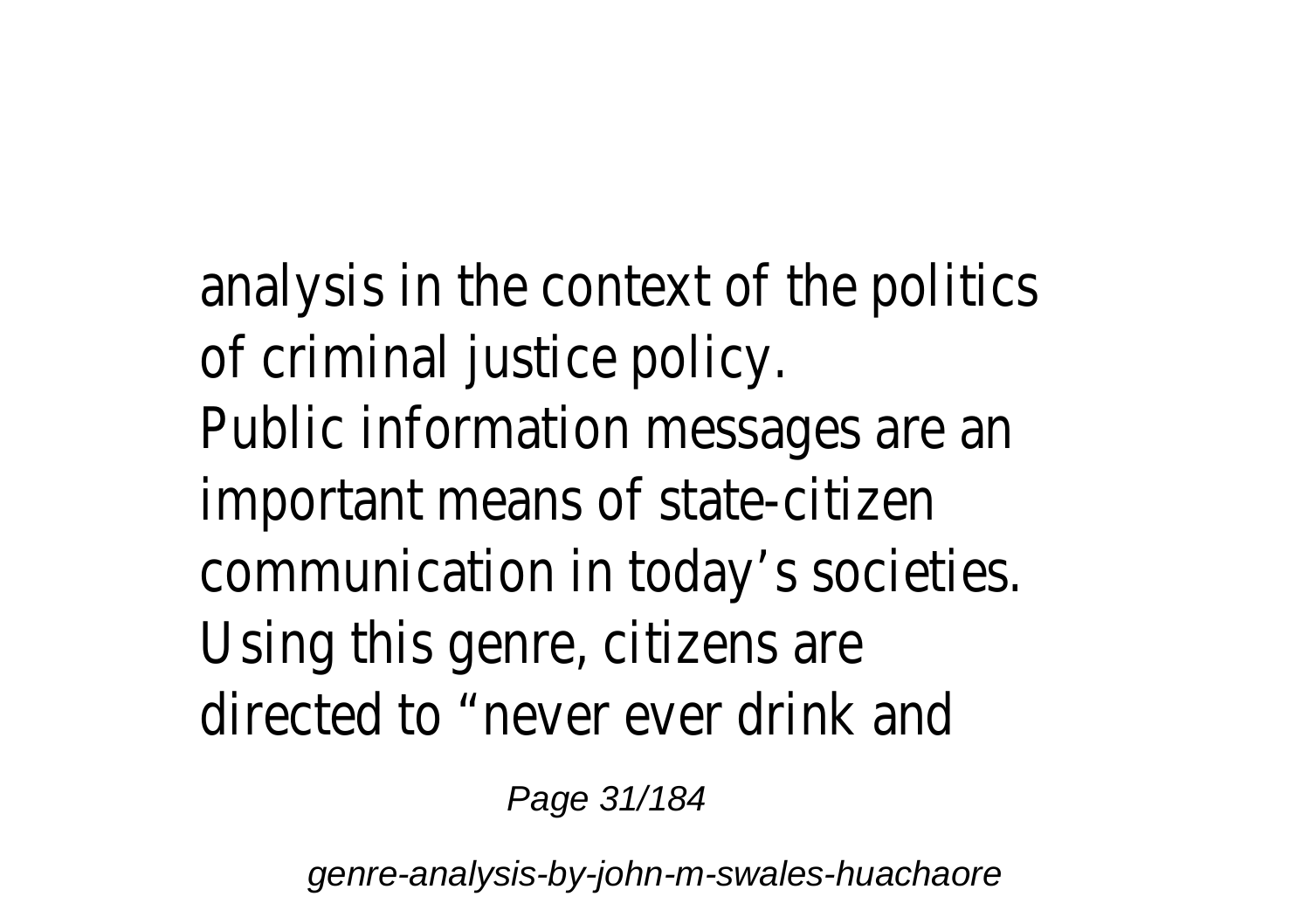analysis in the context of the politics of criminal justice policy.
Public information messages are an important means of state-citizen communication in today's societies. Using this genre, citizens are directed to "never ever drink and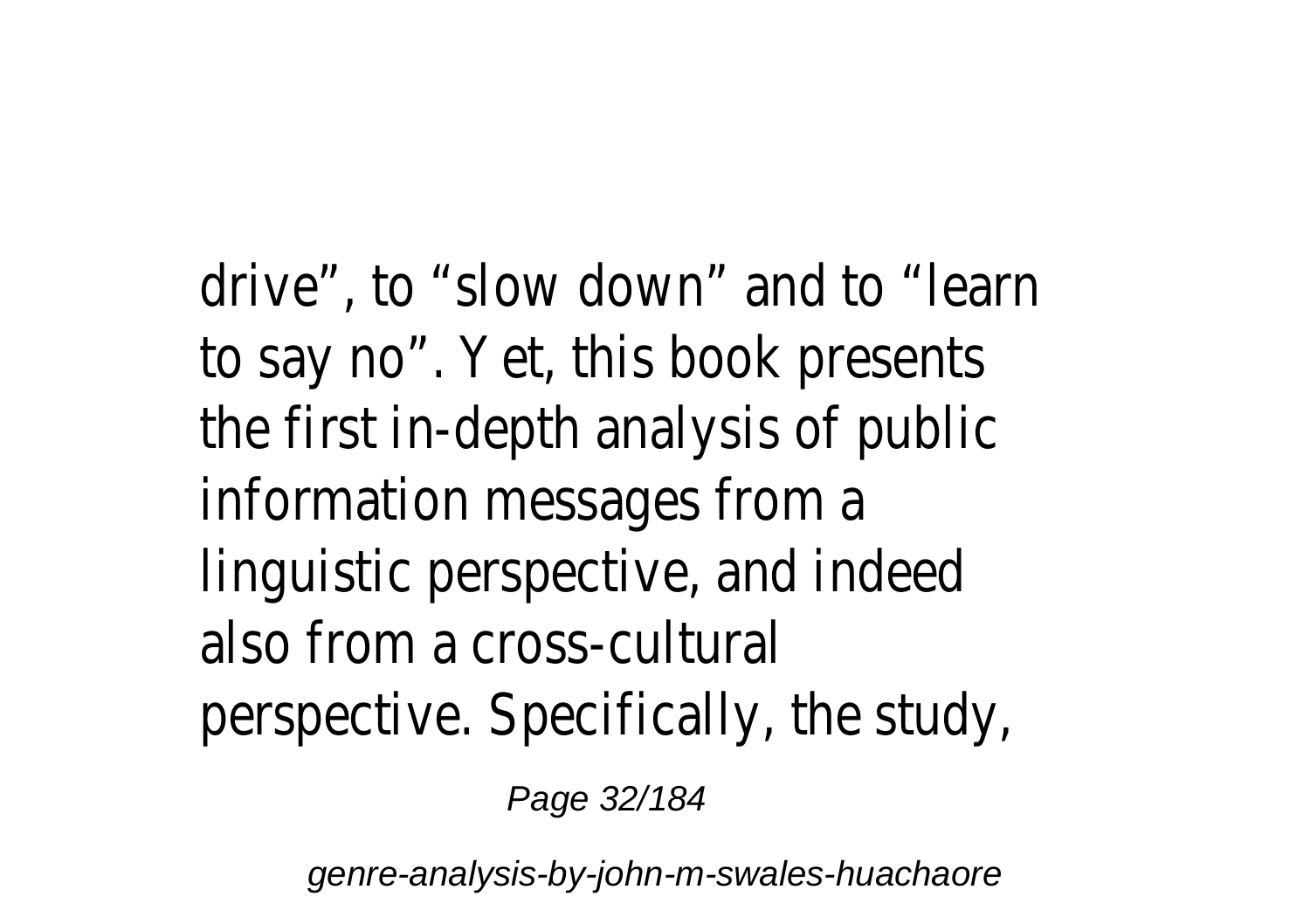drive", to "slow down" and to "learn to say no". Yet, this book presents the first in-depth analysis of public information messages from a linguistic perspective, and indeed also from a cross-cultural perspective. Specifically, the study,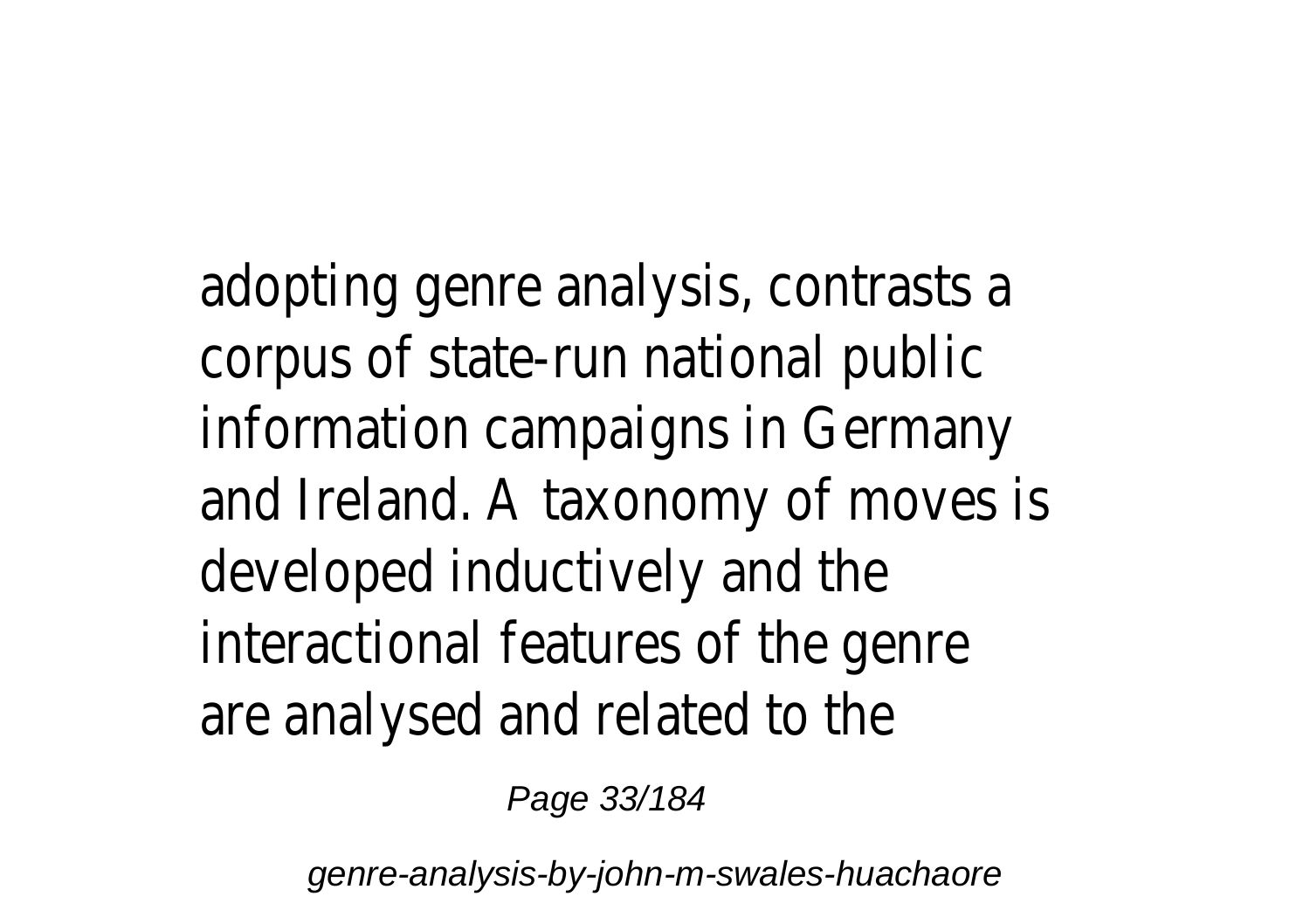adopting genre analysis, contrasts a corpus of state-run national public information campaigns in Germany and Ireland. A taxonomy of moves is developed inductively and the interactional features of the genre are analysed and related to the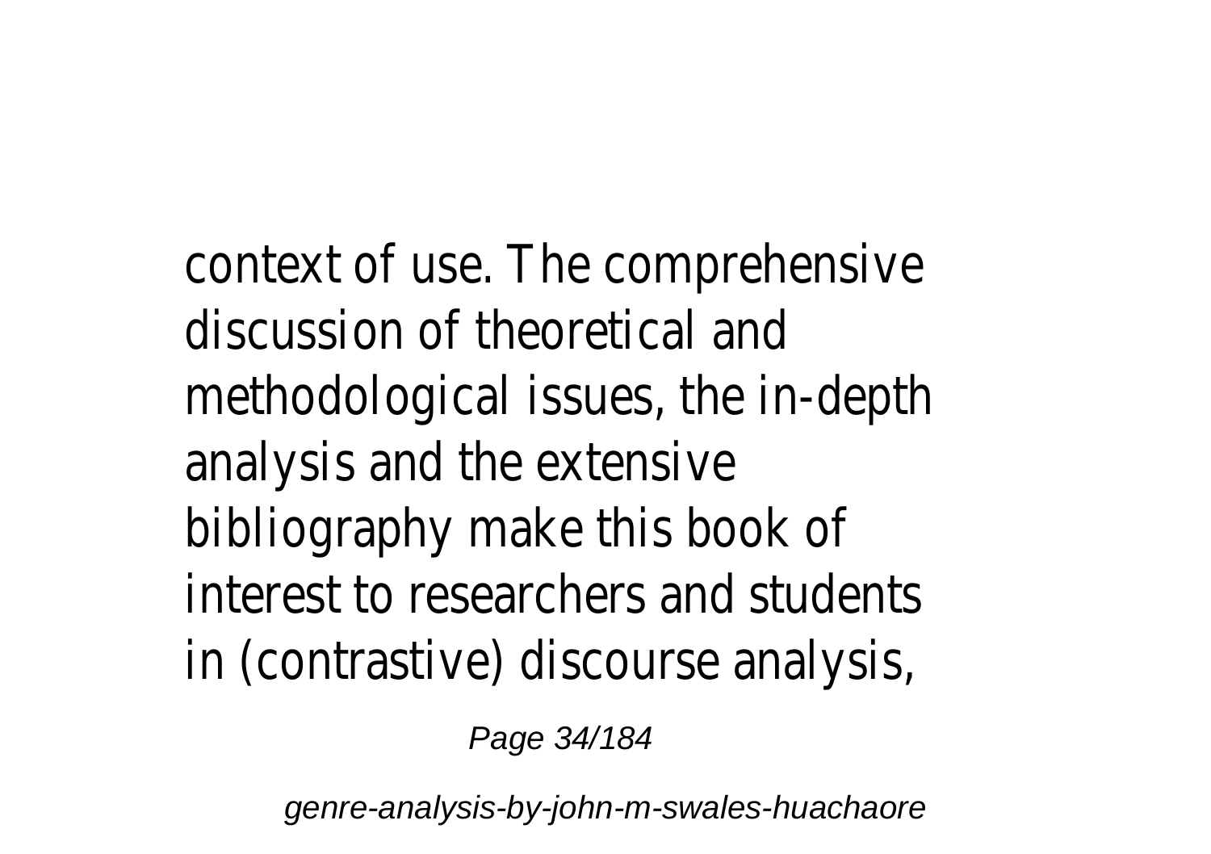context of use. The comprehensive discussion of theoretical and methodological issues, the in-depth analysis and the extensive bibliography make this book of interest to researchers and students in (contrastive) discourse analysis,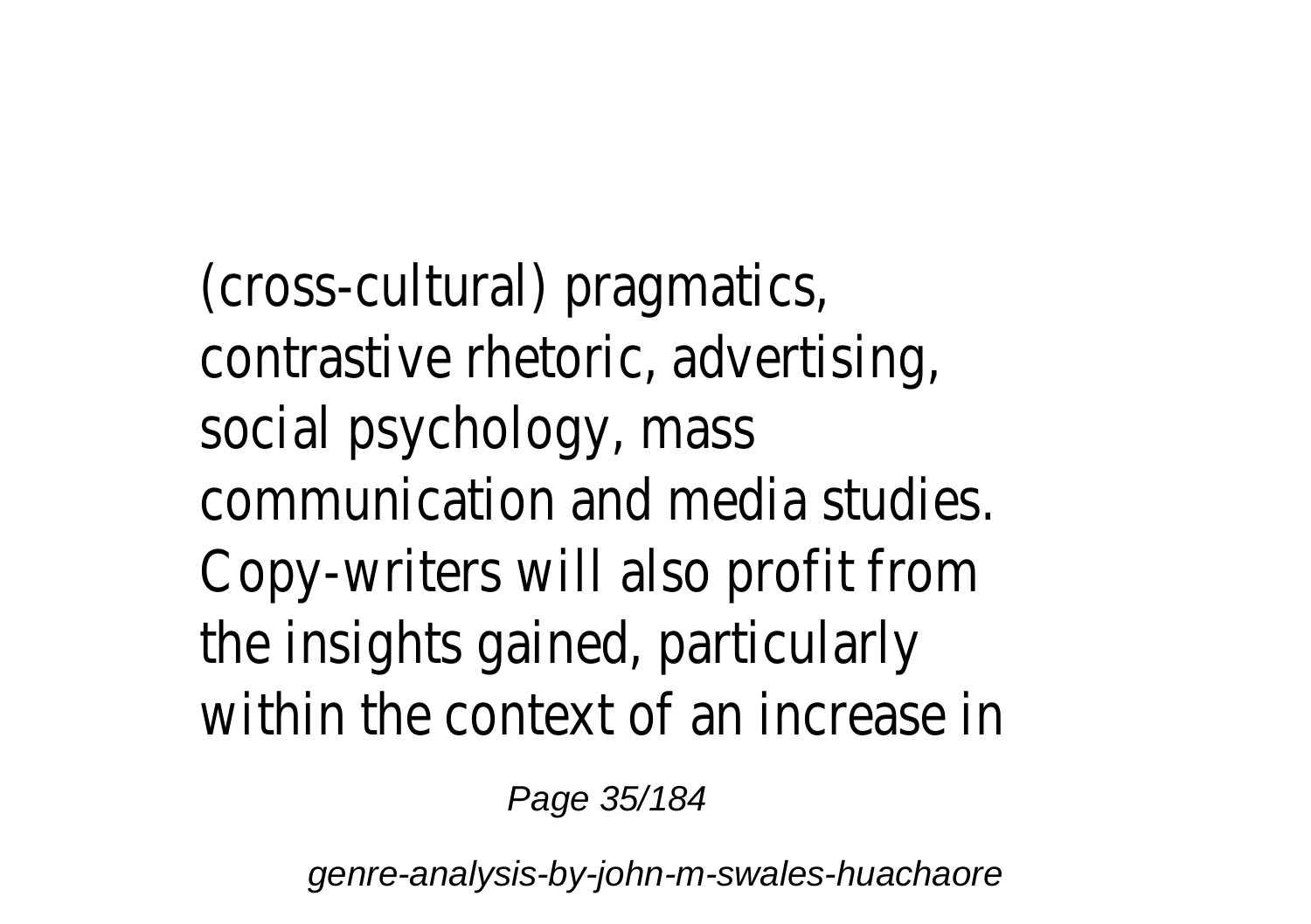(cross-cultural) pragmatics, contrastive rhetoric, advertising, social psychology, mass communication and media studies. Copy-writers will also profit from the insights gained, particularly within the context of an increase in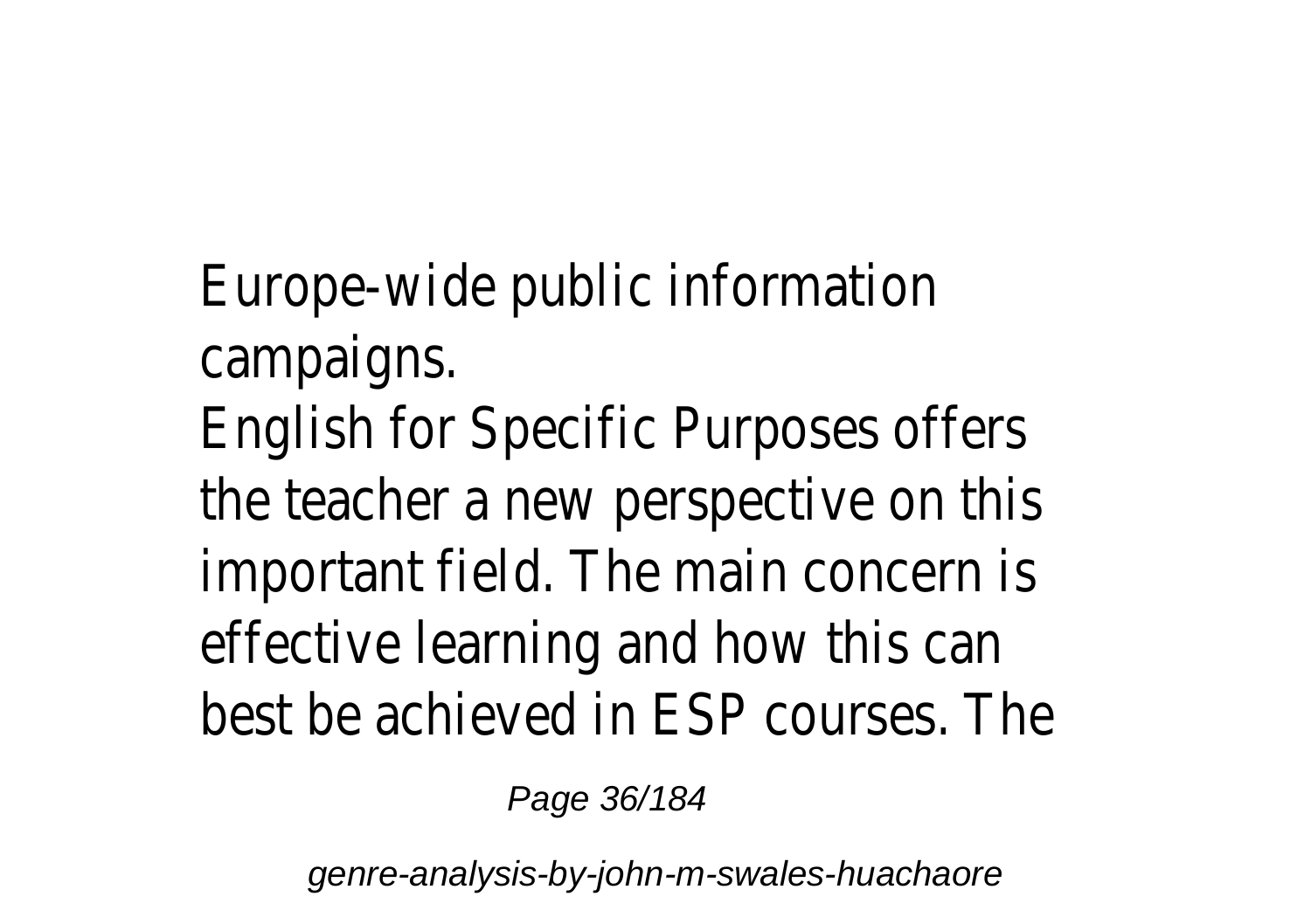Europe-wide public information campaigns.

English for Specific Purposes offers the teacher a new perspective on this important field. The main concern is effective learning and how this can best be achieved in ESP courses. The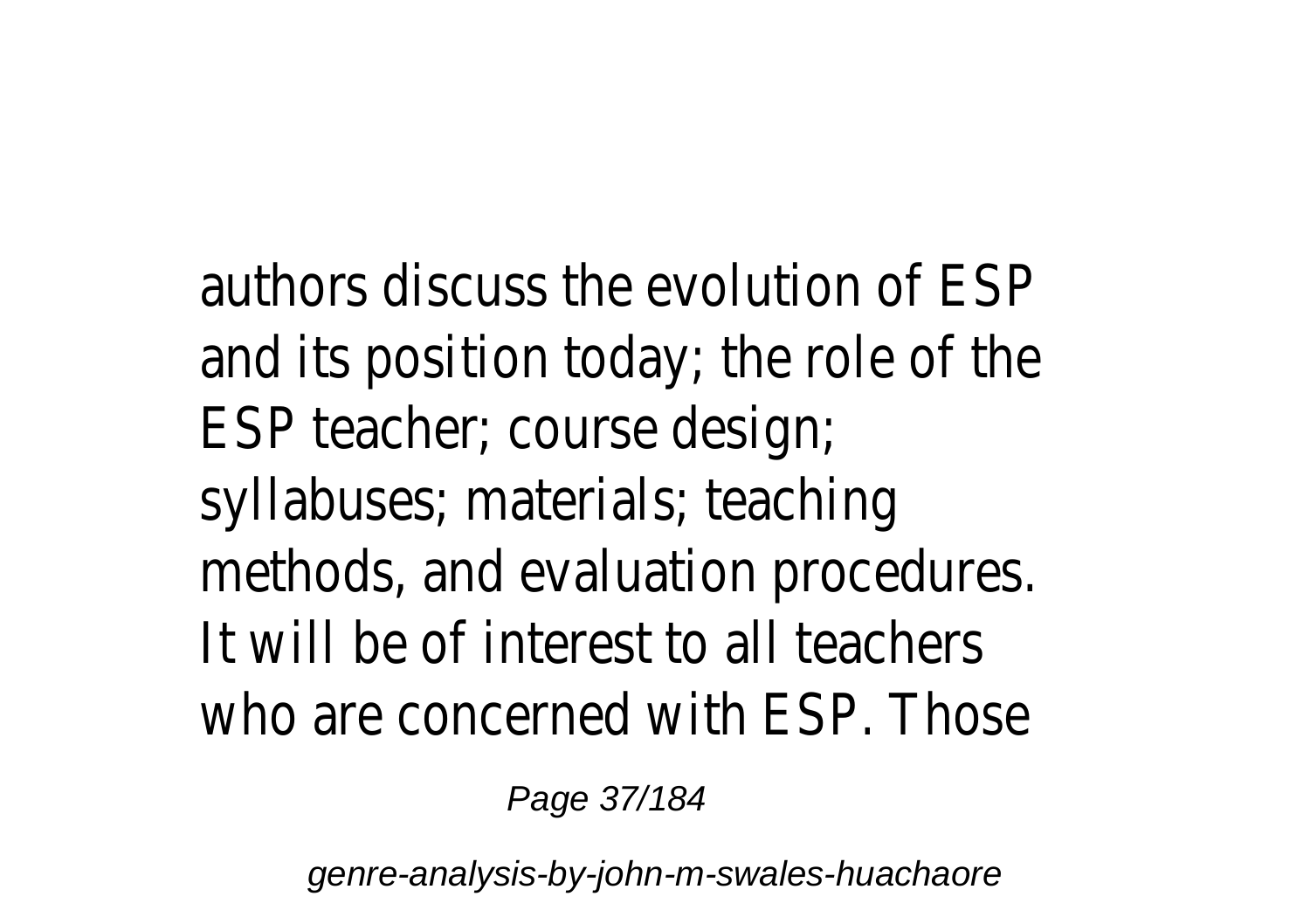authors discuss the evolution of ESP and its position today; the role of the ESP teacher; course design; syllabuses; materials; teaching methods, and evaluation procedures. It will be of interest to all teachers who are concerned with ESP. Those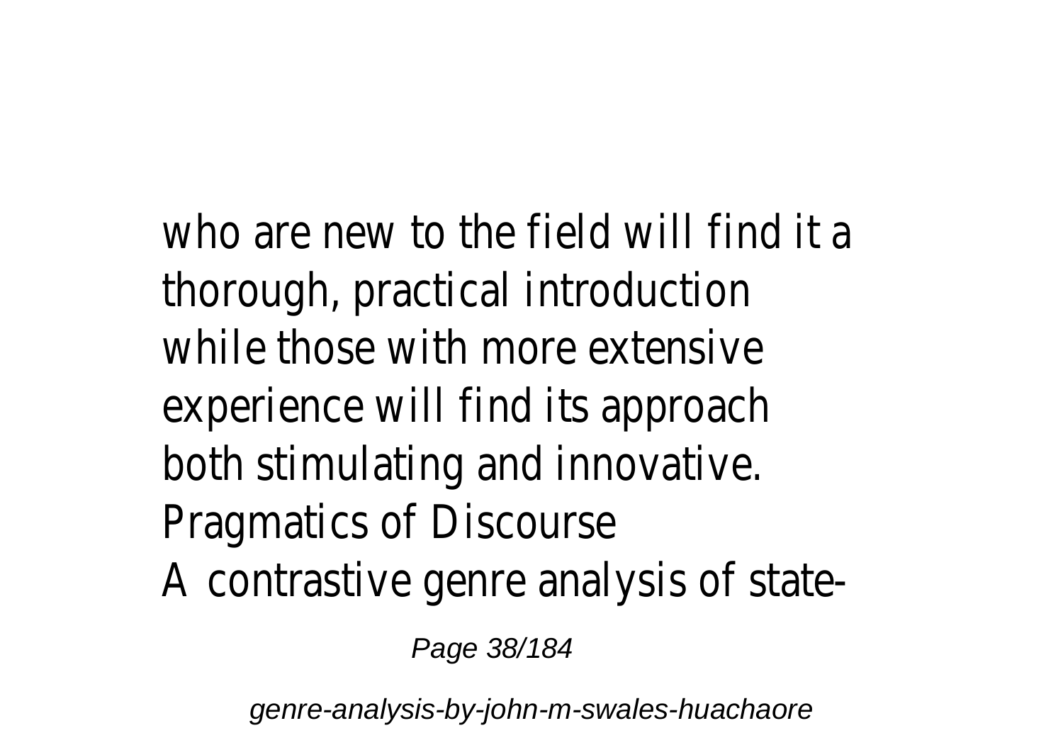who are new to the field will find it a thorough, practical introduction while those with more extensive experience will find its approach both stimulating and innovative.

Pragmatics of Discourse

A contrastive genre analysis of state-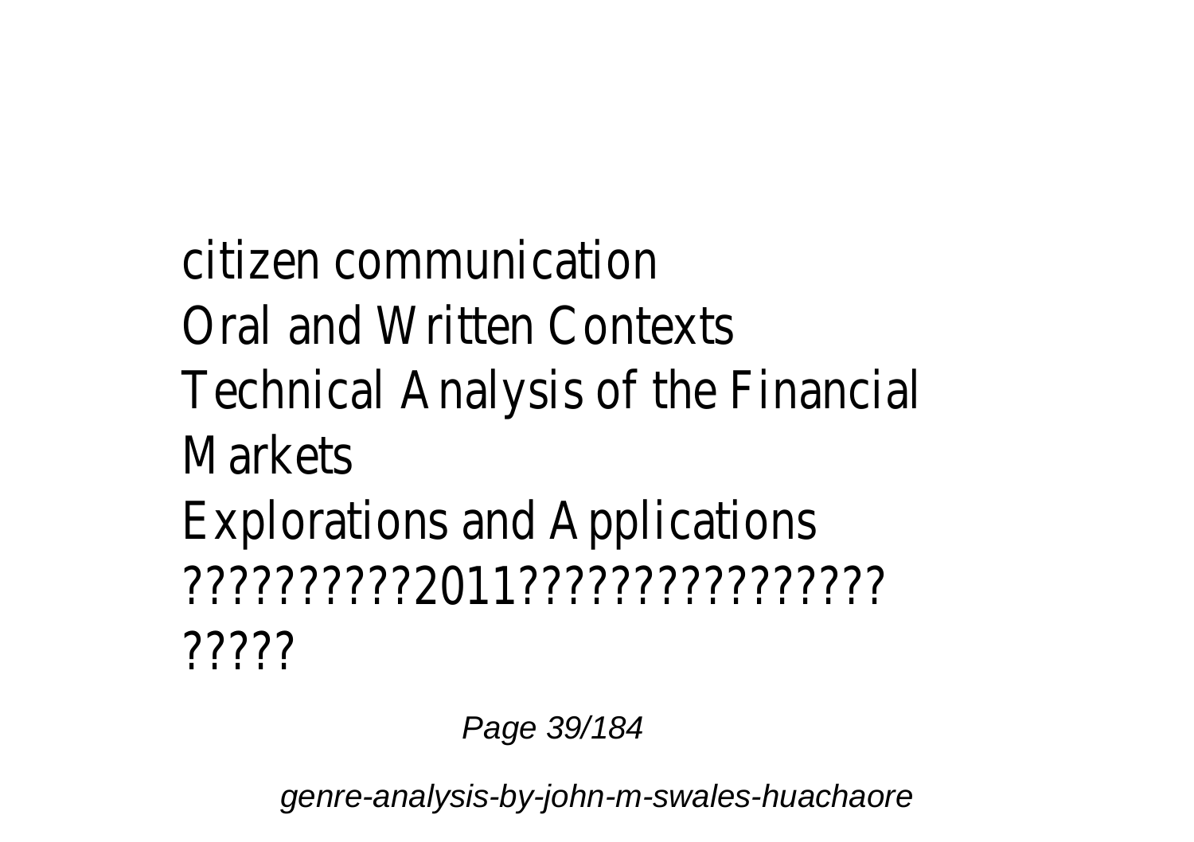citizen communication
Oral and Written Contexts
Technical Analysis of the Financial Markets
Explorations and Applications
??????????2011????????????????
?????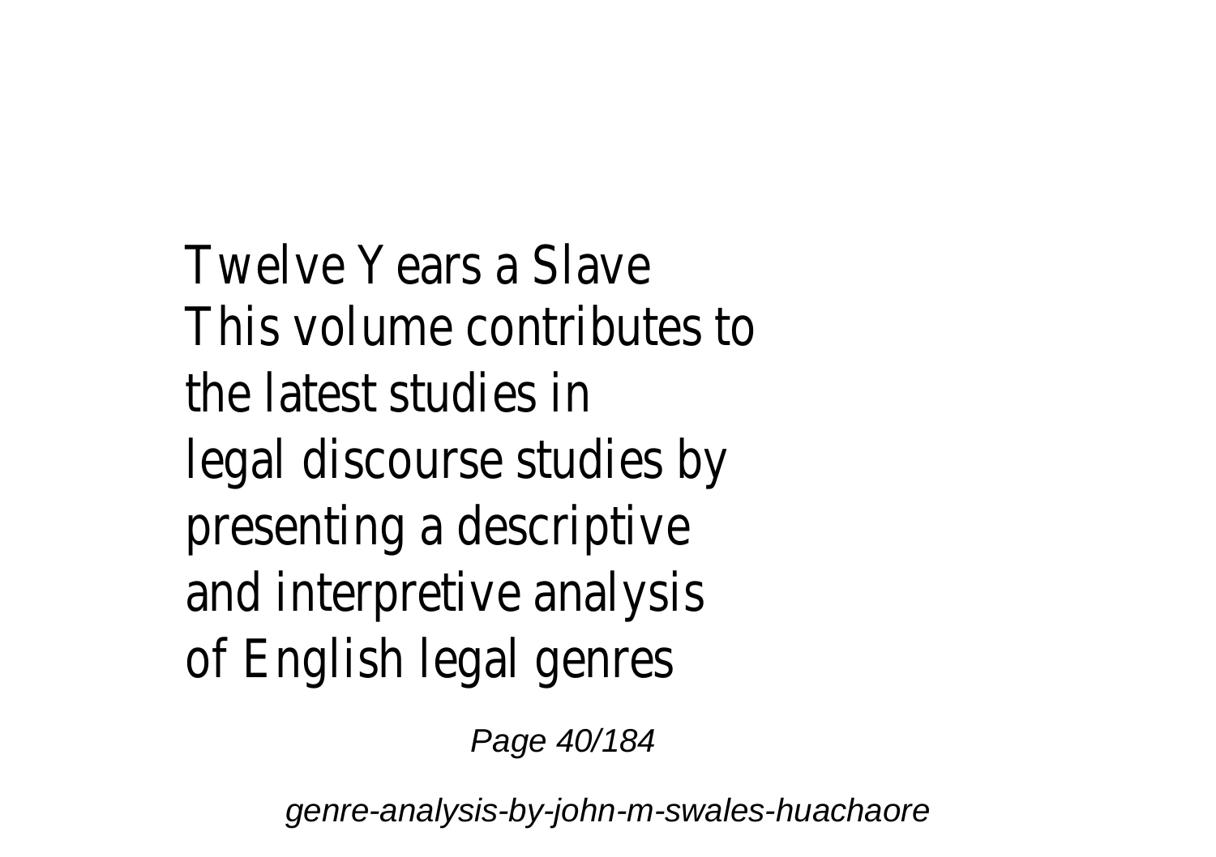Twelve Years a Slave
This volume contributes to the latest studies in legal discourse studies by presenting a descriptive and interpretive analysis of English legal genres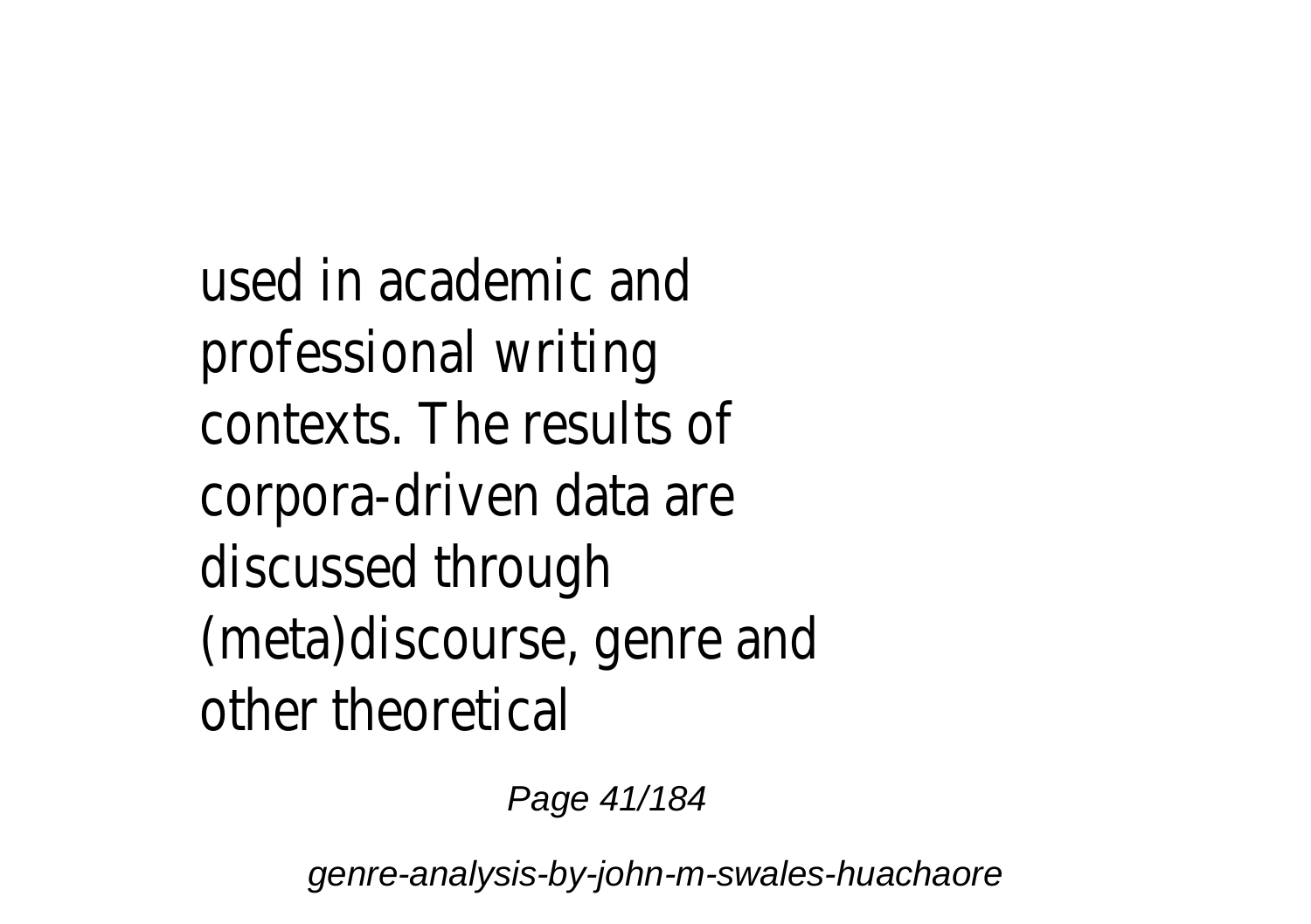used in academic and professional writing contexts. The results of corpora-driven data are discussed through (meta)discourse, genre and other theoretical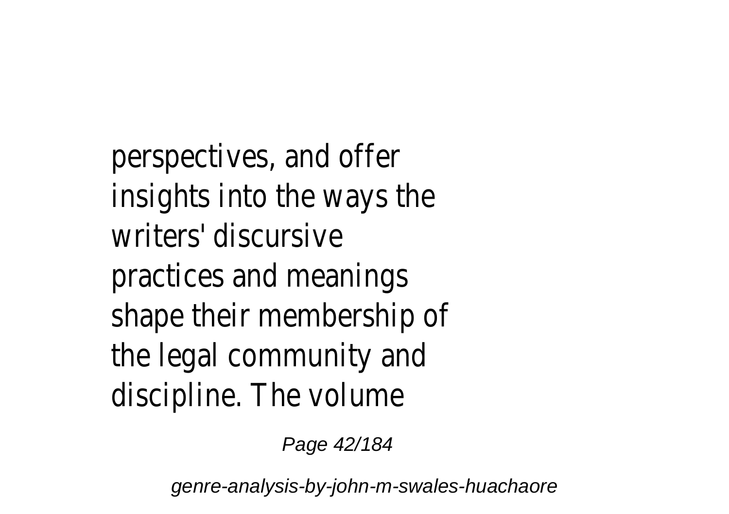perspectives, and offer insights into the ways the writers' discursive practices and meanings shape their membership of the legal community and discipline. The volume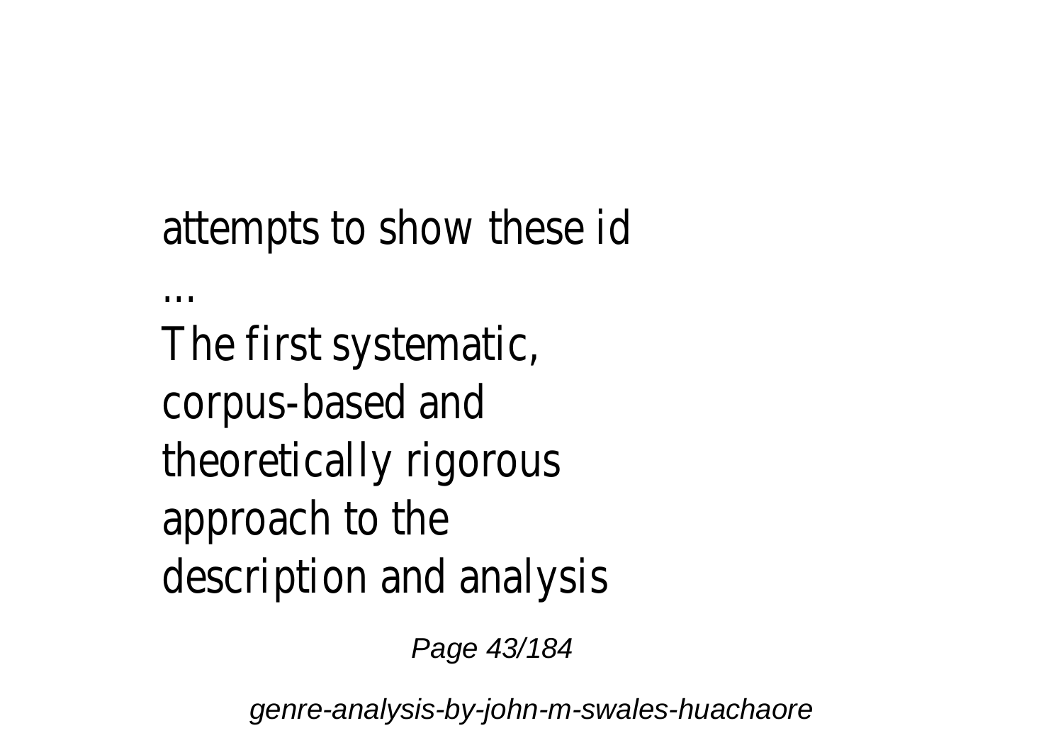attempts to show these id

...

The first systematic, corpus-based and theoretically rigorous approach to the description and analysis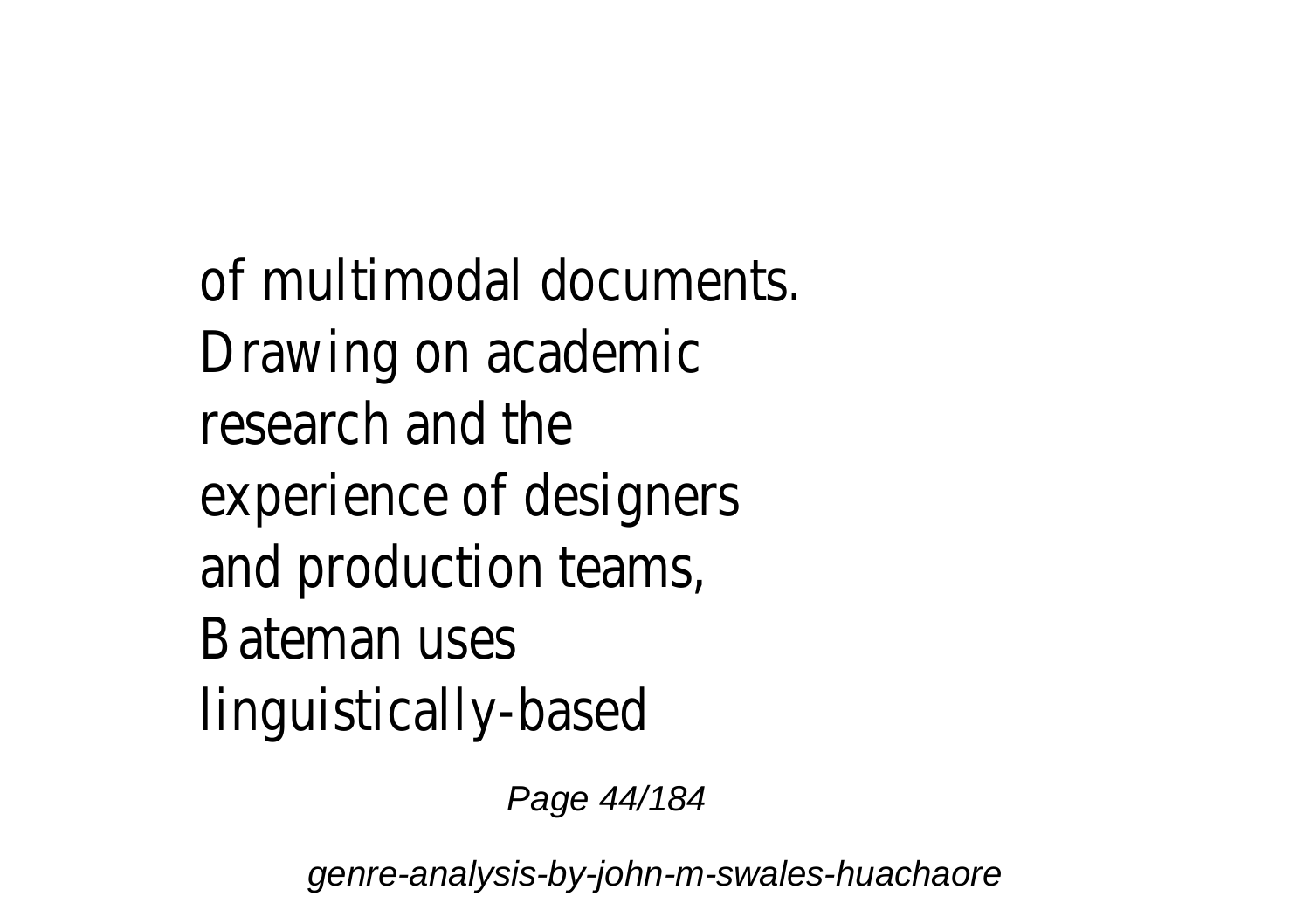of multimodal documents. Drawing on academic research and the experience of designers and production teams, Bateman uses linguistically-based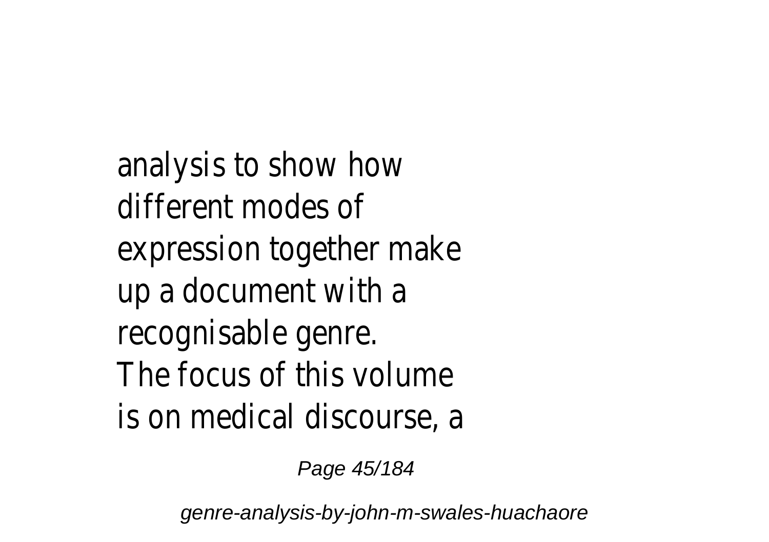analysis to show how different modes of expression together make up a document with a recognisable genre.
The focus of this volume is on medical discourse, a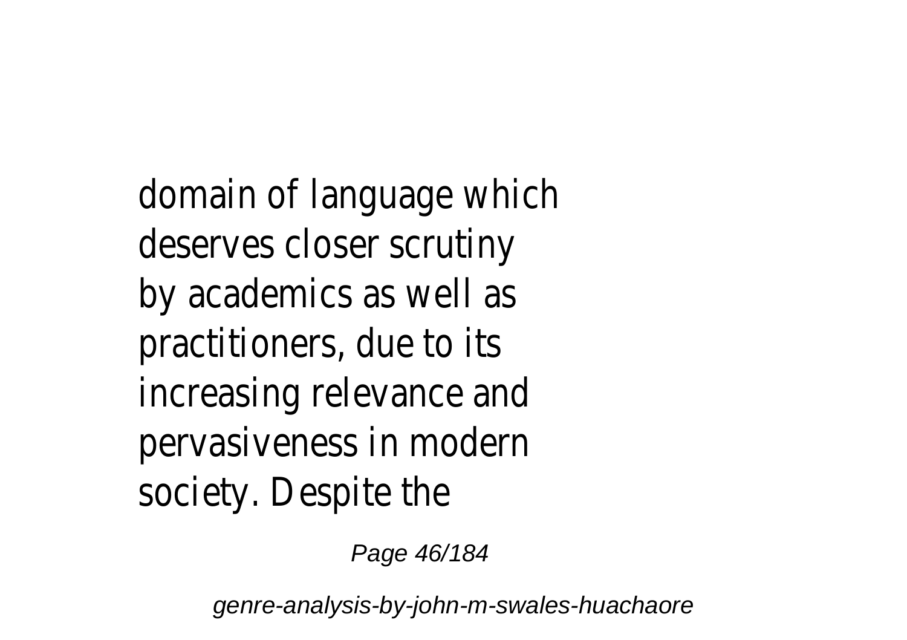domain of language which deserves closer scrutiny by academics as well as practitioners, due to its increasing relevance and pervasiveness in modern society. Despite the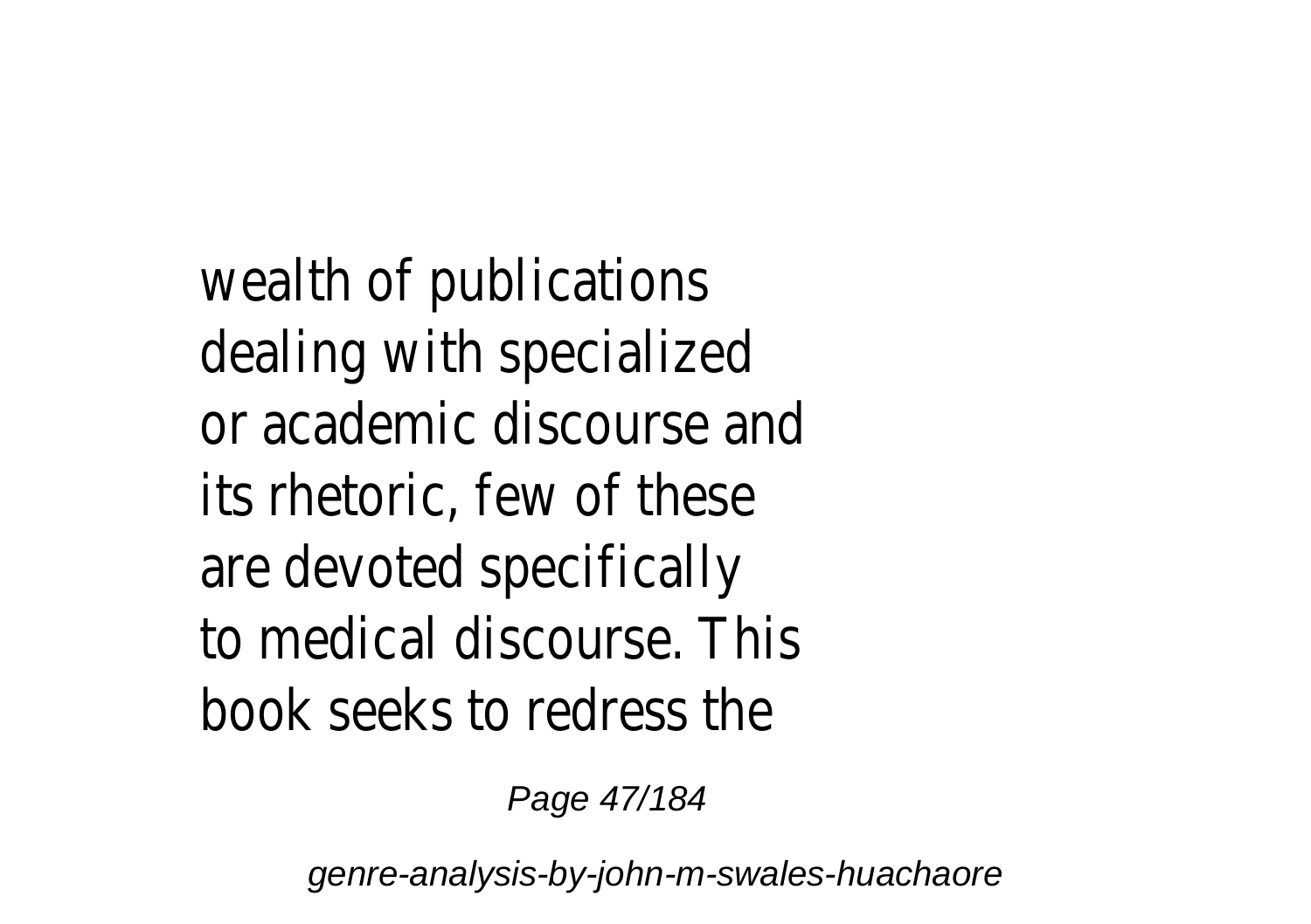wealth of publications dealing with specialized or academic discourse and its rhetoric, few of these are devoted specifically to medical discourse. This book seeks to redress the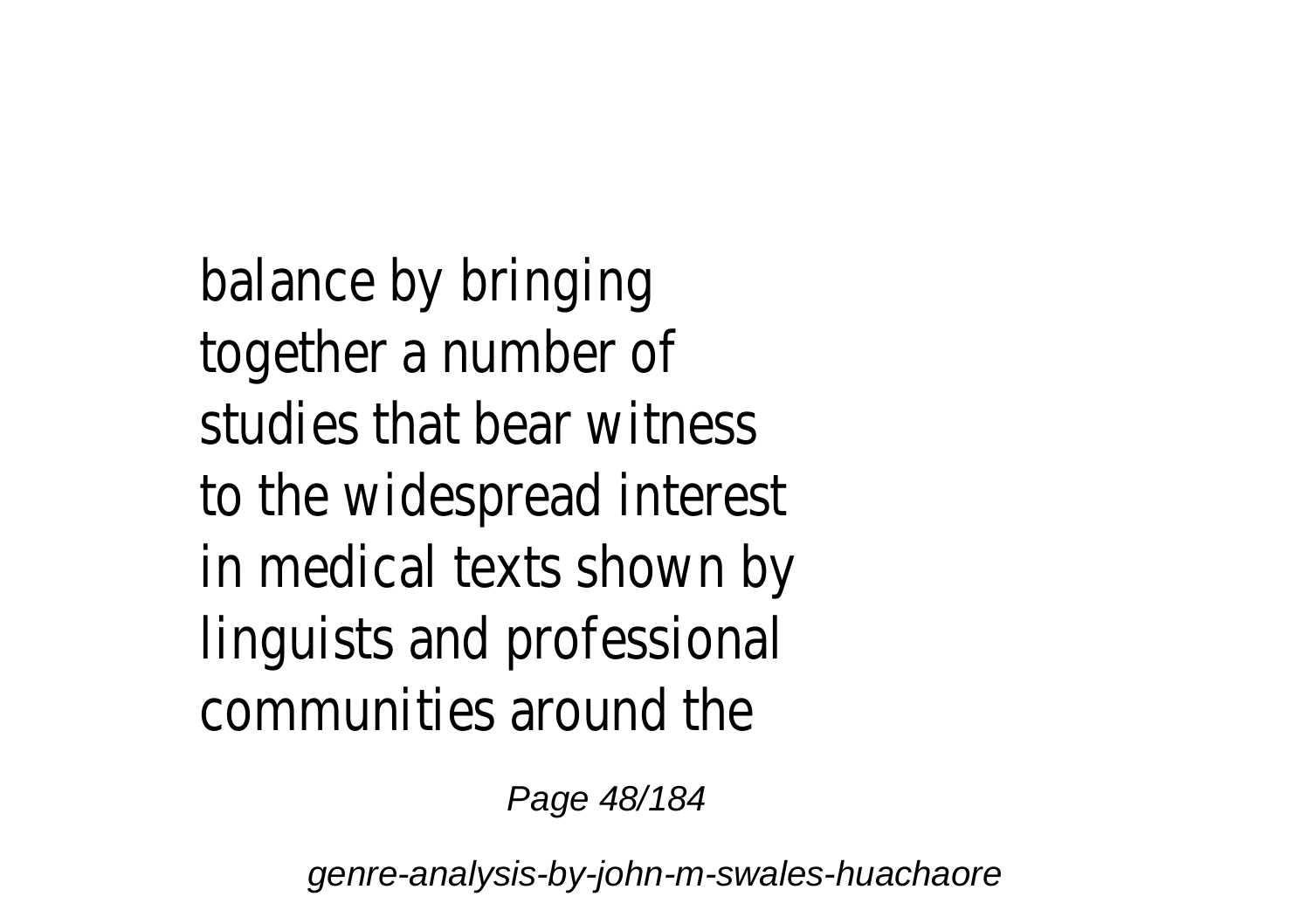balance by bringing together a number of studies that bear witness to the widespread interest in medical texts shown by linguists and professional communities around the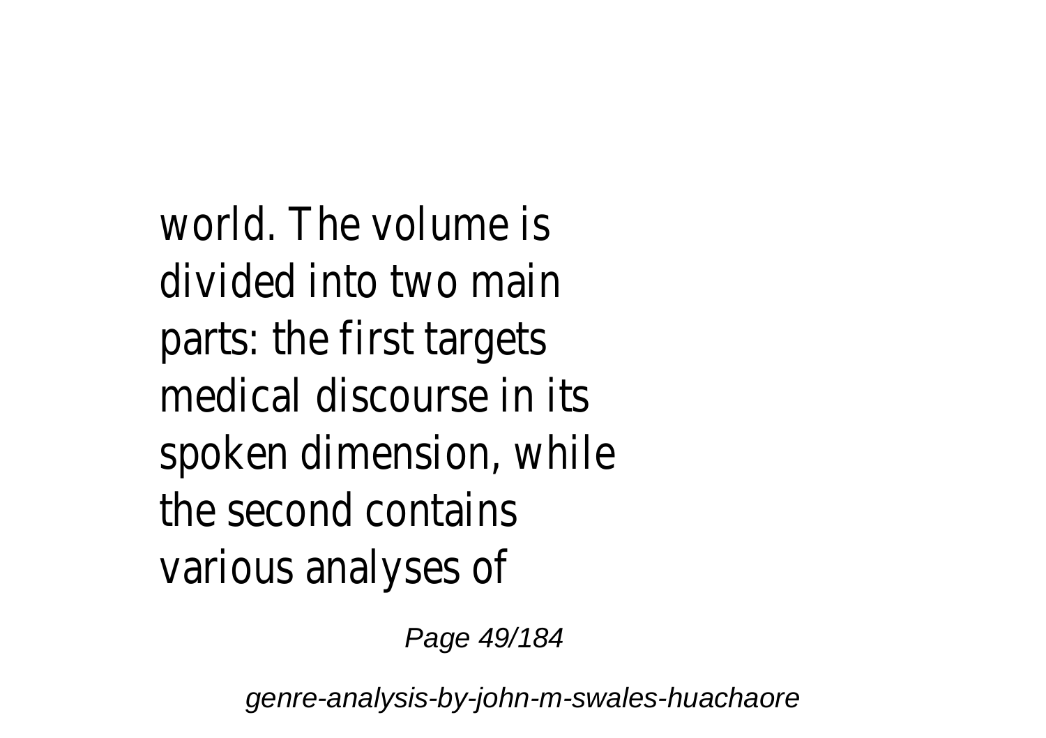world. The volume is divided into two main parts: the first targets medical discourse in its spoken dimension, while the second contains various analyses of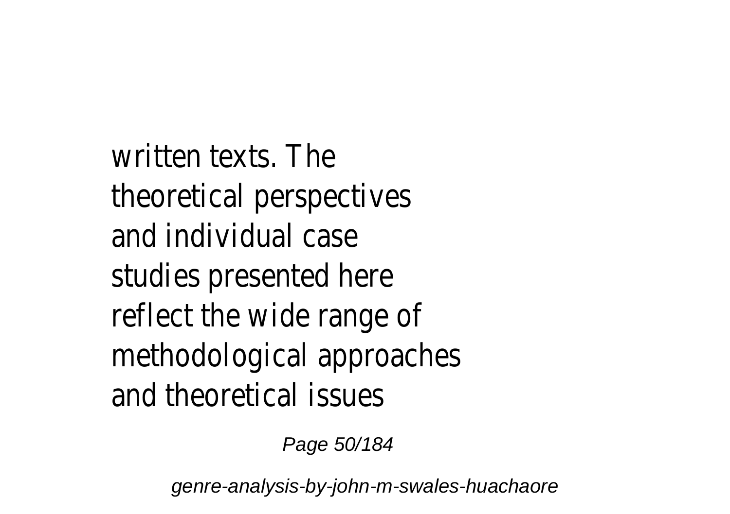written texts. The theoretical perspectives and individual case studies presented here reflect the wide range of methodological approaches and theoretical issues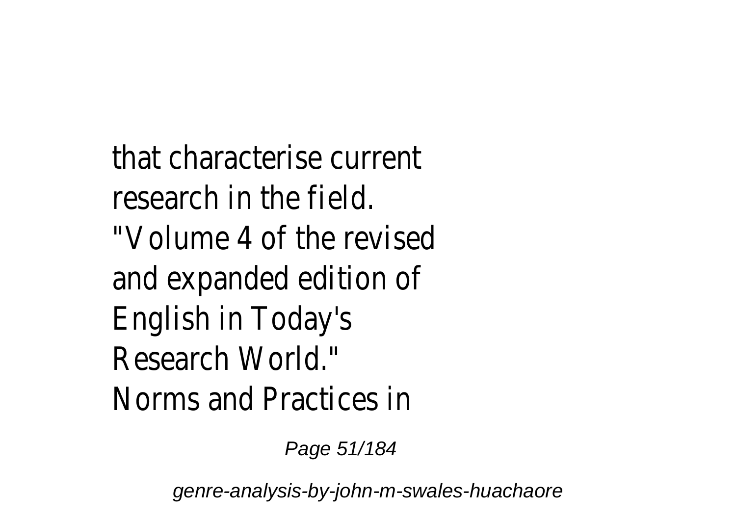that characterise current research in the field.
"Volume 4 of the revised and expanded edition of English in Today's Research World."
Norms and Practices in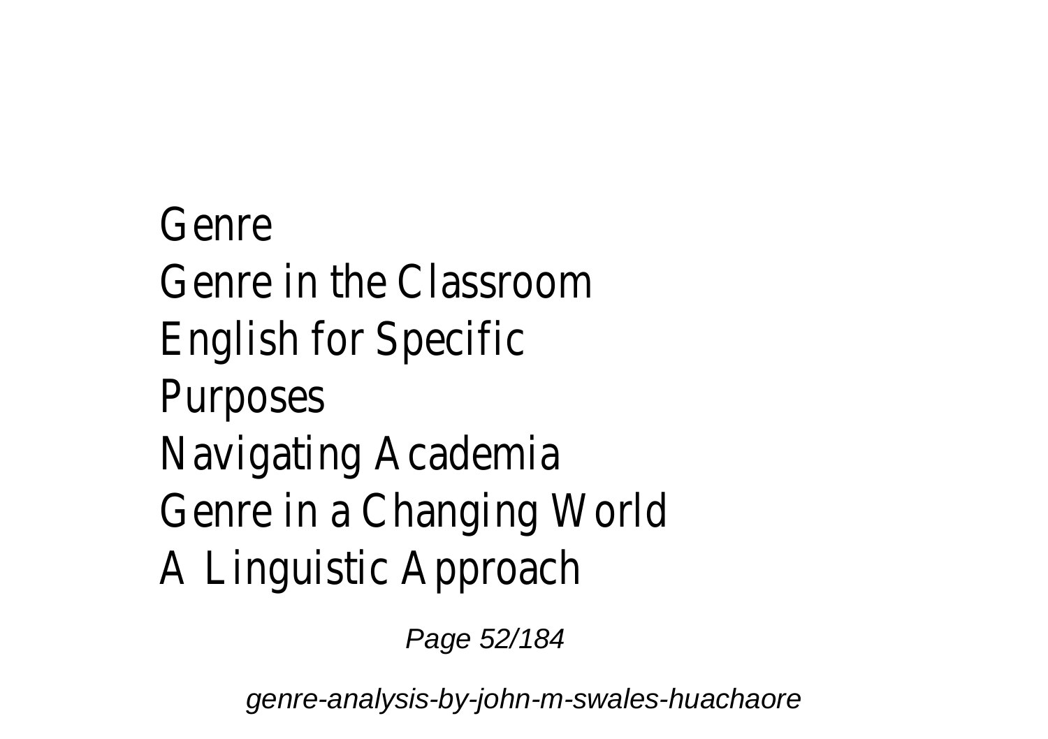Genre
Genre in the Classroom
English for Specific
Purposes
Navigating Academia
Genre in a Changing World
A Linguistic Approach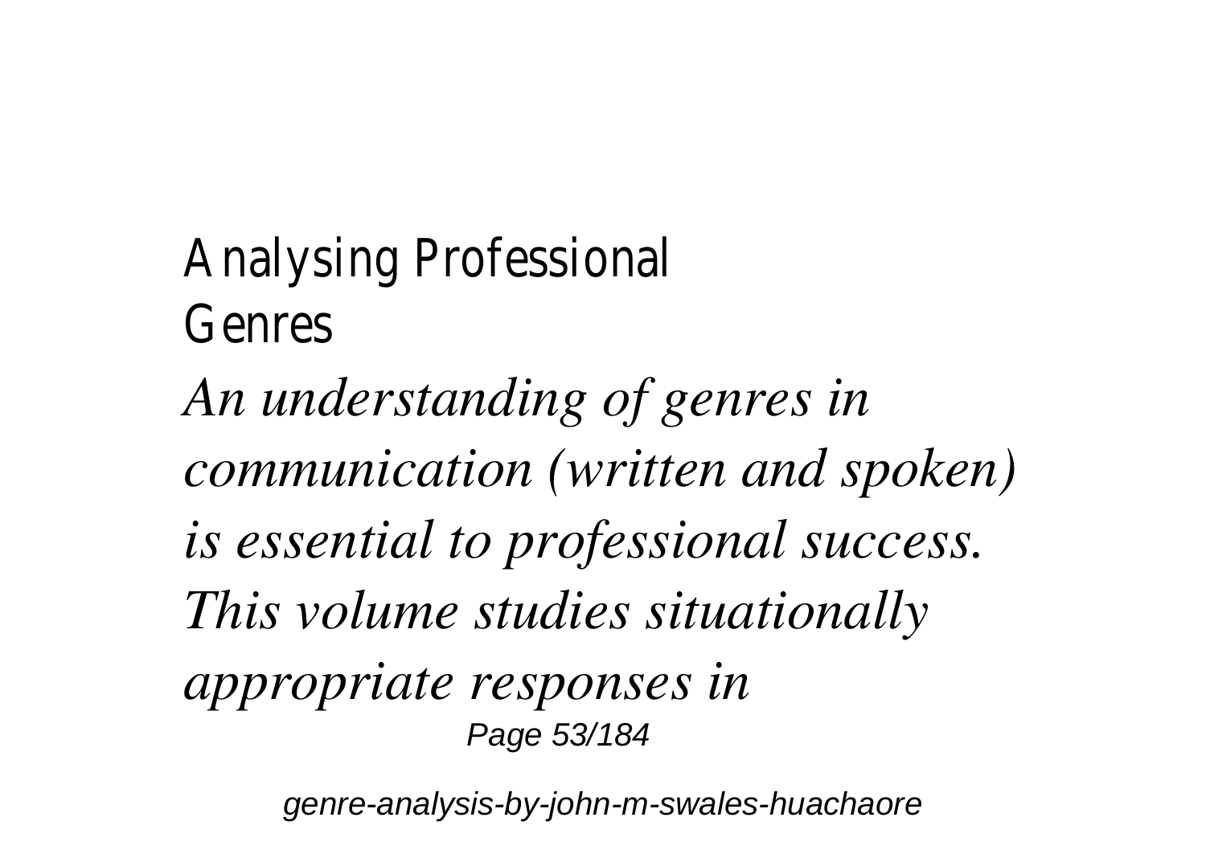Analysing Professional Genres

*An understanding of genres in communication (written and spoken) is essential to professional success. This volume studies situationally appropriate responses in*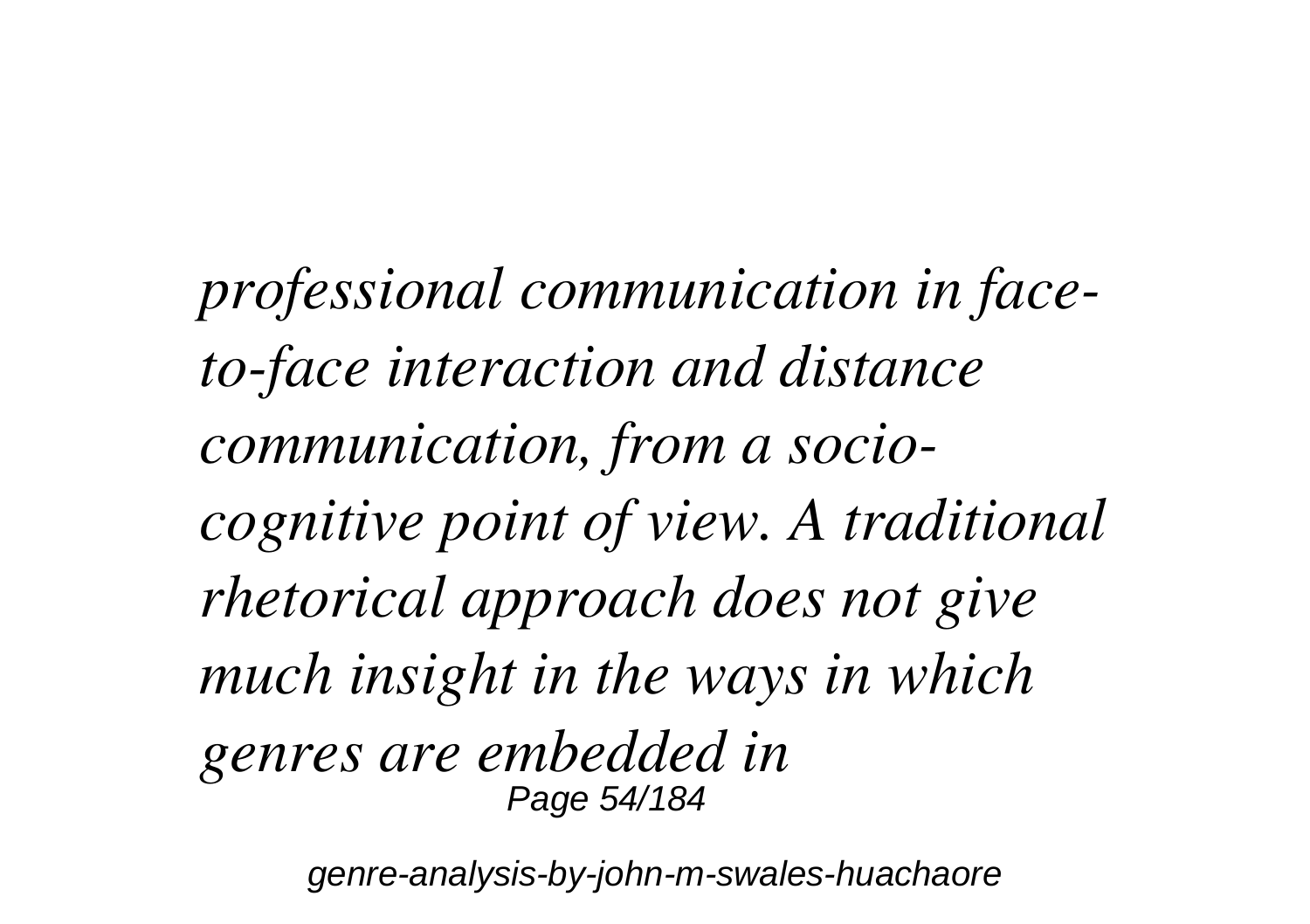*professional communication in face-to-face interaction and distance communication, from a socio-cognitive point of view. A traditional rhetorical approach does not give much insight in the ways in which genres are embedded in*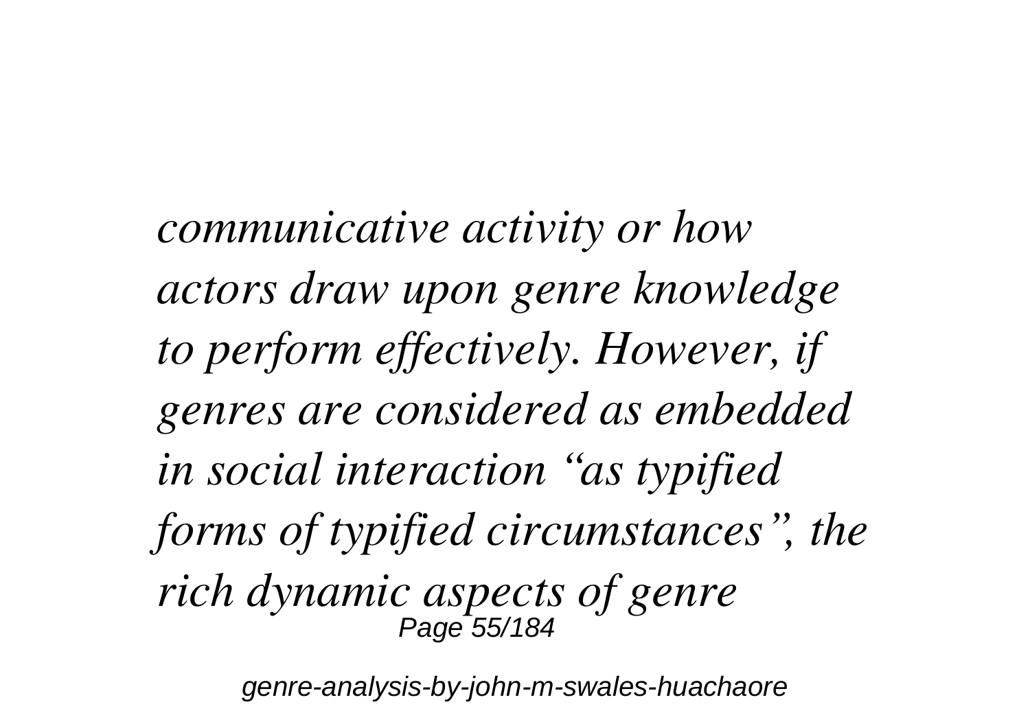*communicative activity or how actors draw upon genre knowledge to perform effectively. However, if genres are considered as embedded in social interaction "as typified forms of typified circumstances", the rich dynamic aspects of genre*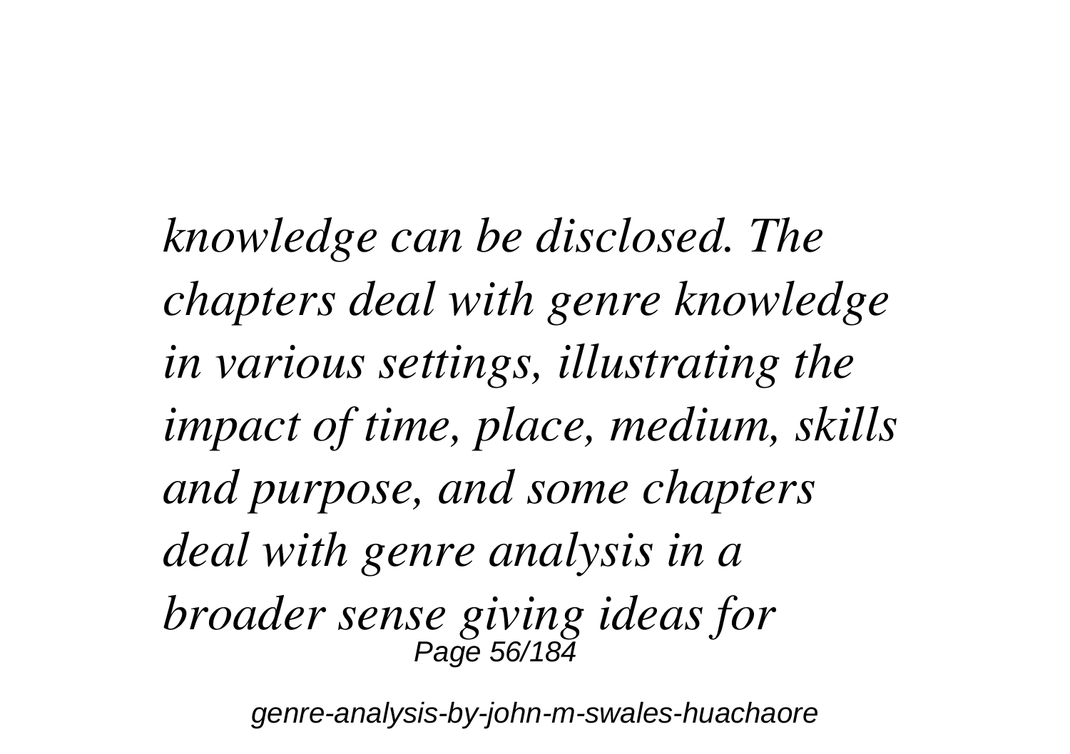*knowledge can be disclosed. The chapters deal with genre knowledge in various settings, illustrating the impact of time, place, medium, skills and purpose, and some chapters deal with genre analysis in a broader sense giving ideas for*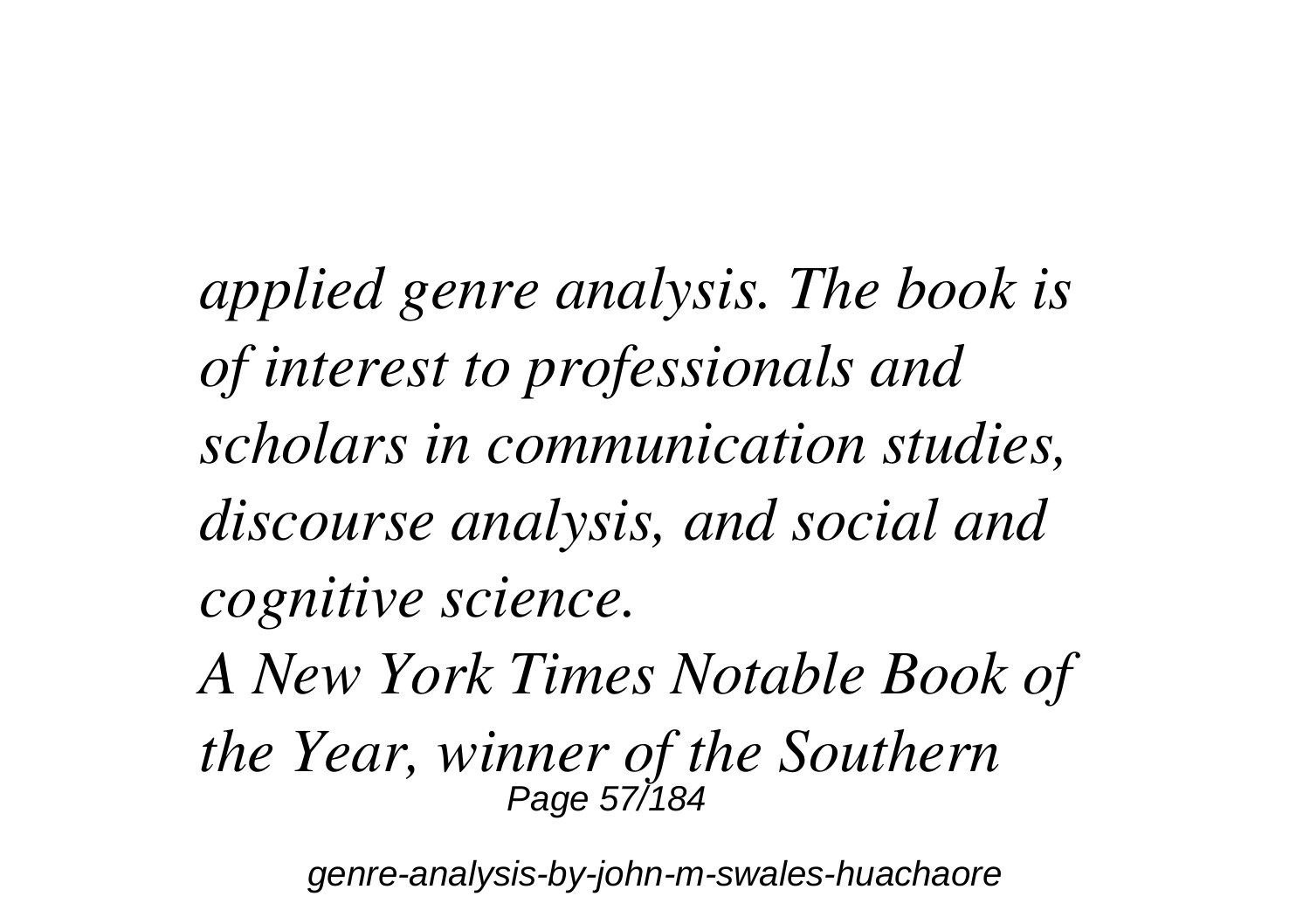*applied genre analysis. The book is of interest to professionals and scholars in communication studies, discourse analysis, and social and cognitive science.*

*A New York Times Notable Book of the Year, winner of the Southern*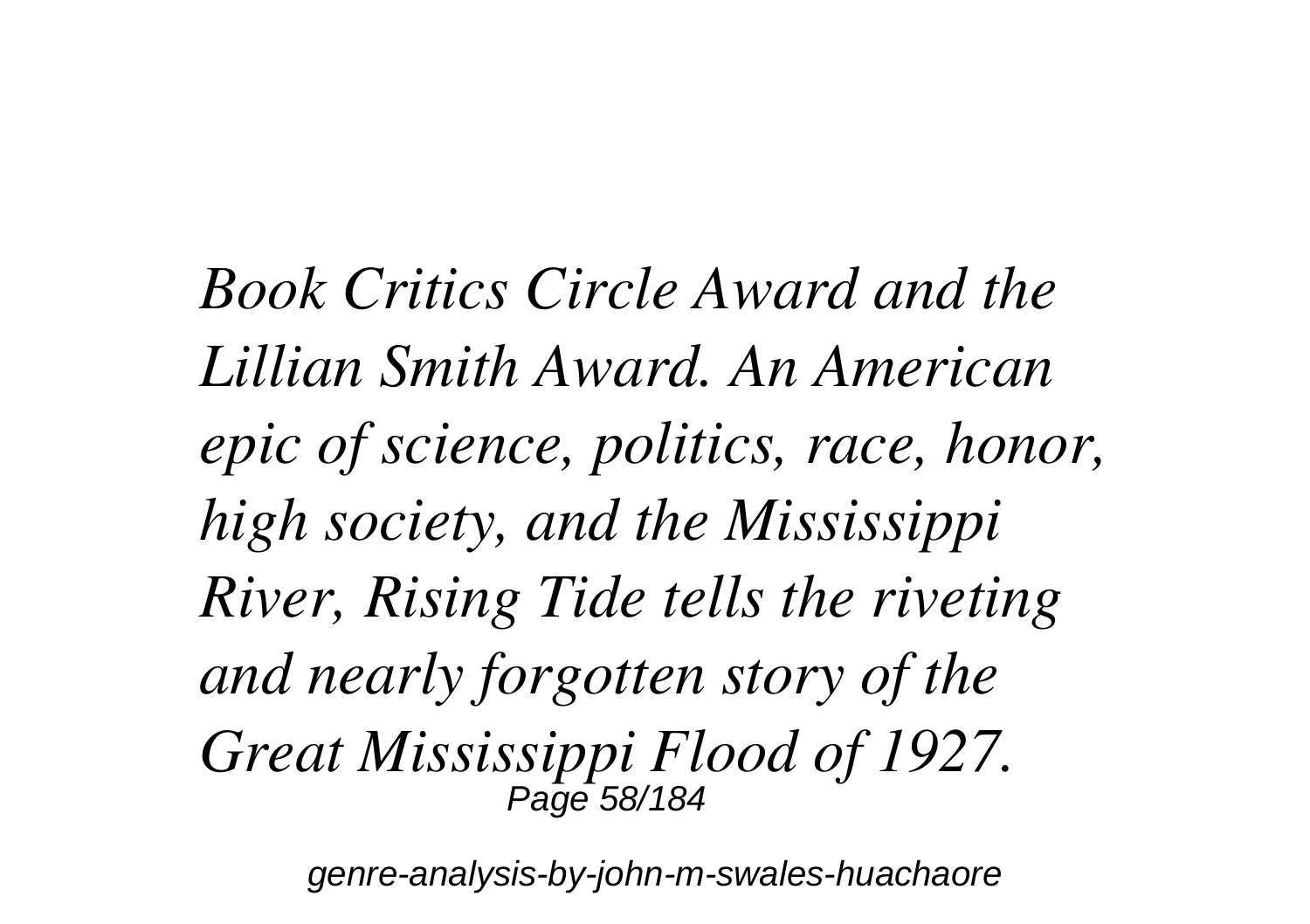*Book Critics Circle Award and the Lillian Smith Award. An American epic of science, politics, race, honor, high society, and the Mississippi River, Rising Tide tells the riveting and nearly forgotten story of the Great Mississippi Flood of 1927.*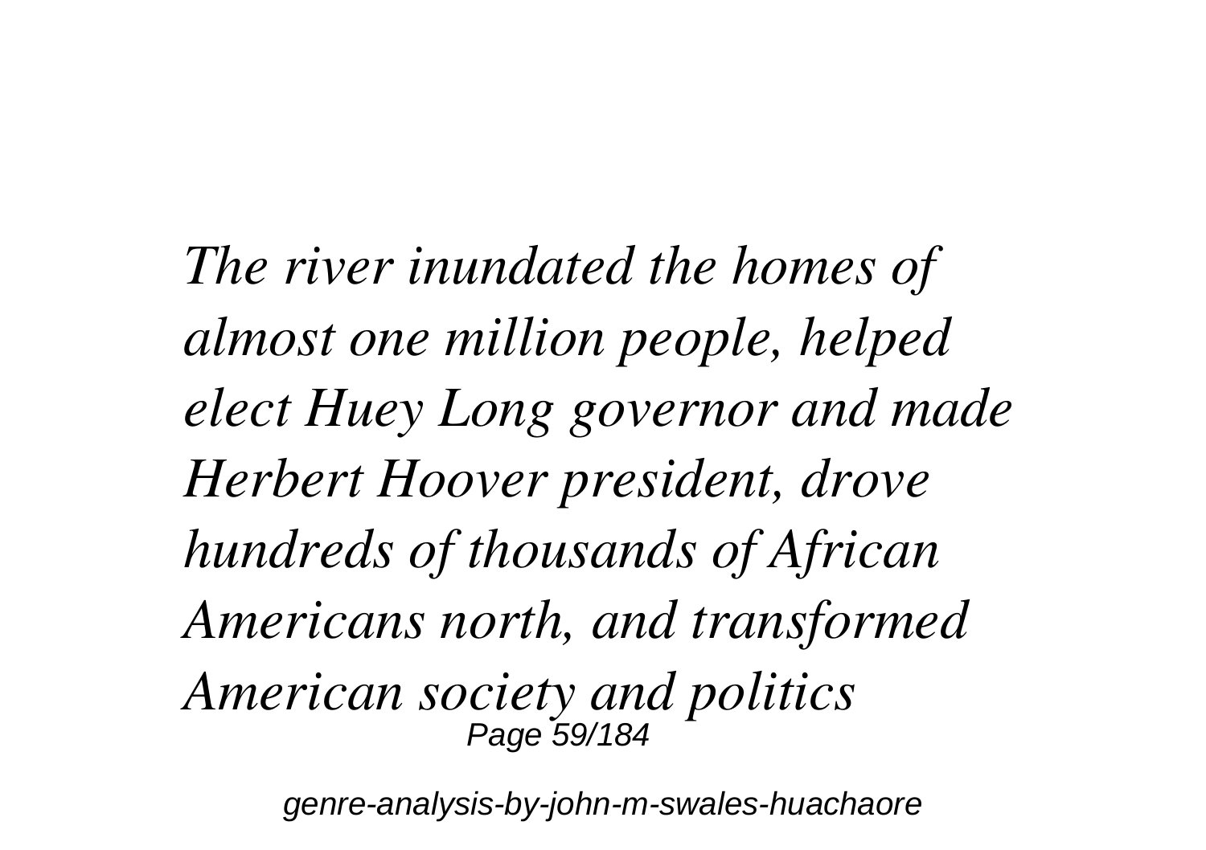*The river inundated the homes of almost one million people, helped elect Huey Long governor and made Herbert Hoover president, drove hundreds of thousands of African Americans north, and transformed American society and politics*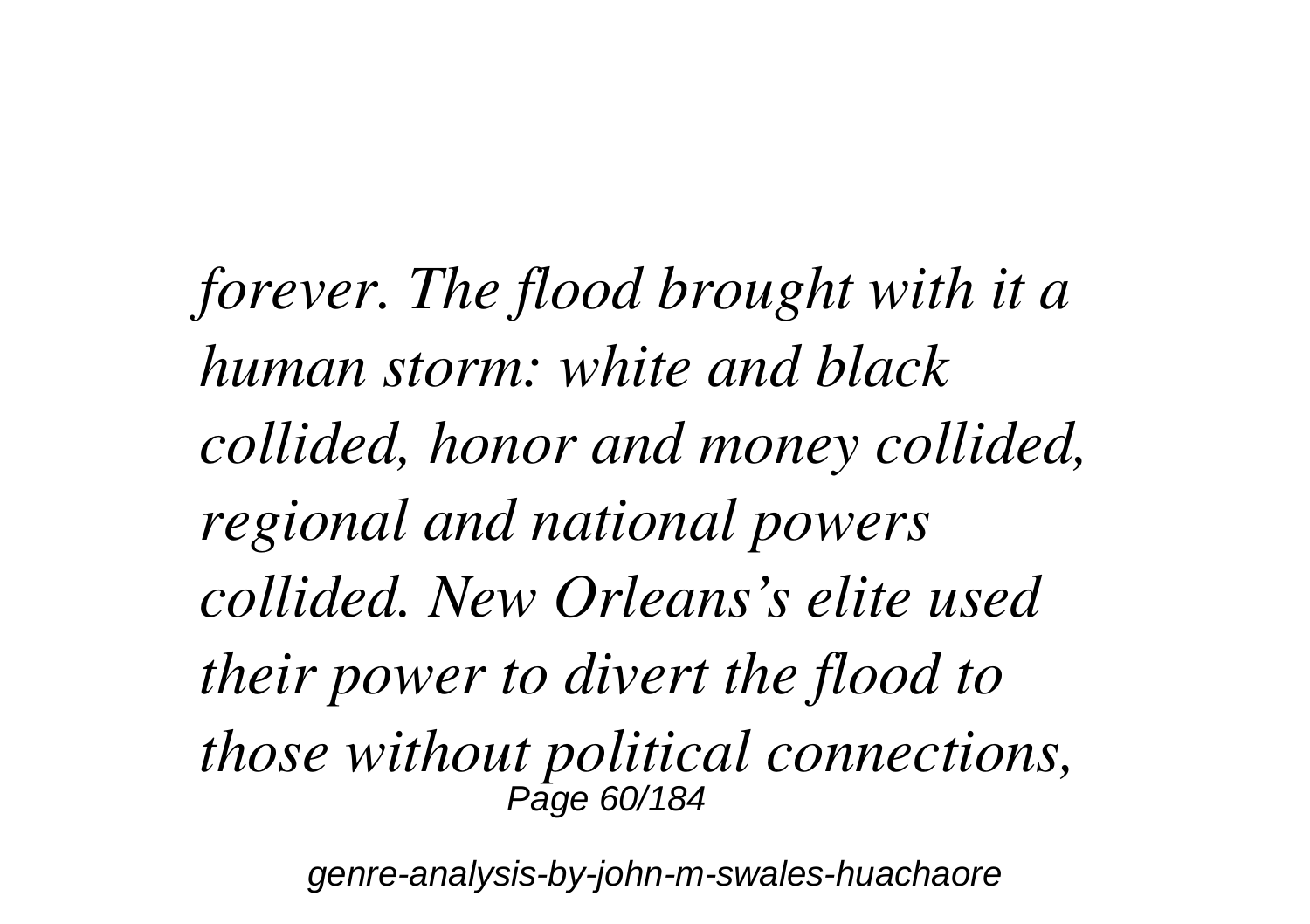*forever. The flood brought with it a human storm: white and black collided, honor and money collided, regional and national powers collided. New Orleans's elite used their power to divert the flood to those without political connections,*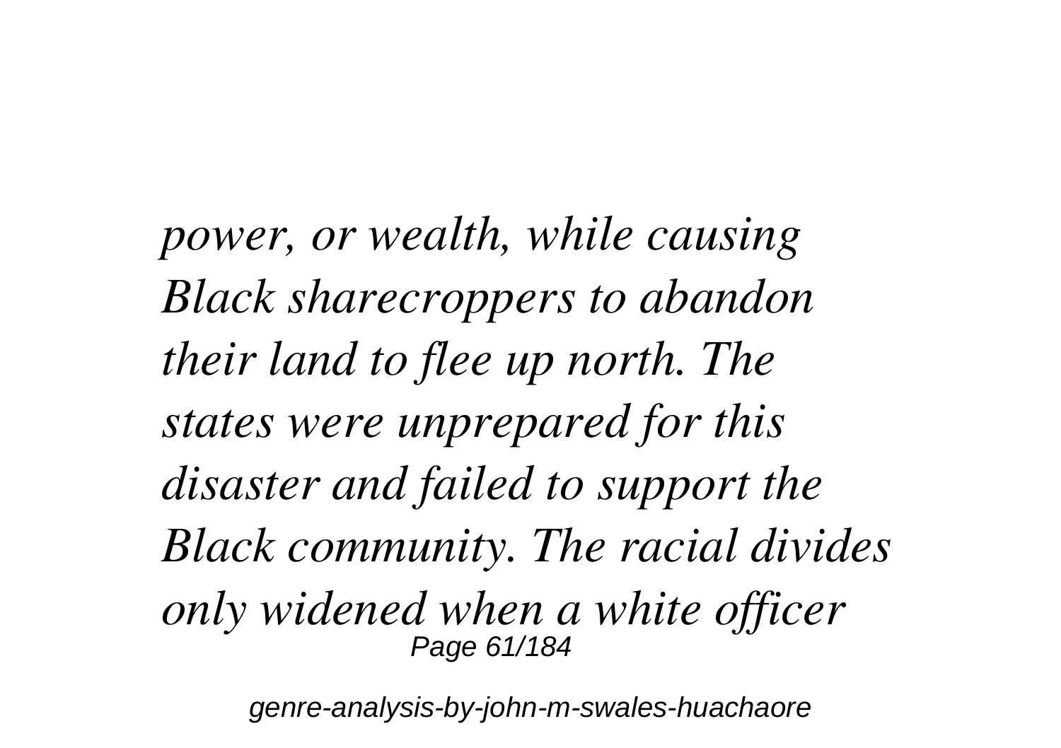*power, or wealth, while causing Black sharecroppers to abandon their land to flee up north. The states were unprepared for this disaster and failed to support the Black community. The racial divides only widened when a white officer*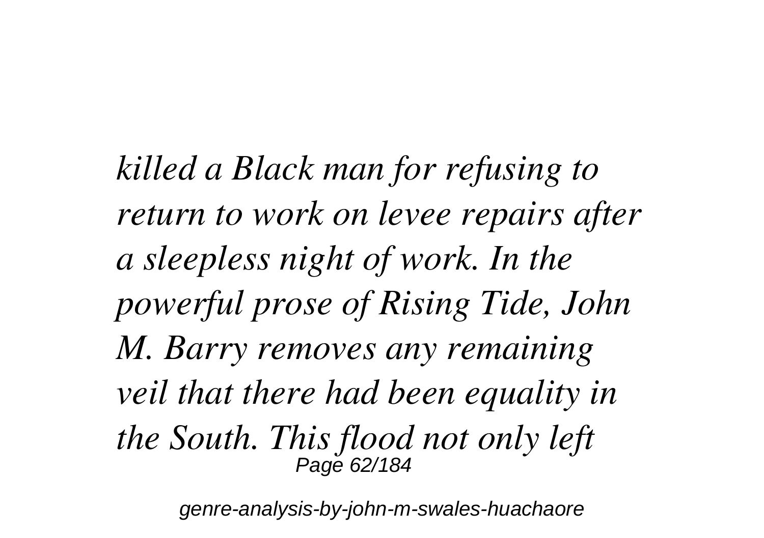*killed a Black man for refusing to return to work on levee repairs after a sleepless night of work. In the powerful prose of Rising Tide, John M. Barry removes any remaining veil that there had been equality in the South. This flood not only left*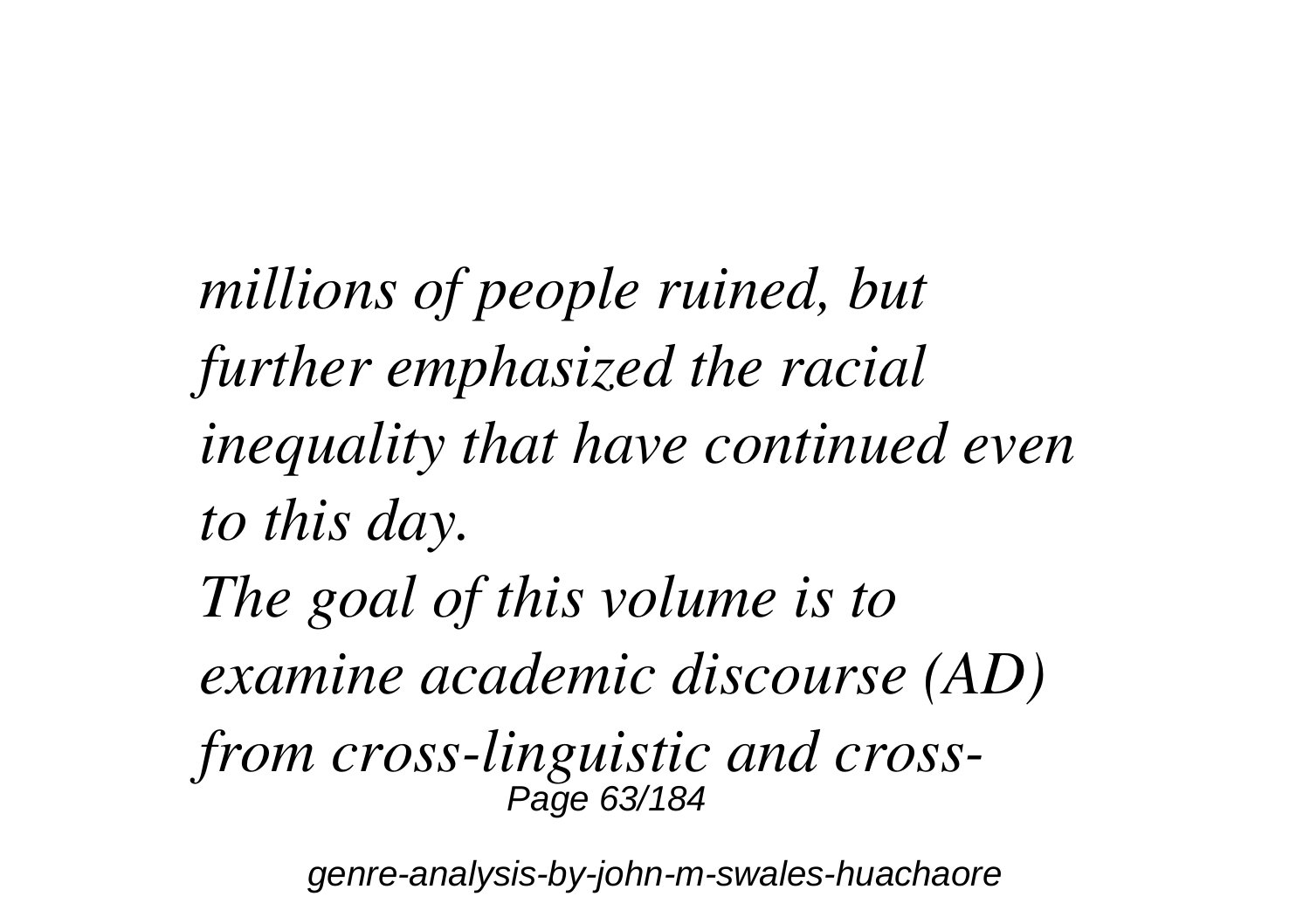*millions of people ruined, but further emphasized the racial inequality that have continued even to this day.*

*The goal of this volume is to examine academic discourse (AD) from cross-linguistic and cross-*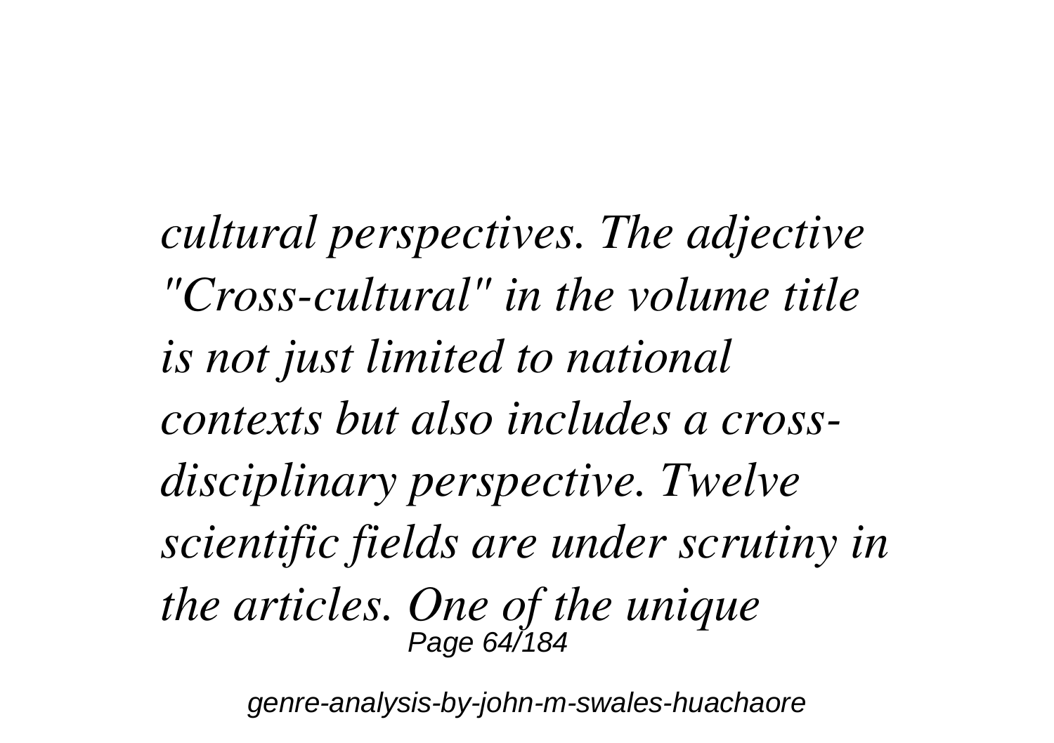*cultural perspectives. The adjective "Cross-cultural" in the volume title is not just limited to national contexts but also includes a cross-disciplinary perspective. Twelve scientific fields are under scrutiny in the articles. One of the unique*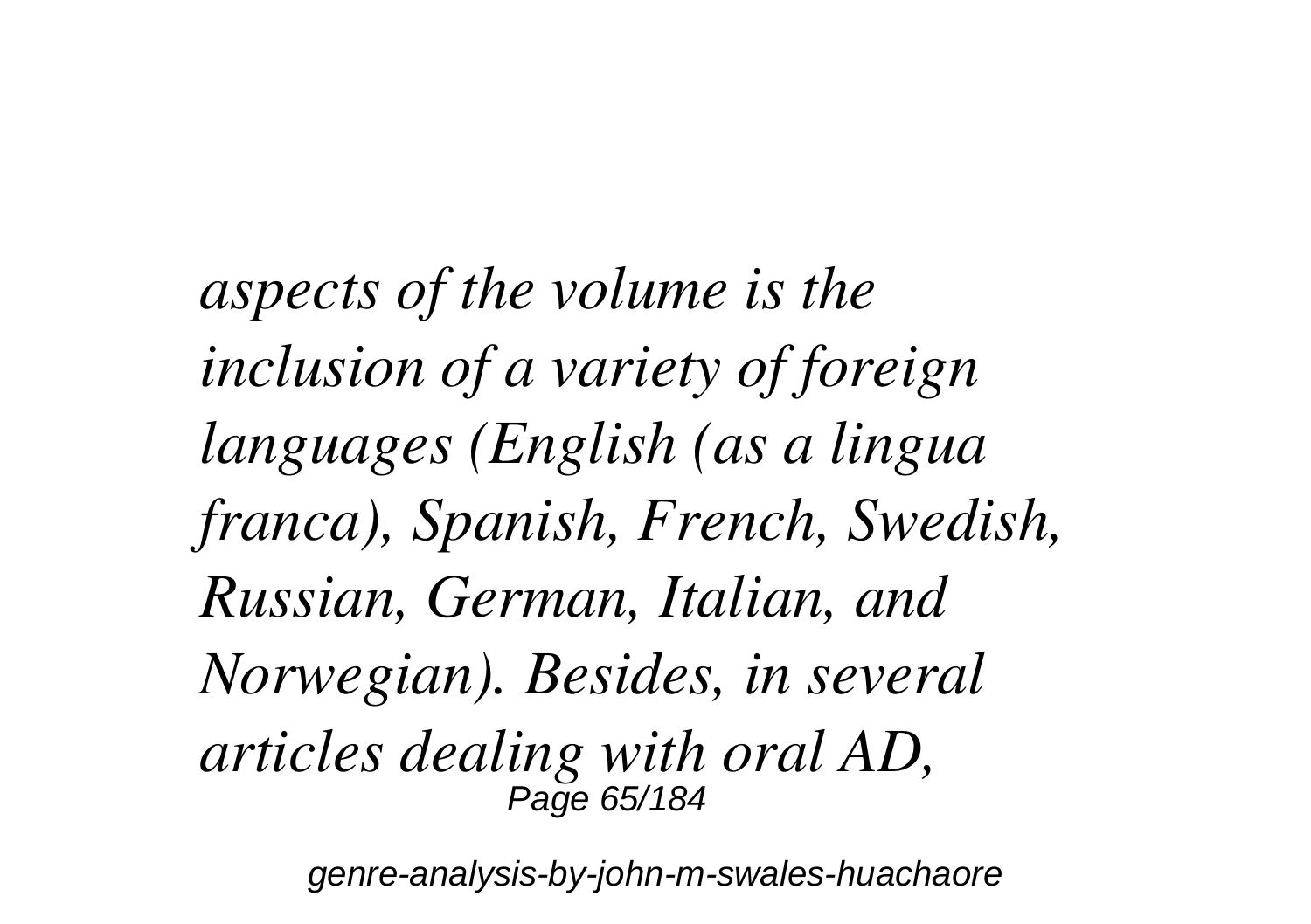*aspects of the volume is the inclusion of a variety of foreign languages (English (as a lingua franca), Spanish, French, Swedish, Russian, German, Italian, and Norwegian). Besides, in several articles dealing with oral AD,*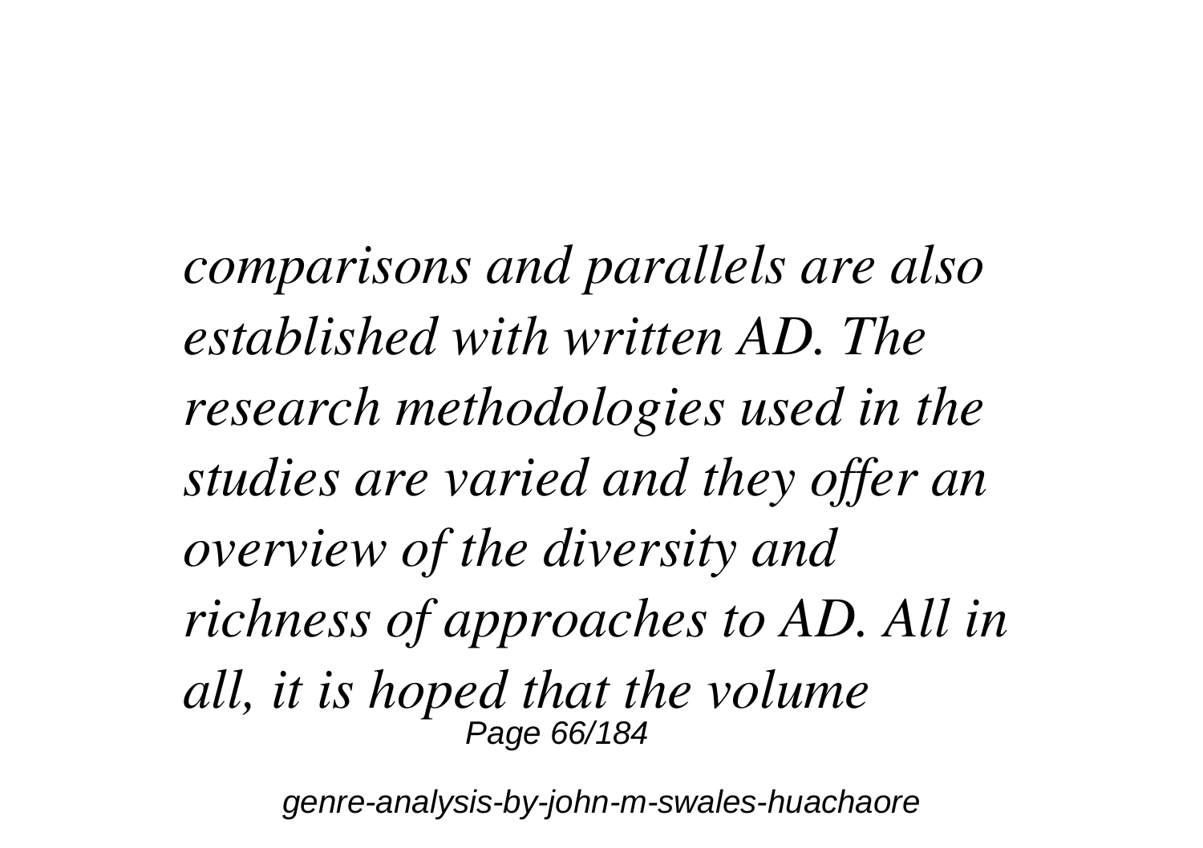*comparisons and parallels are also established with written AD. The research methodologies used in the studies are varied and they offer an overview of the diversity and richness of approaches to AD. All in all, it is hoped that the volume*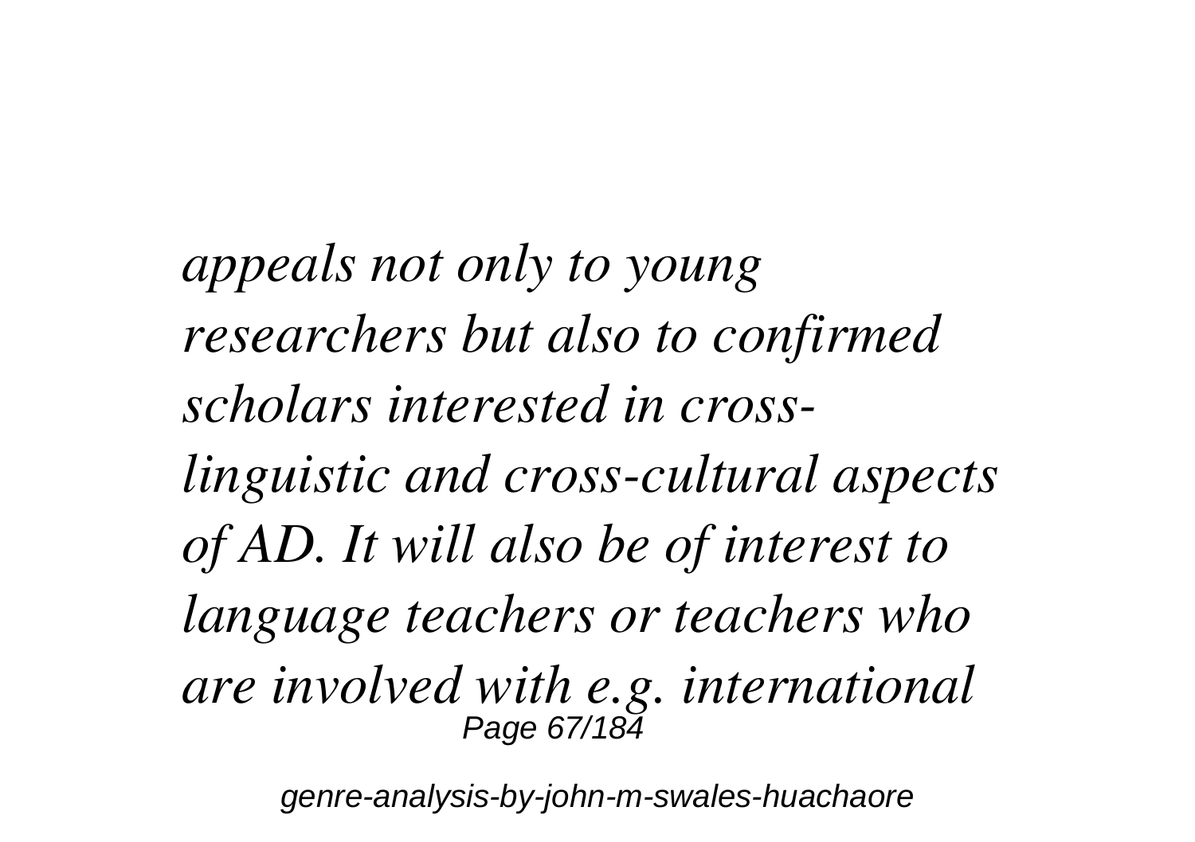*appeals not only to young researchers but also to confirmed scholars interested in cross-linguistic and cross-cultural aspects of AD. It will also be of interest to language teachers or teachers who are involved with e.g. international*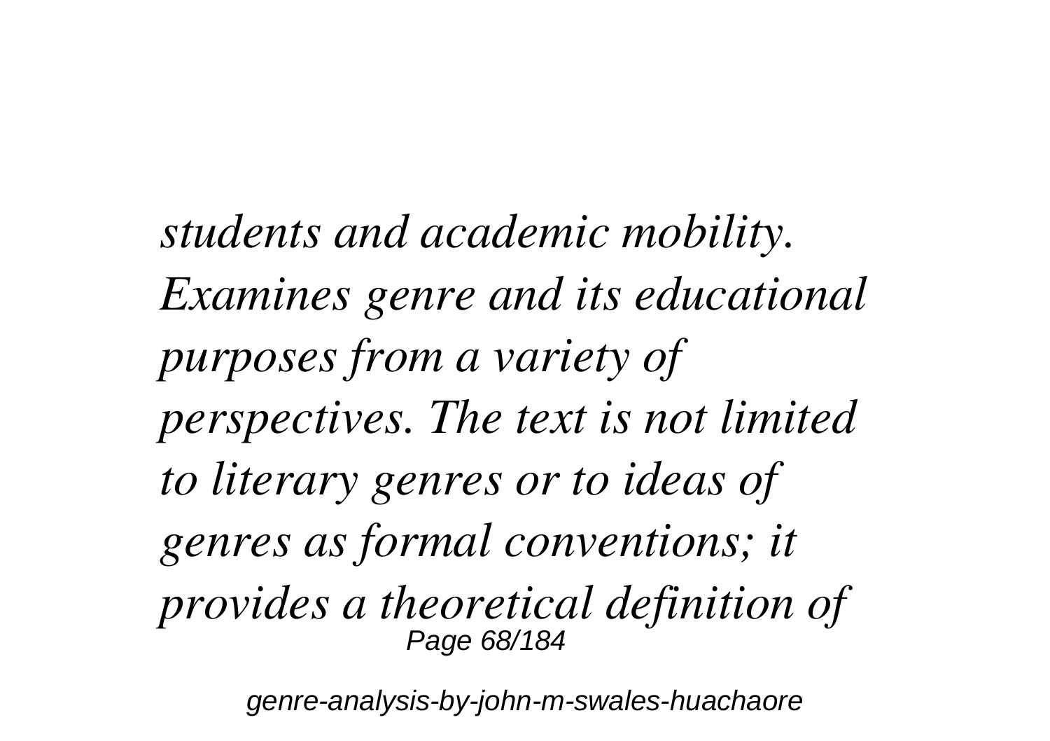*students and academic mobility. Examines genre and its educational purposes from a variety of perspectives. The text is not limited to literary genres or to ideas of genres as formal conventions; it provides a theoretical definition of*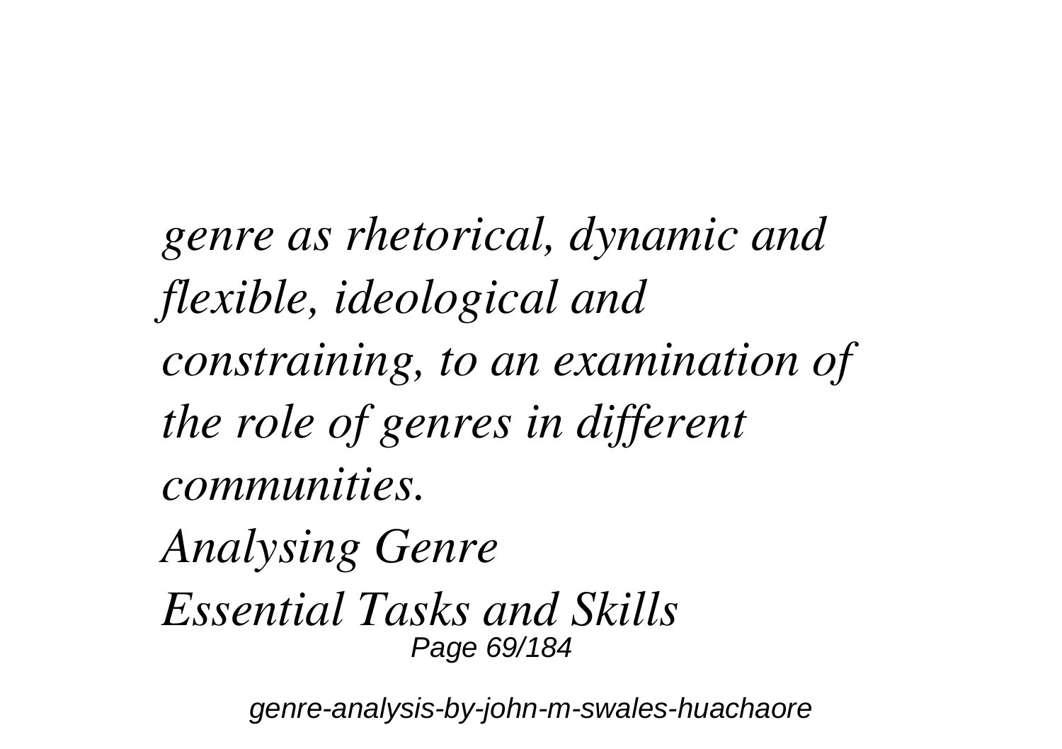*genre as rhetorical, dynamic and flexible, ideological and constraining, to an examination of the role of genres in different communities.*

*Analysing Genre*

*Essential Tasks and Skills*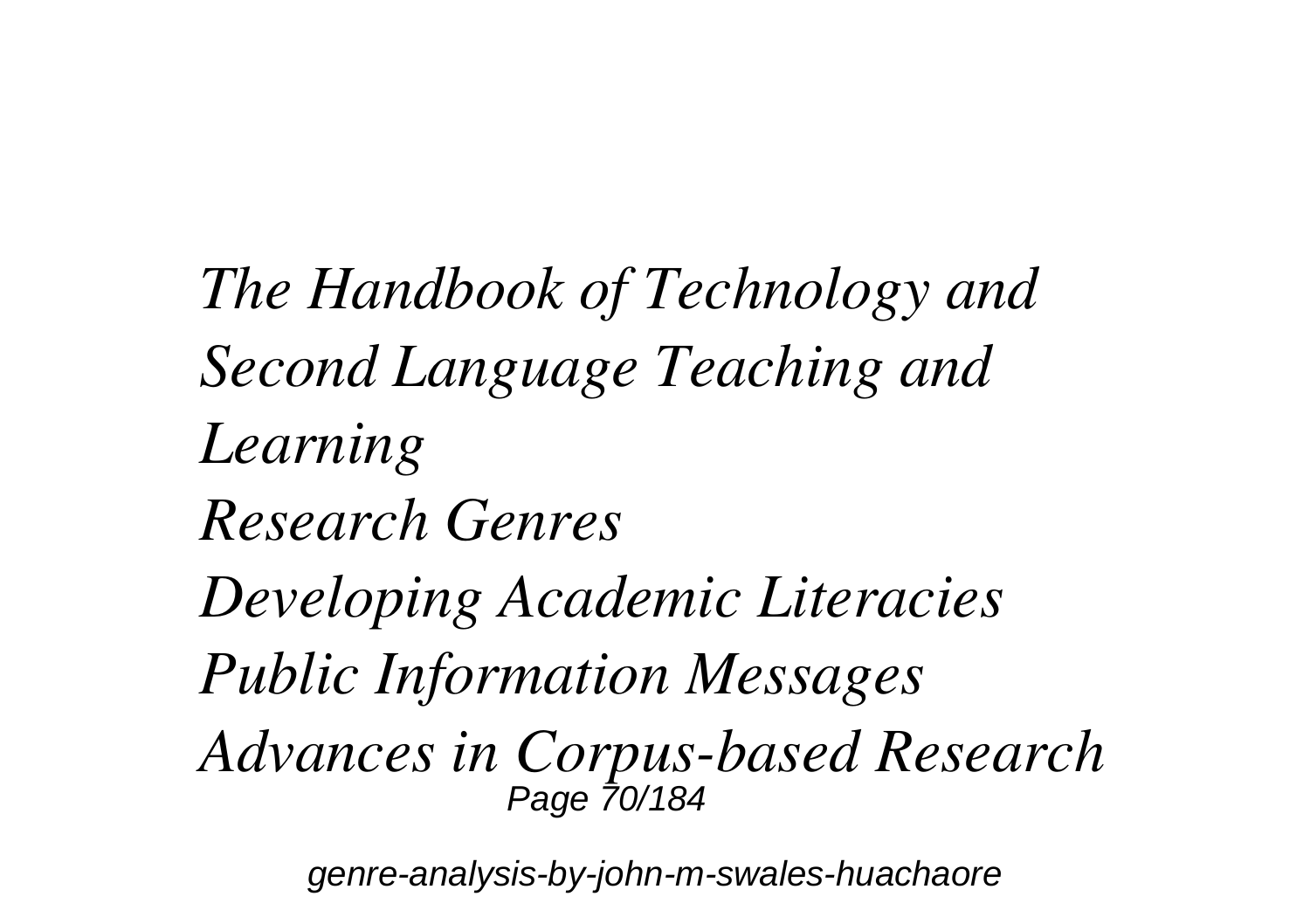*The Handbook of Technology and Second Language Teaching and Learning*
*Research Genres*
*Developing Academic Literacies*
*Public Information Messages*
*Advances in Corpus-based Research*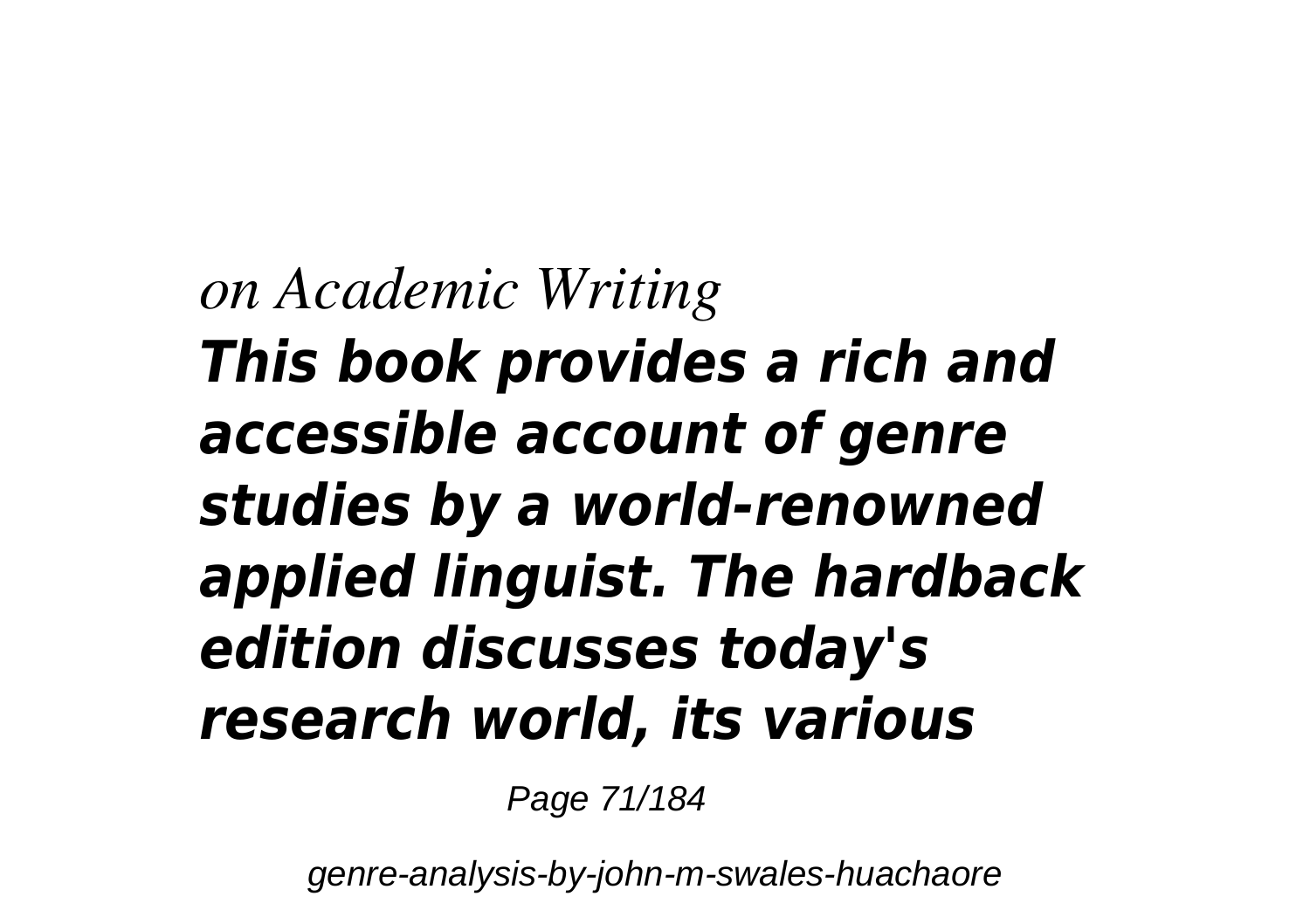*on Academic Writing*

***This book provides a rich and accessible account of genre studies by a world-renowned applied linguist. The hardback edition discusses today's research world, its various***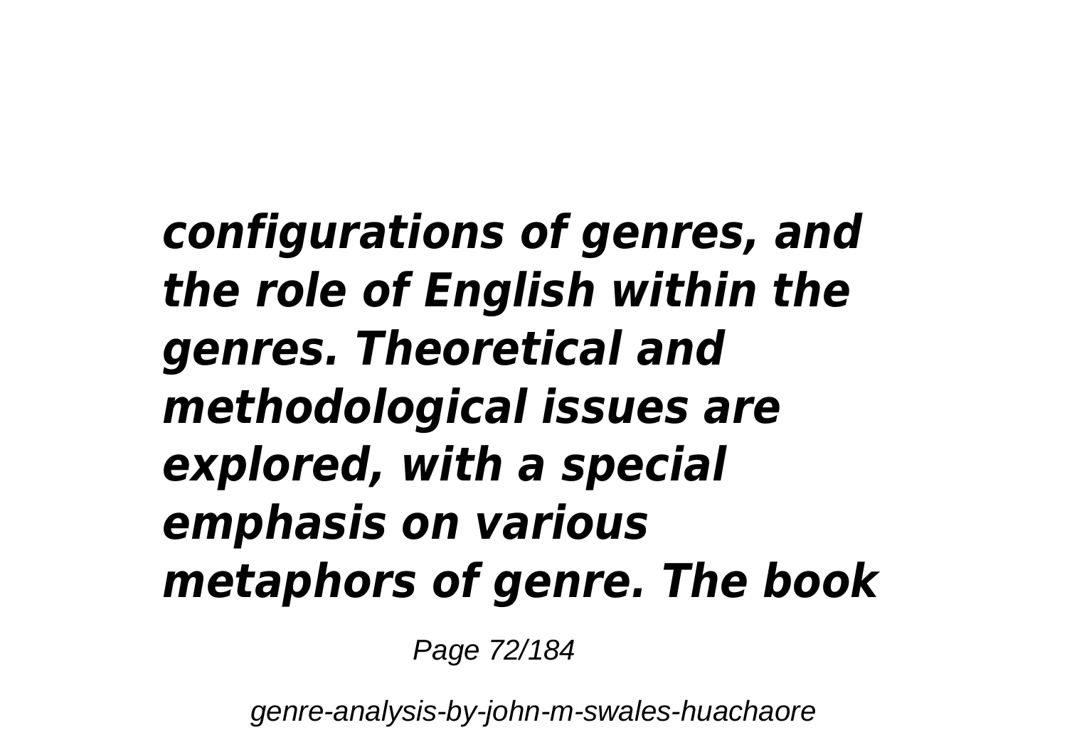***configurations of genres, and the role of English within the genres. Theoretical and methodological issues are explored, with a special emphasis on various metaphors of genre. The book***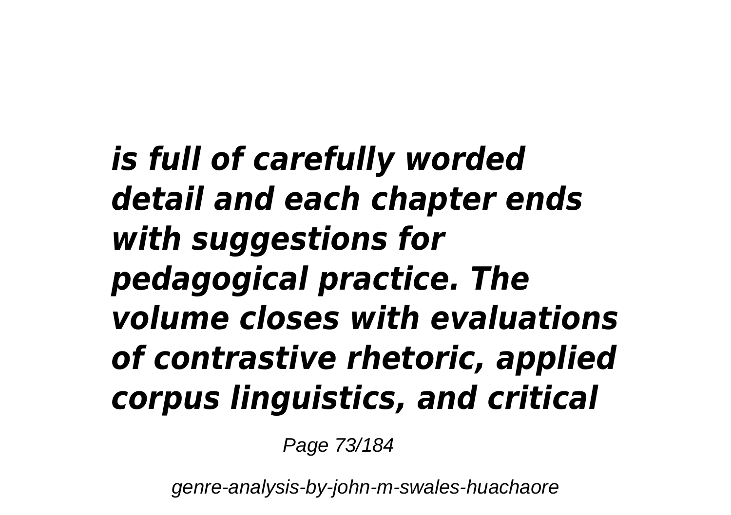***is full of carefully worded detail and each chapter ends with suggestions for pedagogical practice. The volume closes with evaluations of contrastive rhetoric, applied corpus linguistics, and critical***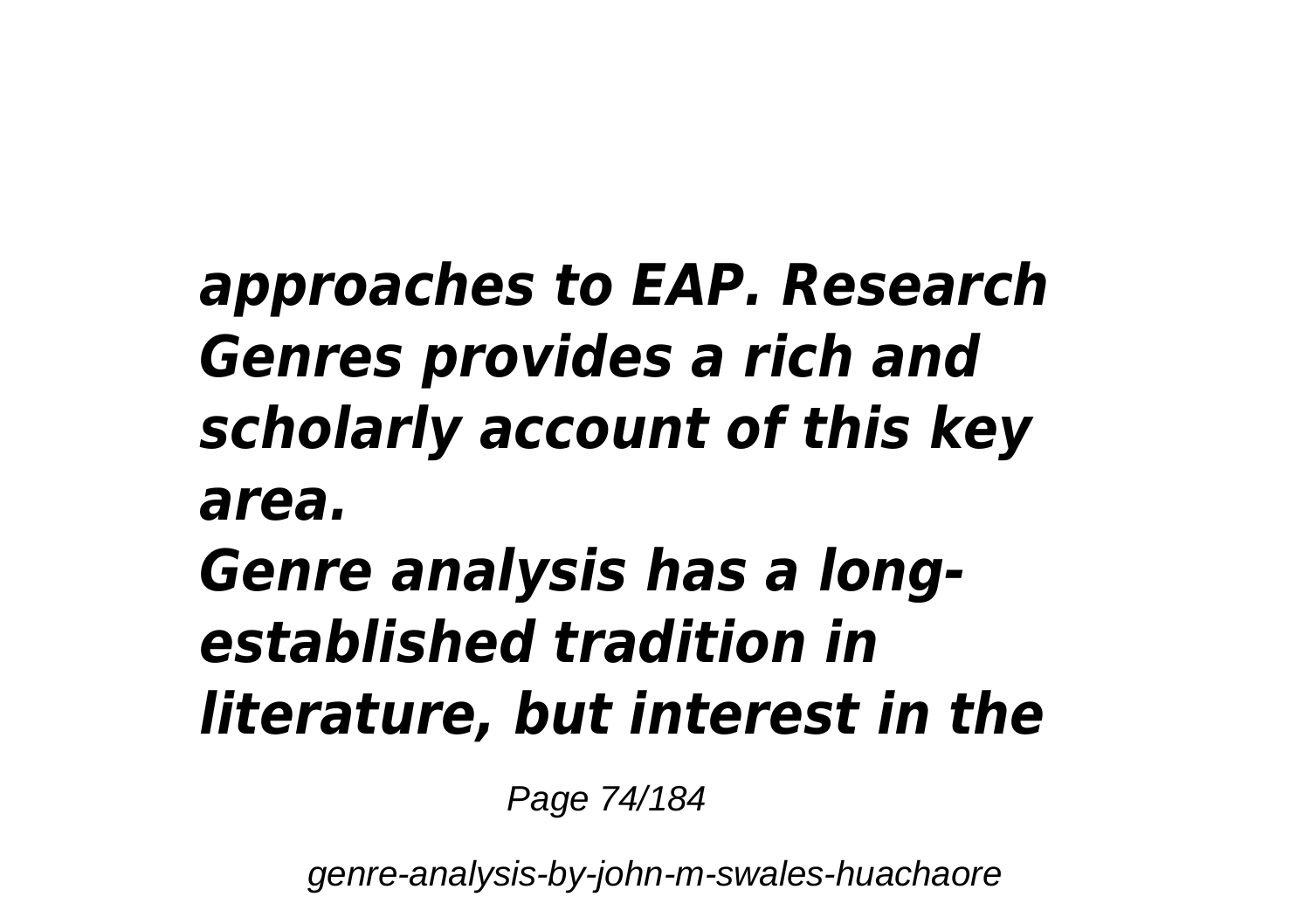***approaches to EAP. Research Genres provides a rich and scholarly account of this key area.***

***Genre analysis has a long-established tradition in literature, but interest in the***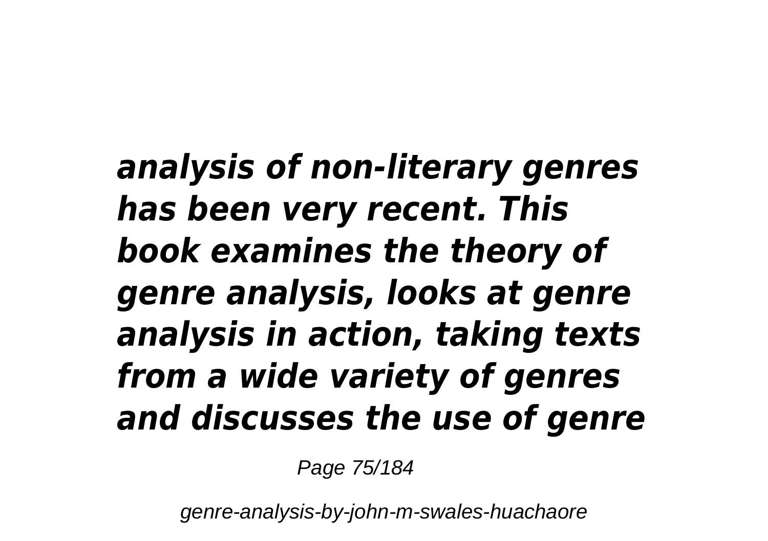***analysis of non-literary genres has been very recent. This book examines the theory of genre analysis, looks at genre analysis in action, taking texts from a wide variety of genres and discusses the use of genre***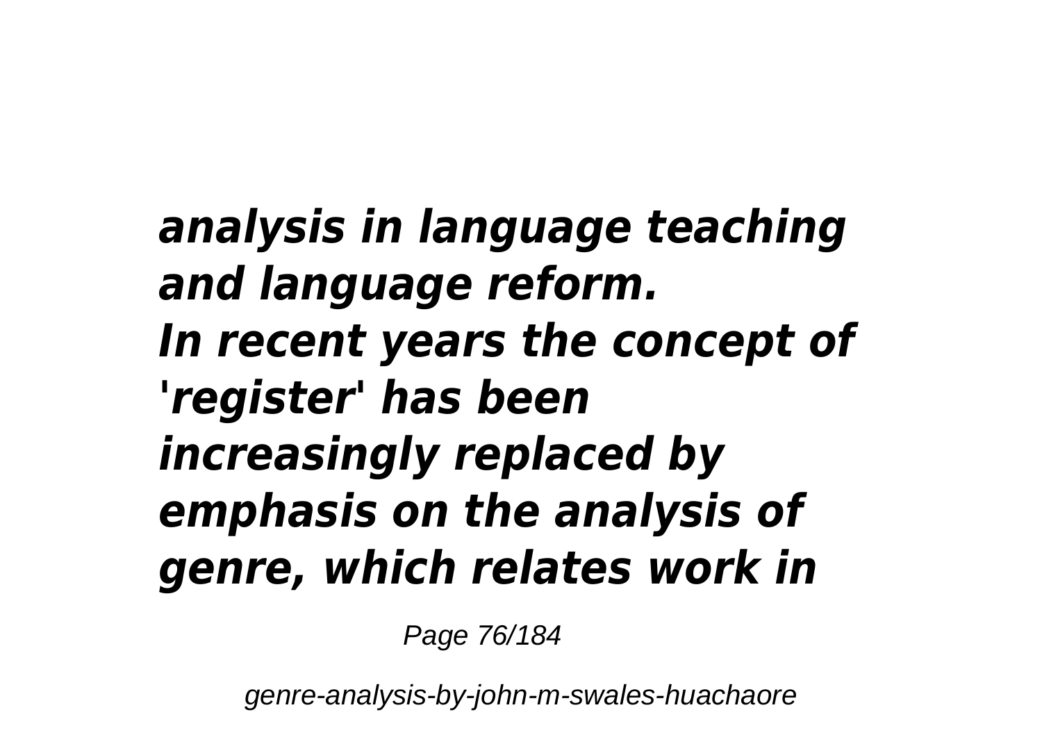*analysis in language teaching and language reform.*
*In recent years the concept of 'register' has been increasingly replaced by emphasis on the analysis of genre, which relates work in*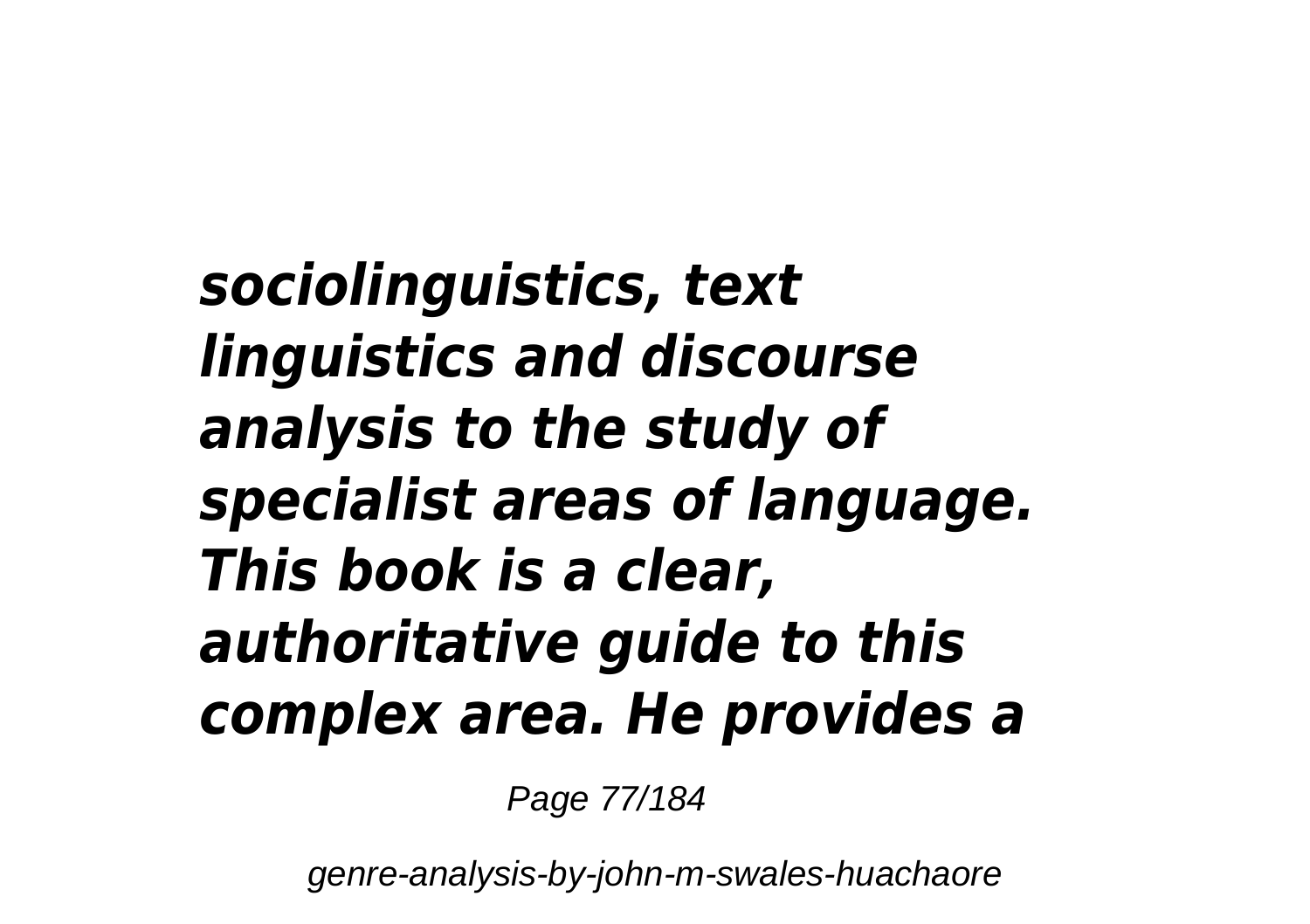***sociolinguistics, text linguistics and discourse analysis to the study of specialist areas of language. This book is a clear, authoritative guide to this complex area. He provides a***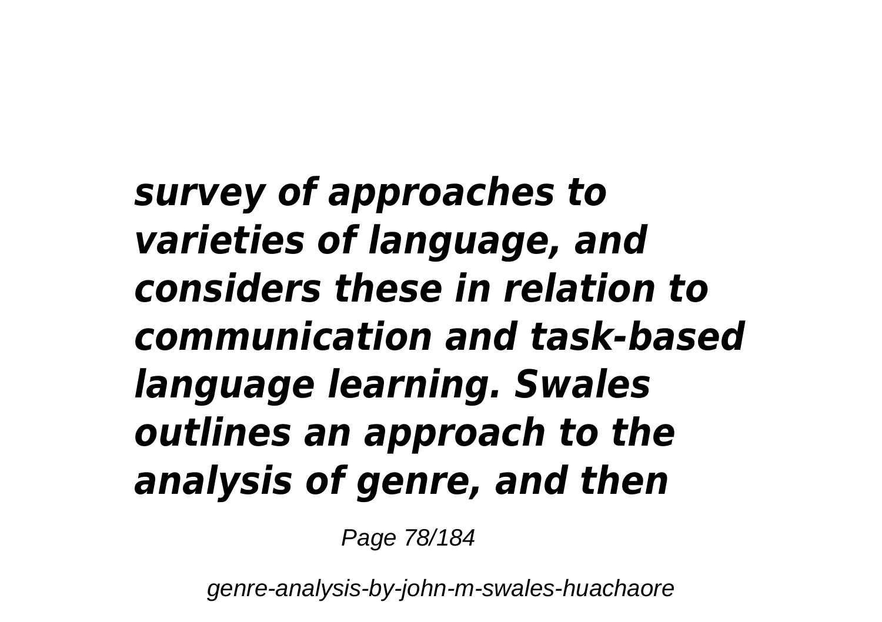***survey of approaches to varieties of language, and considers these in relation to communication and task-based language learning. Swales outlines an approach to the analysis of genre, and then***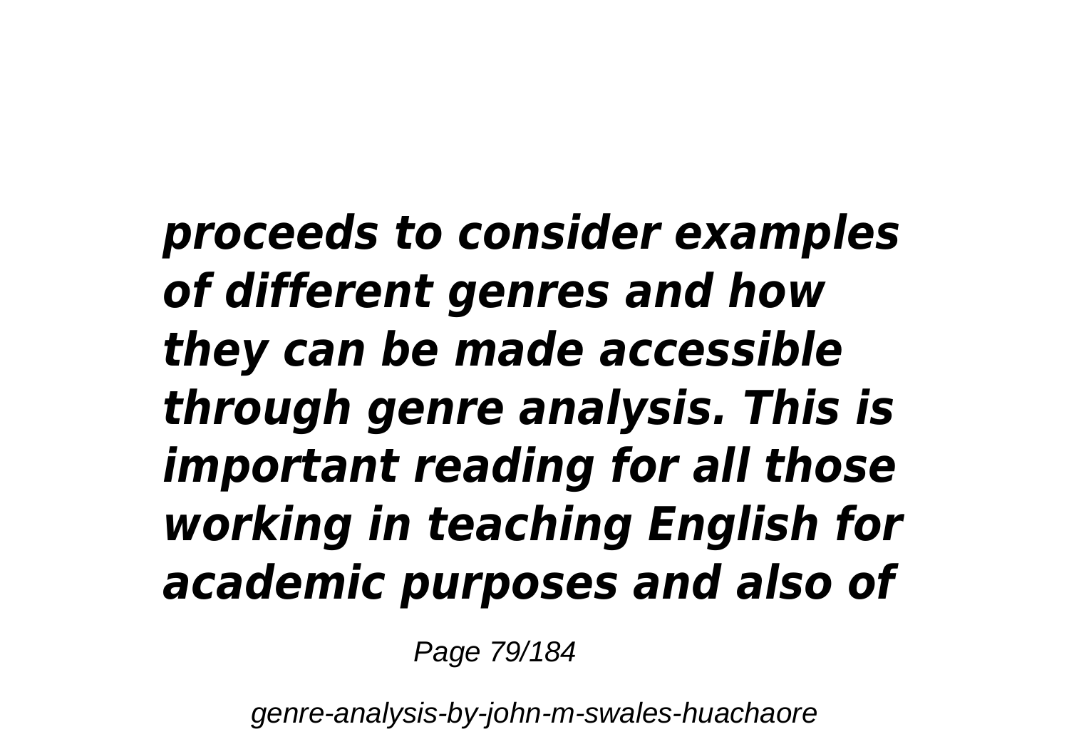***proceeds to consider examples of different genres and how they can be made accessible through genre analysis. This is important reading for all those working in teaching English for academic purposes and also of***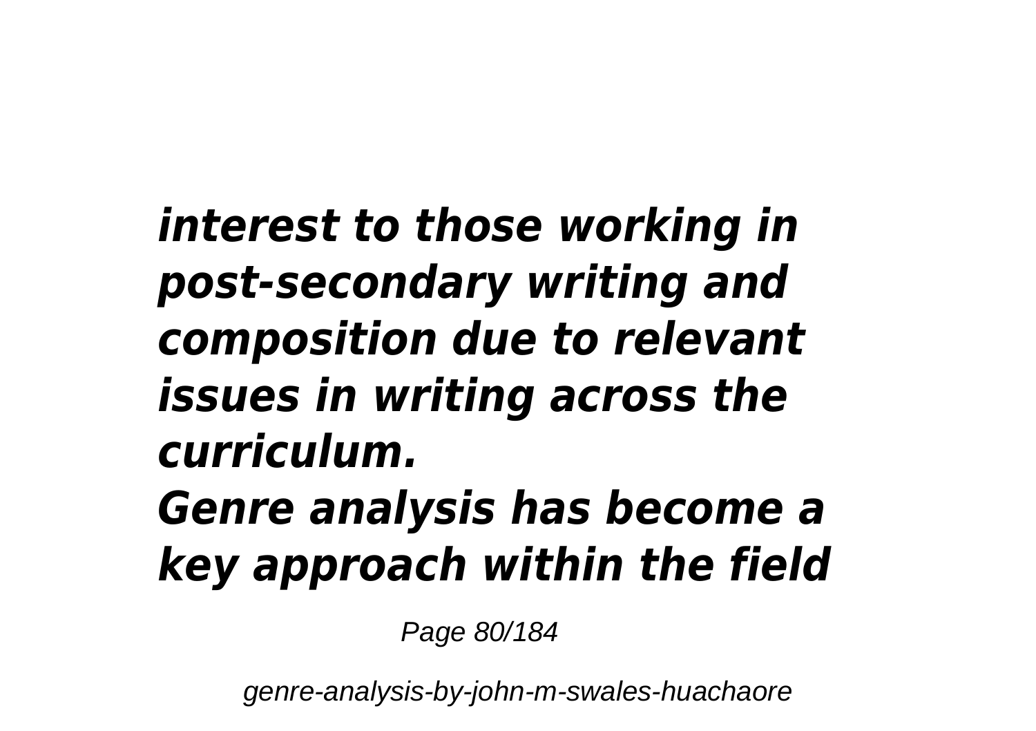***interest to those working in post-secondary writing and composition due to relevant issues in writing across the curriculum.***

***Genre analysis has become a key approach within the field***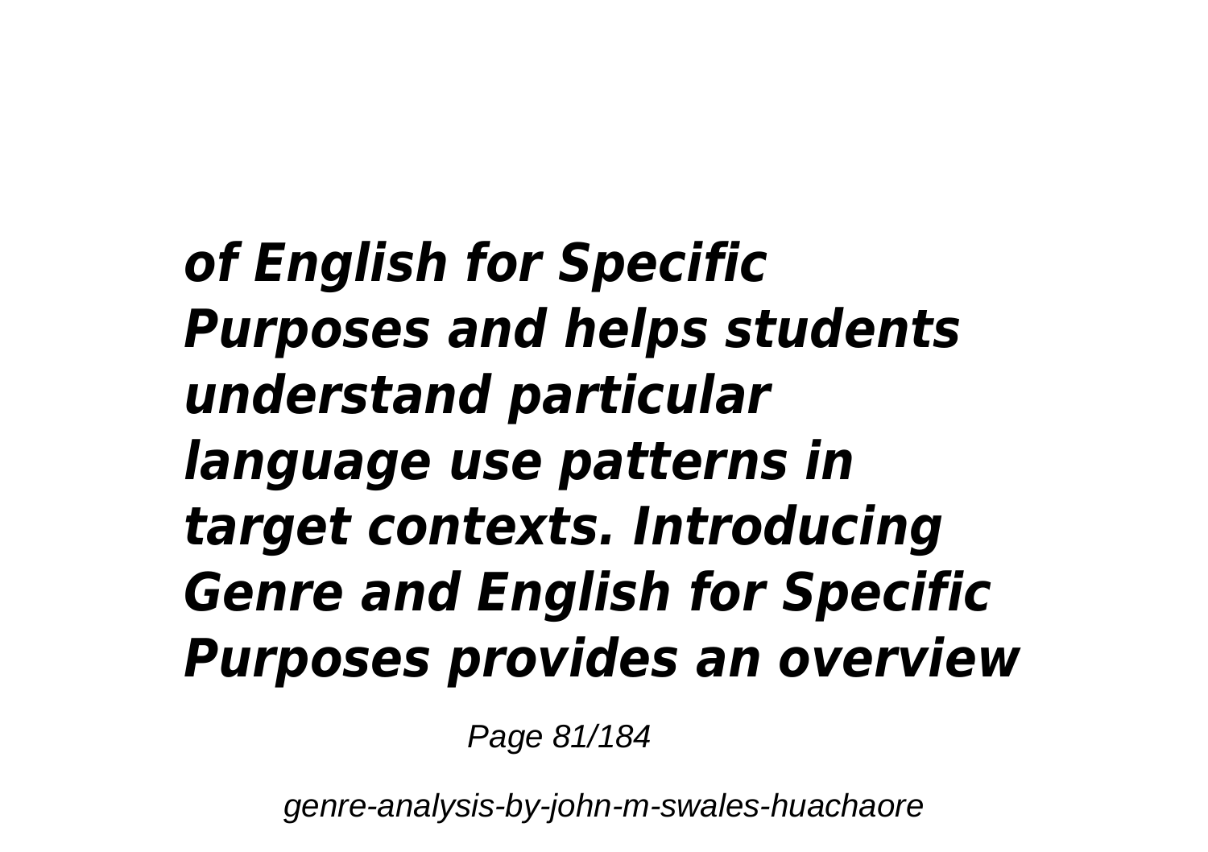***of English for Specific Purposes and helps students understand particular language use patterns in target contexts. Introducing Genre and English for Specific Purposes provides an overview***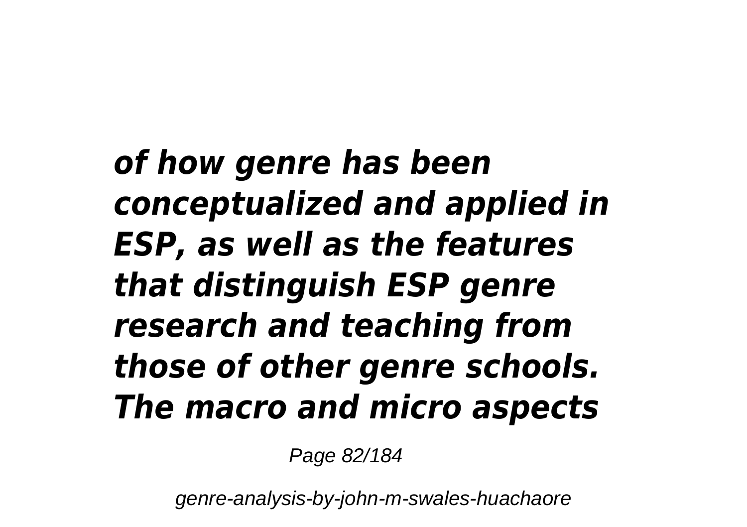***of how genre has been conceptualized and applied in ESP, as well as the features that distinguish ESP genre research and teaching from those of other genre schools. The macro and micro aspects***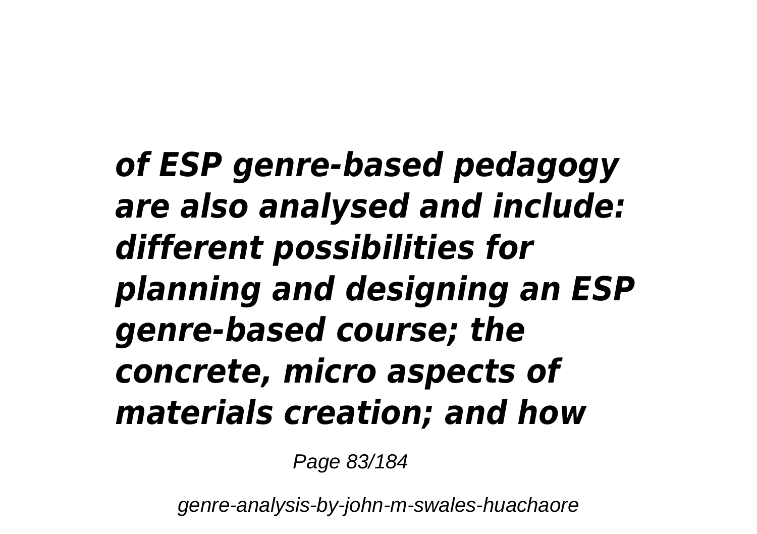***of ESP genre-based pedagogy are also analysed and include: different possibilities for planning and designing an ESP genre-based course; the concrete, micro aspects of materials creation; and how***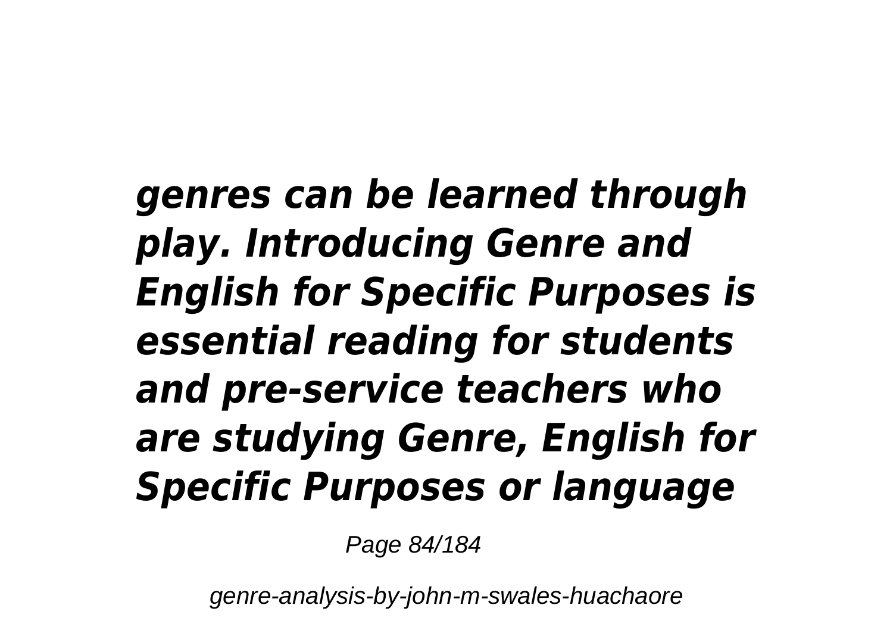***genres can be learned through play. Introducing Genre and English for Specific Purposes is essential reading for students and pre-service teachers who are studying Genre, English for Specific Purposes or language***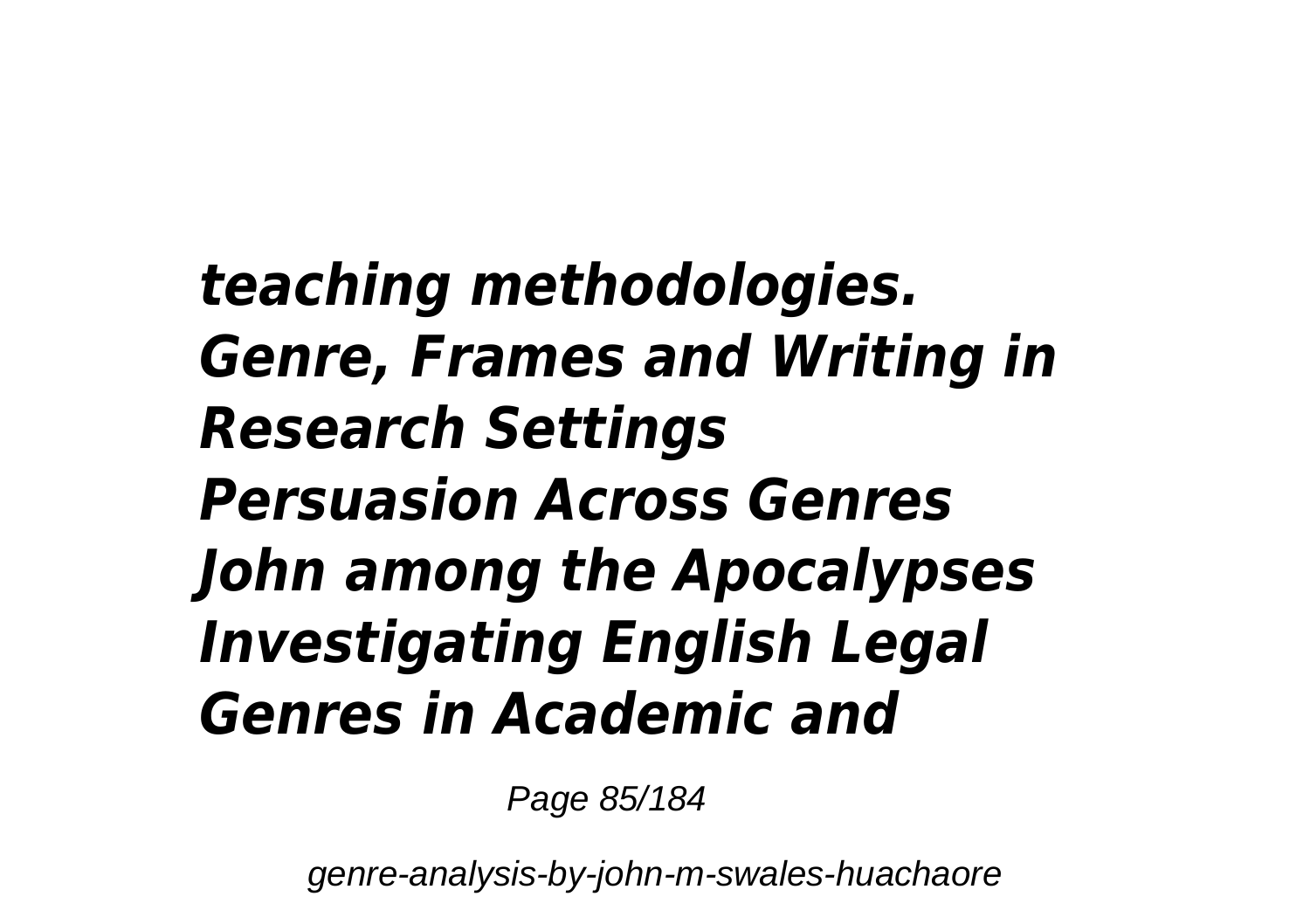***teaching methodologies.***
***Genre, Frames and Writing in Research Settings***
***Persuasion Across Genres***
***John among the Apocalypses***
***Investigating English Legal Genres in Academic and***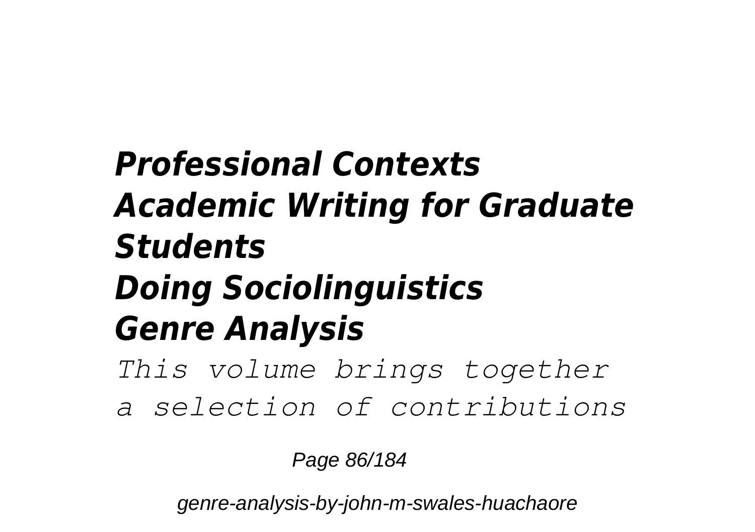***Professional Contexts***
***Academic Writing for Graduate Students***
***Doing Sociolinguistics***
***Genre Analysis***

*This volume brings together a selection of contributions*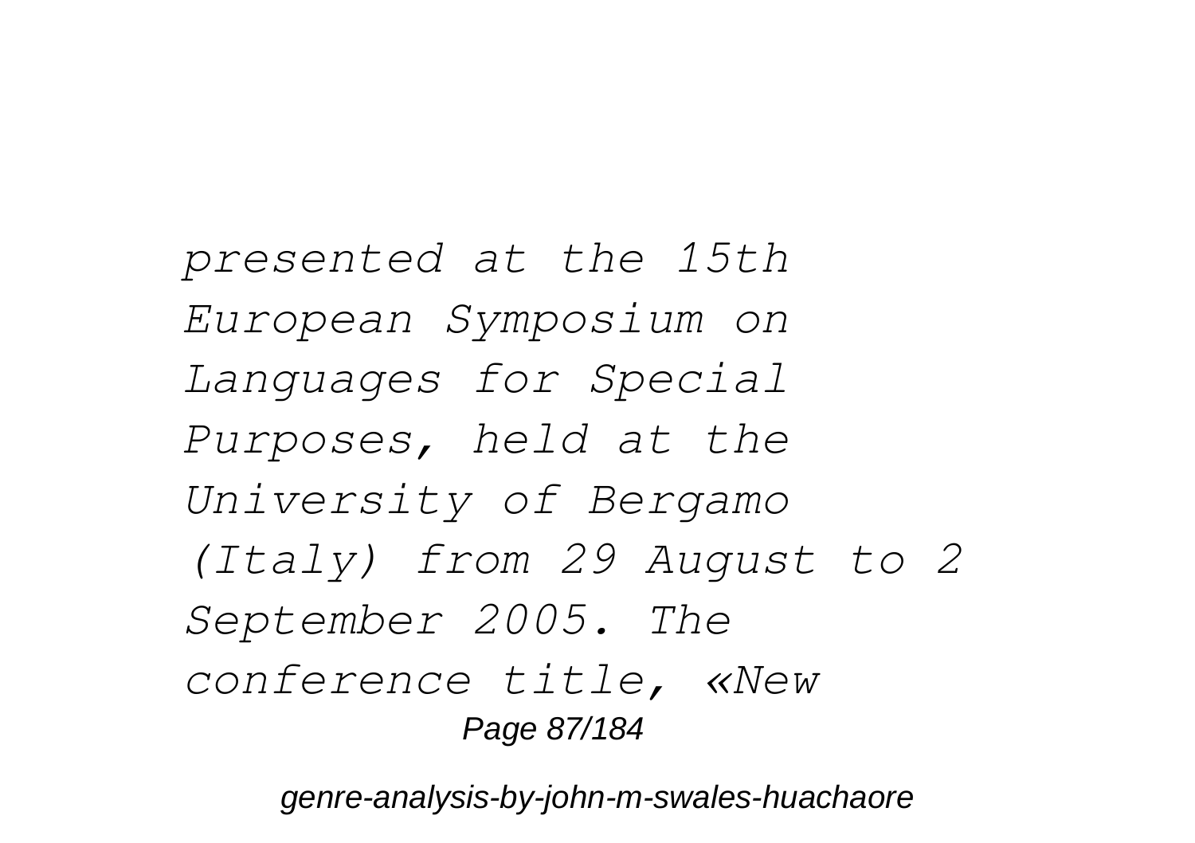*presented at the 15th European Symposium on Languages for Special Purposes, held at the University of Bergamo (Italy) from 29 August to 2 September 2005. The conference title, «New*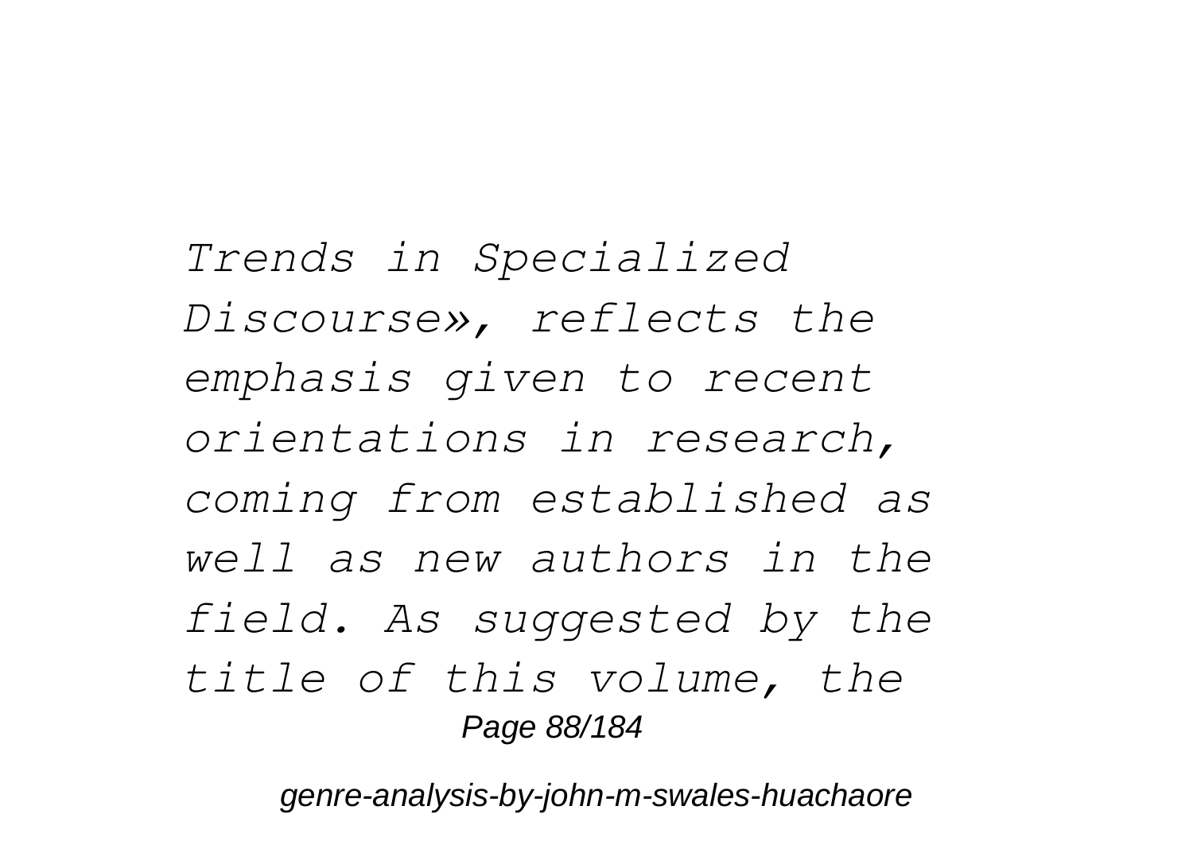*Trends in Specialized Discourse», reflects the emphasis given to recent orientations in research, coming from established as well as new authors in the field. As suggested by the title of this volume, the*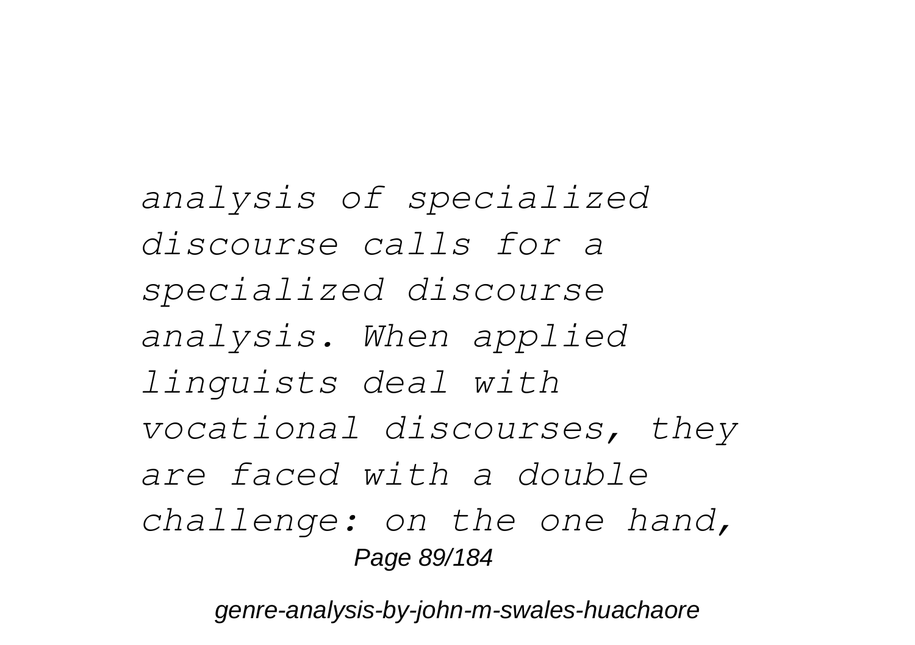*analysis of specialized discourse calls for a specialized discourse analysis. When applied linguists deal with vocational discourses, they are faced with a double challenge: on the one hand,*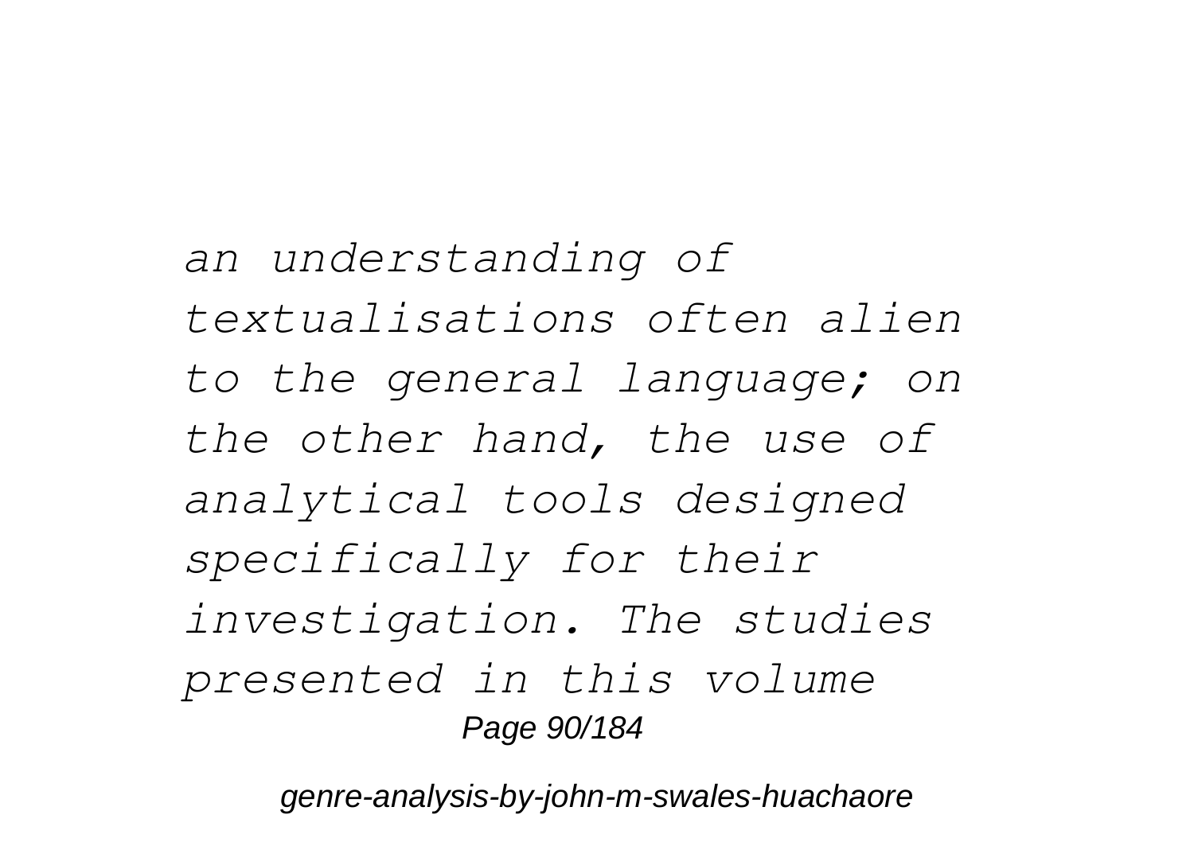*an understanding of textualisations often alien to the general language; on the other hand, the use of analytical tools designed specifically for their investigation. The studies presented in this volume*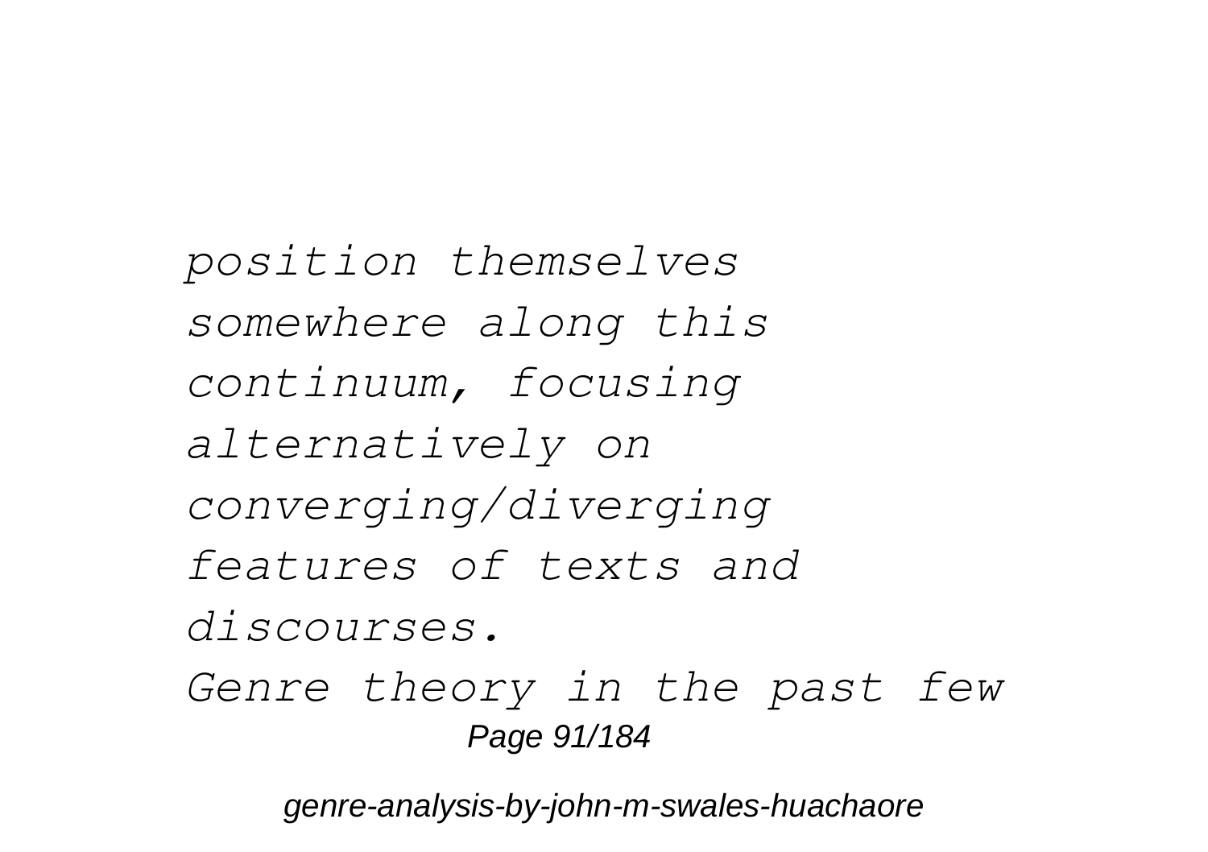*position themselves somewhere along this continuum, focusing alternatively on converging/diverging features of texts and discourses.*

*Genre theory in the past few*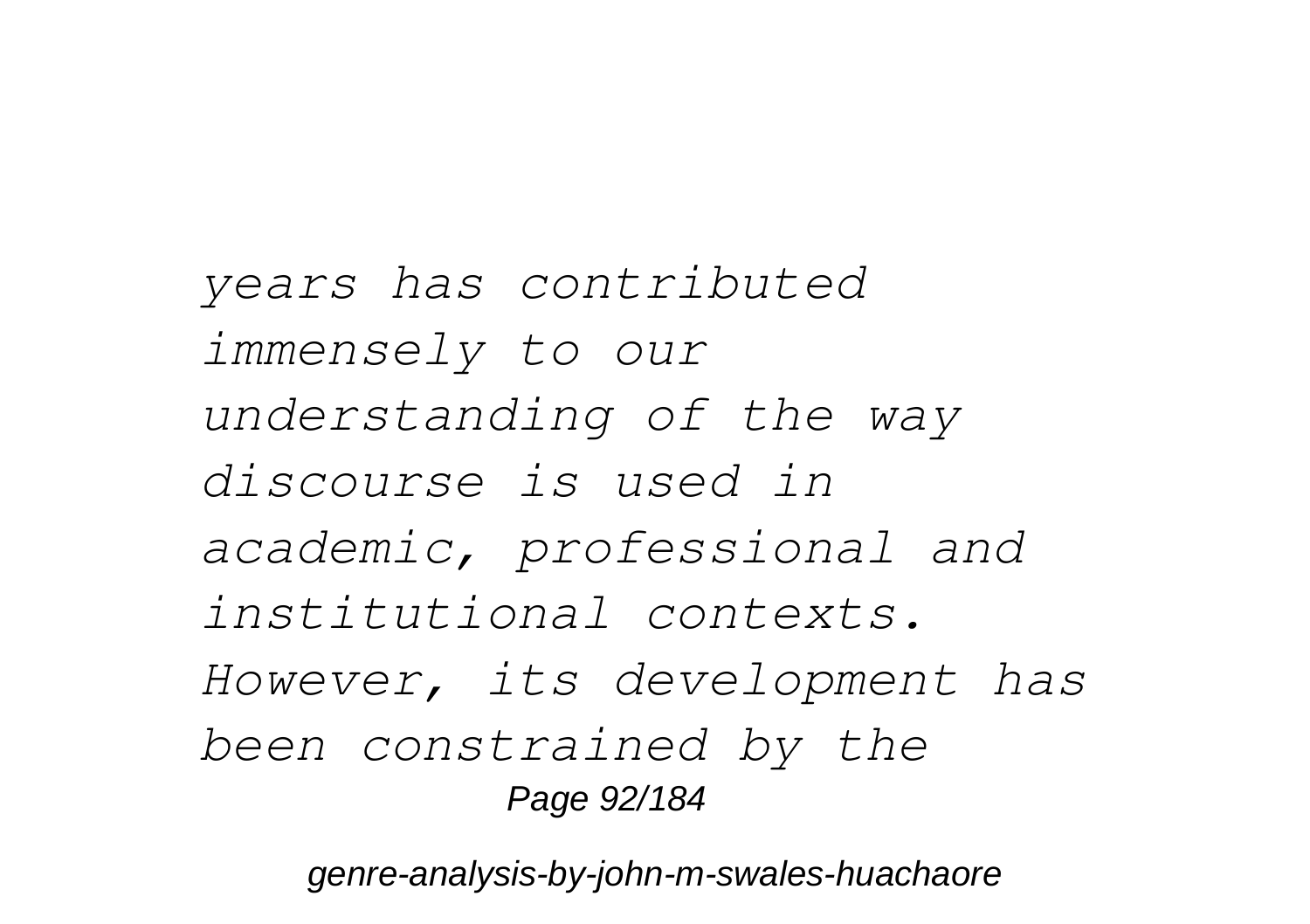*years has contributed immensely to our understanding of the way discourse is used in academic, professional and institutional contexts. However, its development has been constrained by the*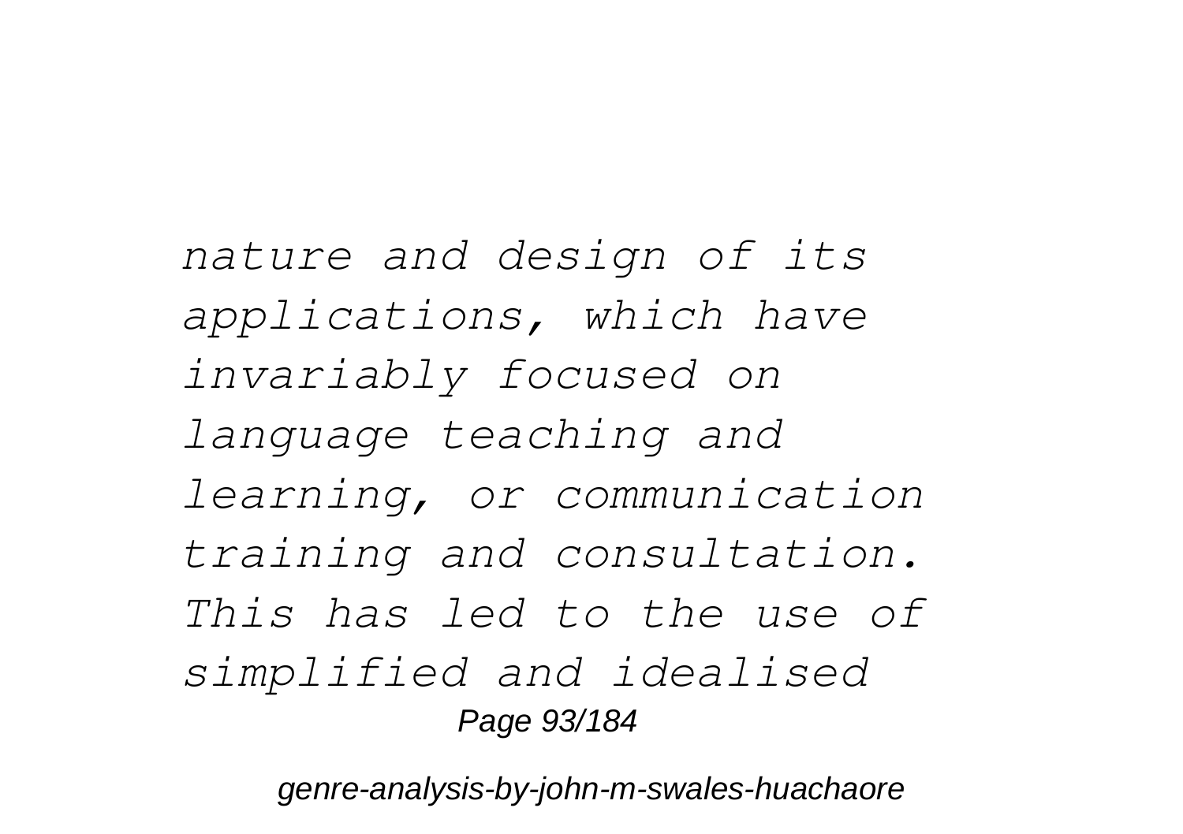*nature and design of its applications, which have invariably focused on language teaching and learning, or communication training and consultation. This has led to the use of simplified and idealised*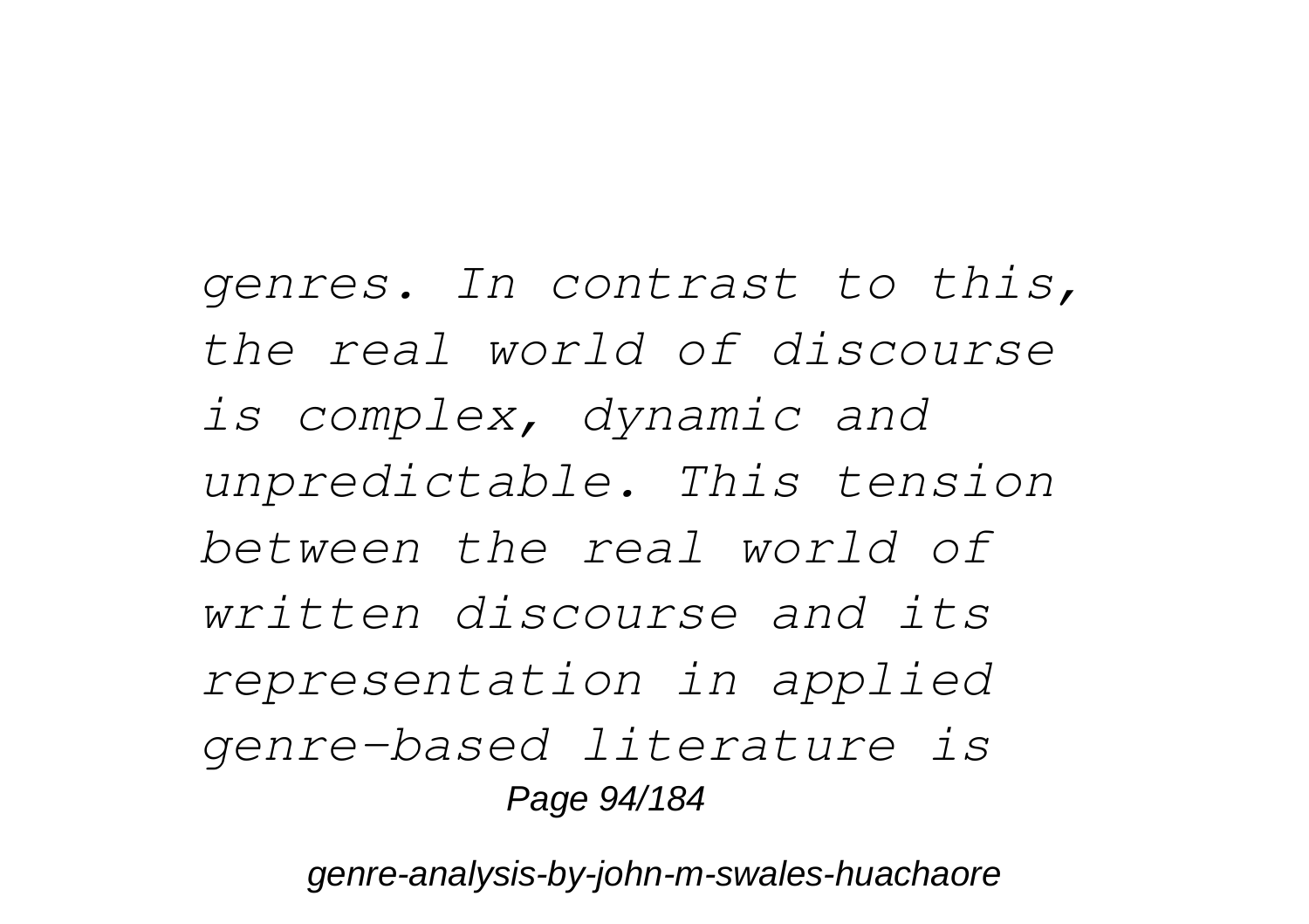*genres. In contrast to this, the real world of discourse is complex, dynamic and unpredictable. This tension between the real world of written discourse and its representation in applied genre-based literature is*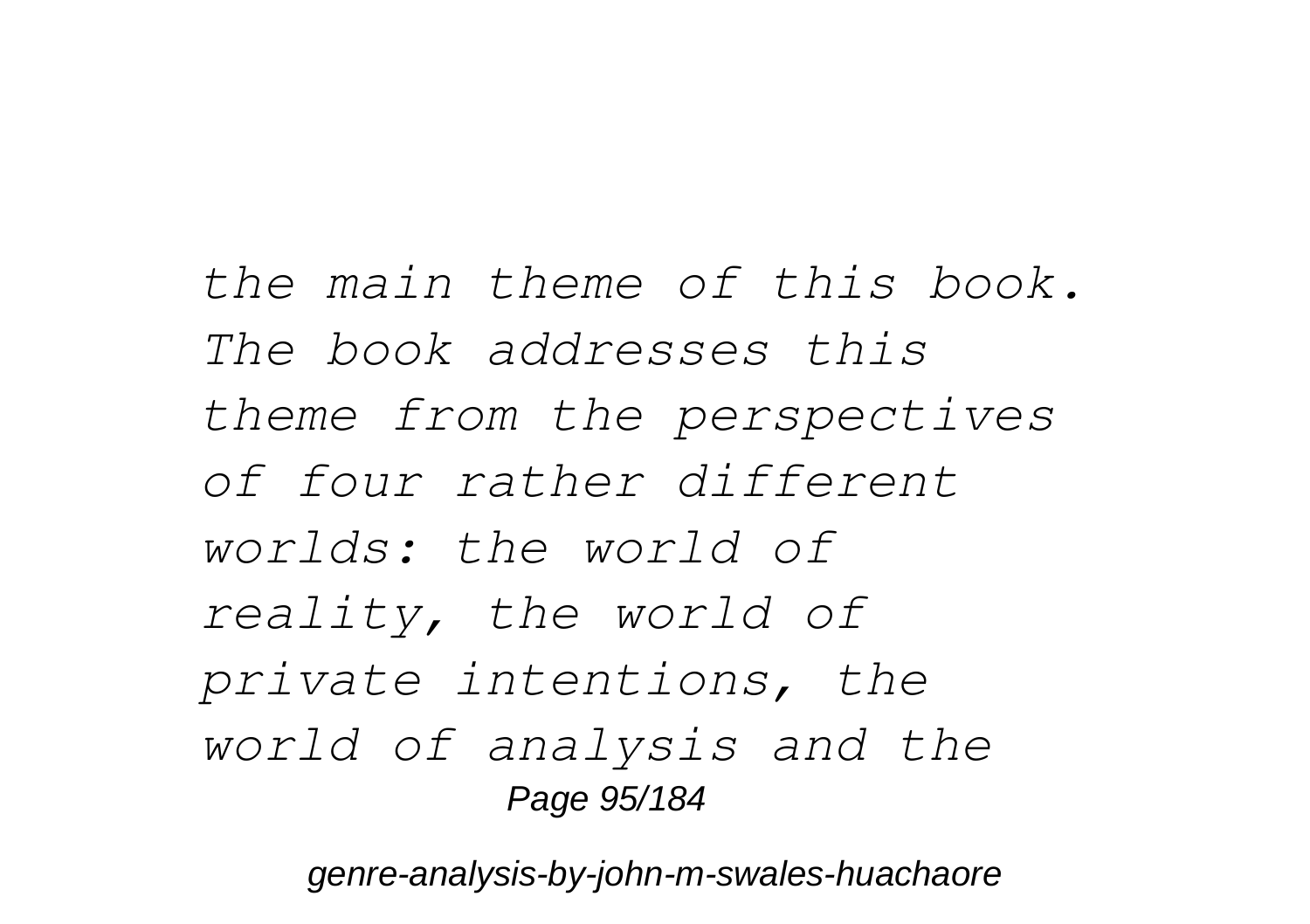*the main theme of this book. The book addresses this theme from the perspectives of four rather different worlds: the world of reality, the world of private intentions, the world of analysis and the*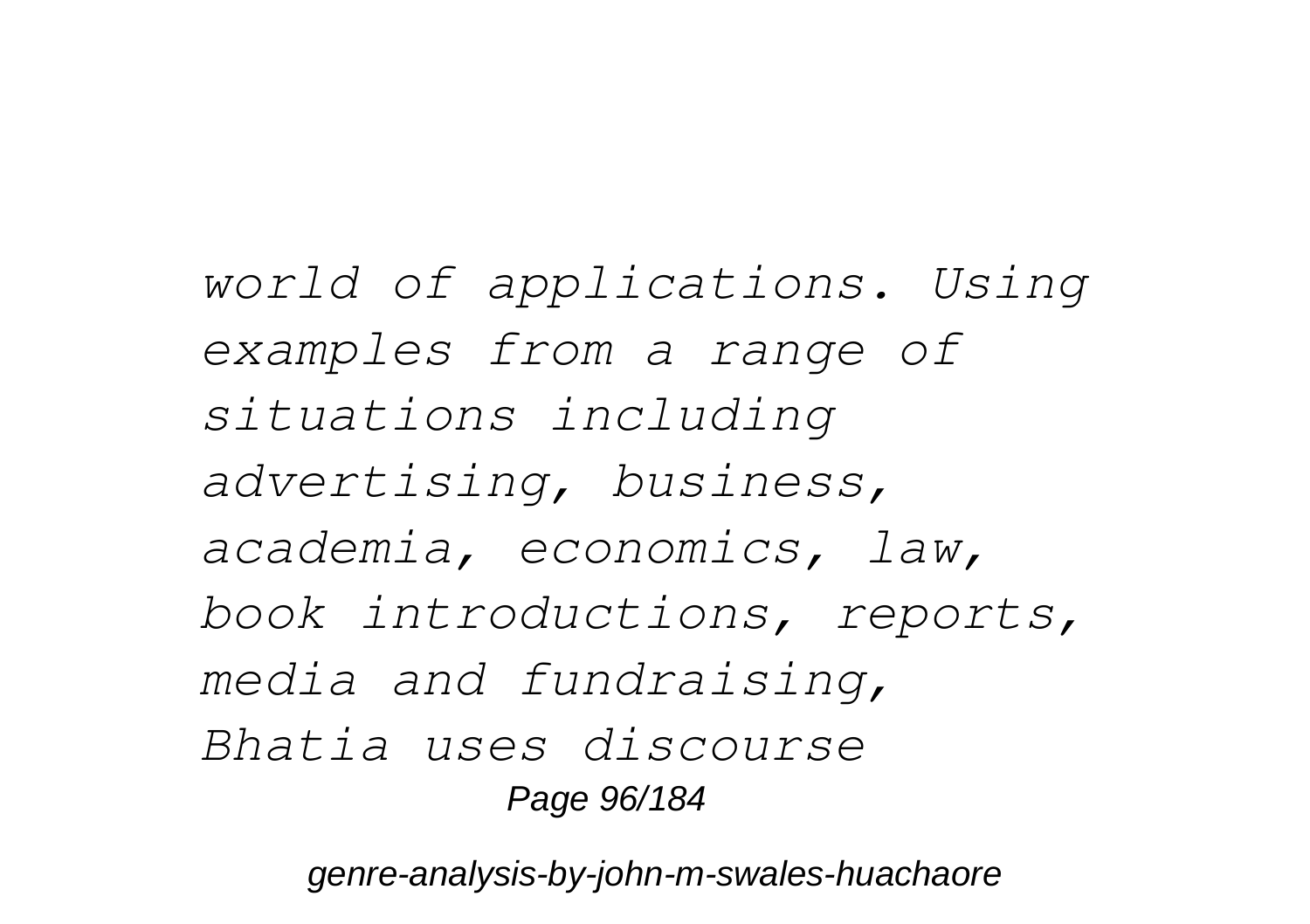*world of applications. Using examples from a range of situations including advertising, business, academia, economics, law, book introductions, reports, media and fundraising, Bhatia uses discourse*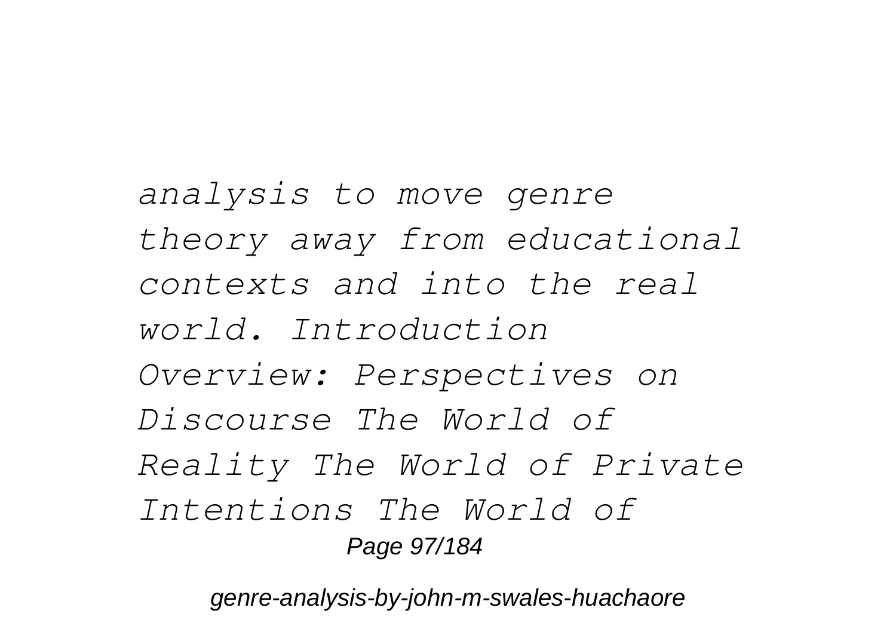*analysis to move genre theory away from educational contexts and into the real world. Introduction Overview: Perspectives on Discourse The World of Reality The World of Private Intentions The World of*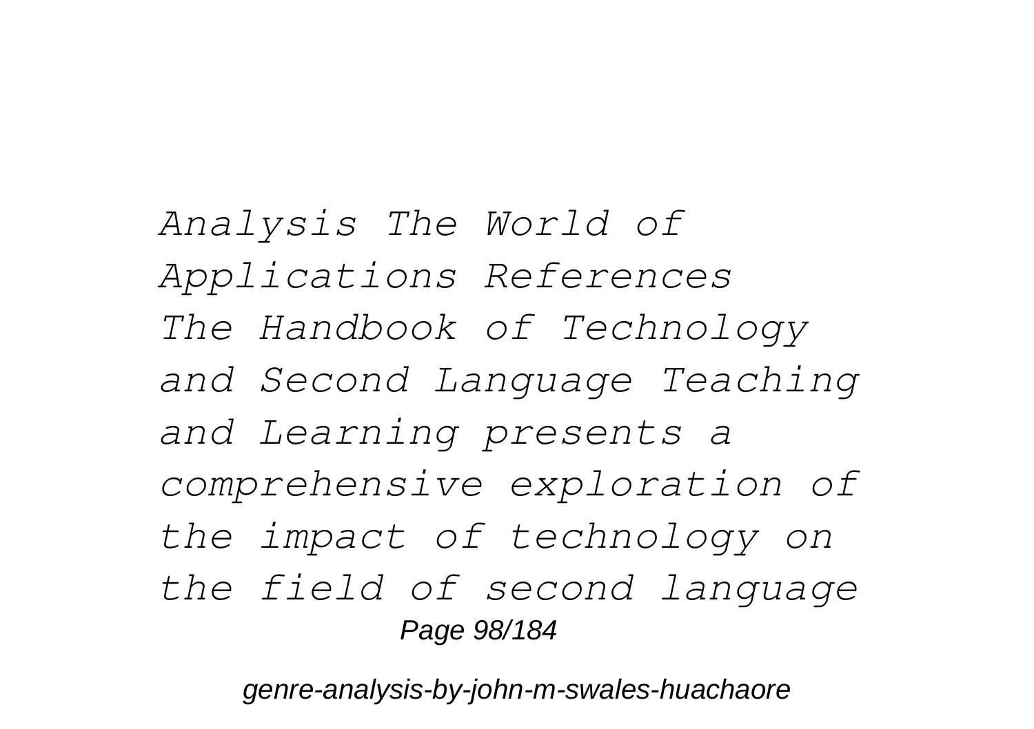*Analysis The World of Applications References The Handbook of Technology and Second Language Teaching and Learning presents a comprehensive exploration of the impact of technology on the field of second language*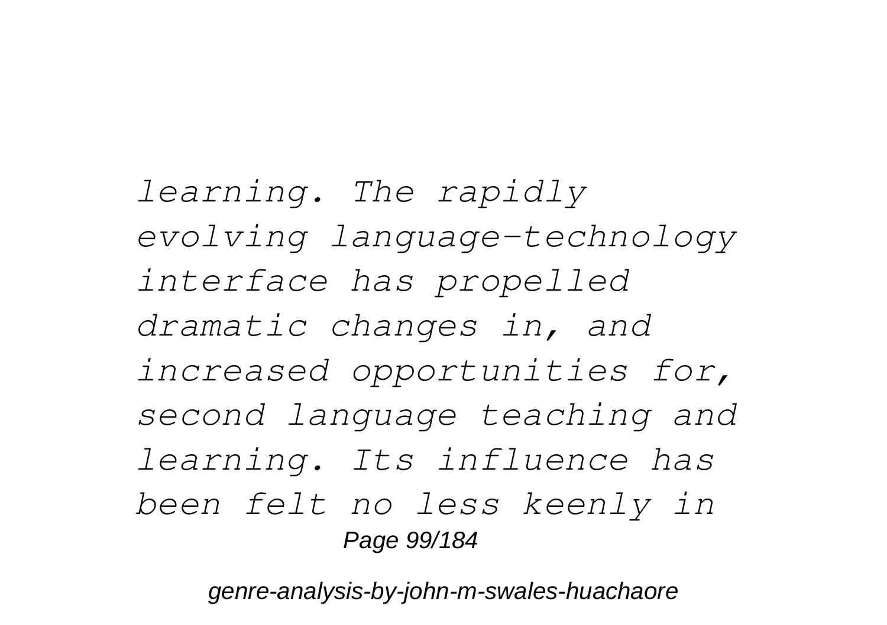*learning. The rapidly evolving language-technology interface has propelled dramatic changes in, and increased opportunities for, second language teaching and learning. Its influence has been felt no less keenly in*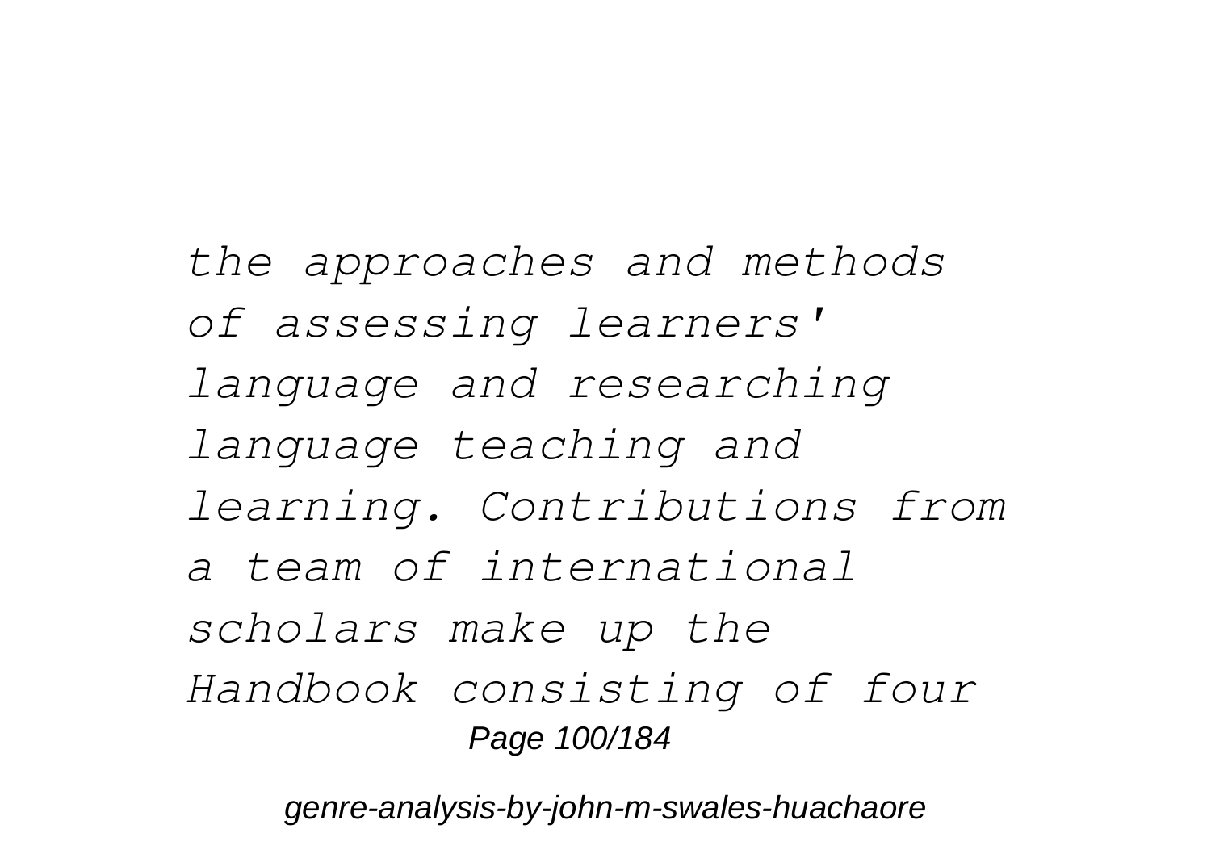*the approaches and methods of assessing learners' language and researching language teaching and learning. Contributions from a team of international scholars make up the Handbook consisting of four*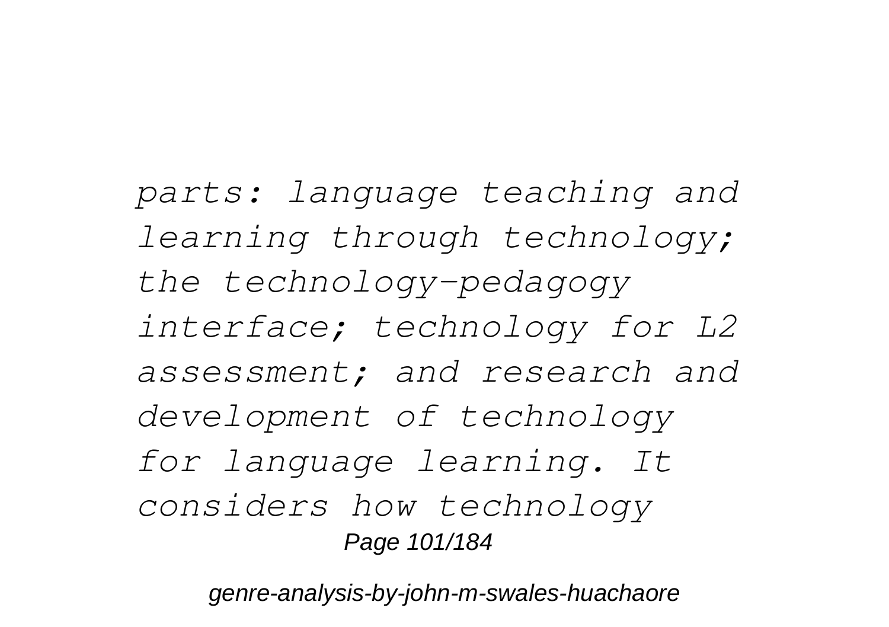*parts: language teaching and learning through technology; the technology-pedagogy interface; technology for L2 assessment; and research and development of technology for language learning. It considers how technology*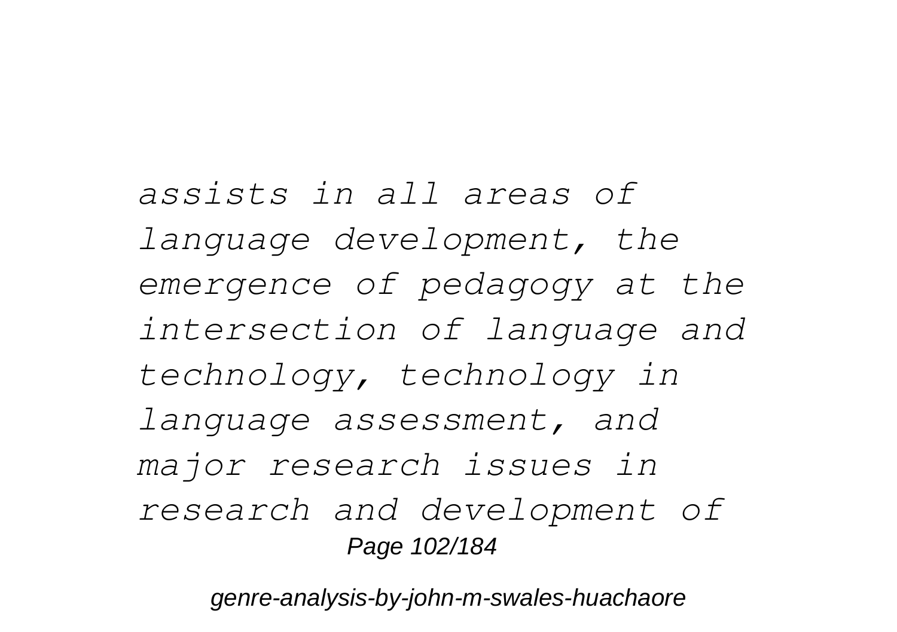*assists in all areas of language development, the emergence of pedagogy at the intersection of language and technology, technology in language assessment, and major research issues in research and development of*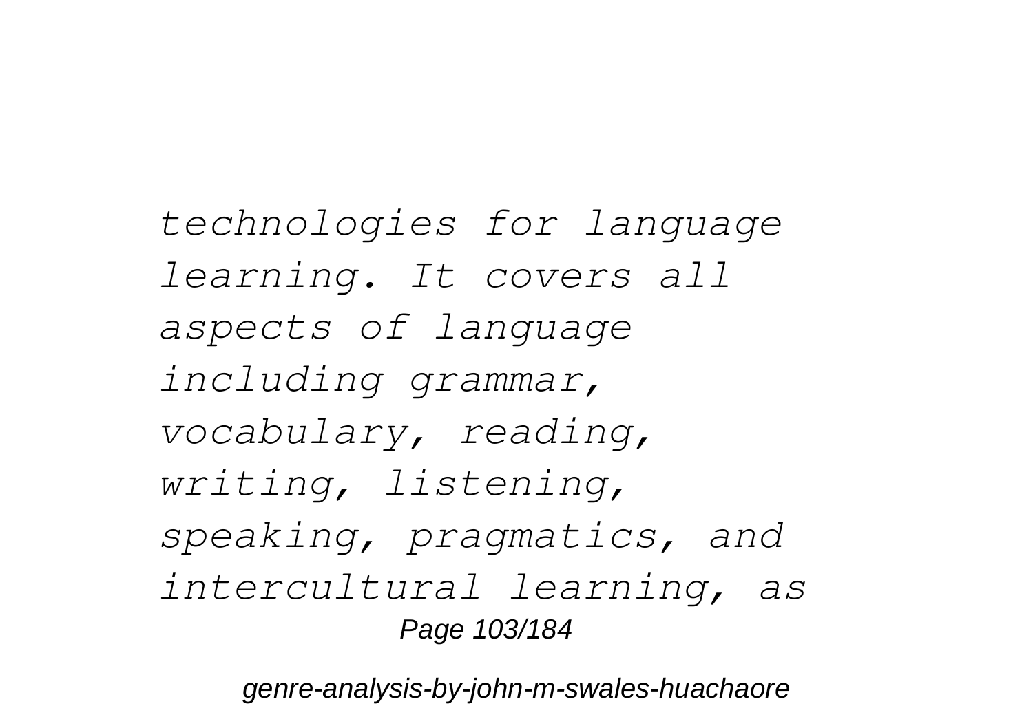*technologies for language learning. It covers all aspects of language including grammar, vocabulary, reading, writing, listening, speaking, pragmatics, and intercultural learning, as*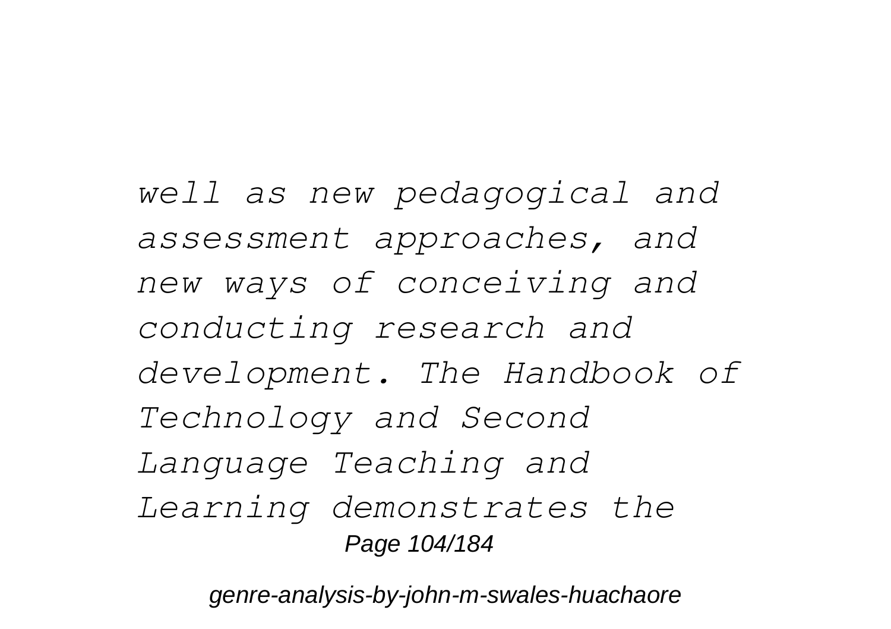*well as new pedagogical and assessment approaches, and new ways of conceiving and conducting research and development. The Handbook of Technology and Second Language Teaching and Learning demonstrates the*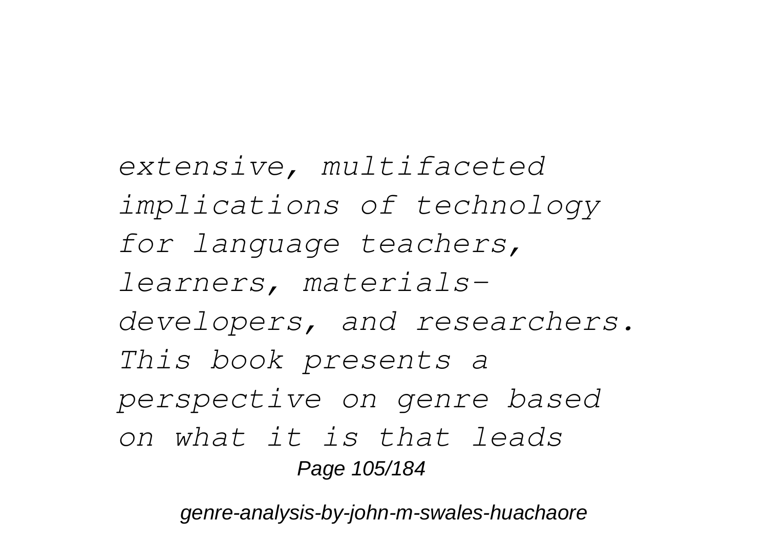*extensive, multifaceted implications of technology for language teachers, learners, materials-developers, and researchers. This book presents a perspective on genre based on what it is that leads*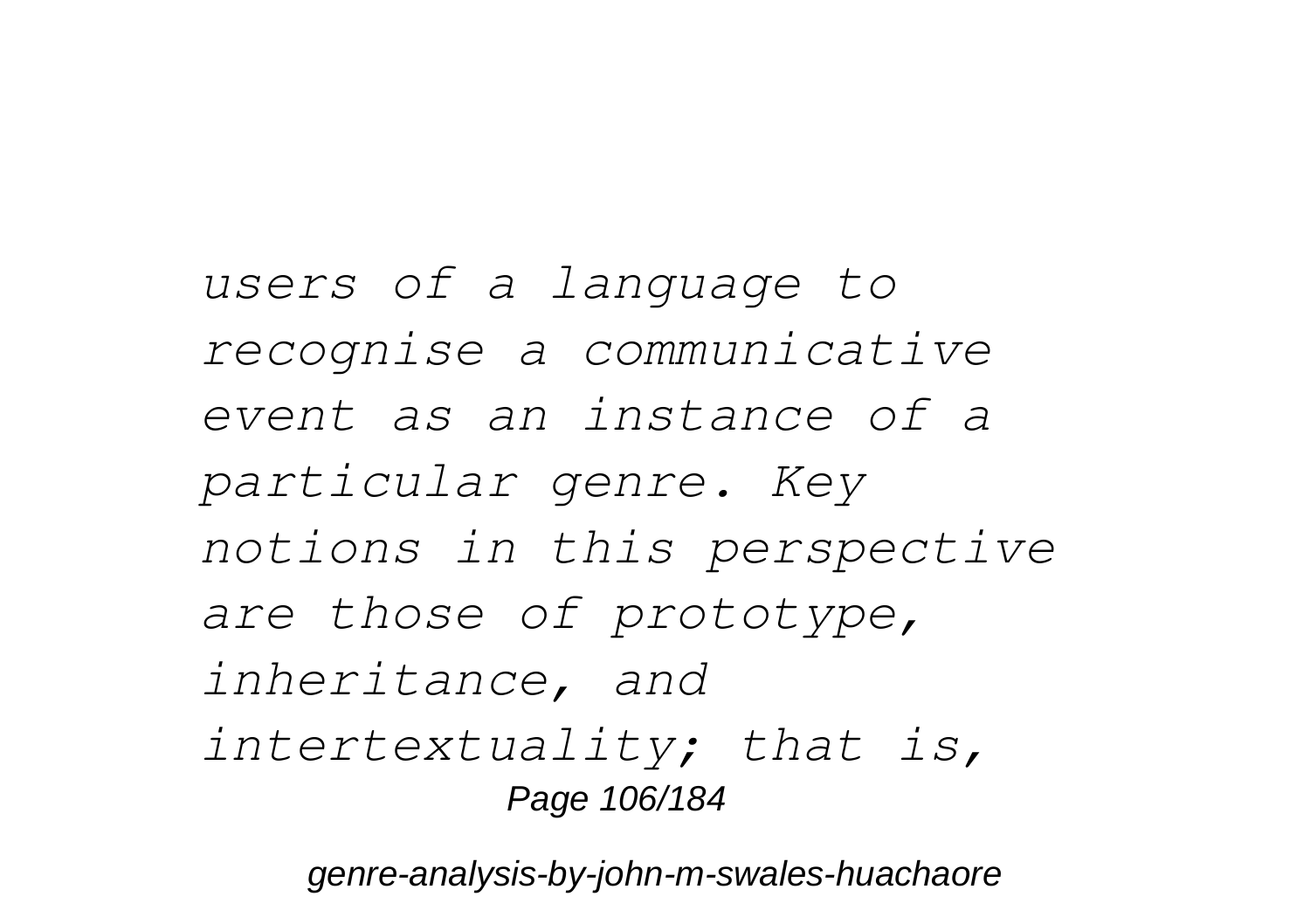*users of a language to recognise a communicative event as an instance of a particular genre. Key notions in this perspective are those of prototype, inheritance, and intertextuality; that is,*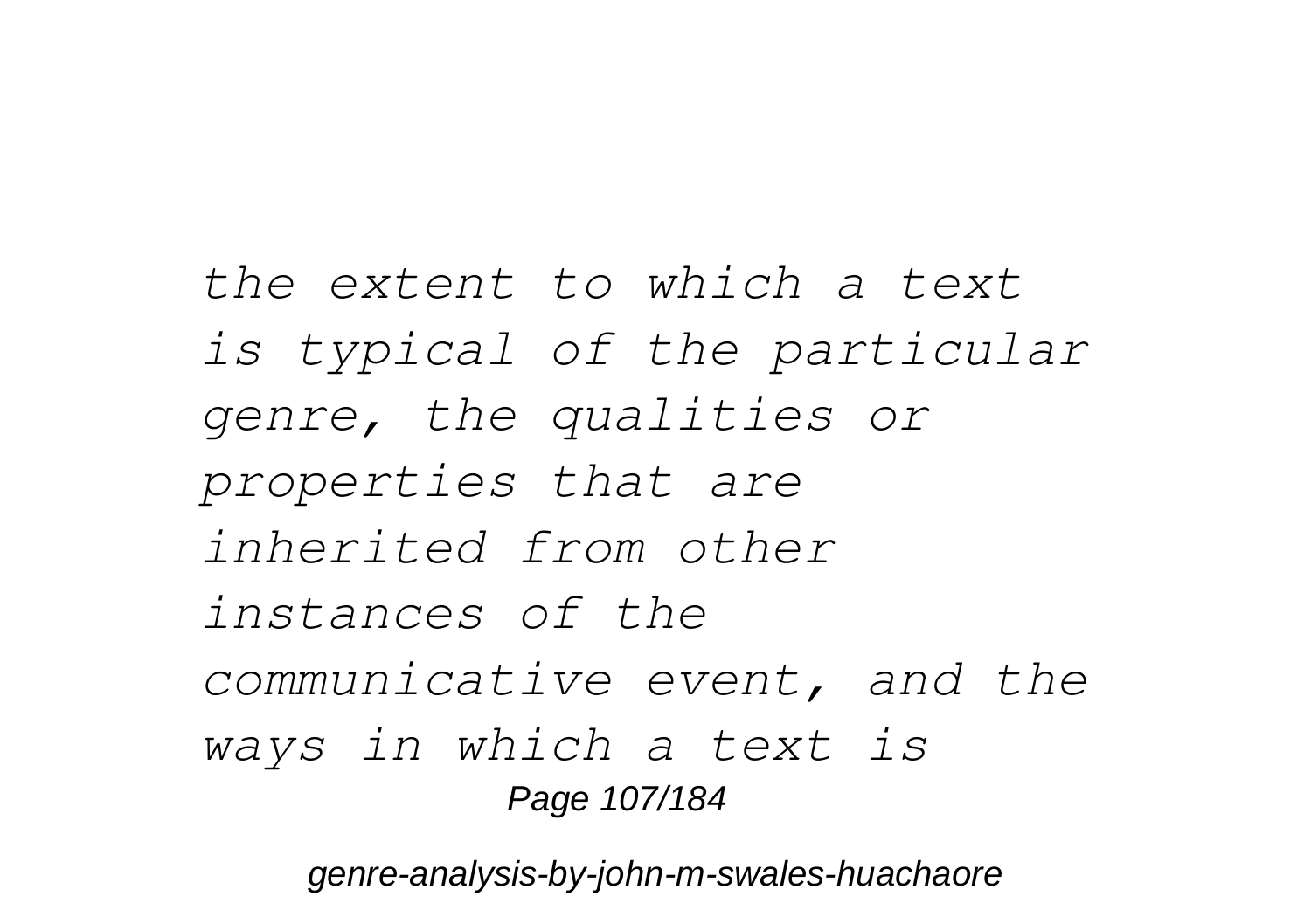*the extent to which a text is typical of the particular genre, the qualities or properties that are inherited from other instances of the communicative event, and the ways in which a text is*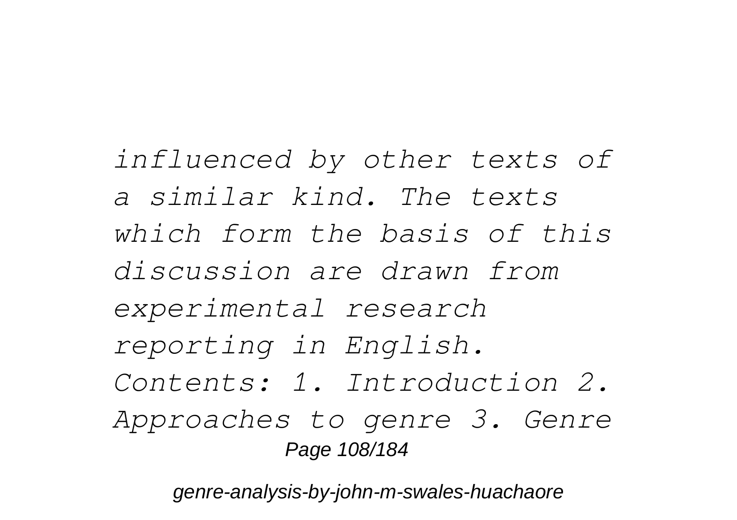*influenced by other texts of a similar kind. The texts which form the basis of this discussion are drawn from experimental research reporting in English. Contents: 1. Introduction 2. Approaches to genre 3. Genre*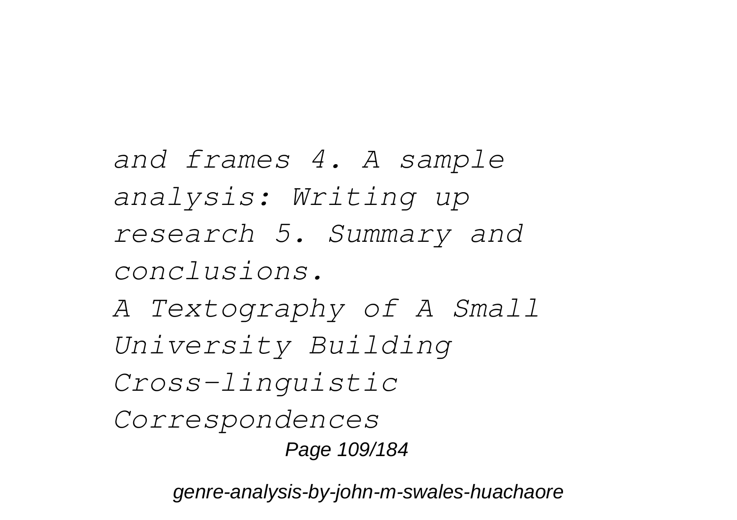*and frames 4. A sample analysis: Writing up research 5. Summary and conclusions.*

*A Textography of A Small University Building*

*Cross-linguistic Correspondences*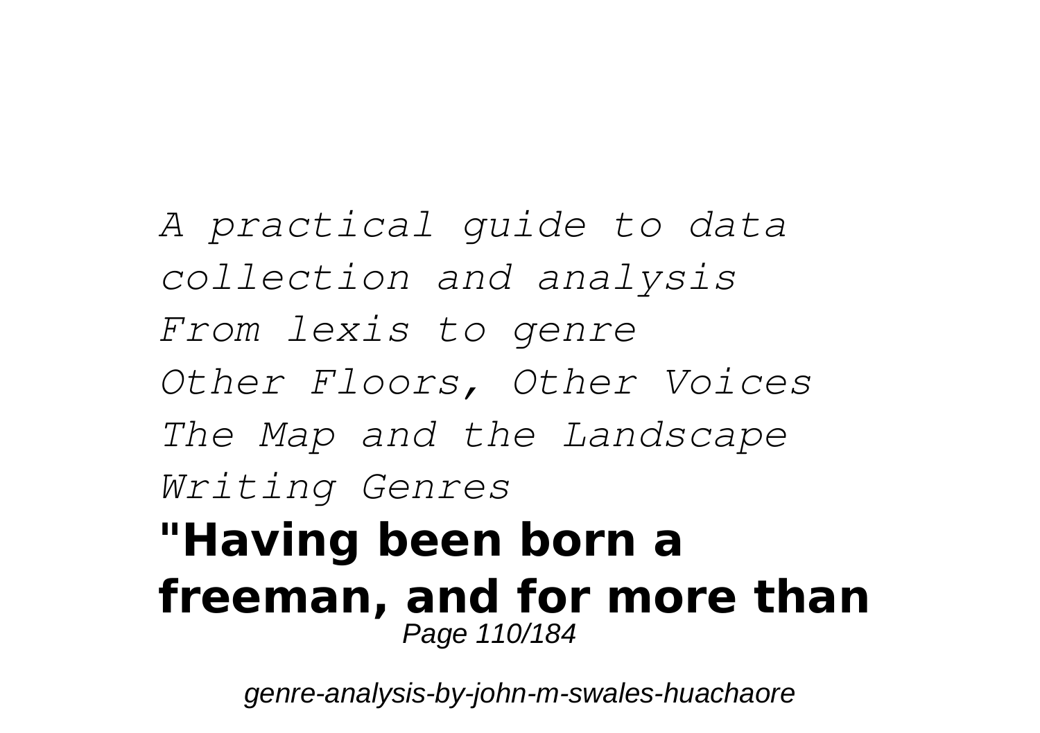*A practical guide to data collection and analysis*
*From lexis to genre*
*Other Floors, Other Voices*
*The Map and the Landscape*
*Writing Genres*

**"Having been born a freeman, and for more than**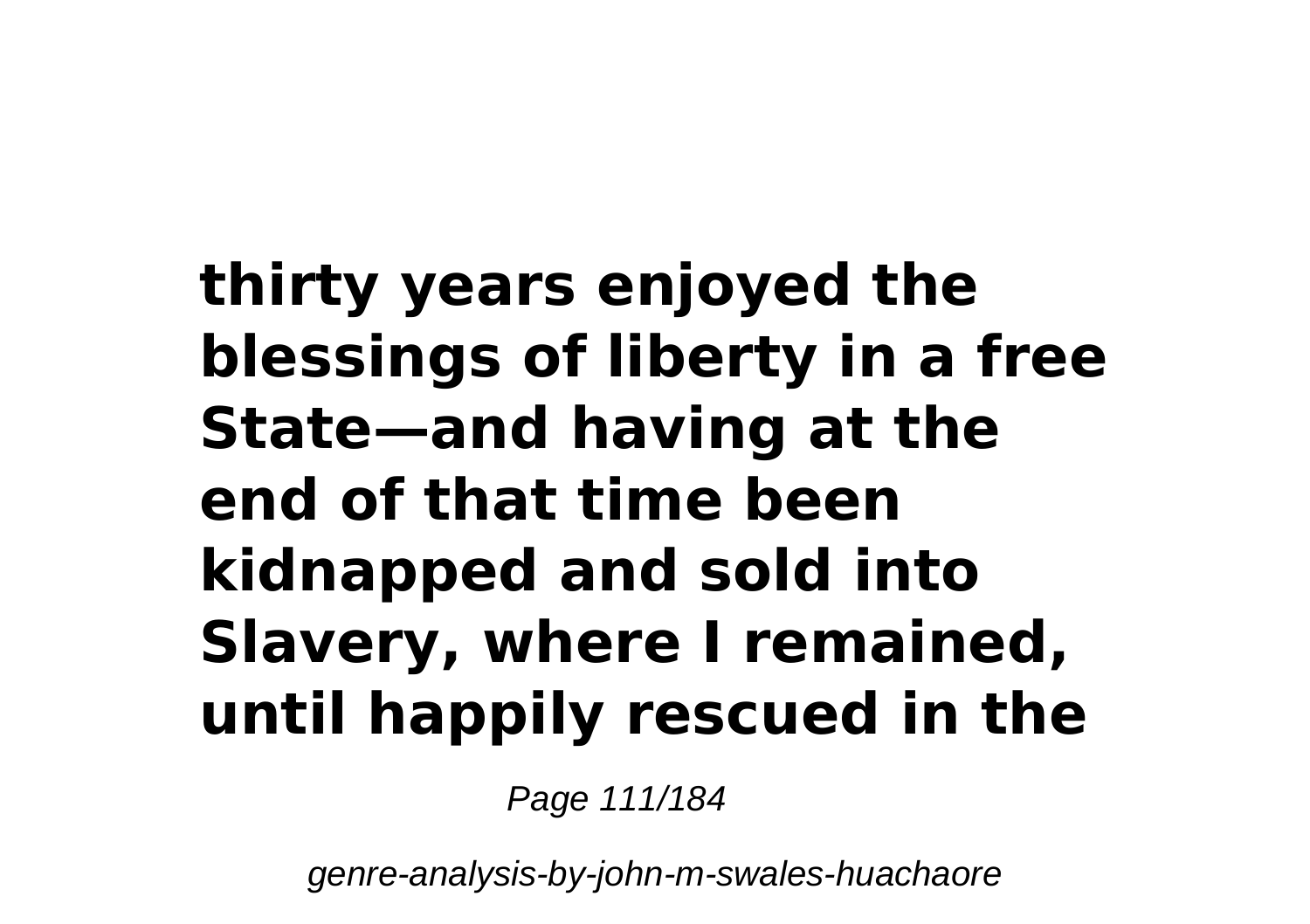**thirty years enjoyed the blessings of liberty in a free State—and having at the end of that time been kidnapped and sold into Slavery, where I remained, until happily rescued in the**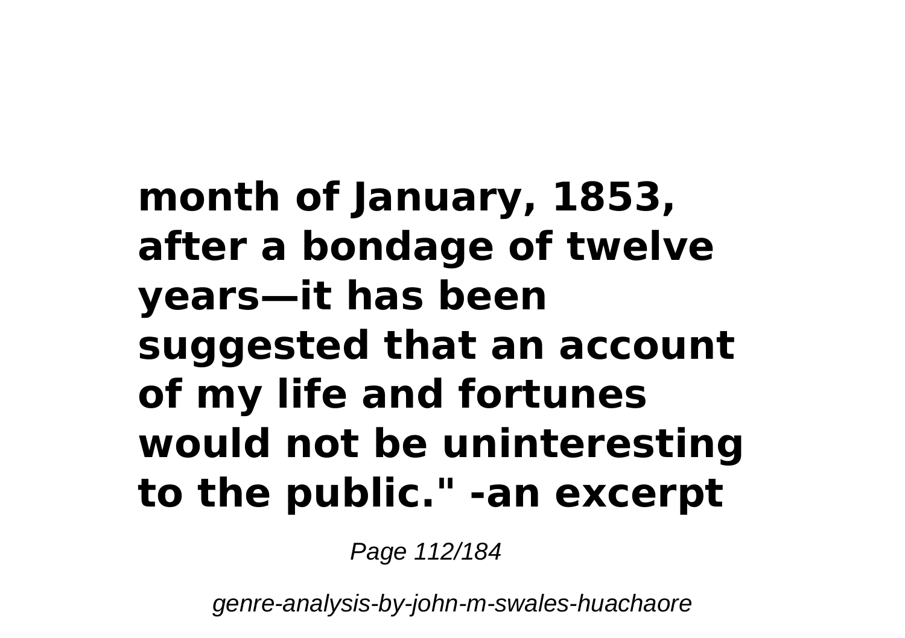**month of January, 1853, after a bondage of twelve years—it has been suggested that an account of my life and fortunes would not be uninteresting to the public." -an excerpt**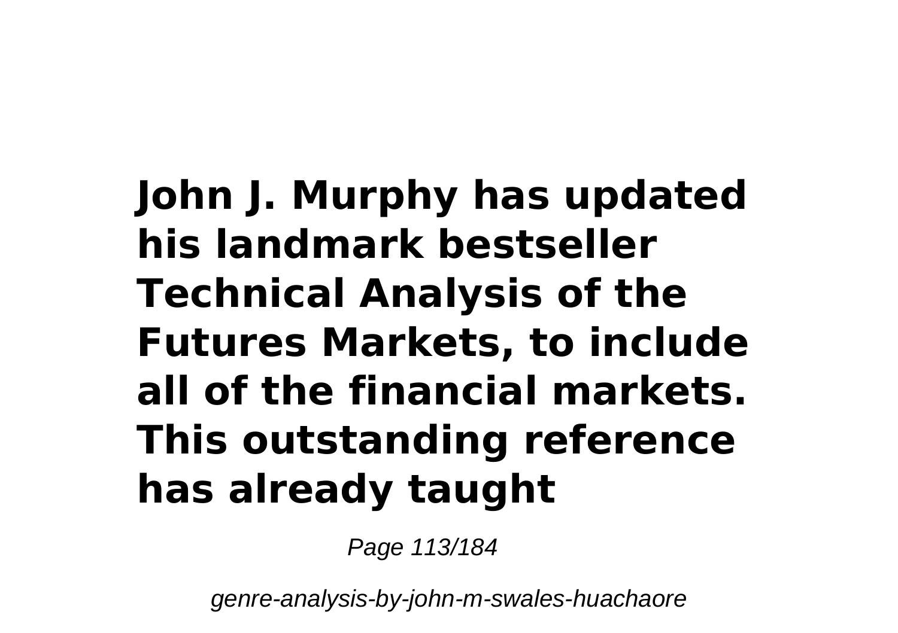**John J. Murphy has updated his landmark bestseller Technical Analysis of the Futures Markets, to include all of the financial markets. This outstanding reference has already taught**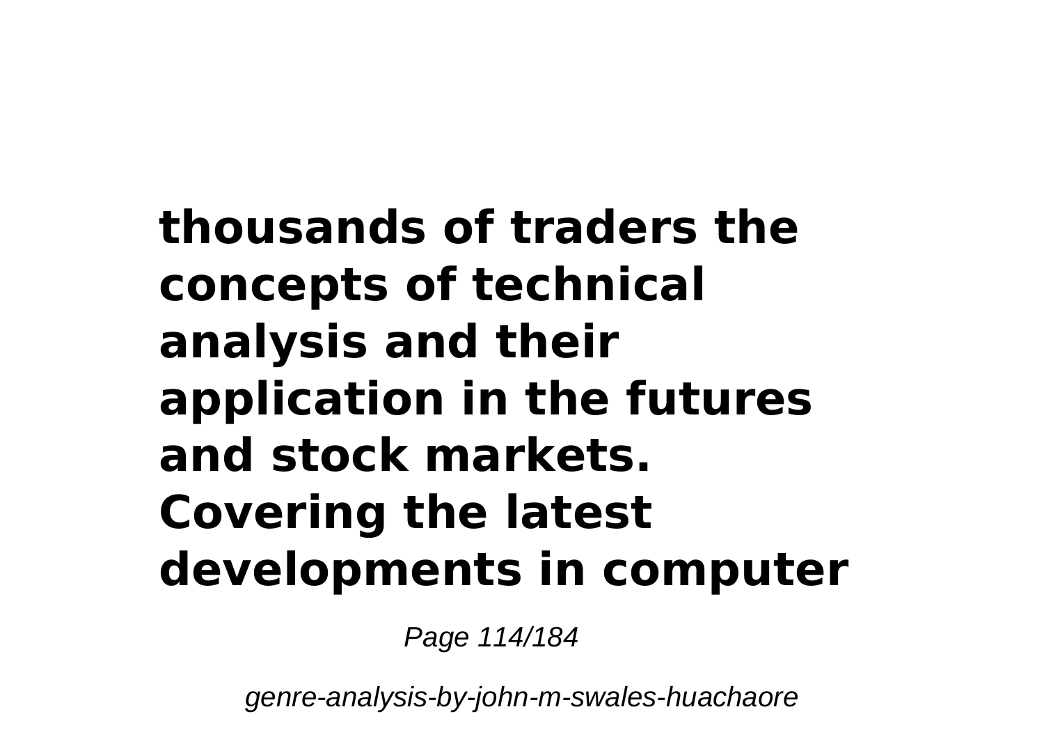**thousands of traders the concepts of technical analysis and their application in the futures and stock markets. Covering the latest developments in computer**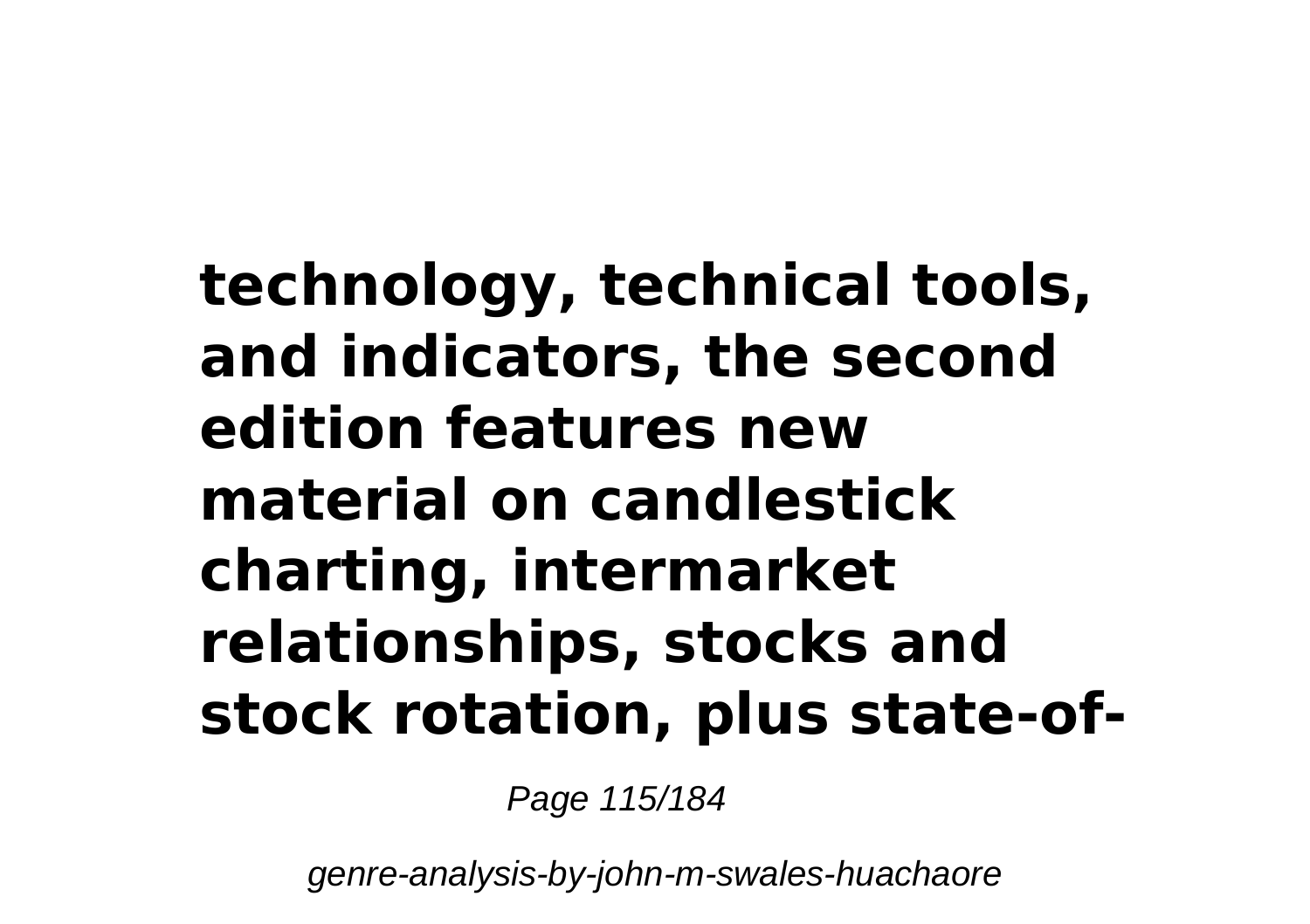**technology, technical tools, and indicators, the second edition features new material on candlestick charting, intermarket relationships, stocks and stock rotation, plus state-of-**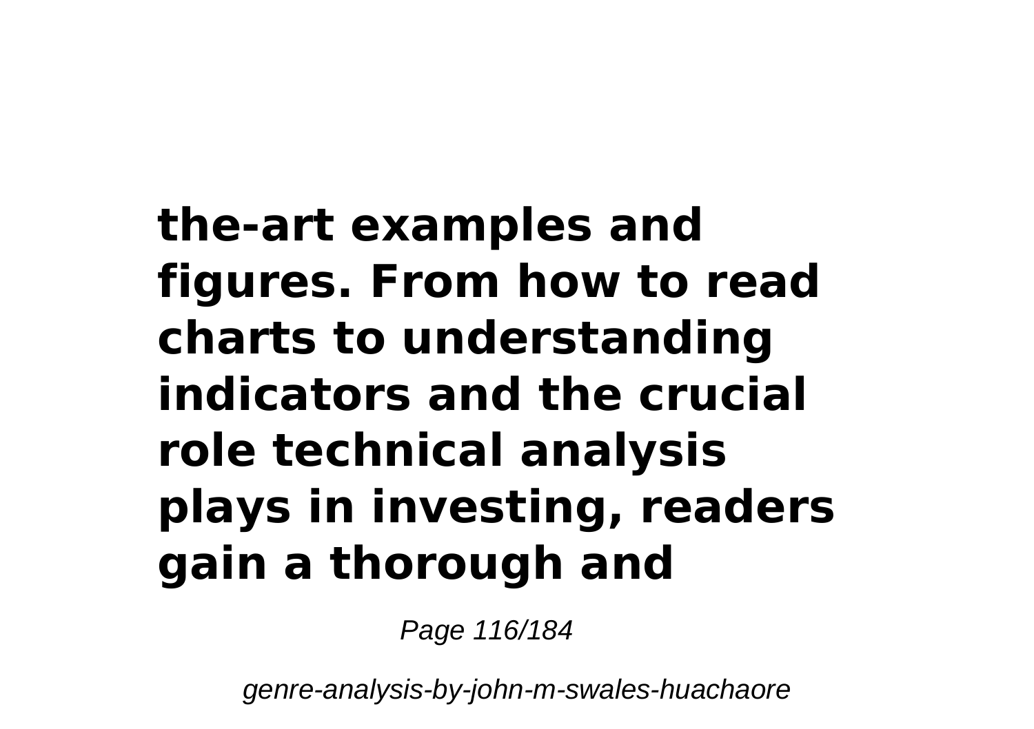**the-art examples and figures. From how to read charts to understanding indicators and the crucial role technical analysis plays in investing, readers gain a thorough and**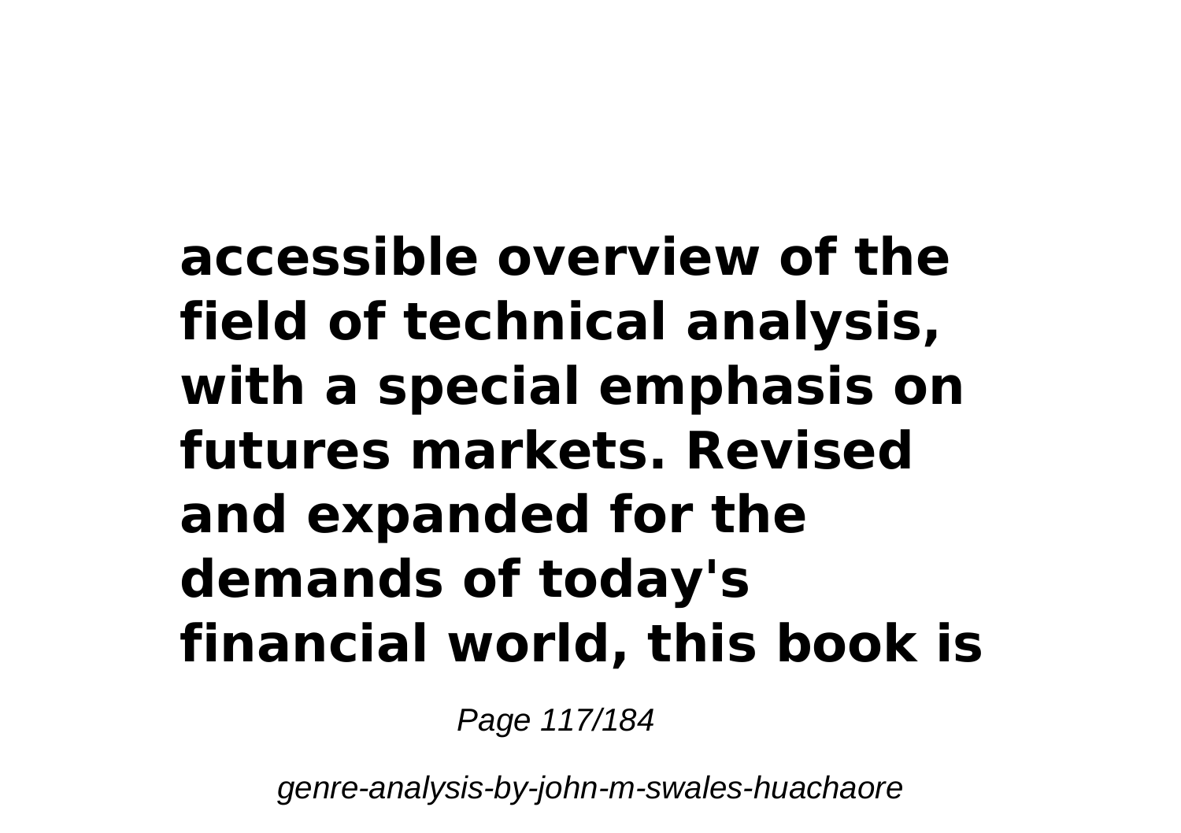**accessible overview of the field of technical analysis, with a special emphasis on futures markets. Revised and expanded for the demands of today's financial world, this book is**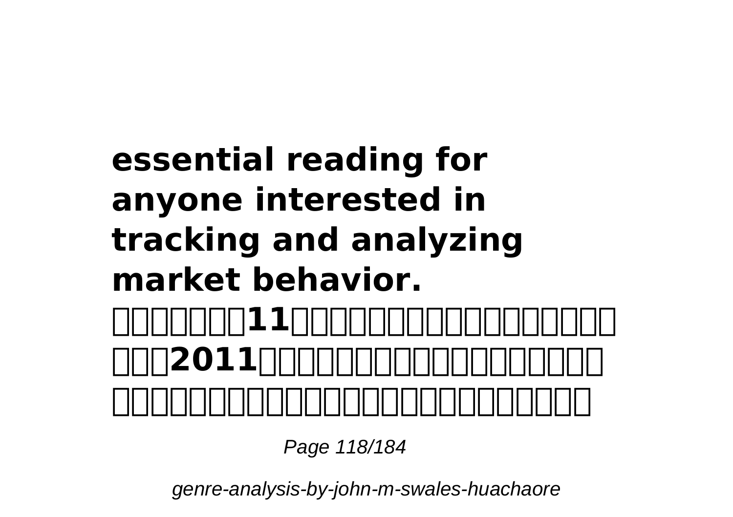**essential reading for anyone interested in tracking and analyzing market behavior.**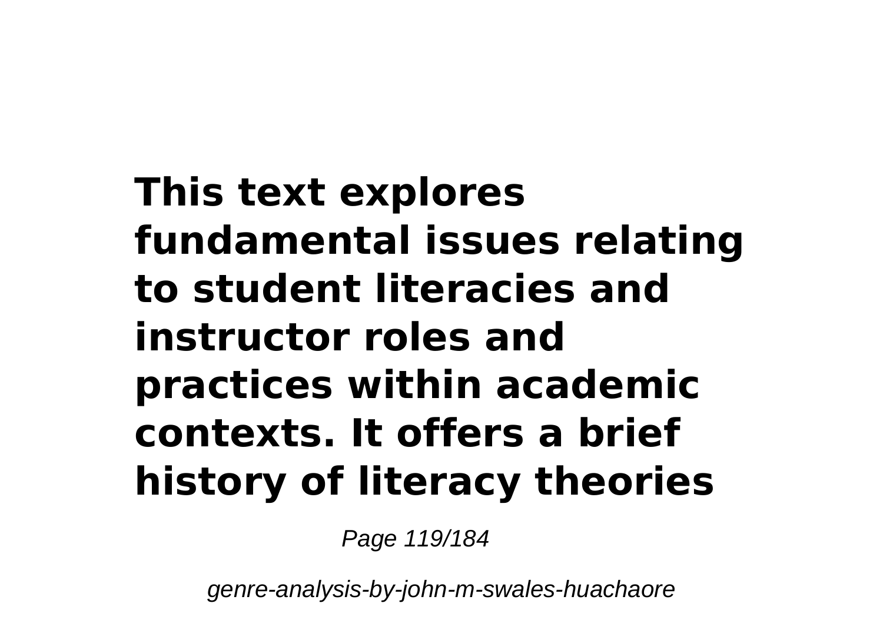**This text explores fundamental issues relating to student literacies and instructor roles and practices within academic contexts. It offers a brief history of literacy theories**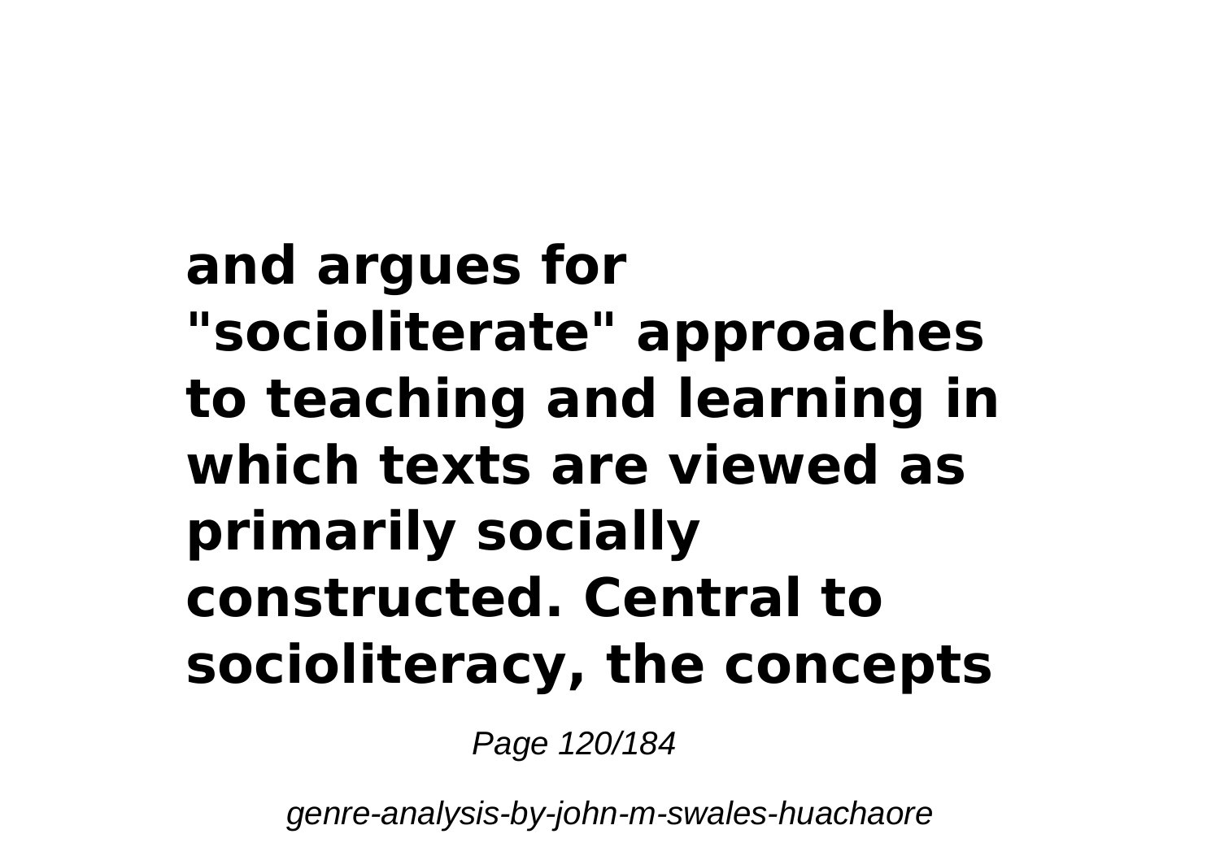**and argues for "socioliterate" approaches to teaching and learning in which texts are viewed as primarily socially constructed. Central to socioliteracy, the concepts**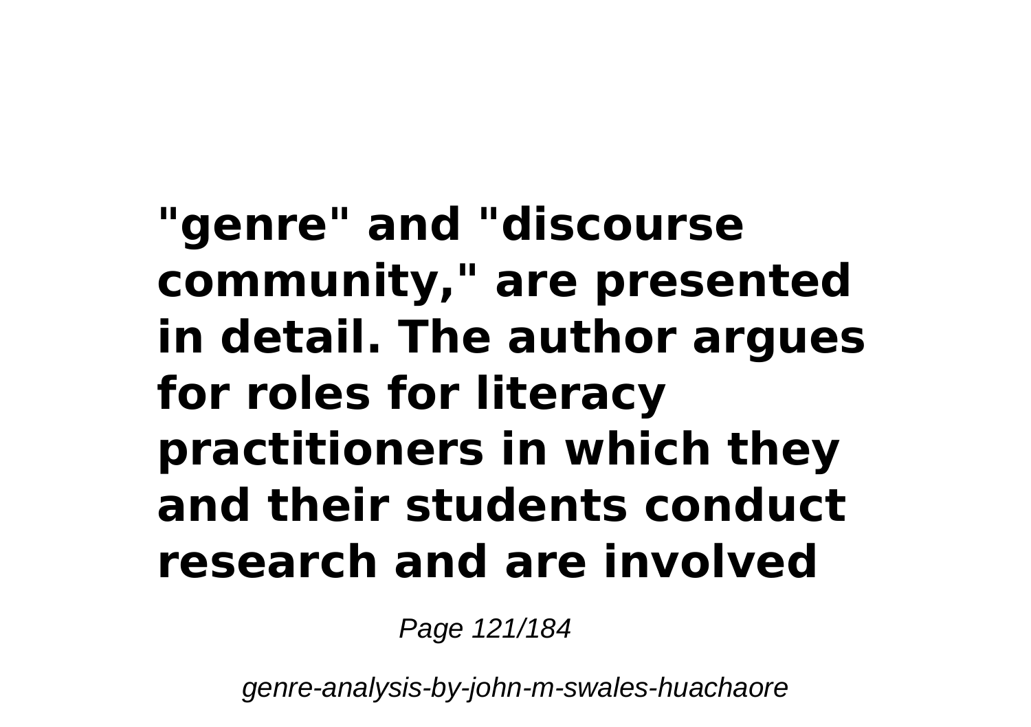**"genre" and "discourse community," are presented in detail. The author argues for roles for literacy practitioners in which they and their students conduct research and are involved**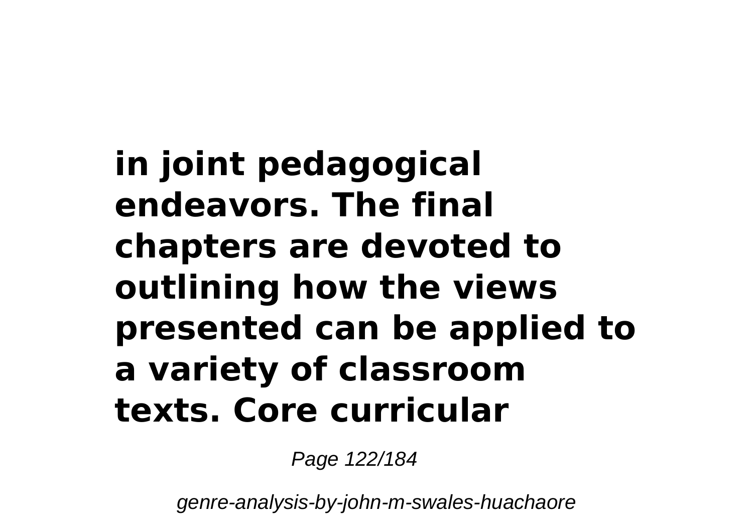**in joint pedagogical endeavors. The final chapters are devoted to outlining how the views presented can be applied to a variety of classroom texts. Core curricular**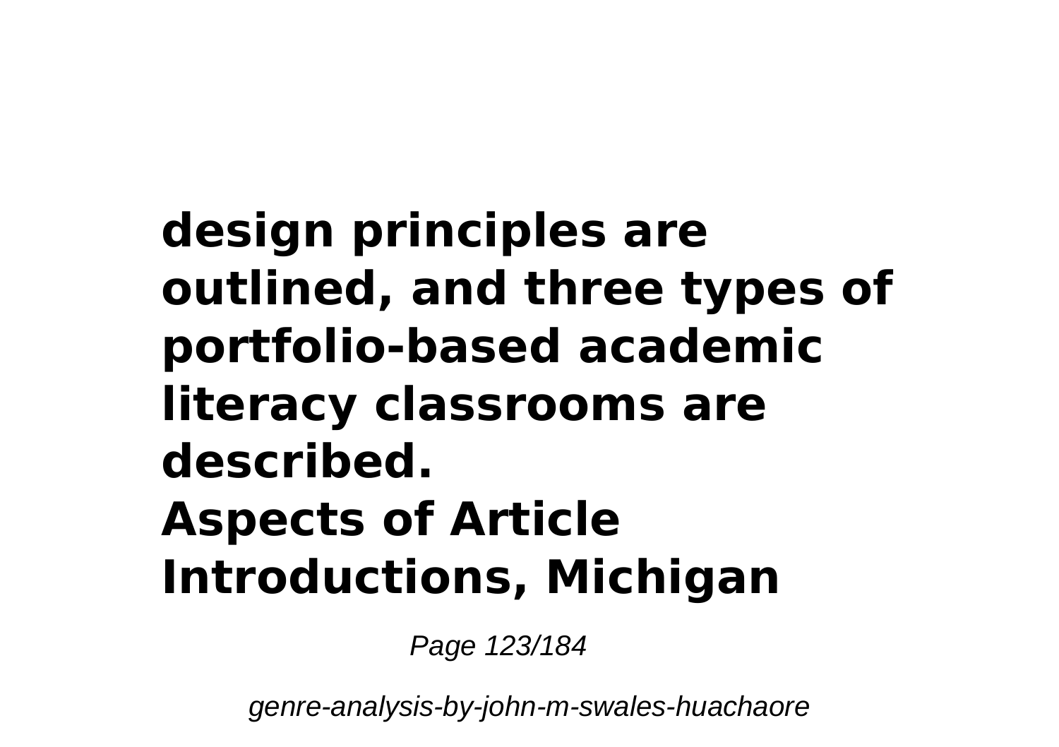**design principles are outlined, and three types of portfolio-based academic literacy classrooms are described.**

**Aspects of Article Introductions, Michigan**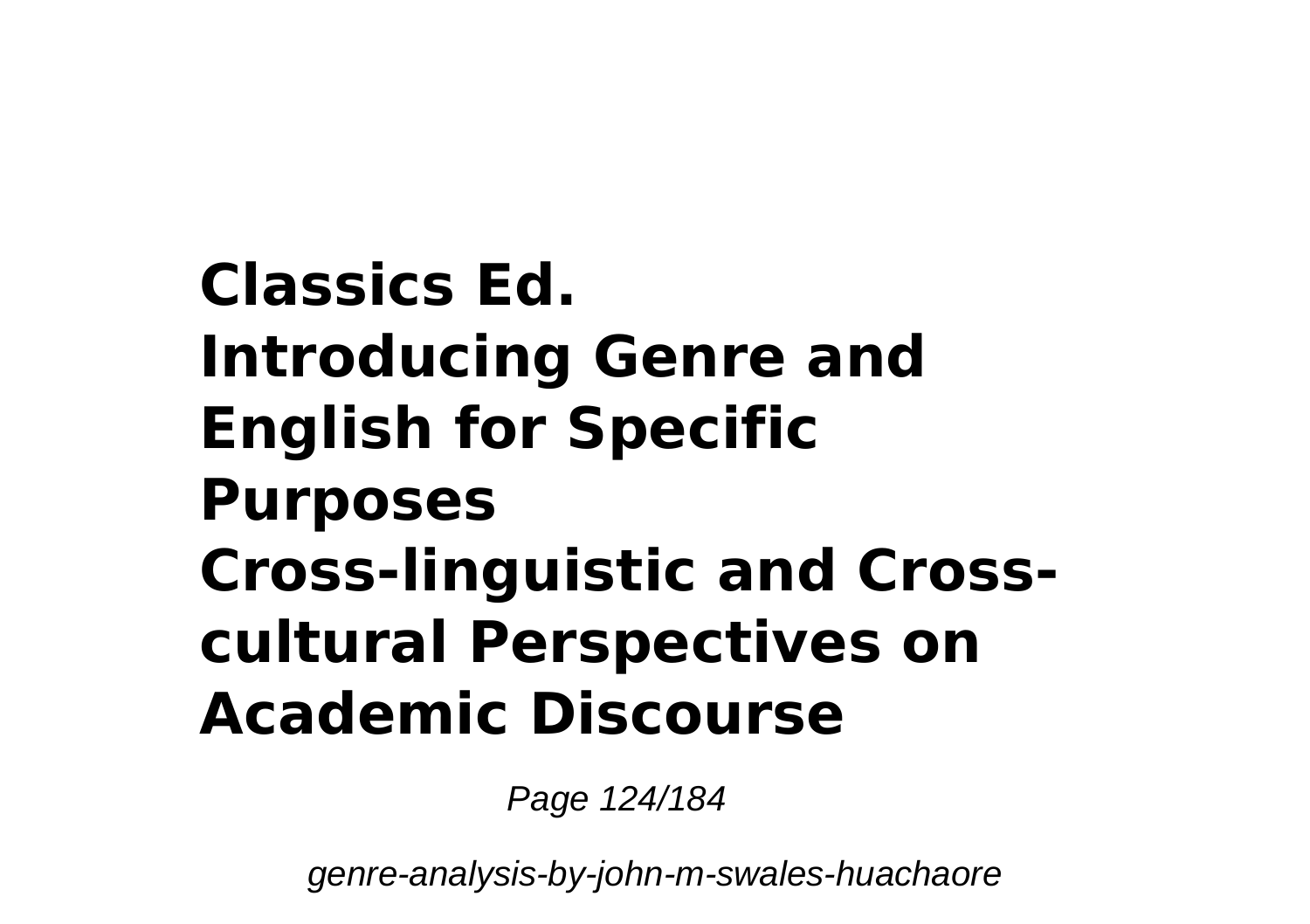**Classics Ed.**
**Introducing Genre and English for Specific Purposes**
**Cross-linguistic and Cross-cultural Perspectives on Academic Discourse**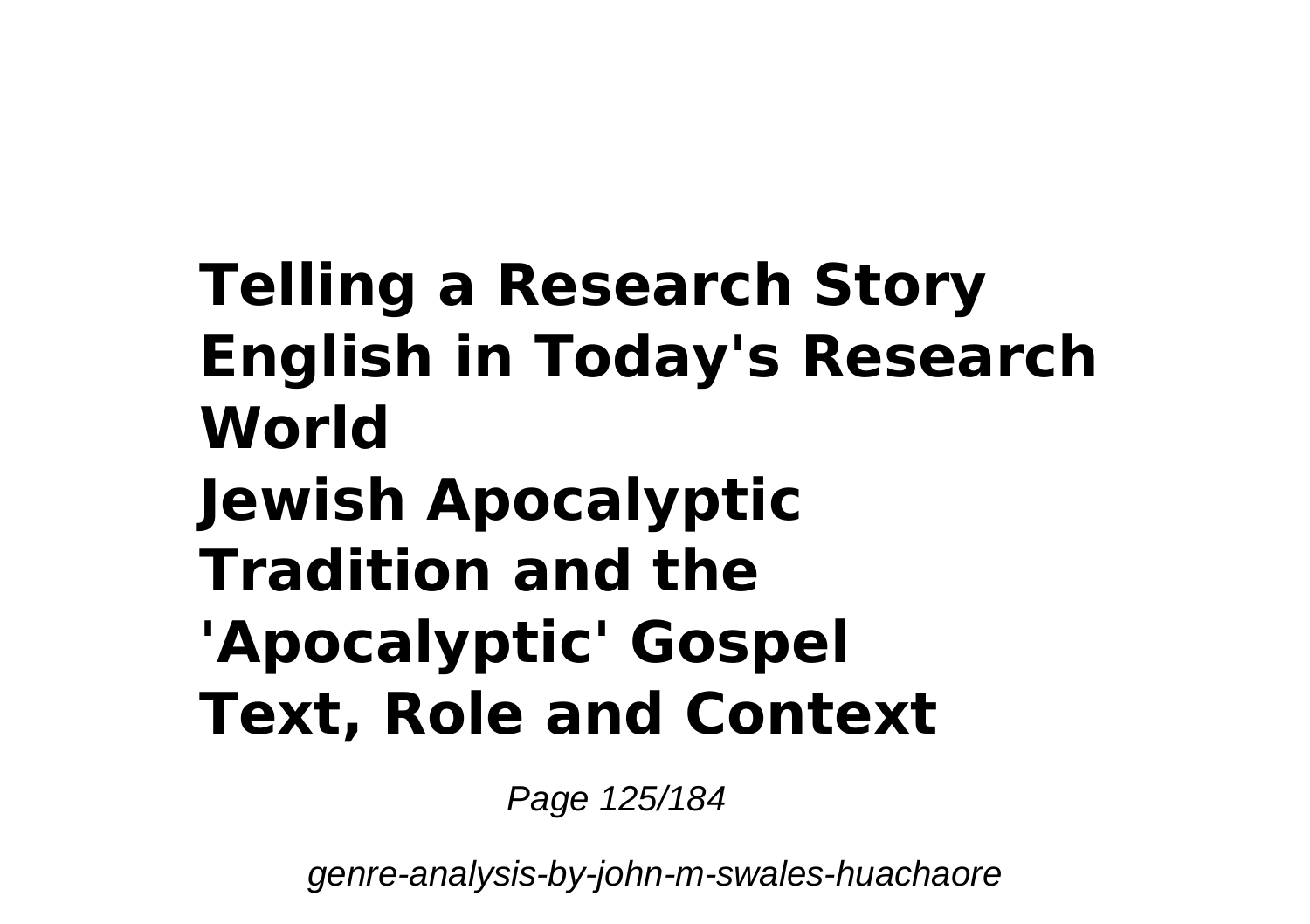**Telling a Research Story**
**English in Today's Research World**
**Jewish Apocalyptic Tradition and the 'Apocalyptic' Gospel**
**Text, Role and Context**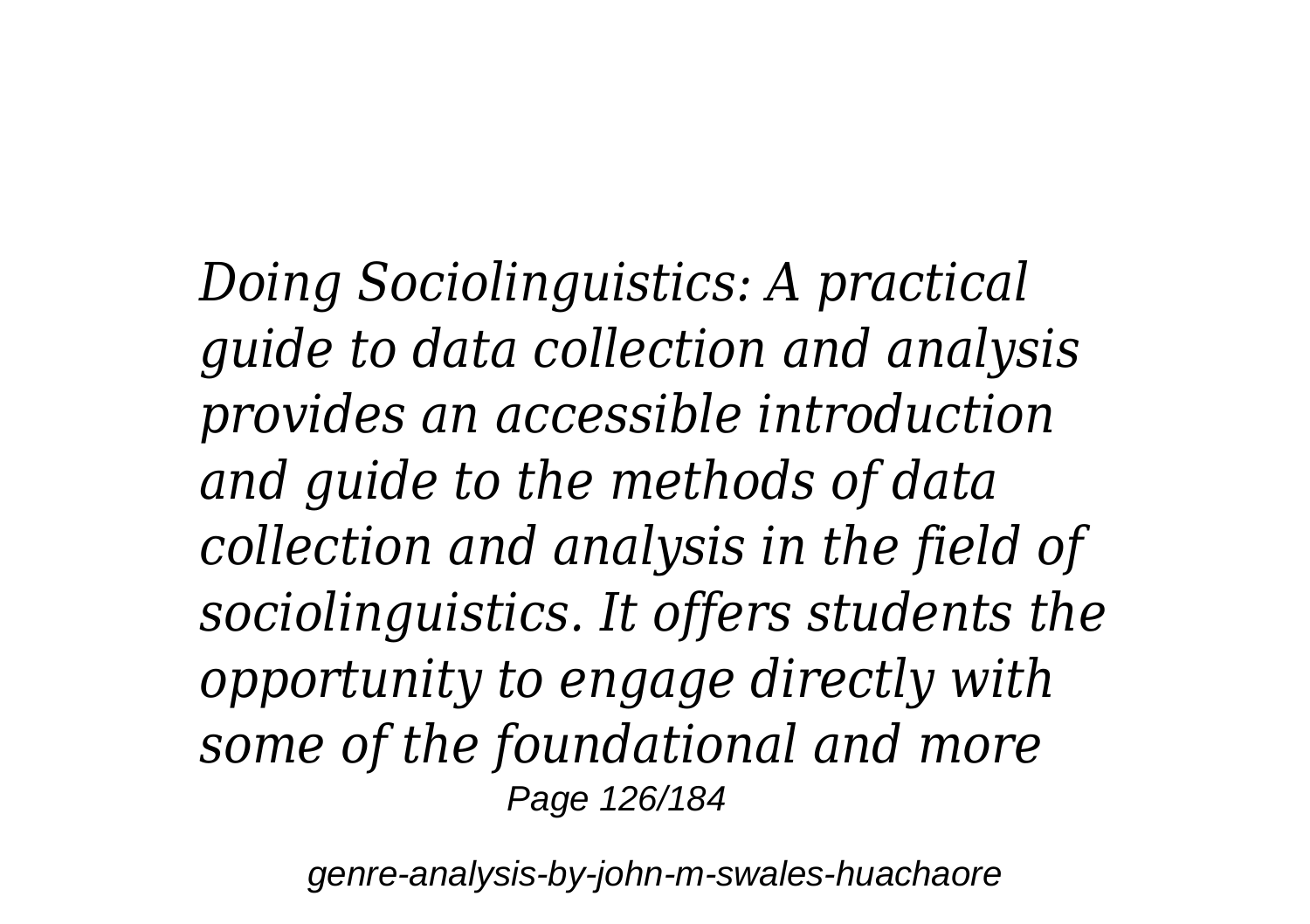*Doing Sociolinguistics: A practical guide to data collection and analysis provides an accessible introduction and guide to the methods of data collection and analysis in the field of sociolinguistics. It offers students the opportunity to engage directly with some of the foundational and more*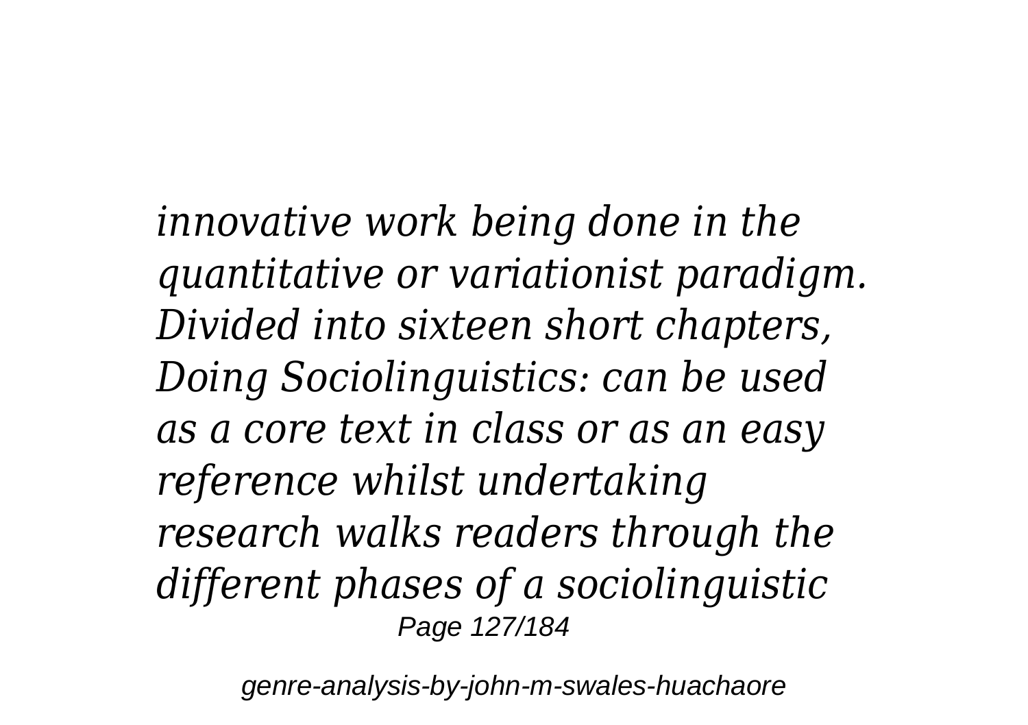*innovative work being done in the quantitative or variationist paradigm. Divided into sixteen short chapters, Doing Sociolinguistics: can be used as a core text in class or as an easy reference whilst undertaking research walks readers through the different phases of a sociolinguistic*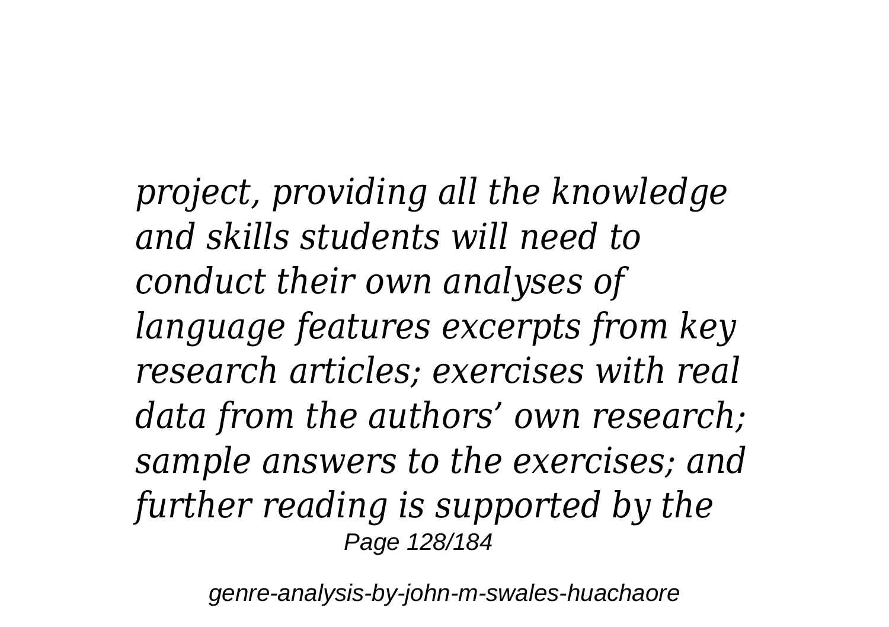*project, providing all the knowledge and skills students will need to conduct their own analyses of language features excerpts from key research articles; exercises with real data from the authors' own research; sample answers to the exercises; and further reading is supported by the*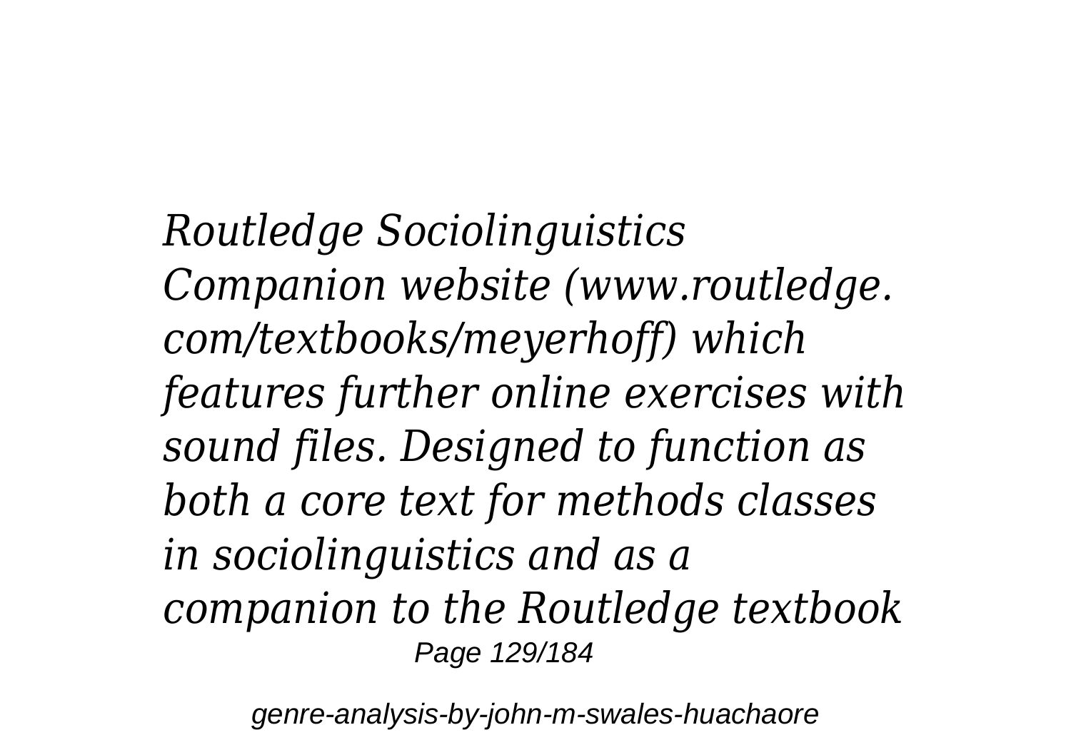*Routledge Sociolinguistics Companion website (www.routledge.com/textbooks/meyerhoff) which features further online exercises with sound files. Designed to function as both a core text for methods classes in sociolinguistics and as a companion to the Routledge textbook*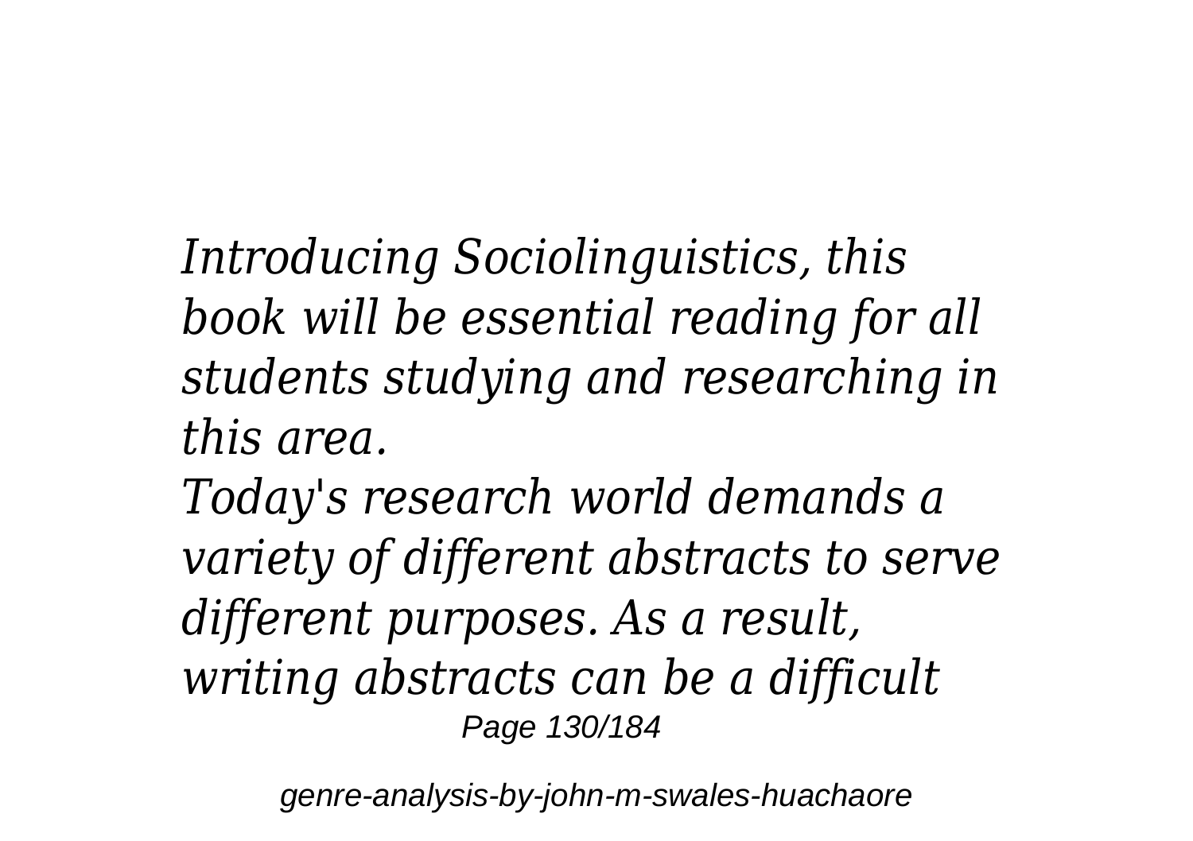*Introducing Sociolinguistics, this book will be essential reading for all students studying and researching in this area.*

*Today's research world demands a variety of different abstracts to serve different purposes. As a result, writing abstracts can be a difficult*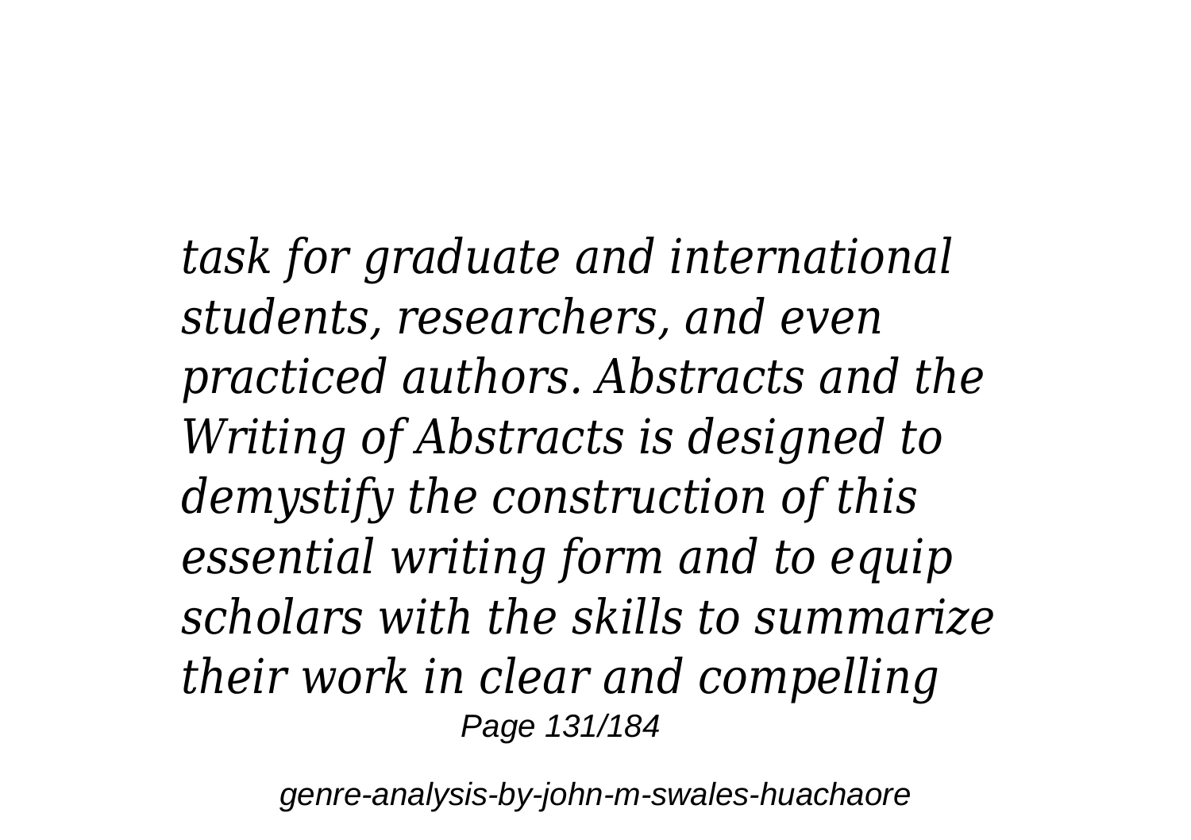*task for graduate and international students, researchers, and even practiced authors. Abstracts and the Writing of Abstracts is designed to demystify the construction of this essential writing form and to equip scholars with the skills to summarize their work in clear and compelling*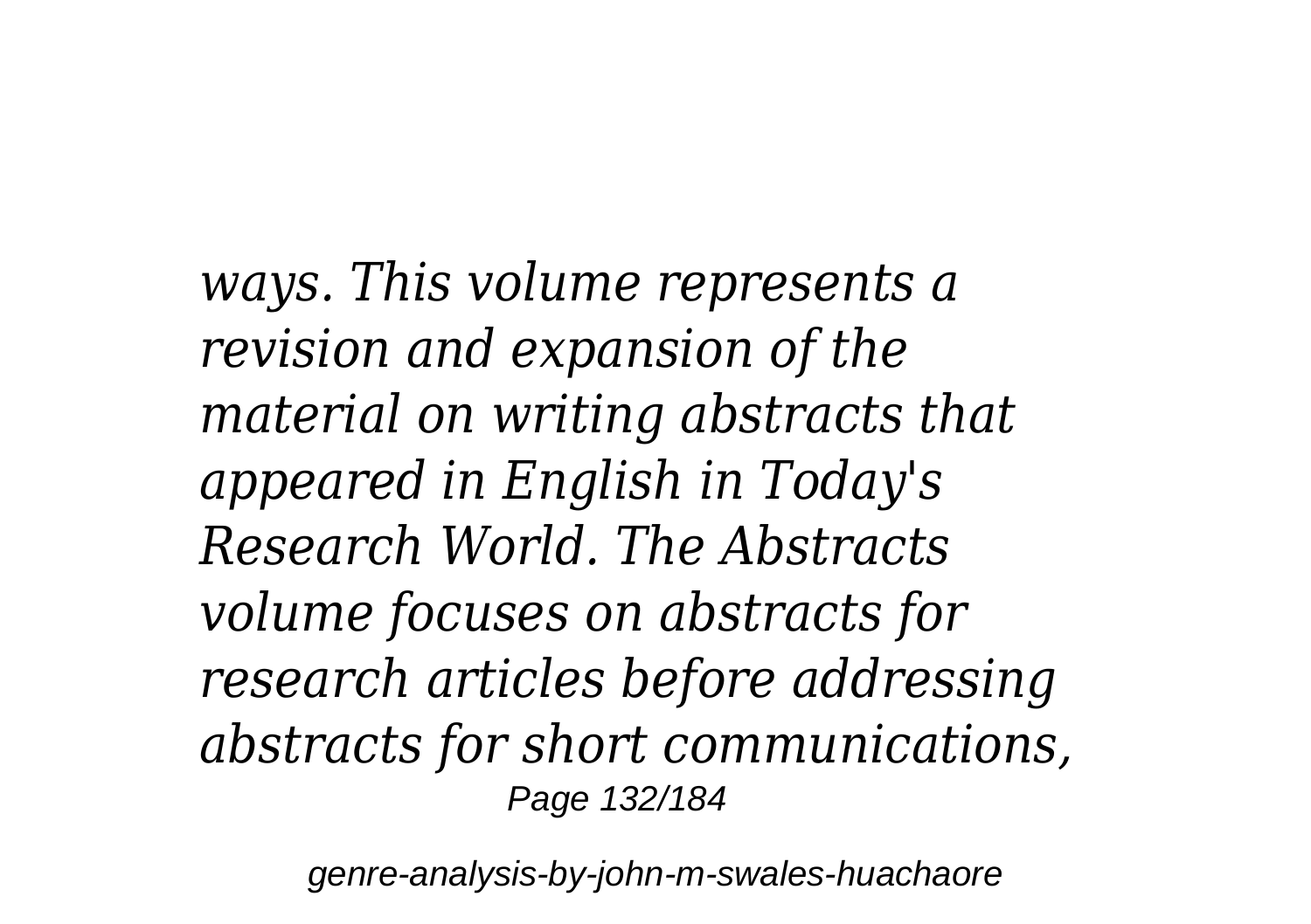*ways. This volume represents a revision and expansion of the material on writing abstracts that appeared in English in Today's Research World. The Abstracts volume focuses on abstracts for research articles before addressing abstracts for short communications,*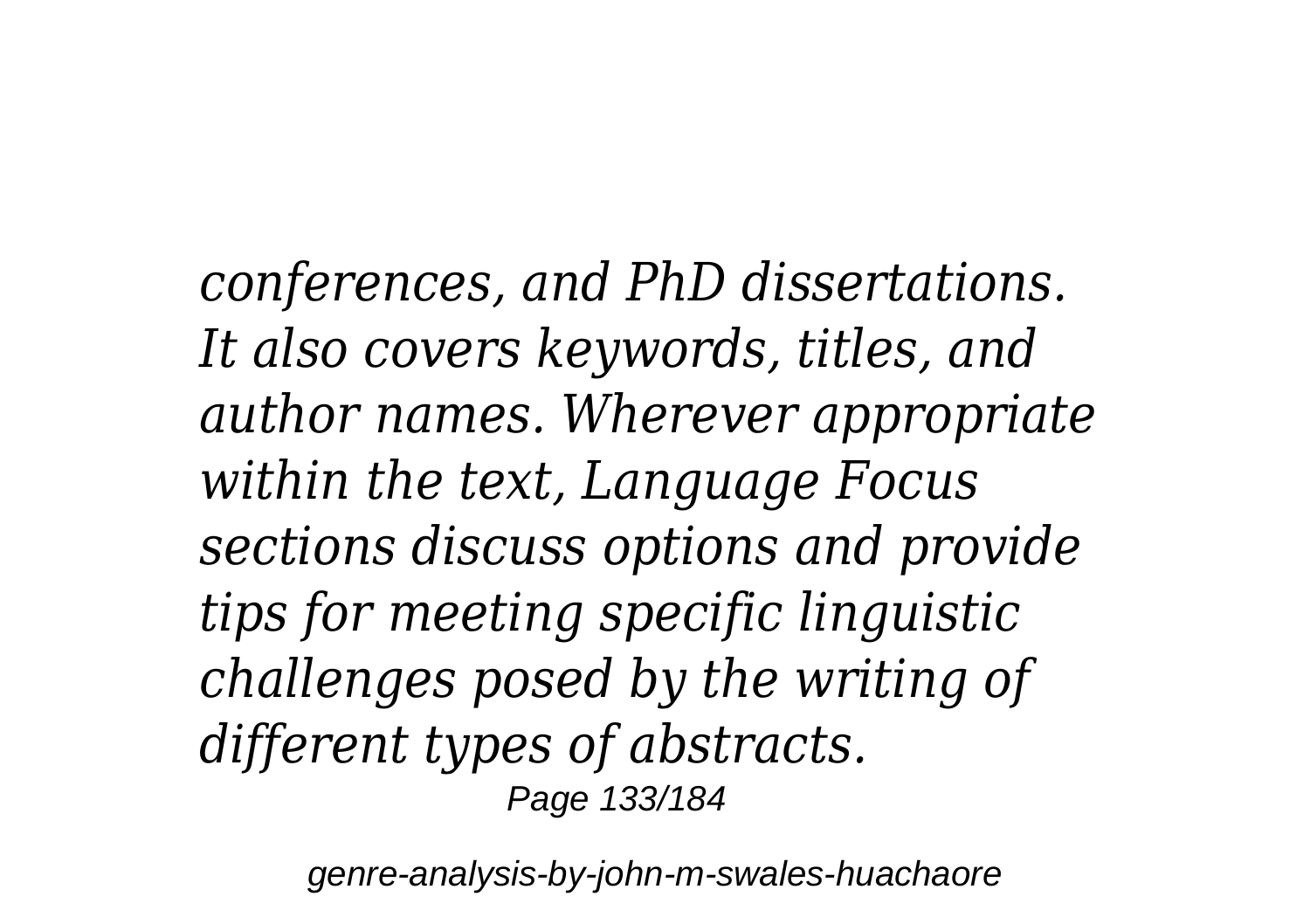*conferences, and PhD dissertations. It also covers keywords, titles, and author names. Wherever appropriate within the text, Language Focus sections discuss options and provide tips for meeting specific linguistic challenges posed by the writing of different types of abstracts.*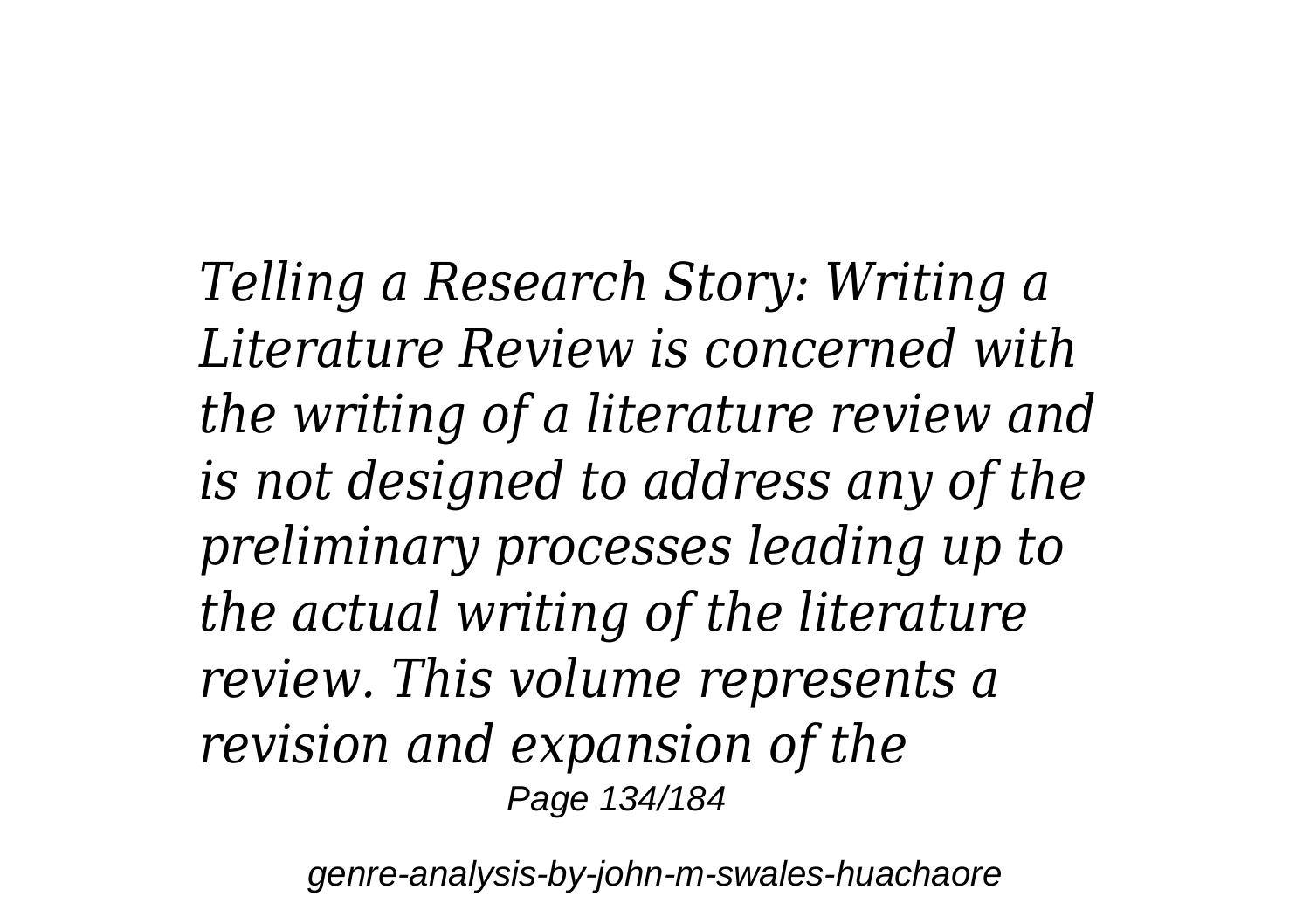*Telling a Research Story: Writing a Literature Review is concerned with the writing of a literature review and is not designed to address any of the preliminary processes leading up to the actual writing of the literature review. This volume represents a revision and expansion of the*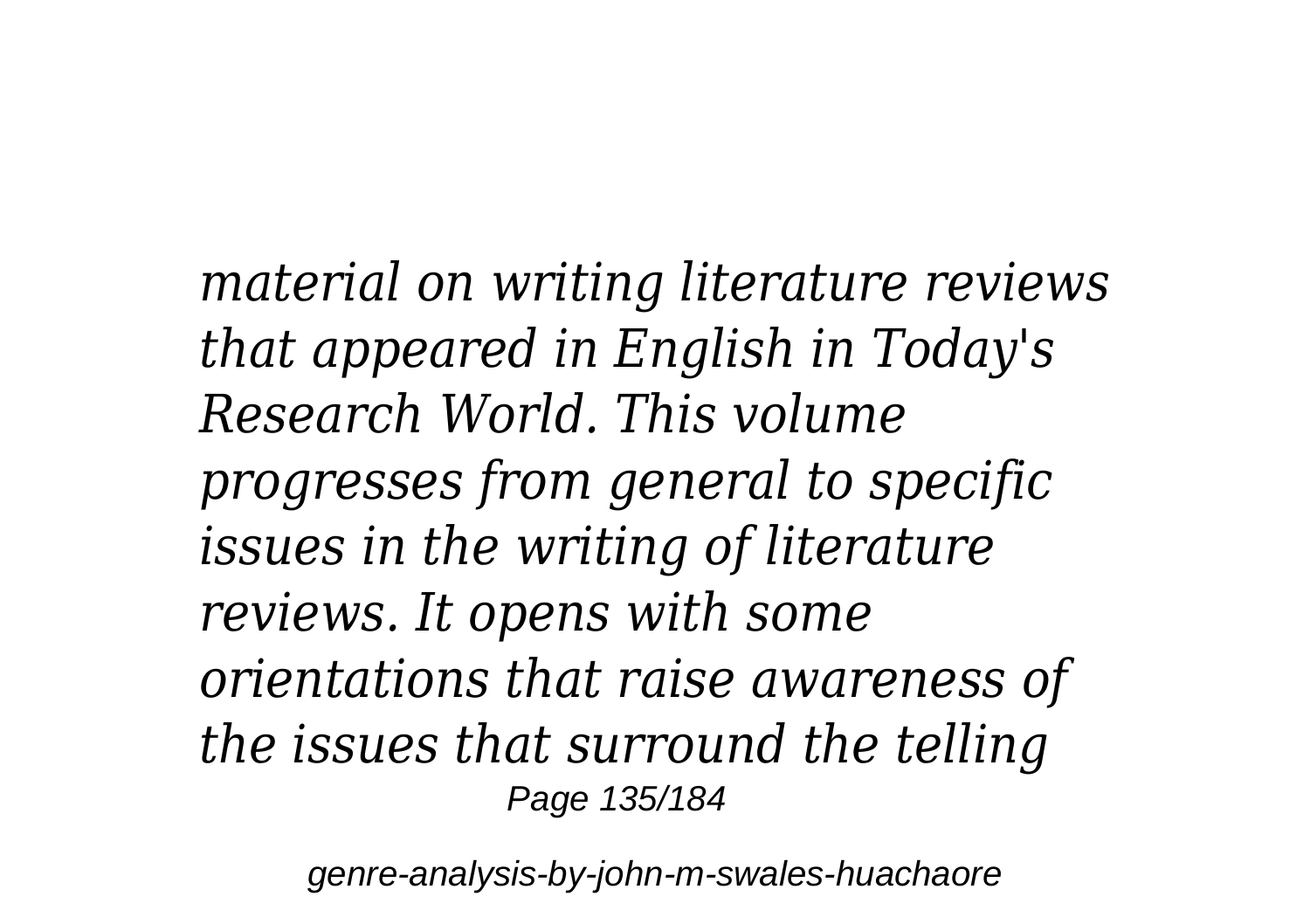*material on writing literature reviews that appeared in English in Today's Research World. This volume progresses from general to specific issues in the writing of literature reviews. It opens with some orientations that raise awareness of the issues that surround the telling*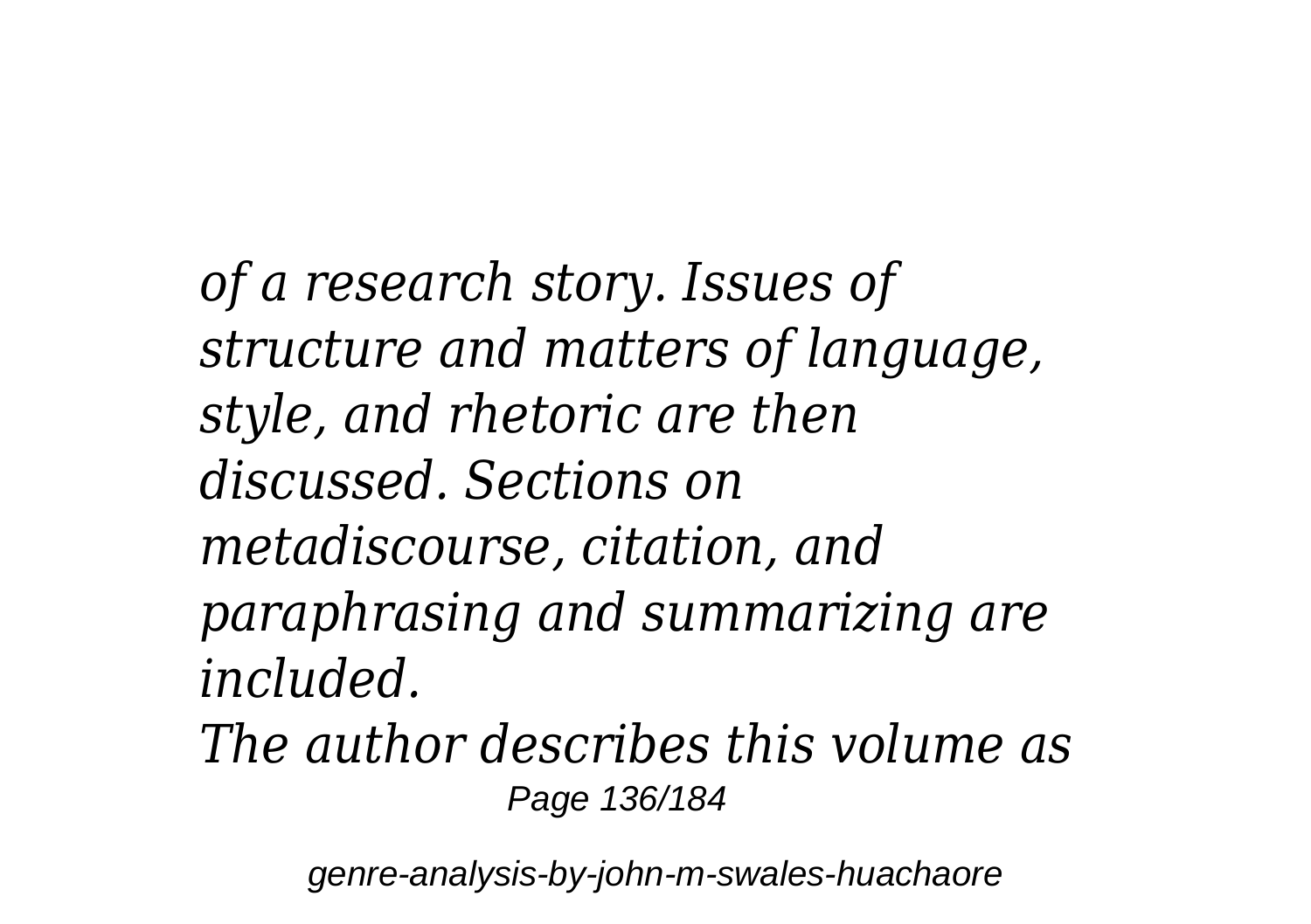*of a research story. Issues of structure and matters of language, style, and rhetoric are then discussed. Sections on metadiscourse, citation, and paraphrasing and summarizing are included.*

*The author describes this volume as*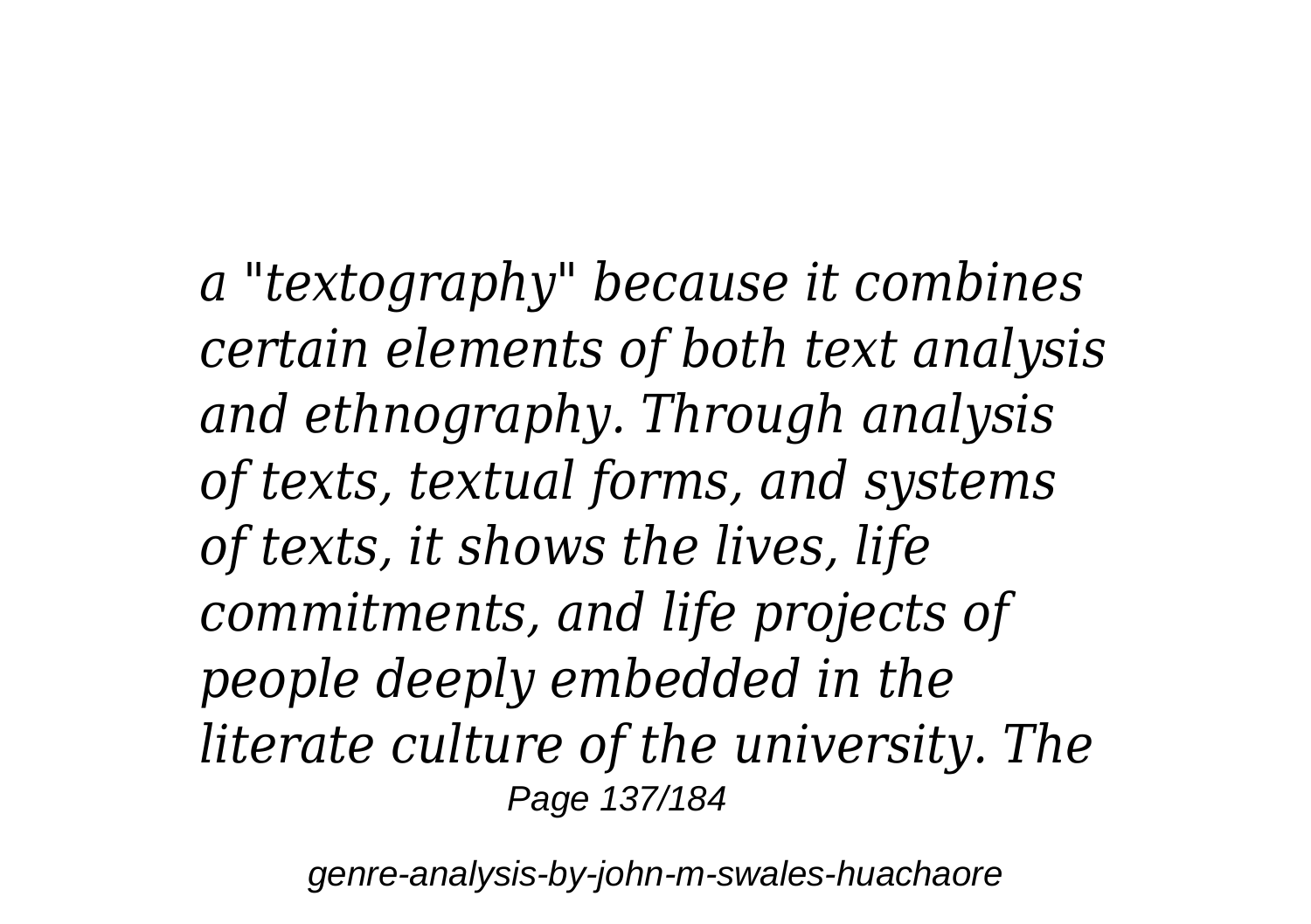*a "textography" because it combines certain elements of both text analysis and ethnography. Through analysis of texts, textual forms, and systems of texts, it shows the lives, life commitments, and life projects of people deeply embedded in the literate culture of the university. The*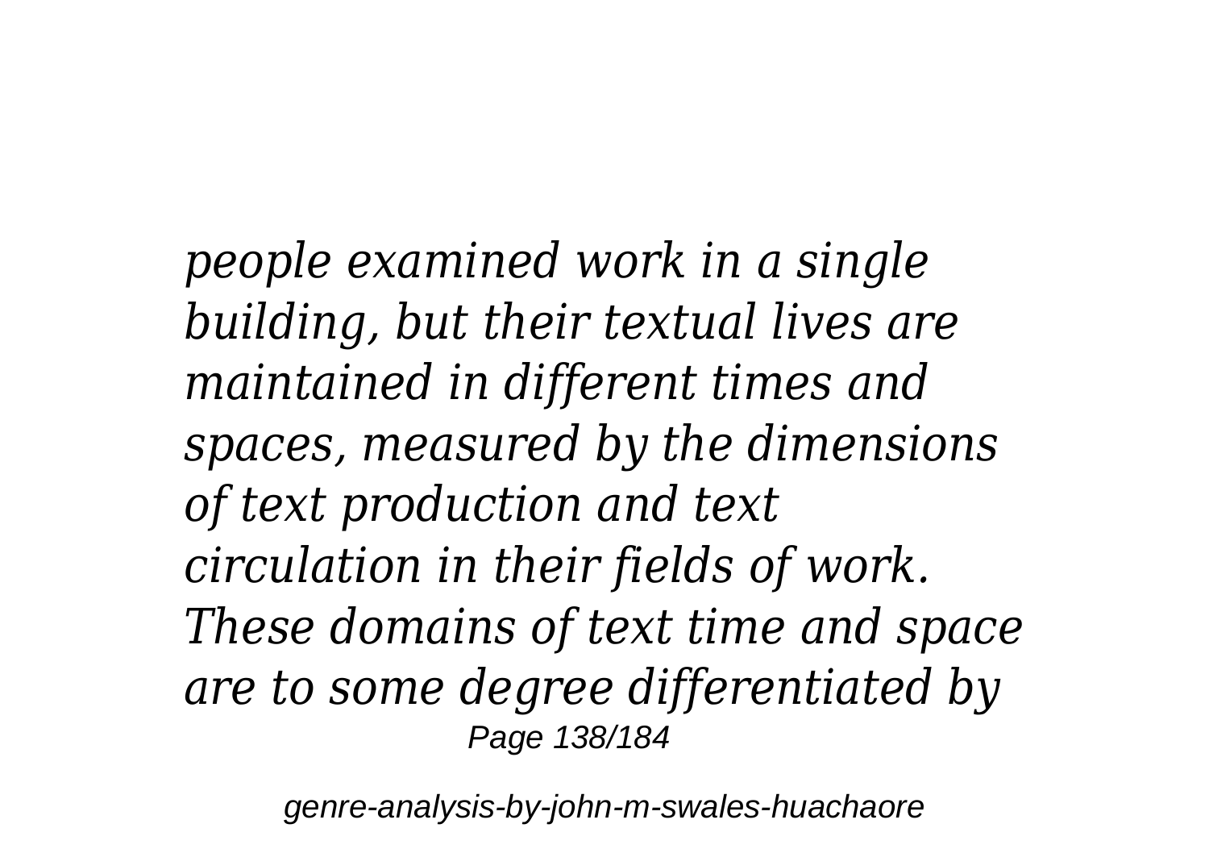*people examined work in a single building, but their textual lives are maintained in different times and spaces, measured by the dimensions of text production and text circulation in their fields of work. These domains of text time and space are to some degree differentiated by*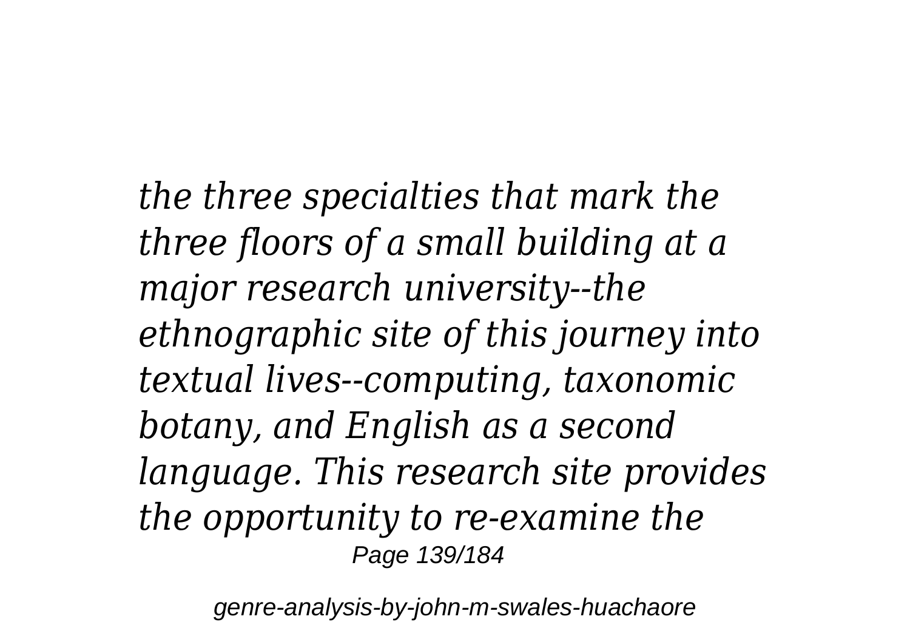*the three specialties that mark the three floors of a small building at a major research university--the ethnographic site of this journey into textual lives--computing, taxonomic botany, and English as a second language. This research site provides the opportunity to re-examine the*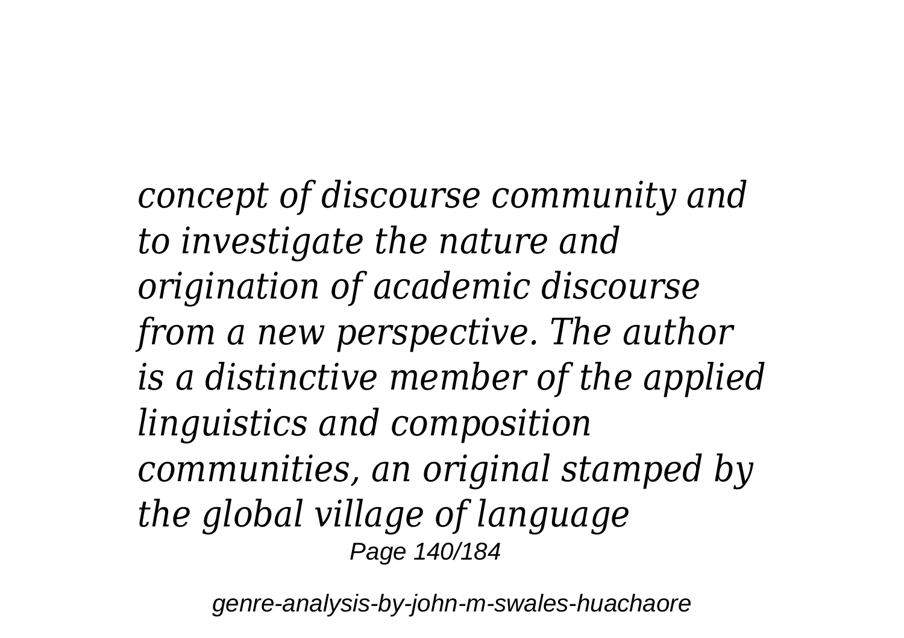*concept of discourse community and to investigate the nature and origination of academic discourse from a new perspective. The author is a distinctive member of the applied linguistics and composition communities, an original stamped by the global village of language*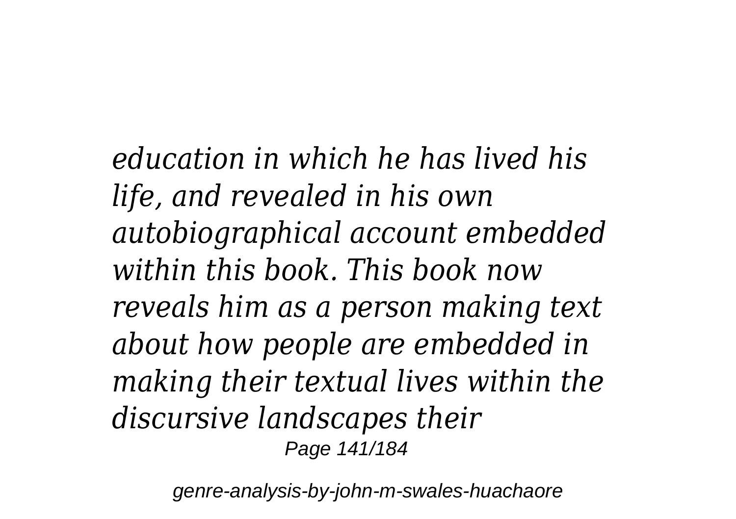*education in which he has lived his life, and revealed in his own autobiographical account embedded within this book. This book now reveals him as a person making text about how people are embedded in making their textual lives within the discursive landscapes their*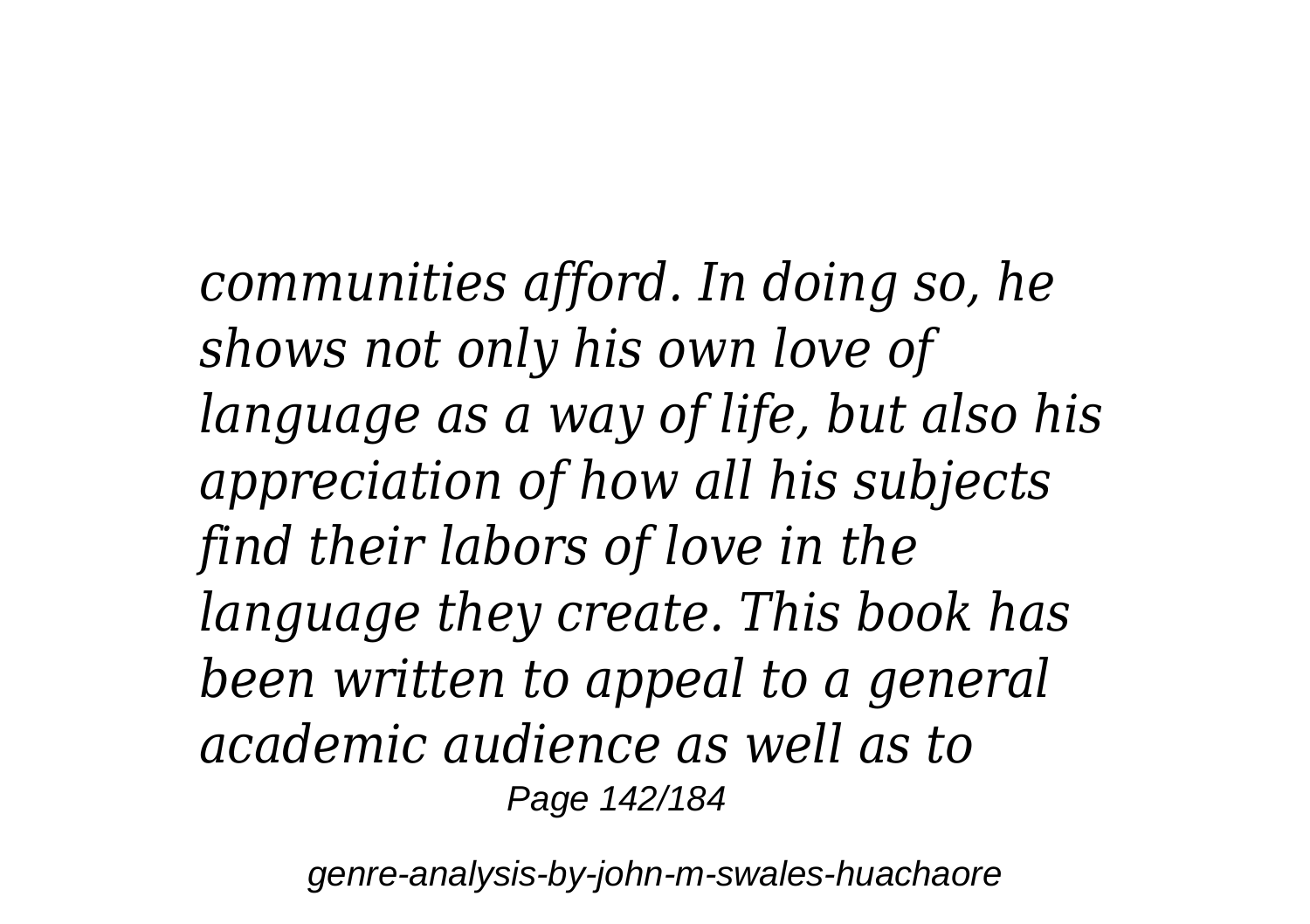*communities afford. In doing so, he shows not only his own love of language as a way of life, but also his appreciation of how all his subjects find their labors of love in the language they create. This book has been written to appeal to a general academic audience as well as to*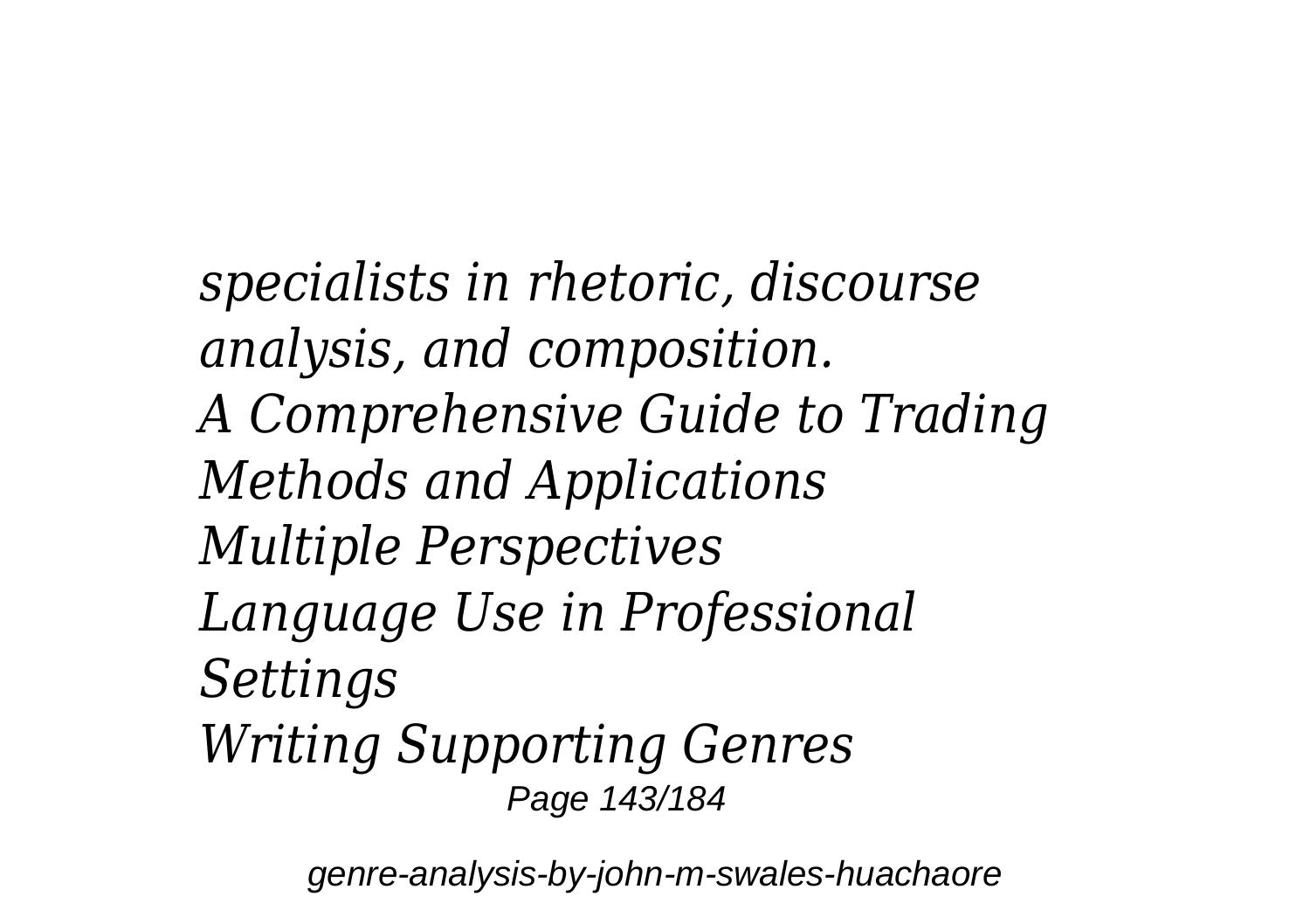*specialists in rhetoric, discourse analysis, and composition.*

*A Comprehensive Guide to Trading Methods and Applications*

*Multiple Perspectives*

*Language Use in Professional Settings*

*Writing Supporting Genres*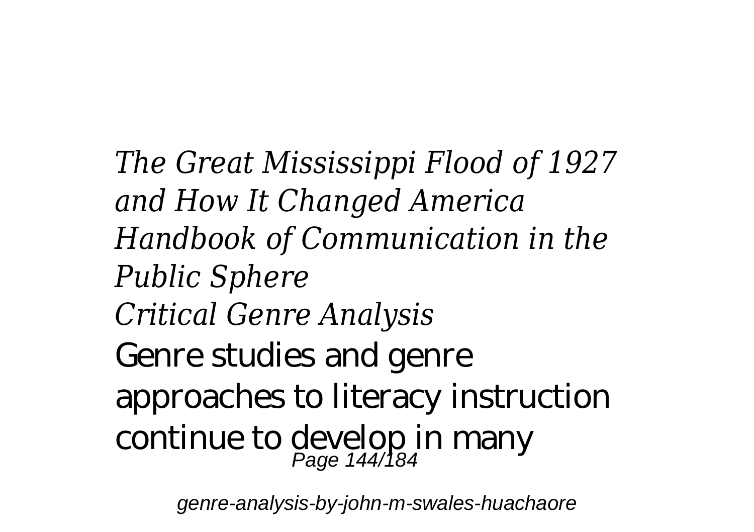*The Great Mississippi Flood of 1927 and How It Changed America*
*Handbook of Communication in the Public Sphere*
*Critical Genre Analysis*
Genre studies and genre approaches to literacy instruction continue to develop in many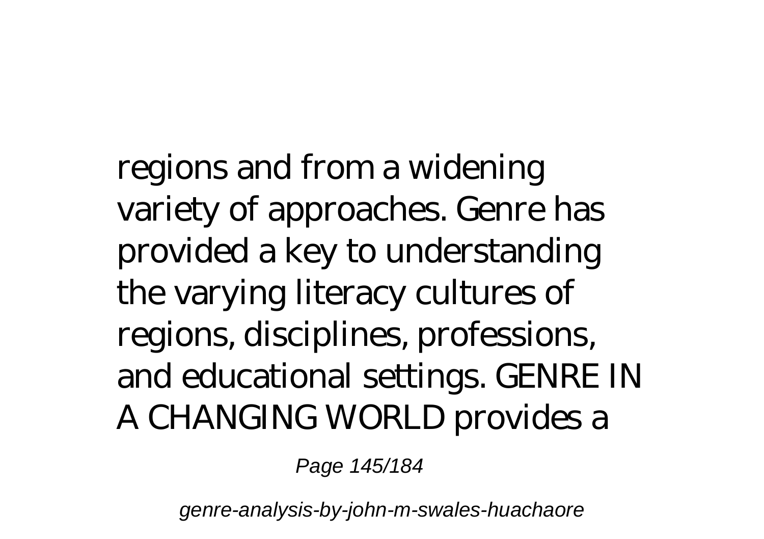regions and from a widening variety of approaches. Genre has provided a key to understanding the varying literacy cultures of regions, disciplines, professions, and educational settings. GENRE IN A CHANGING WORLD provides a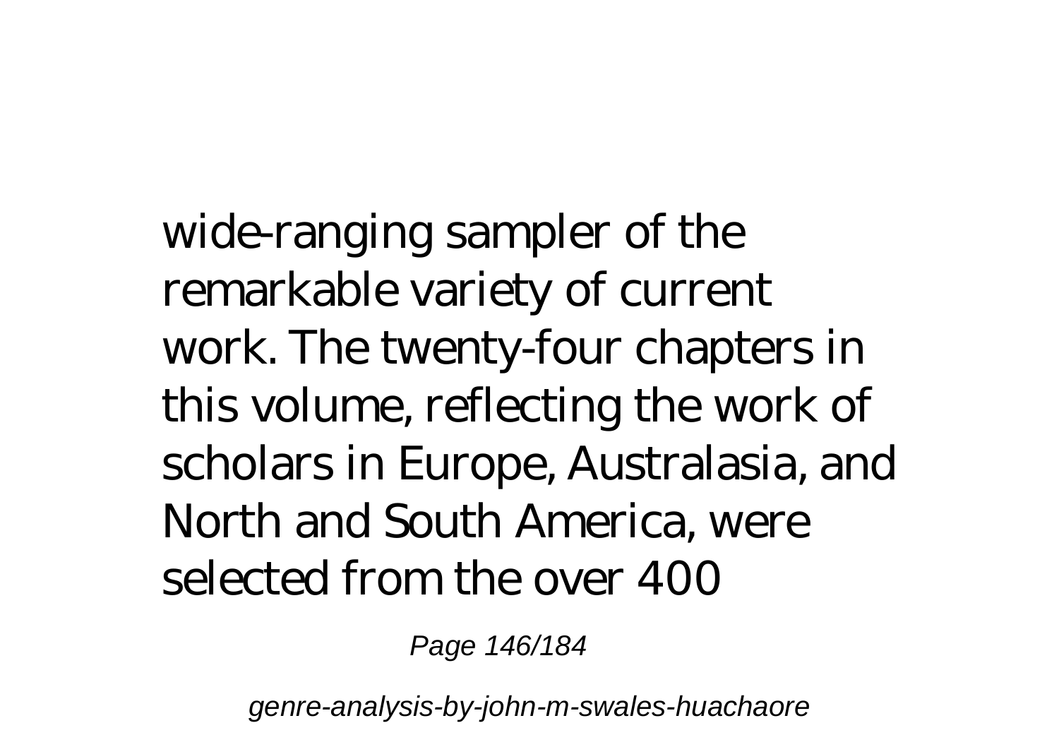wide-ranging sampler of the remarkable variety of current work. The twenty-four chapters in this volume, reflecting the work of scholars in Europe, Australasia, and North and South America, were selected from the over 400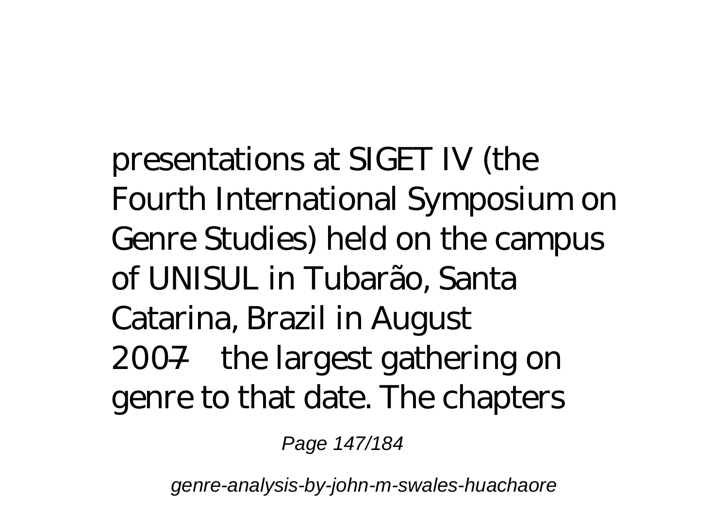presentations at SIGET IV (the Fourth International Symposium on Genre Studies) held on the campus of UNISUL in Tubarão, Santa Catarina, Brazil in August 2007—the largest gathering on genre to that date. The chapters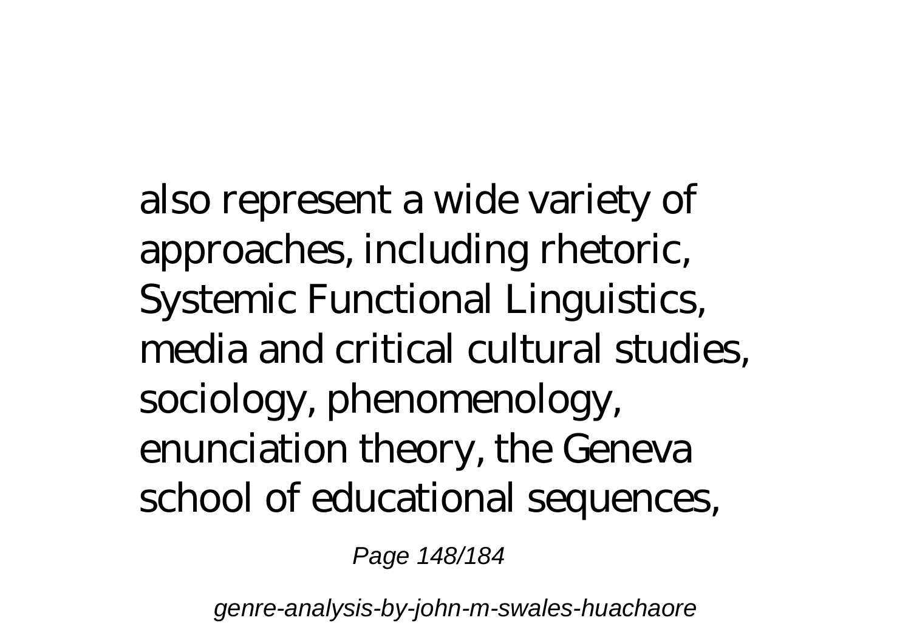also represent a wide variety of approaches, including rhetoric, Systemic Functional Linguistics, media and critical cultural studies, sociology, phenomenology, enunciation theory, the Geneva school of educational sequences,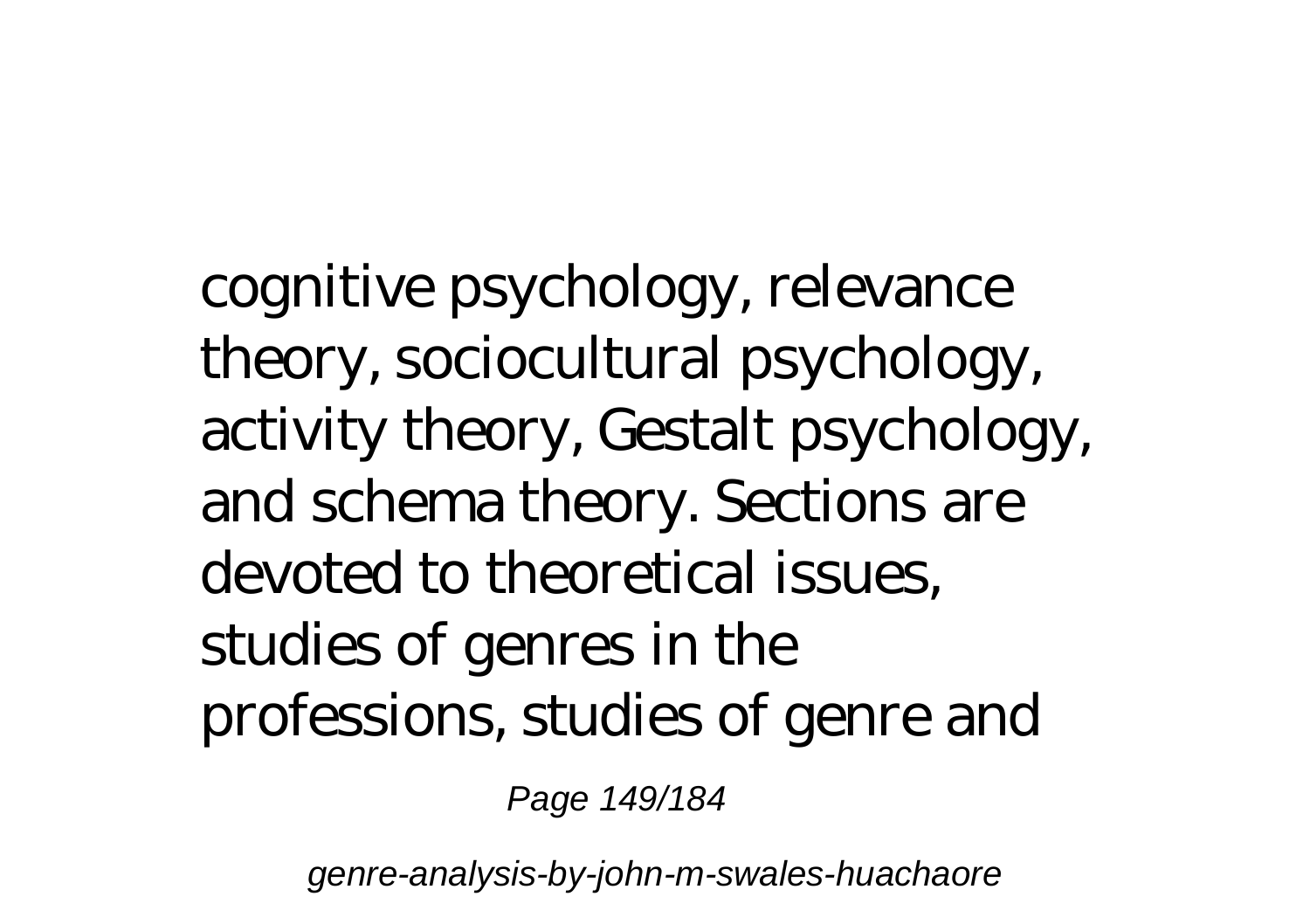cognitive psychology, relevance theory, sociocultural psychology, activity theory, Gestalt psychology, and schema theory. Sections are devoted to theoretical issues, studies of genres in the professions, studies of genre and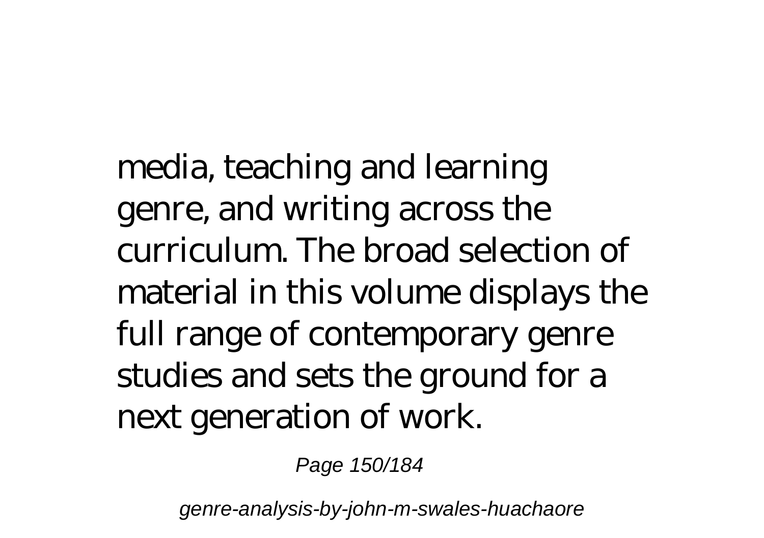media, teaching and learning genre, and writing across the curriculum. The broad selection of material in this volume displays the full range of contemporary genre studies and sets the ground for a next generation of work.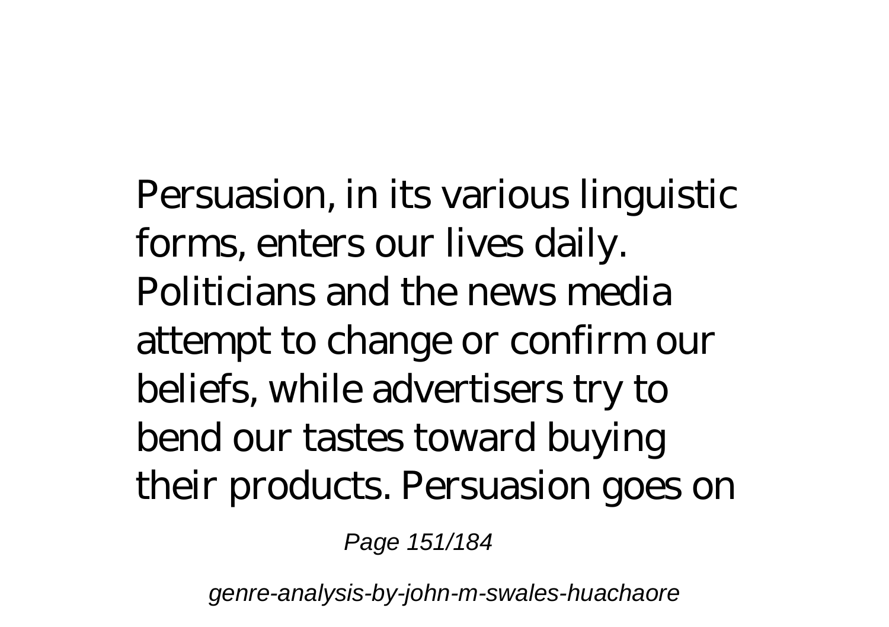Persuasion, in its various linguistic forms, enters our lives daily. Politicians and the news media attempt to change or confirm our beliefs, while advertisers try to bend our tastes toward buying their products. Persuasion goes on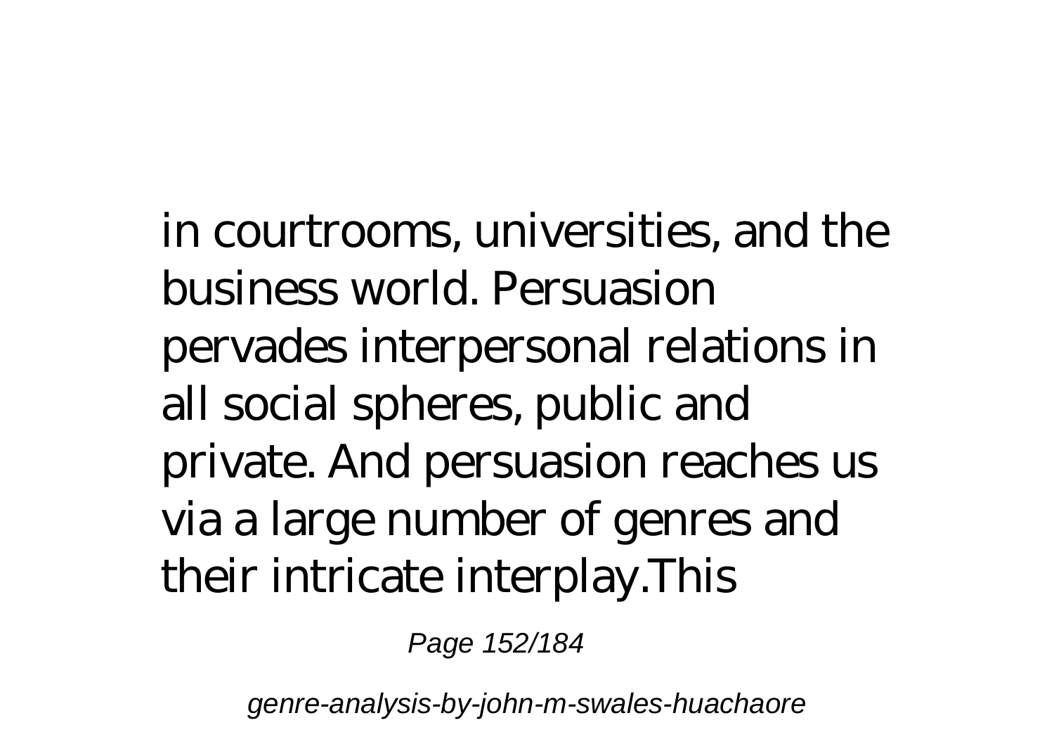in courtrooms, universities, and the business world. Persuasion pervades interpersonal relations in all social spheres, public and private. And persuasion reaches us via a large number of genres and their intricate interplay.This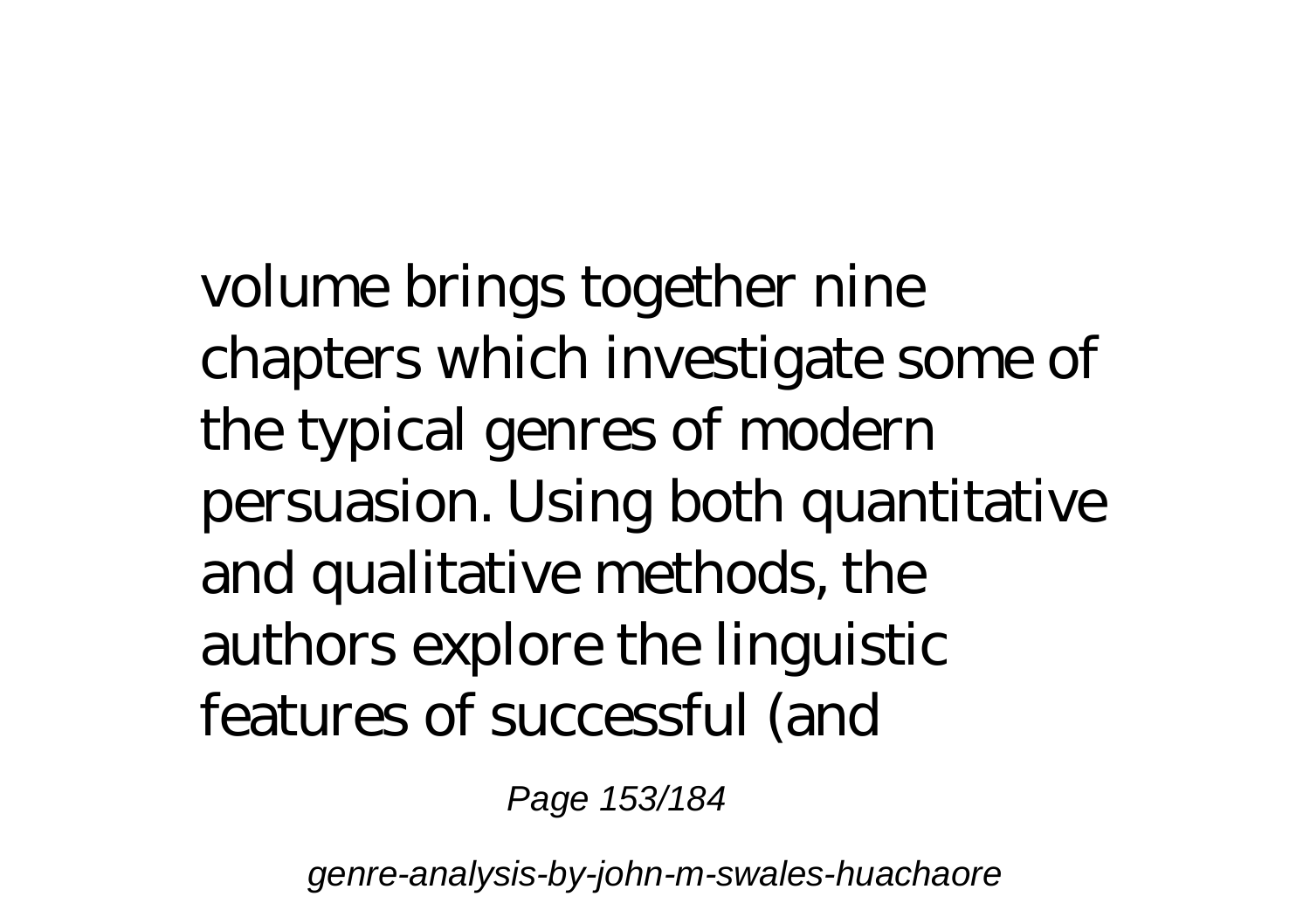volume brings together nine chapters which investigate some of the typical genres of modern persuasion. Using both quantitative and qualitative methods, the authors explore the linguistic features of successful (and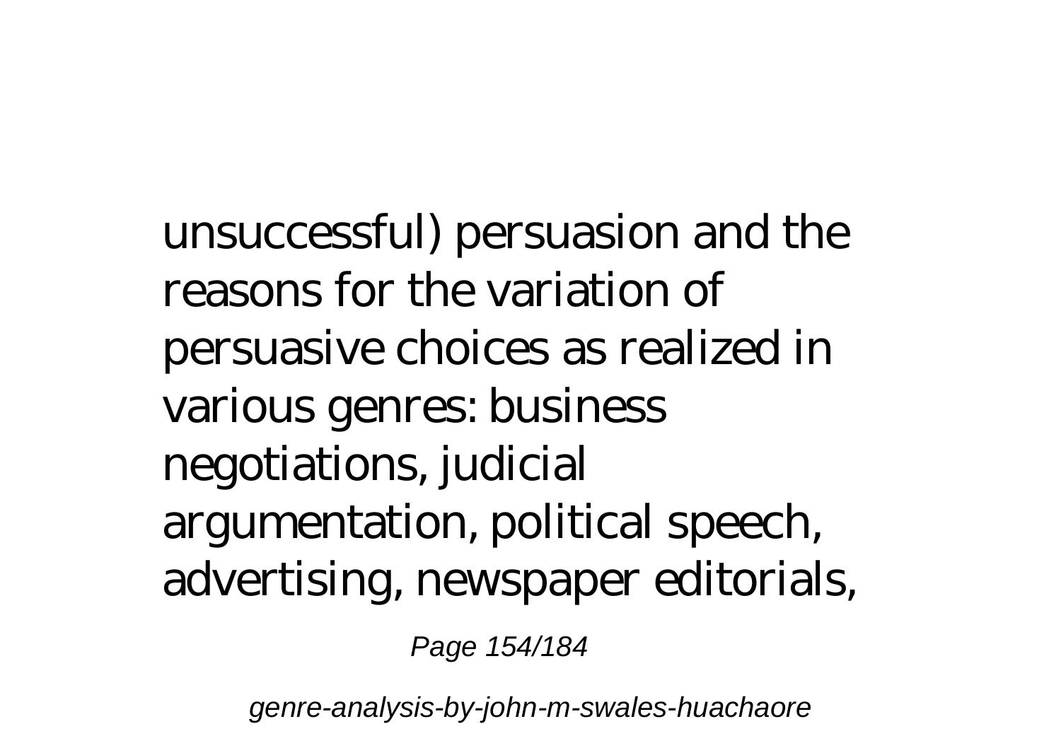unsuccessful) persuasion and the reasons for the variation of persuasive choices as realized in various genres: business negotiations, judicial argumentation, political speech, advertising, newspaper editorials,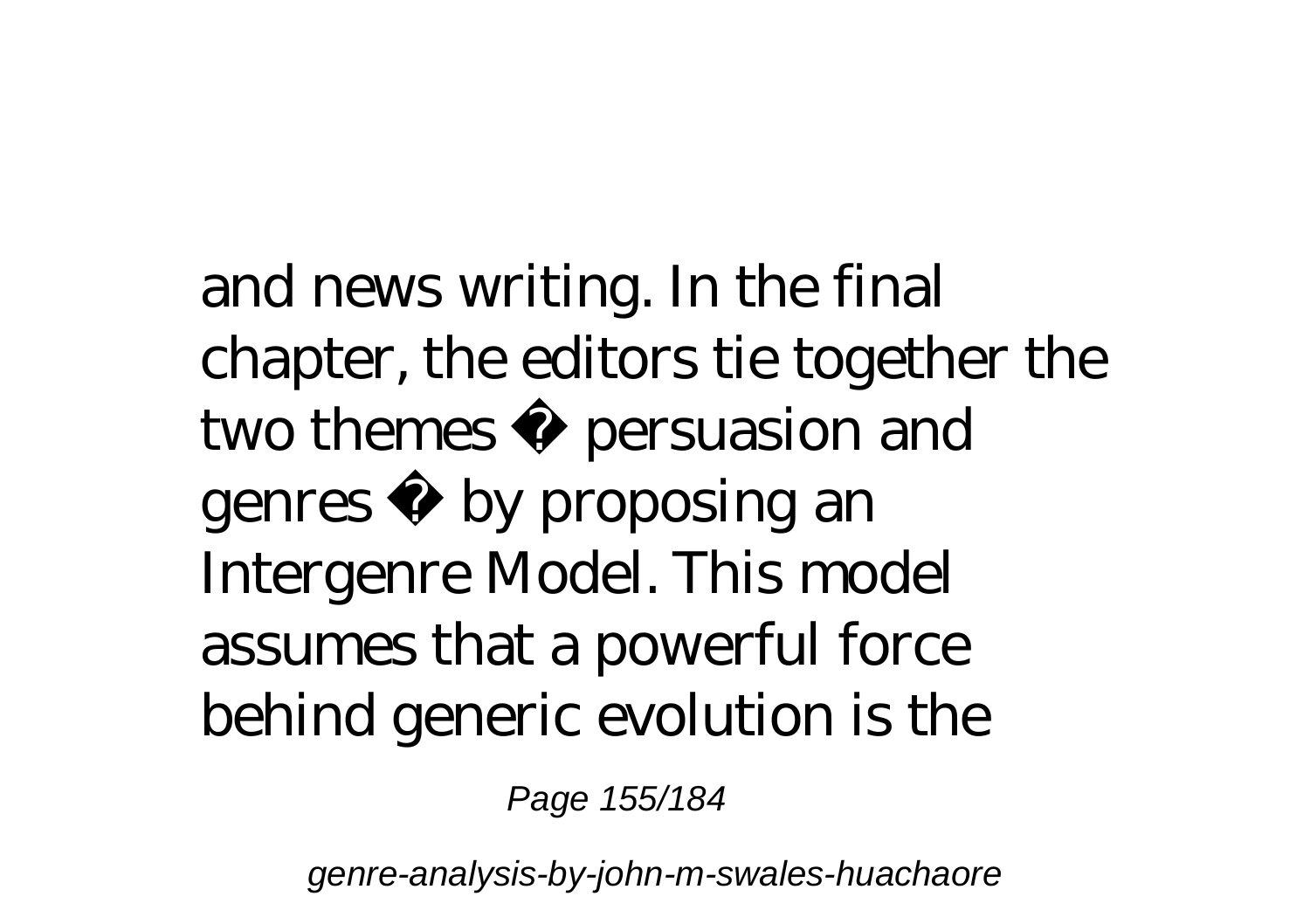and news writing. In the final chapter, the editors tie together the two themes � persuasion and genres � by proposing an Intergenre Model. This model assumes that a powerful force behind generic evolution is the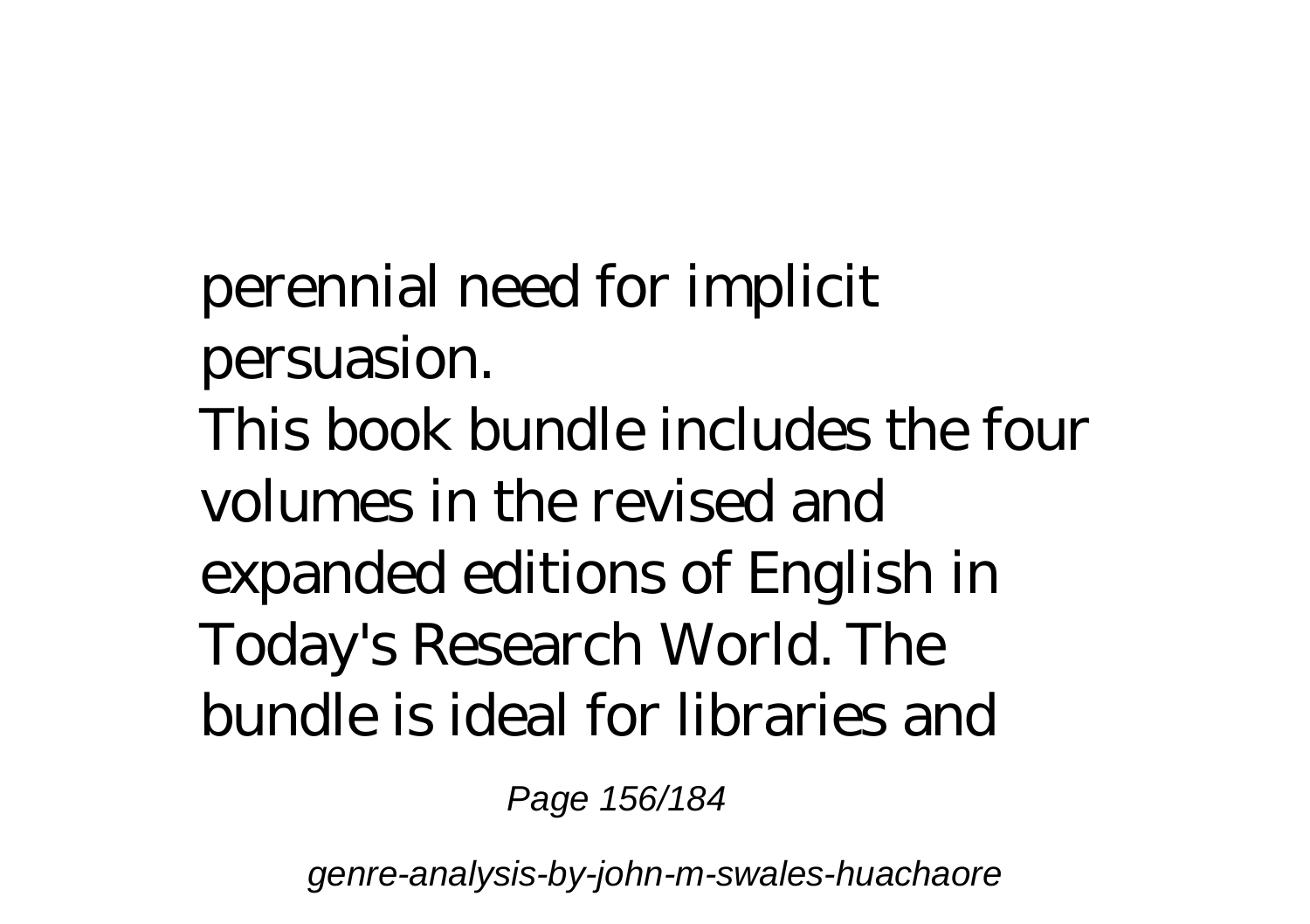perennial need for implicit persuasion.

This book bundle includes the four volumes in the revised and expanded editions of English in Today's Research World. The bundle is ideal for libraries and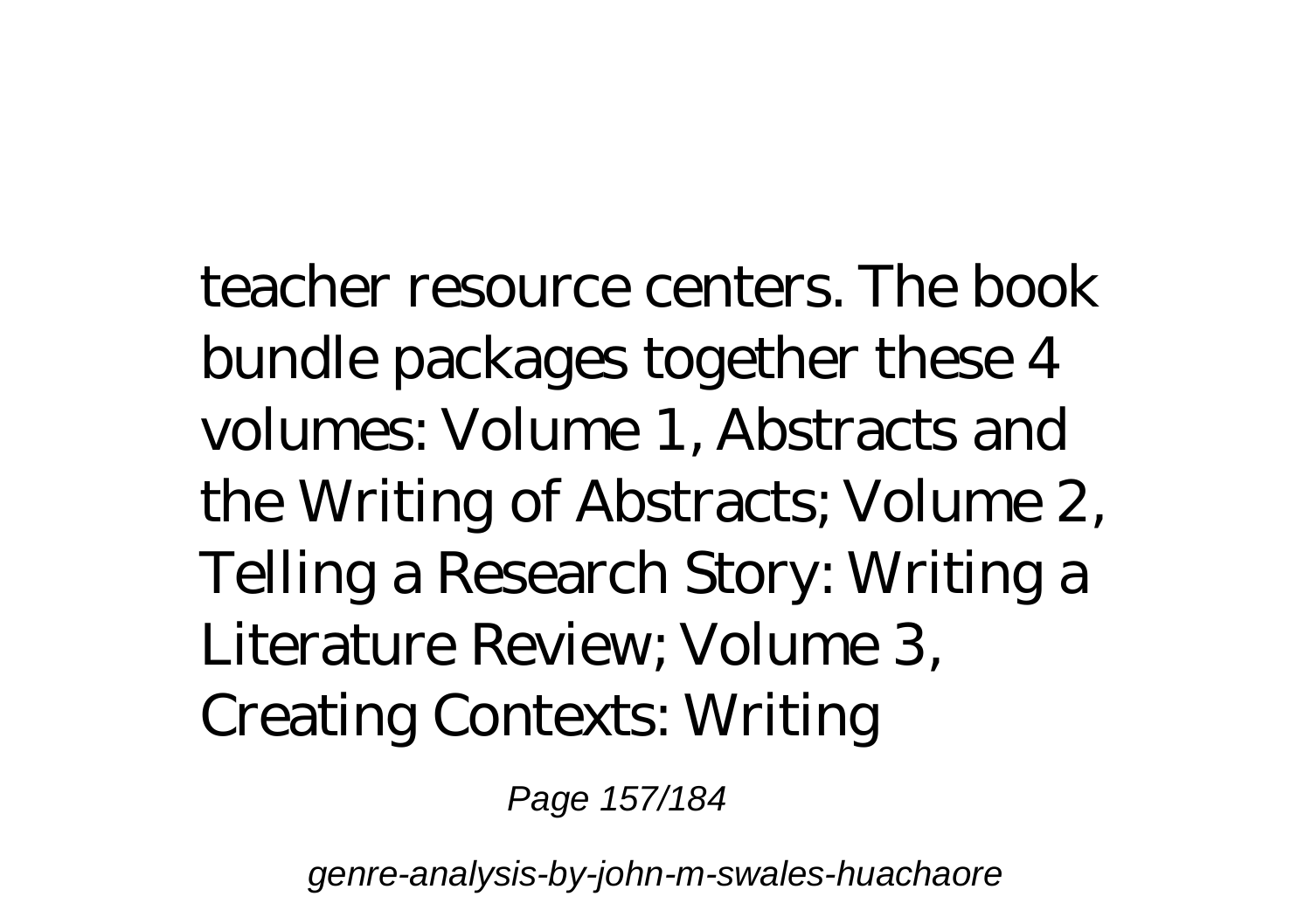teacher resource centers. The book bundle packages together these 4 volumes: Volume 1, Abstracts and the Writing of Abstracts; Volume 2, Telling a Research Story: Writing a Literature Review; Volume 3, Creating Contexts: Writing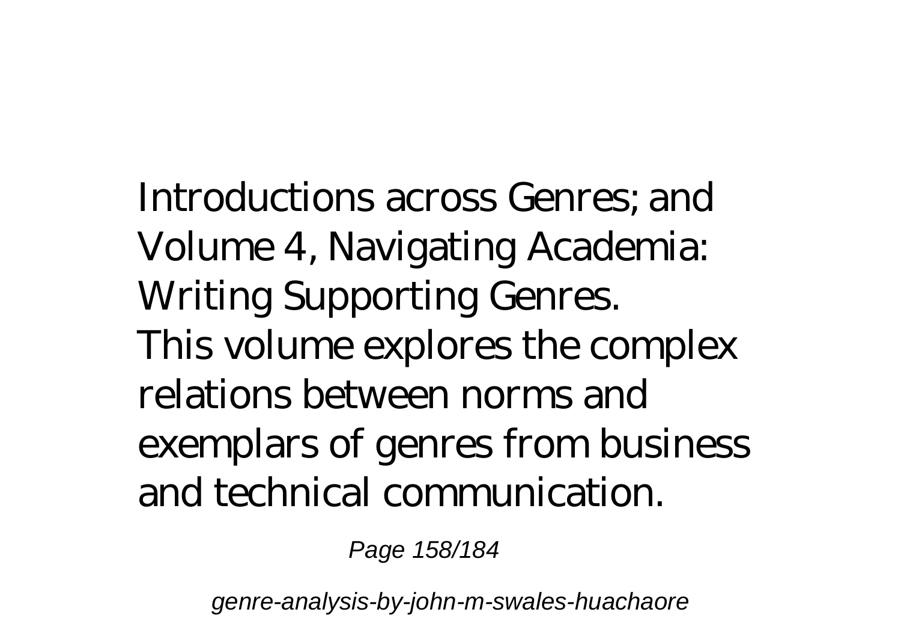Introductions across Genres; and Volume 4, Navigating Academia: Writing Supporting Genres.

This volume explores the complex relations between norms and exemplars of genres from business and technical communication.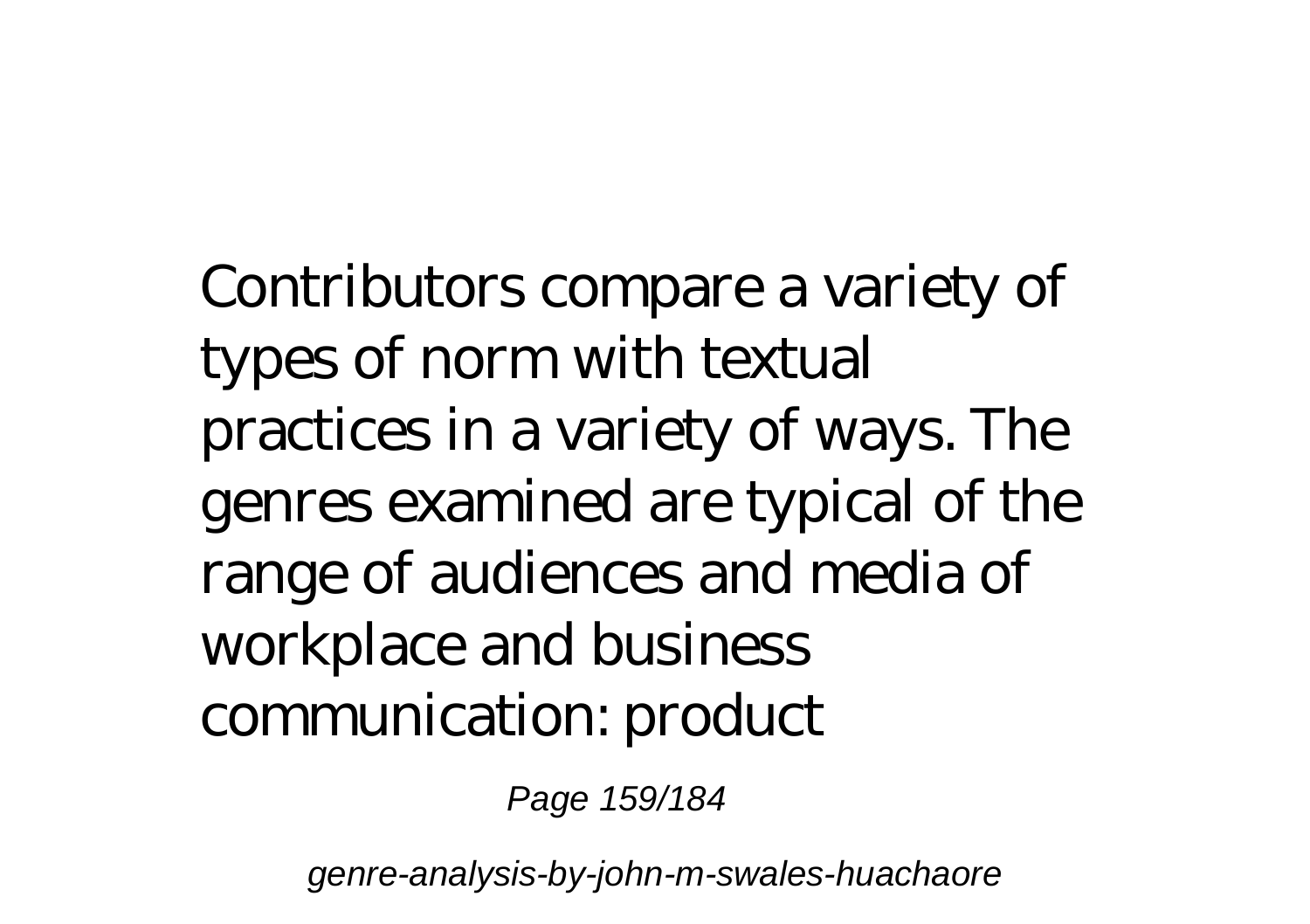Contributors compare a variety of types of norm with textual practices in a variety of ways. The genres examined are typical of the range of audiences and media of workplace and business communication: product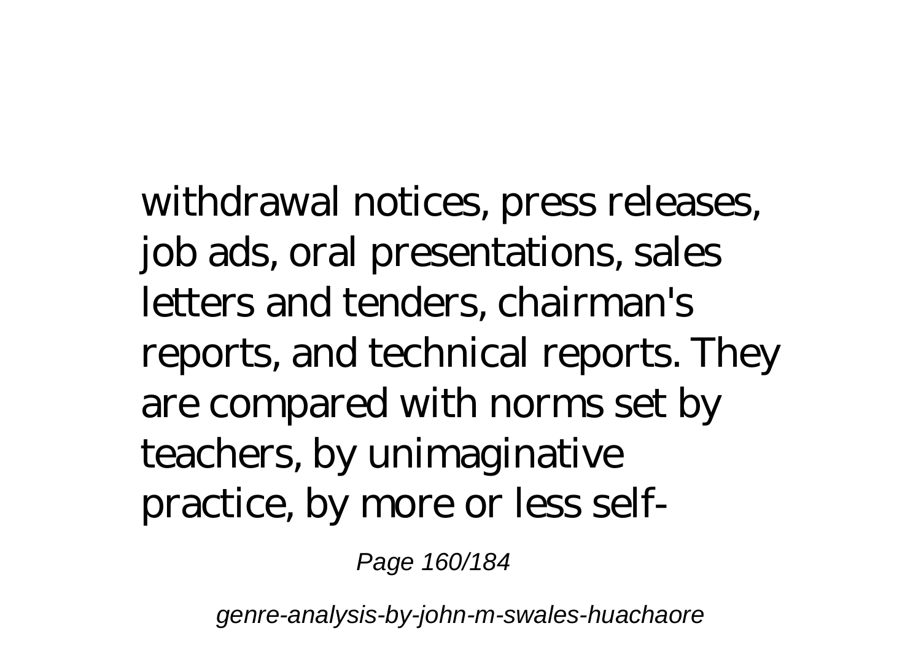withdrawal notices, press releases, job ads, oral presentations, sales letters and tenders, chairman's reports, and technical reports. They are compared with norms set by teachers, by unimaginative practice, by more or less self-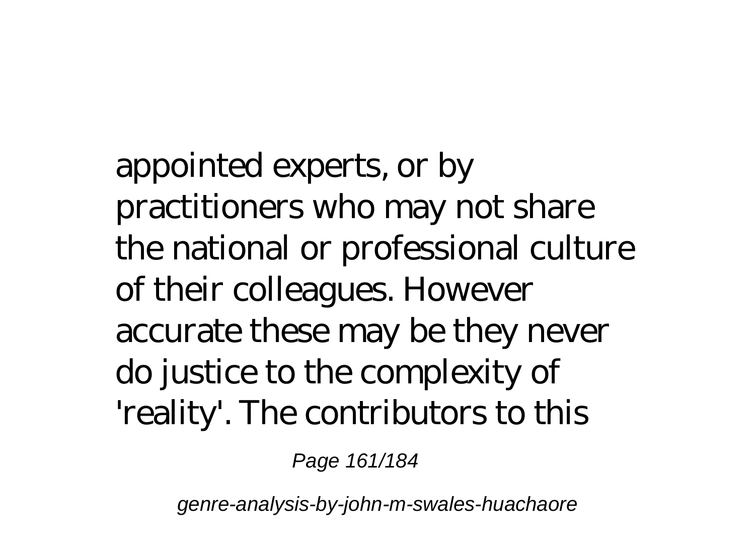appointed experts, or by practitioners who may not share the national or professional culture of their colleagues. However accurate these may be they never do justice to the complexity of 'reality'. The contributors to this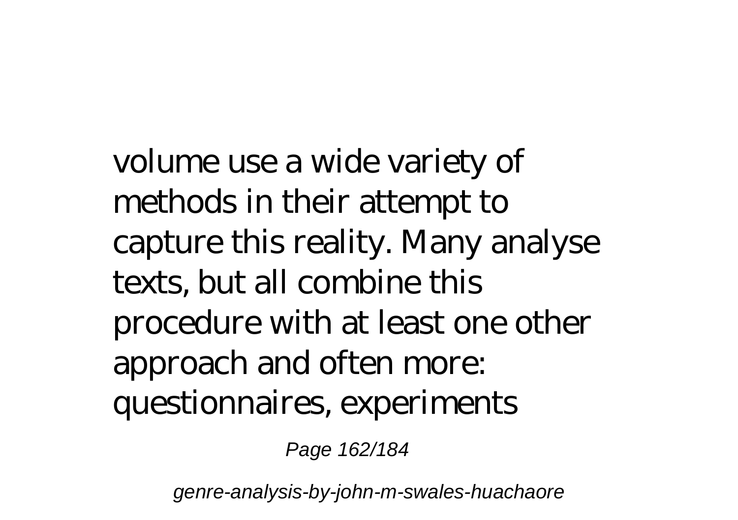volume use a wide variety of methods in their attempt to capture this reality. Many analyse texts, but all combine this procedure with at least one other approach and often more: questionnaires, experiments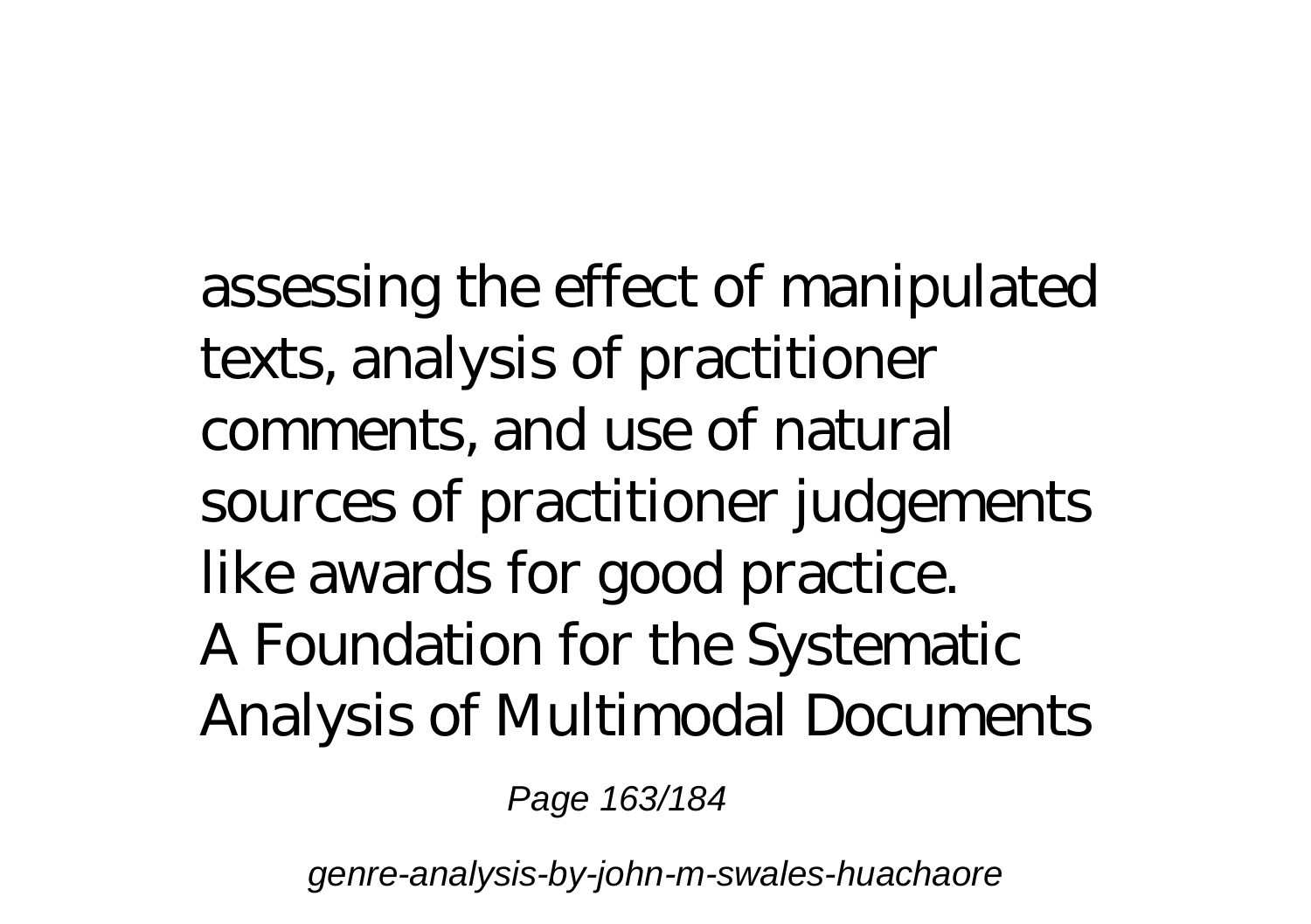assessing the effect of manipulated texts, analysis of practitioner comments, and use of natural sources of practitioner judgements like awards for good practice.

A Foundation for the Systematic Analysis of Multimodal Documents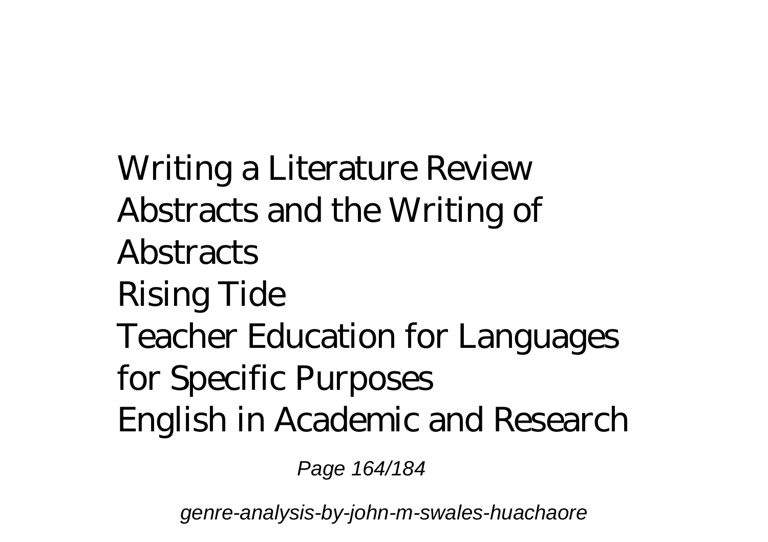Writing a Literature Review
Abstracts and the Writing of Abstracts
Rising Tide
Teacher Education for Languages for Specific Purposes
English in Academic and Research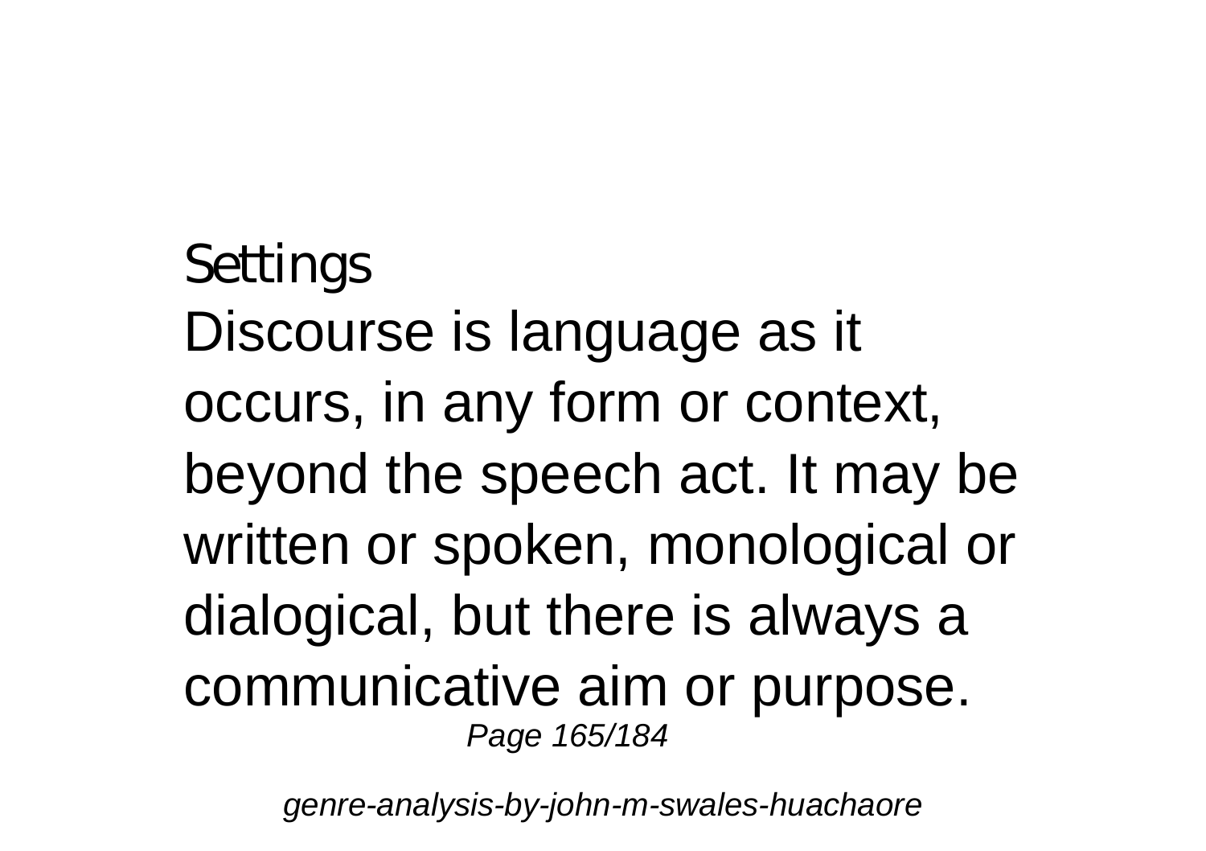Settings

Discourse is language as it occurs, in any form or context, beyond the speech act. It may be written or spoken, monological or dialogical, but there is always a communicative aim or purpose.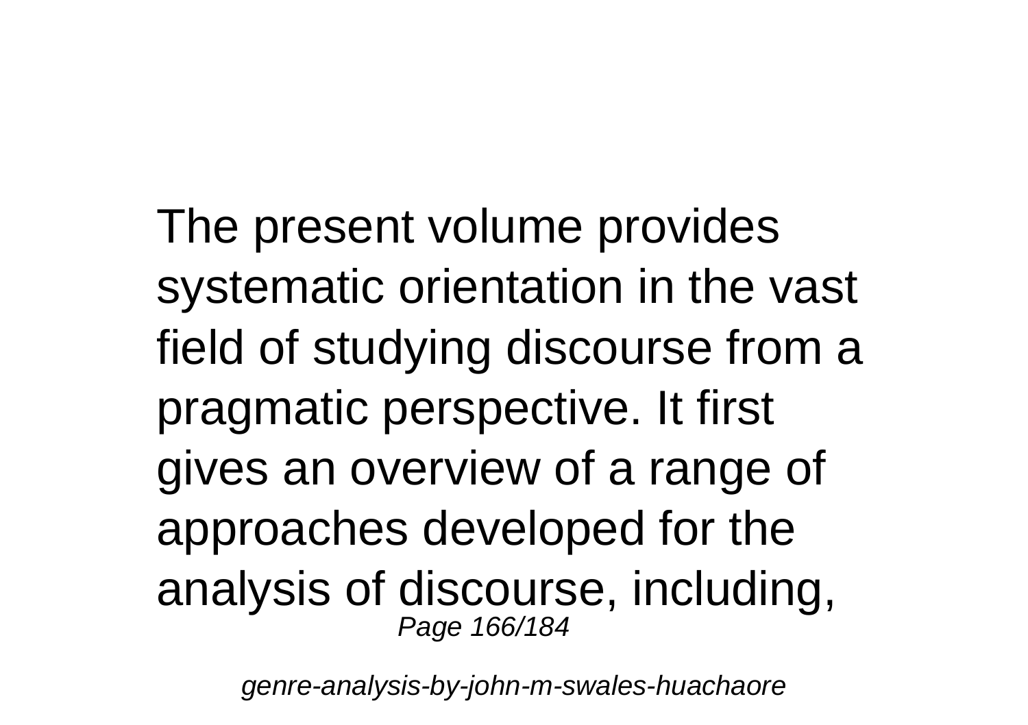The present volume provides systematic orientation in the vast field of studying discourse from a pragmatic perspective. It first gives an overview of a range of approaches developed for the analysis of discourse, including,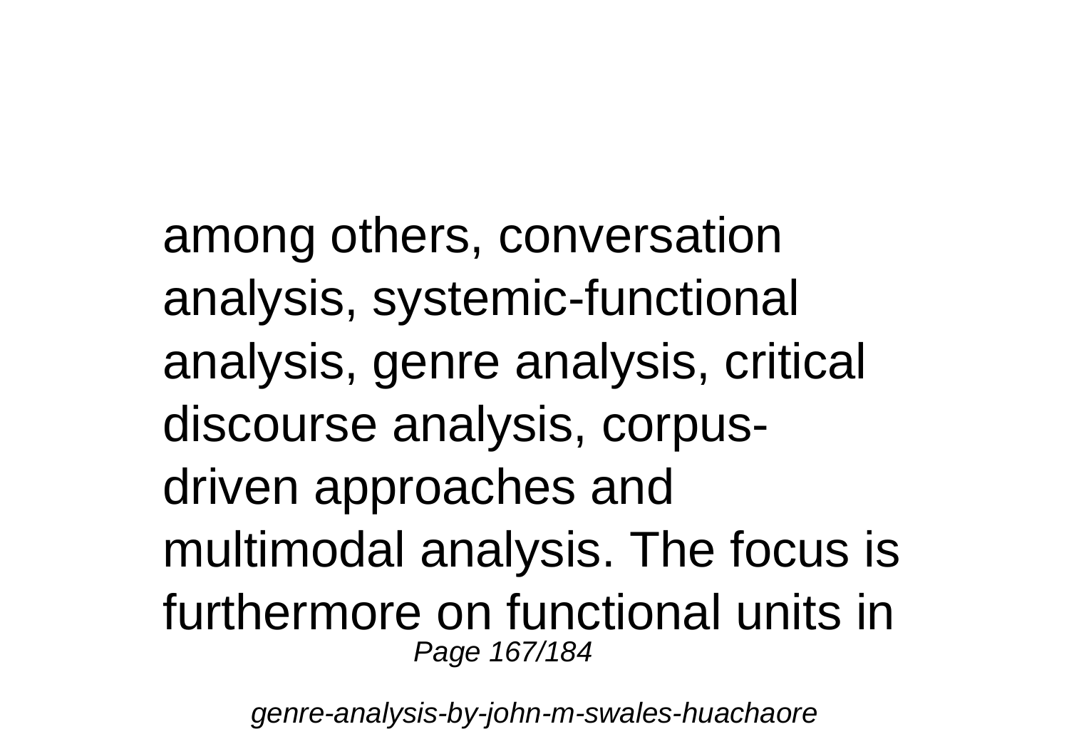among others, conversation analysis, systemic-functional analysis, genre analysis, critical discourse analysis, corpus-driven approaches and multimodal analysis. The focus is furthermore on functional units in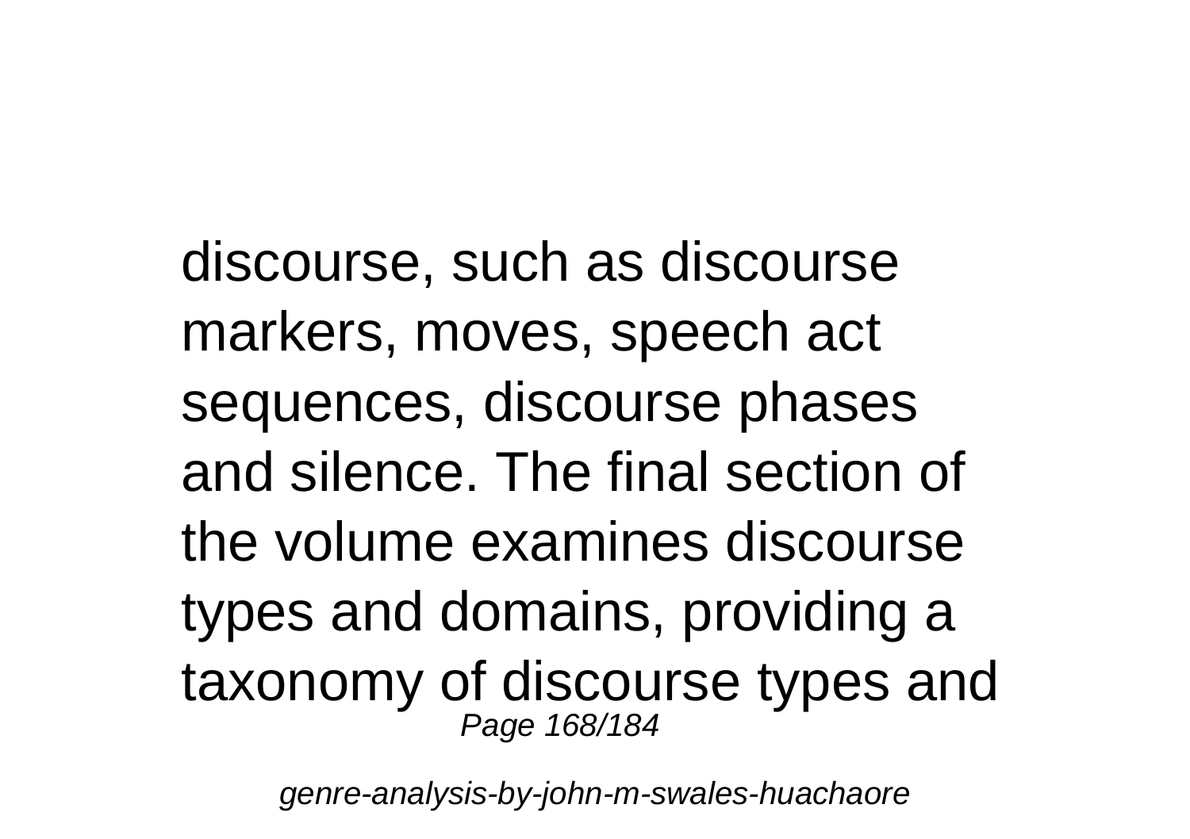discourse, such as discourse markers, moves, speech act sequences, discourse phases and silence. The final section of the volume examines discourse types and domains, providing a taxonomy of discourse types and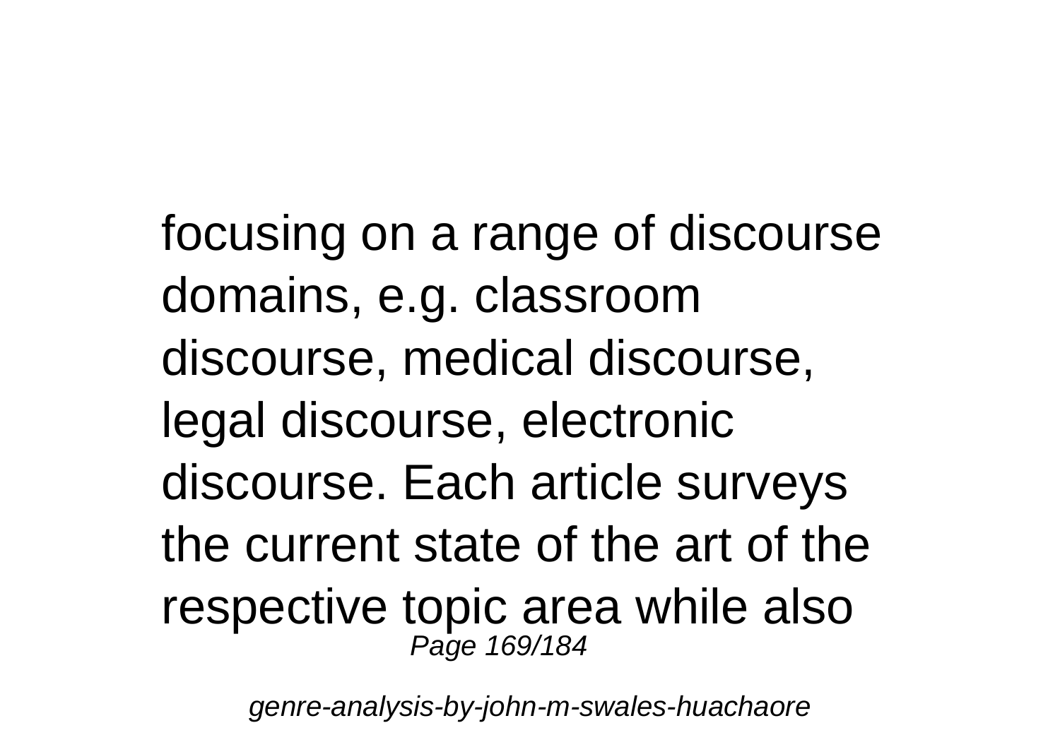focusing on a range of discourse domains, e.g. classroom discourse, medical discourse, legal discourse, electronic discourse. Each article surveys the current state of the art of the respective topic area while also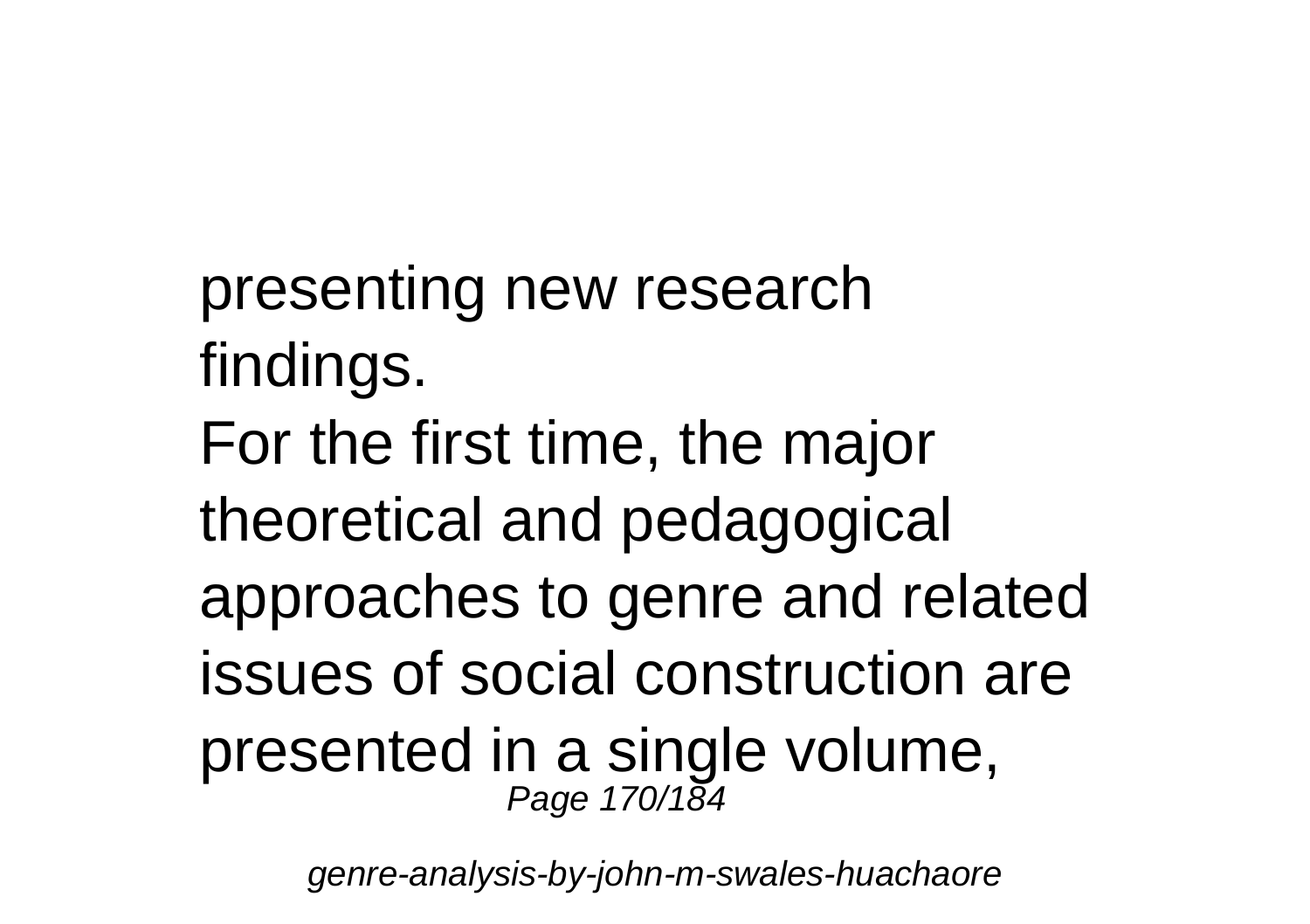presenting new research findings.

For the first time, the major theoretical and pedagogical approaches to genre and related issues of social construction are presented in a single volume,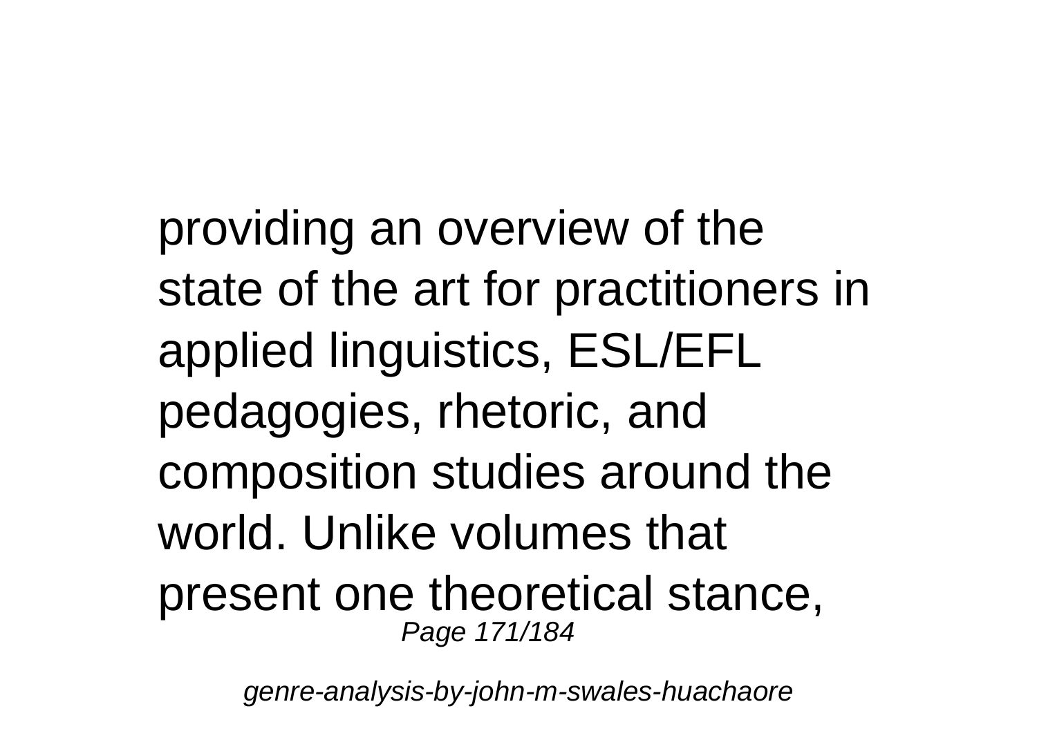providing an overview of the state of the art for practitioners in applied linguistics, ESL/EFL pedagogies, rhetoric, and composition studies around the world. Unlike volumes that present one theoretical stance,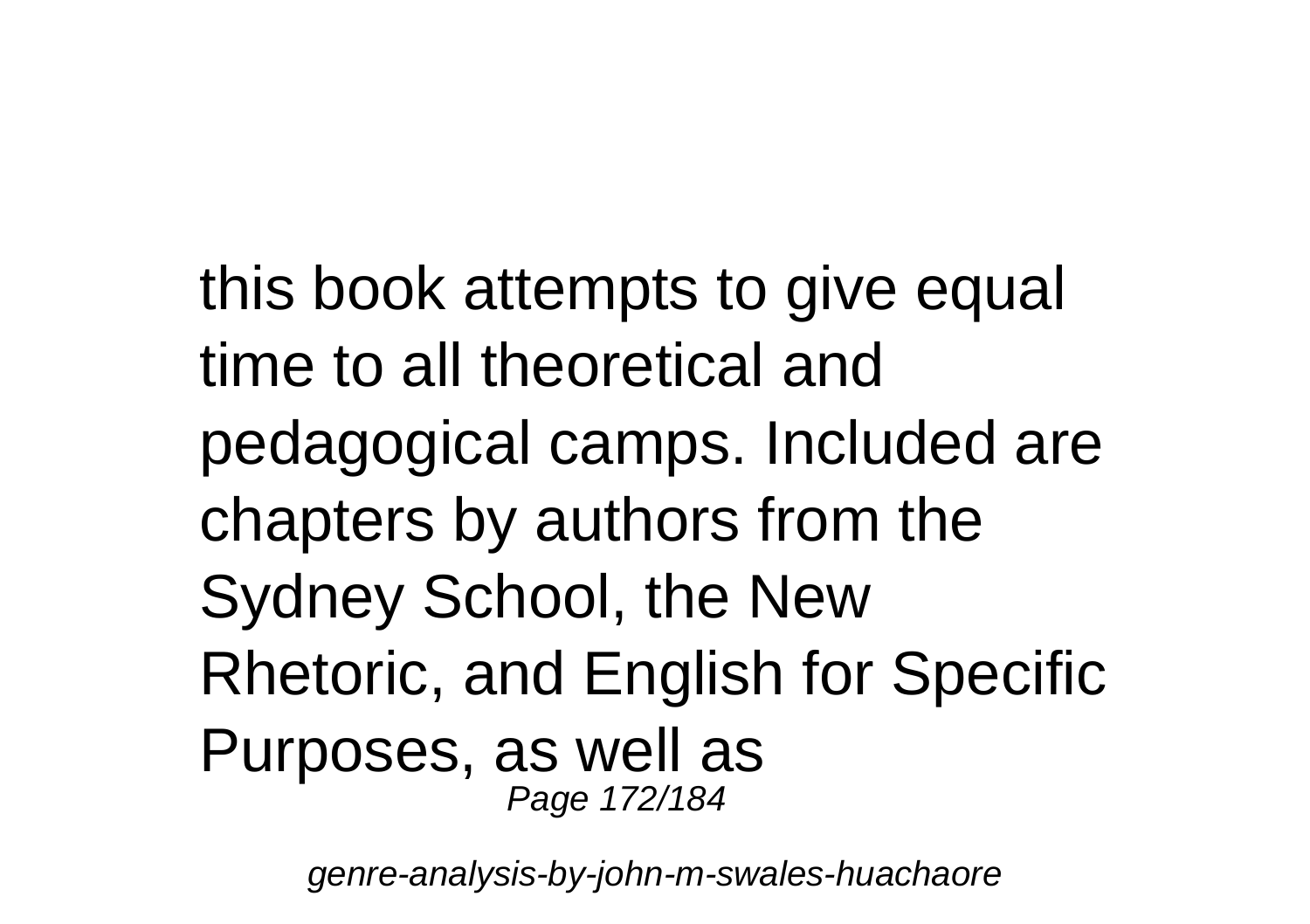this book attempts to give equal time to all theoretical and pedagogical camps. Included are chapters by authors from the Sydney School, the New Rhetoric, and English for Specific Purposes, as well as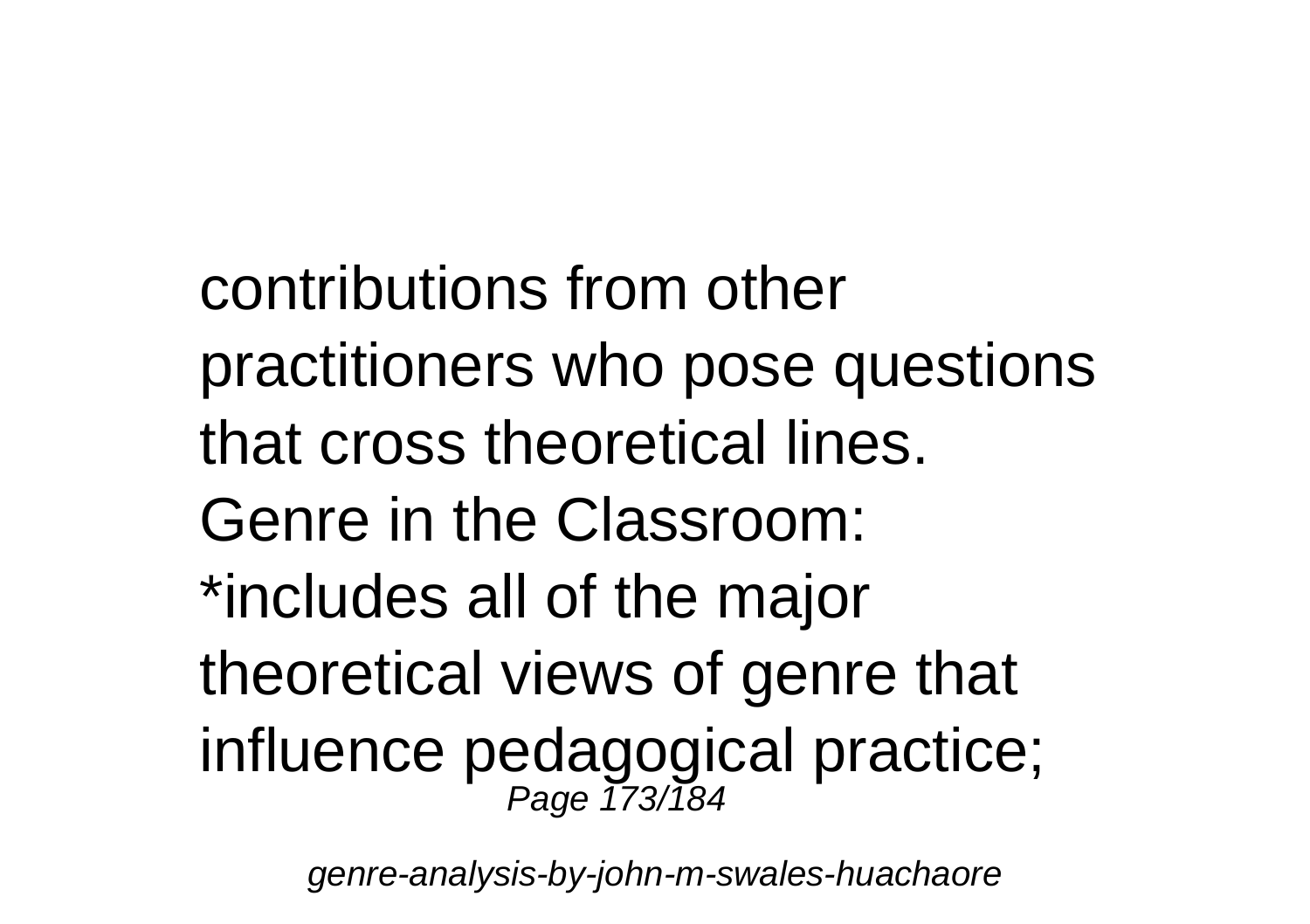contributions from other practitioners who pose questions that cross theoretical lines. Genre in the Classroom: *includes all of the major theoretical views of genre that influence pedagogical practice;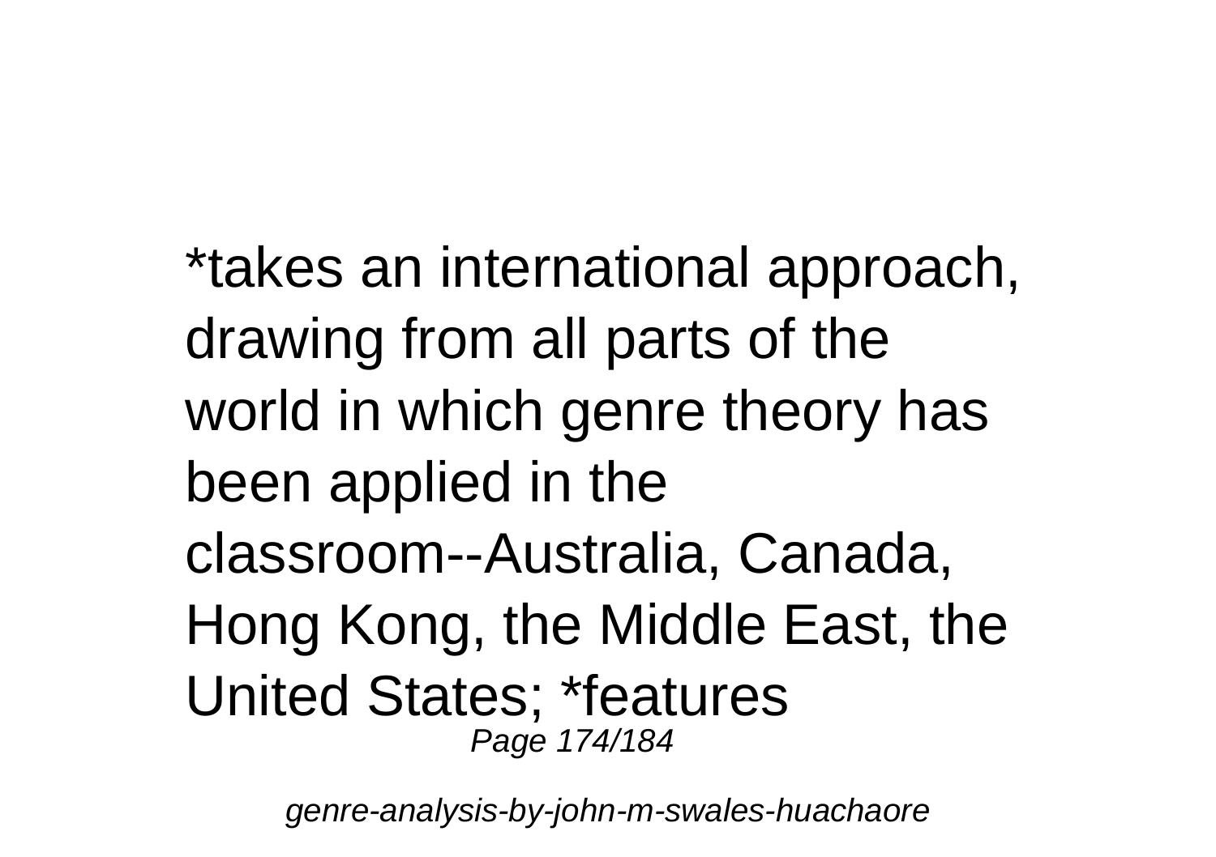*takes an international approach, drawing from all parts of the world in which genre theory has been applied in the classroom--Australia, Canada, Hong Kong, the Middle East, the United States; *features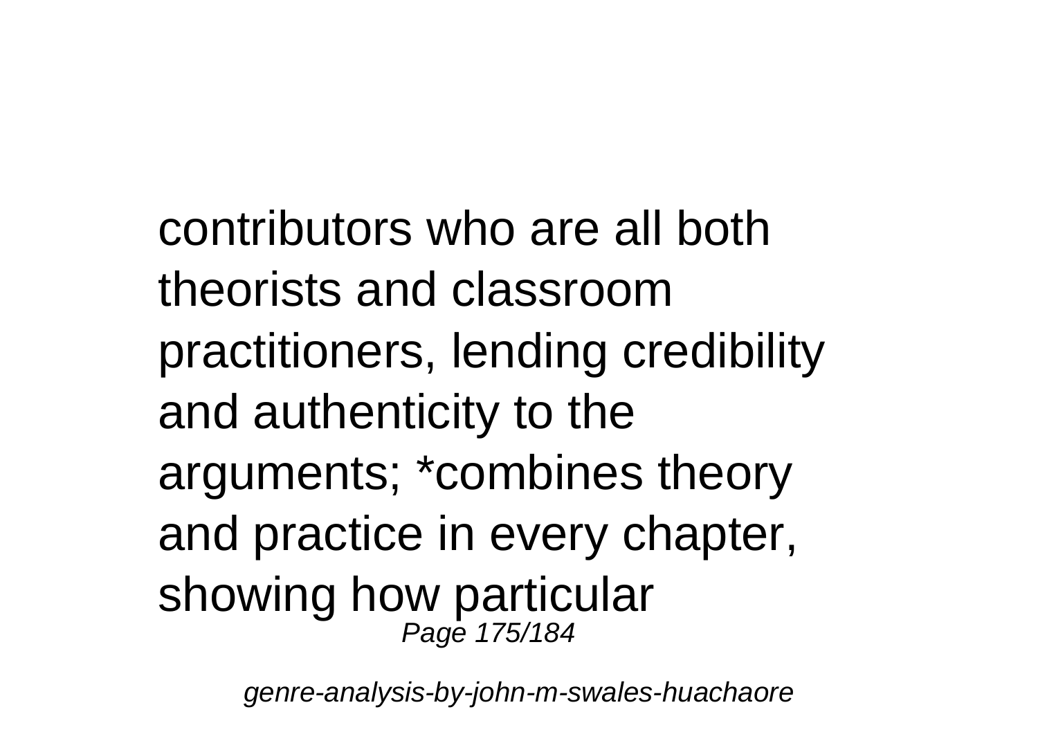contributors who are all both theorists and classroom practitioners, lending credibility and authenticity to the arguments; *combines theory and practice in every chapter, showing how particular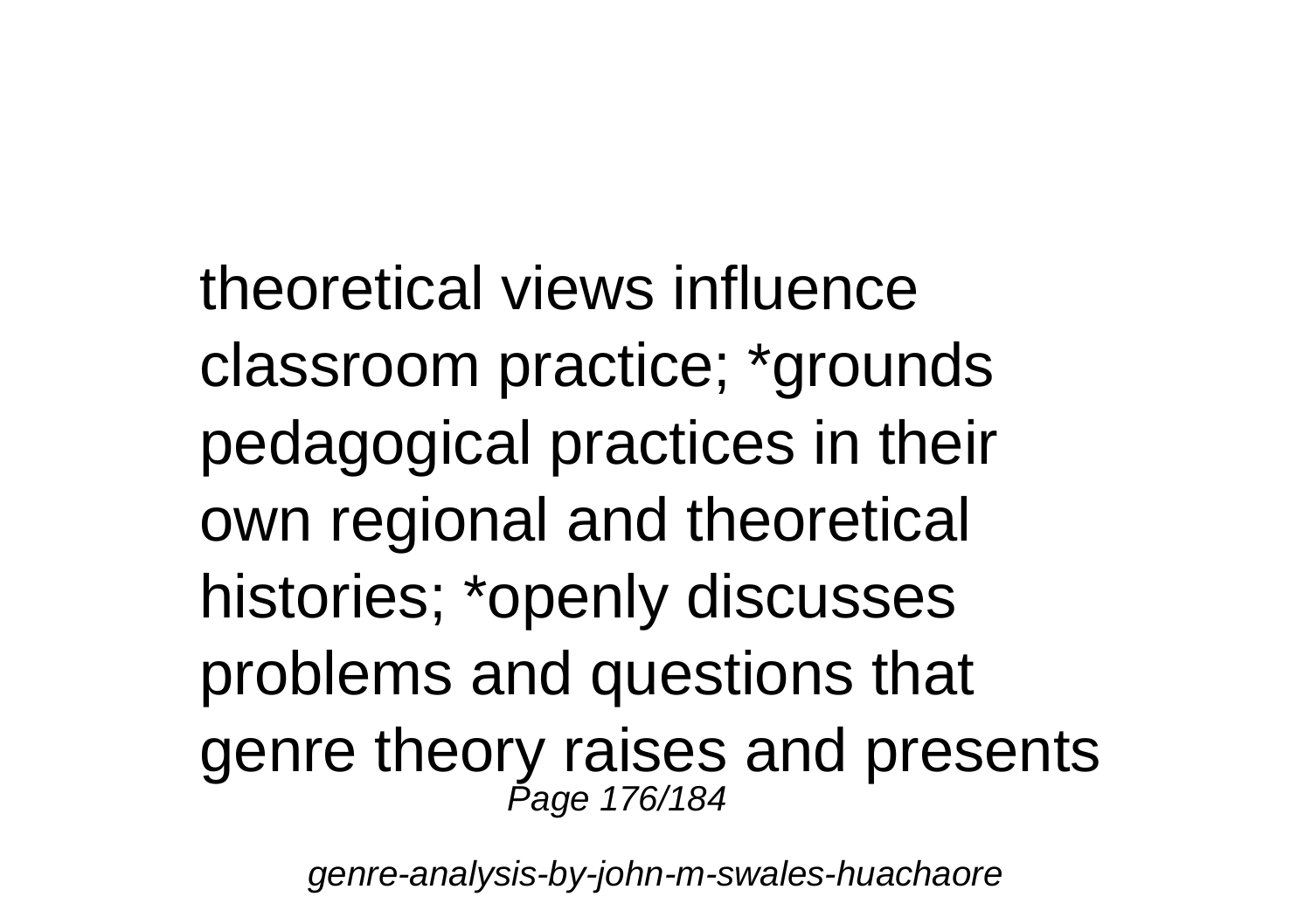theoretical views influence classroom practice; *grounds pedagogical practices in their own regional and theoretical histories; *openly discusses problems and questions that genre theory raises and presents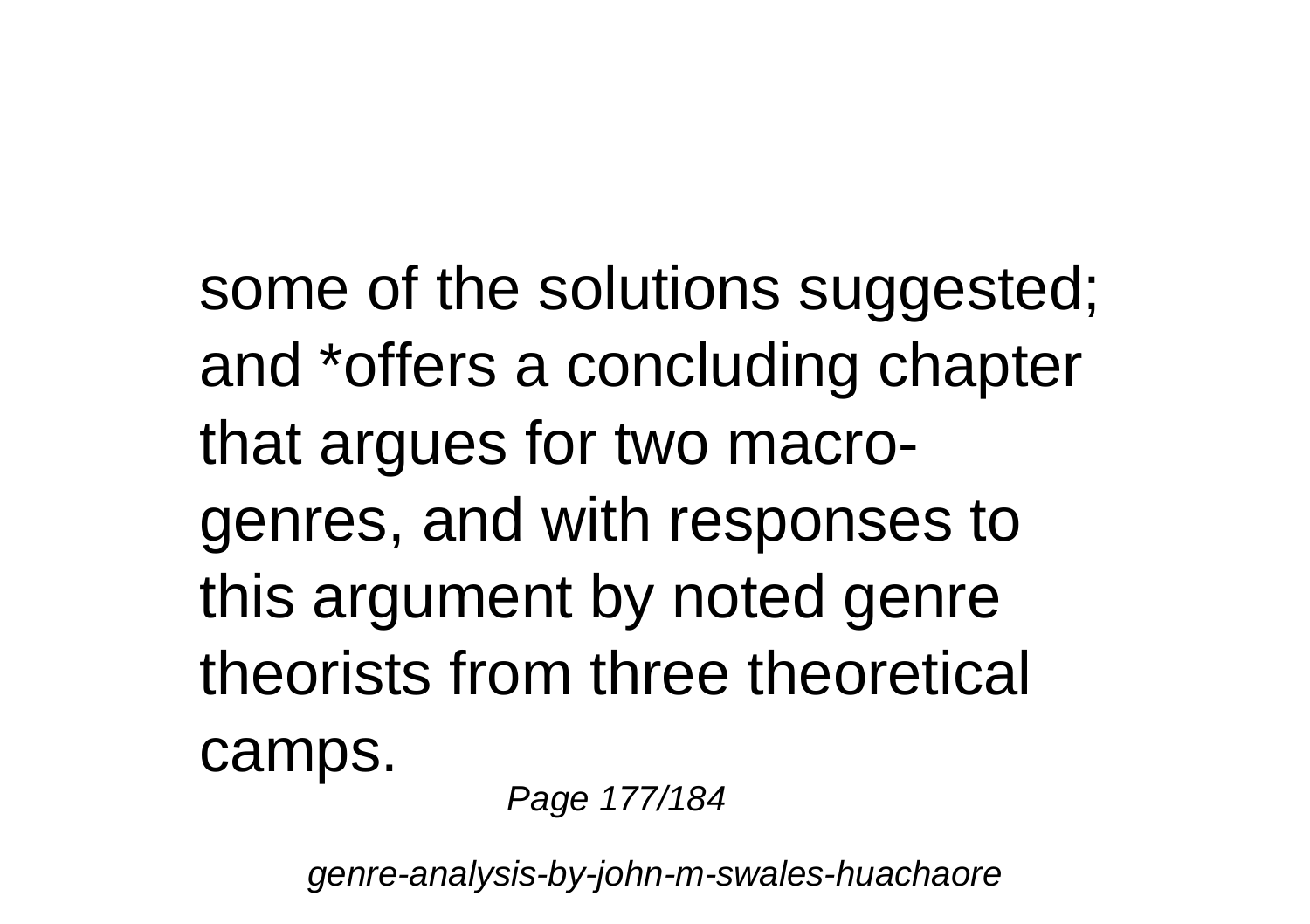some of the solutions suggested; and *offers a concluding chapter that argues for two macro-genres, and with responses to this argument by noted genre theorists from three theoretical camps.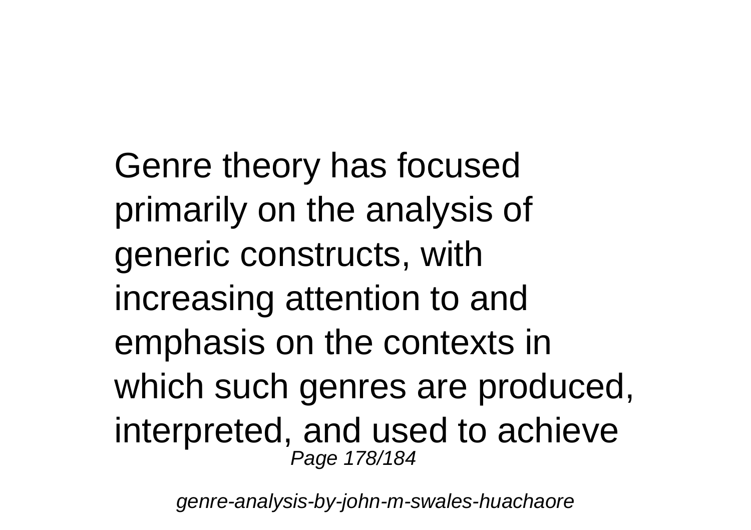Genre theory has focused primarily on the analysis of generic constructs, with increasing attention to and emphasis on the contexts in which such genres are produced, interpreted, and used to achieve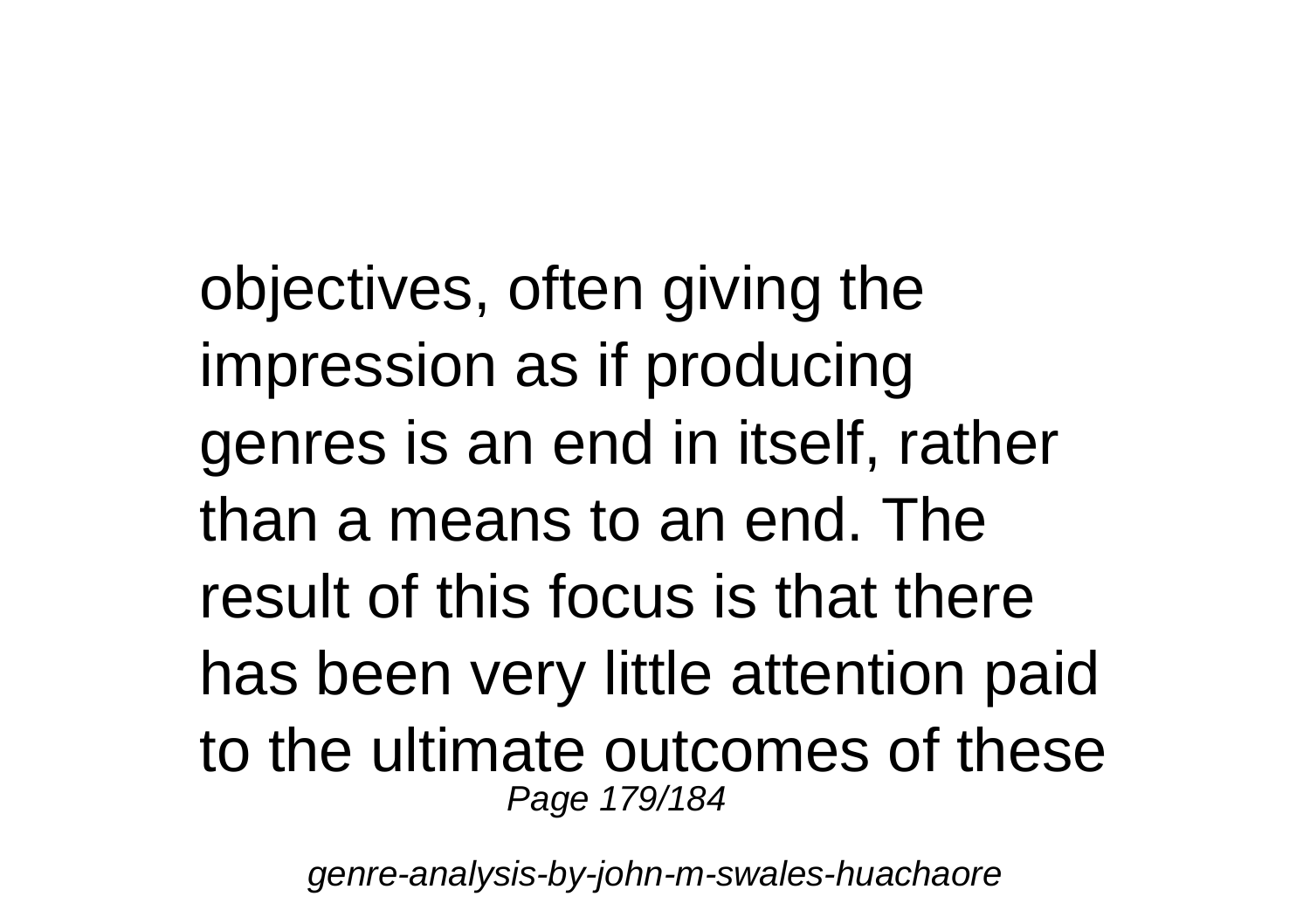objectives, often giving the impression as if producing genres is an end in itself, rather than a means to an end. The result of this focus is that there has been very little attention paid to the ultimate outcomes of these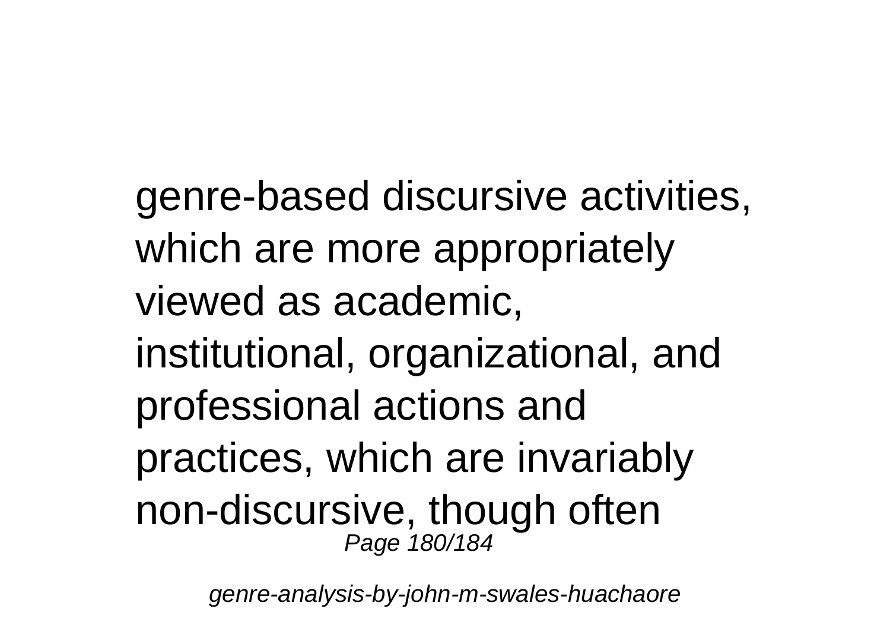genre-based discursive activities, which are more appropriately viewed as academic, institutional, organizational, and professional actions and practices, which are invariably non-discursive, though often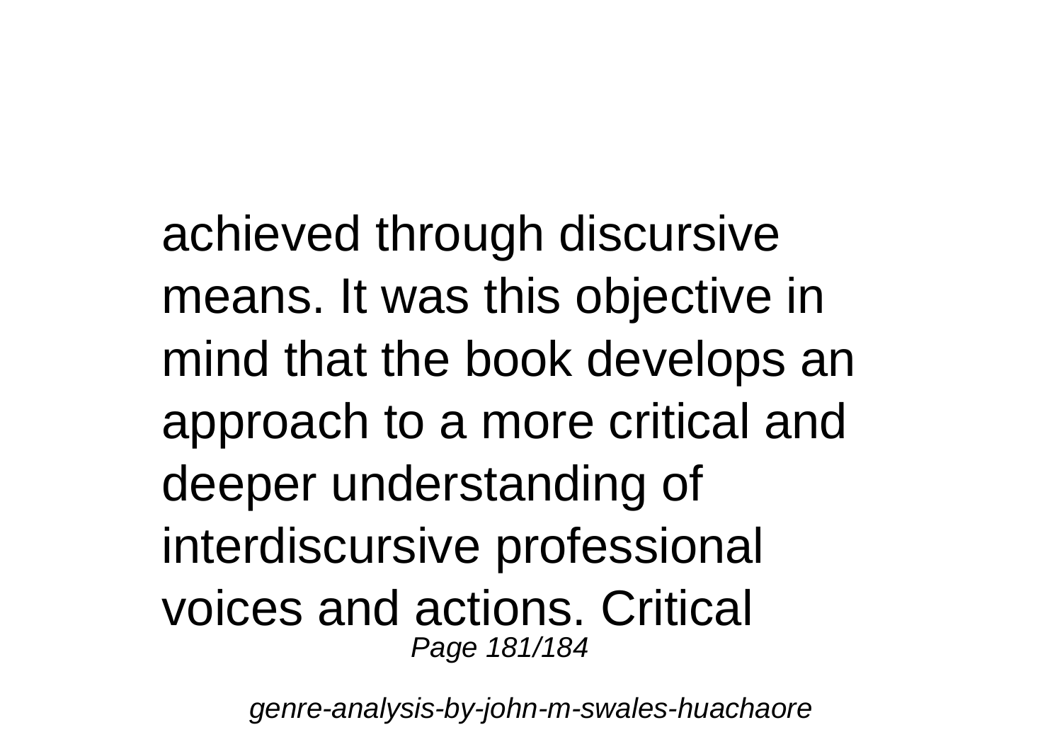achieved through discursive means. It was this objective in mind that the book develops an approach to a more critical and deeper understanding of interdiscursive professional voices and actions. Critical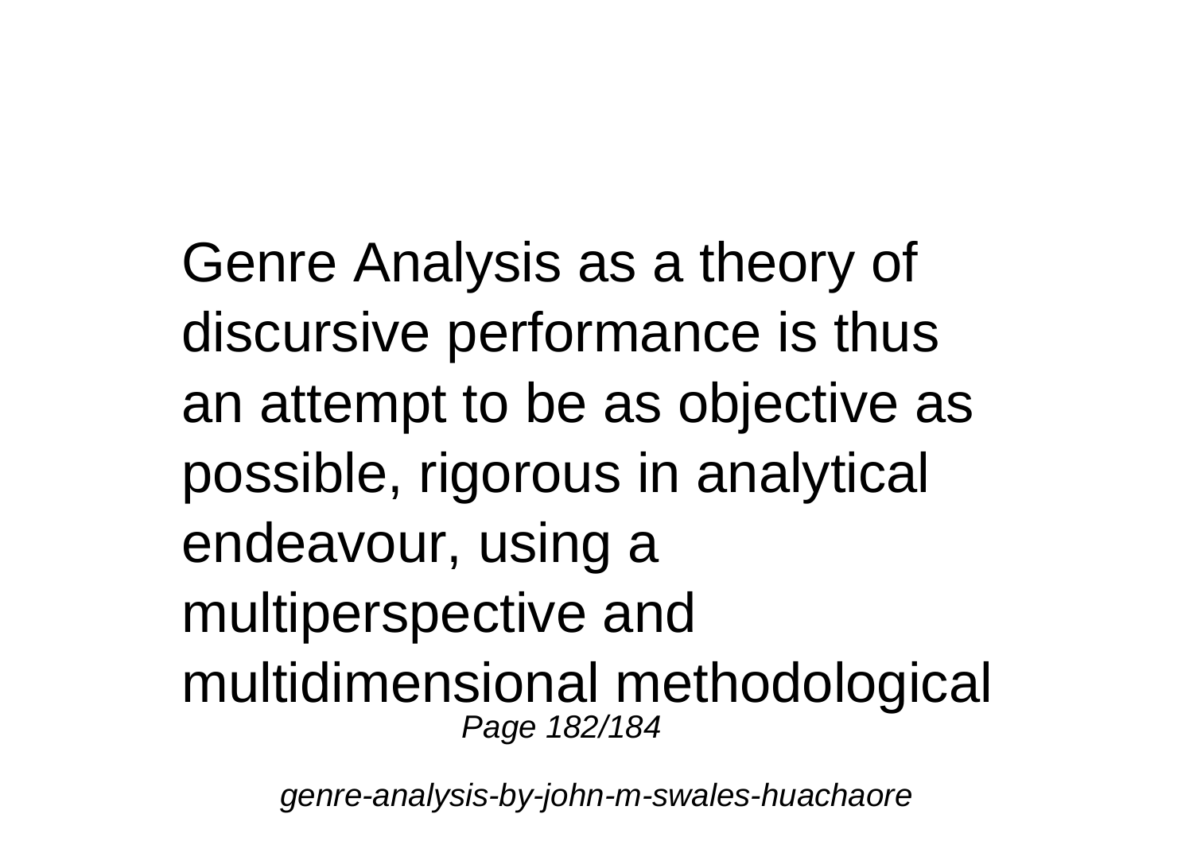Genre Analysis as a theory of discursive performance is thus an attempt to be as objective as possible, rigorous in analytical endeavour, using a multiperspective and multidimensional methodological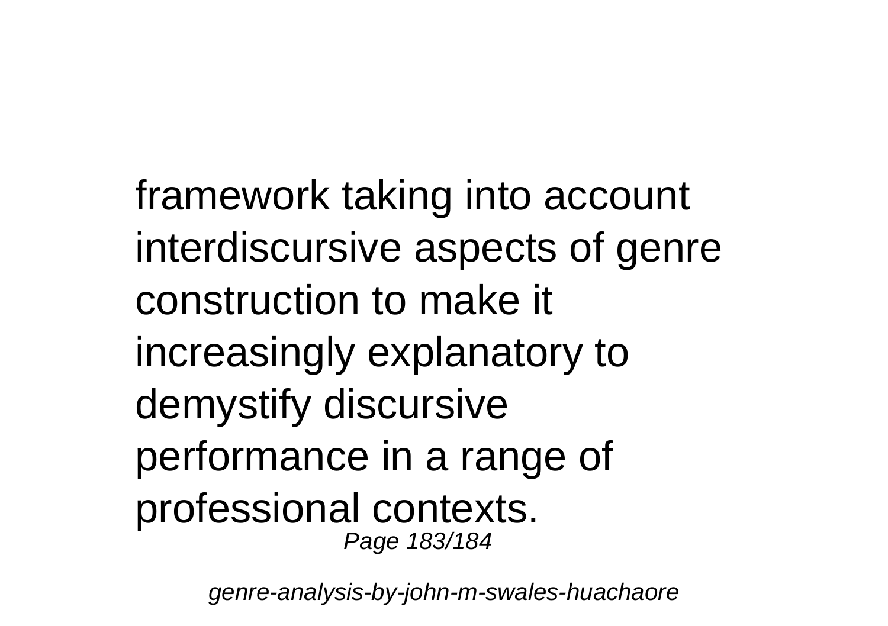framework taking into account interdiscursive aspects of genre construction to make it increasingly explanatory to demystify discursive performance in a range of professional contexts.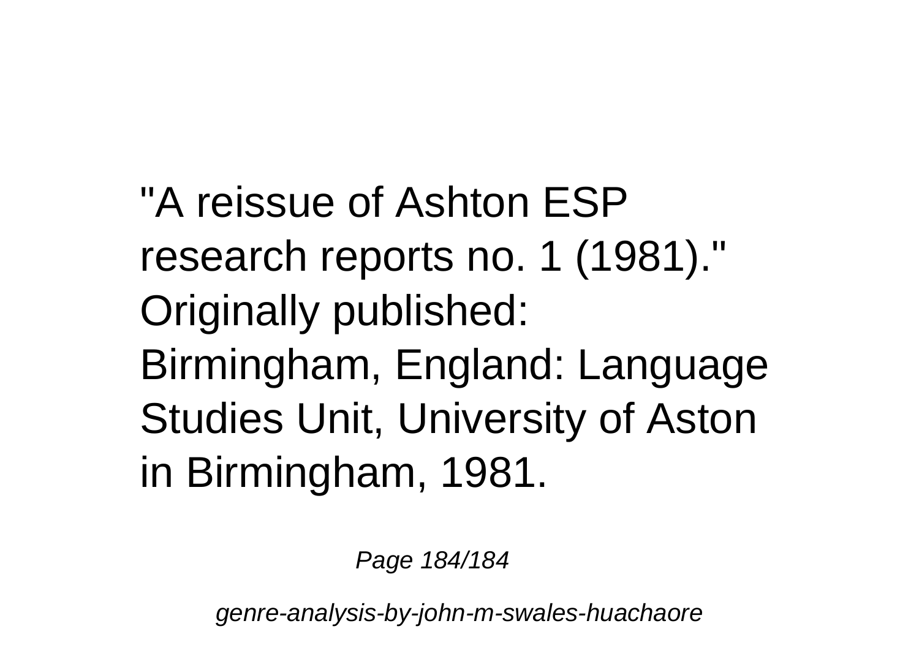"A reissue of Ashton ESP research reports no. 1 (1981)." Originally published: Birmingham, England: Language Studies Unit, University of Aston in Birmingham, 1981.